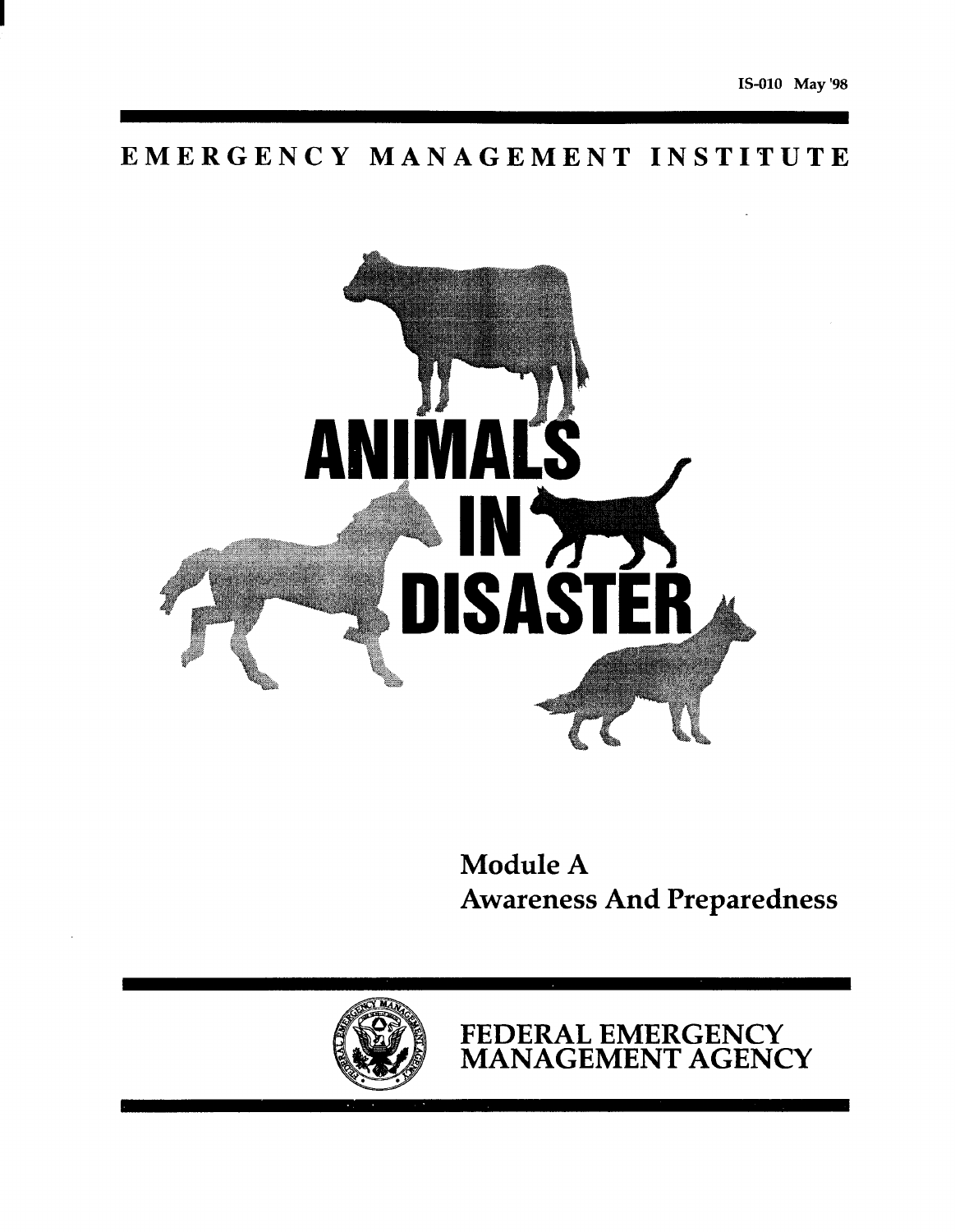IS-010 May '98

EMERGENCY MANAGEMENT INSTITUTE

# ANIMALS IN DISASTER

## Module A
## Awareness And Preparedness

FEDERAL EMERGENCY MANAGEMENT AGENCY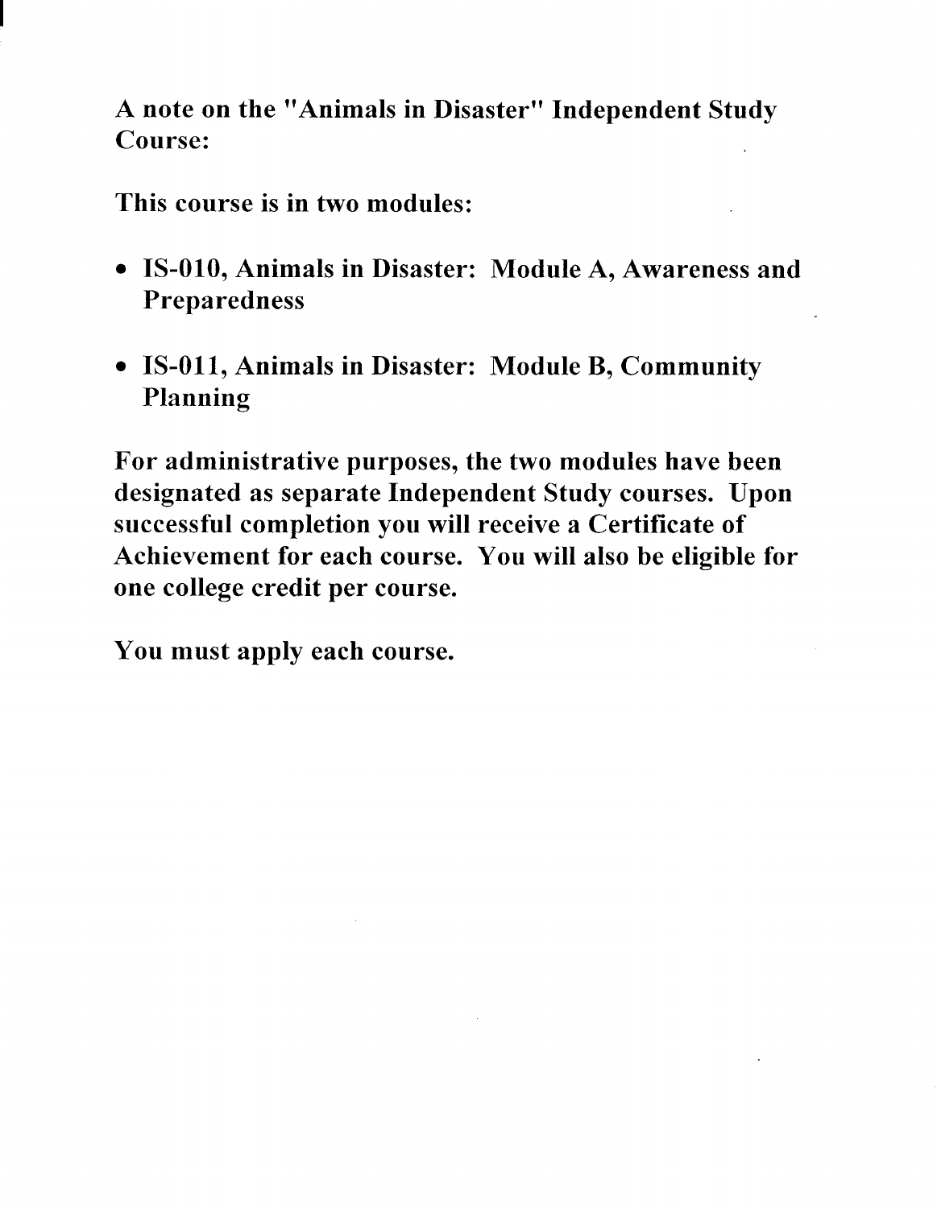**A note on the "Animals in Disaster" Independent Study Course:**

**This course is in two modules:**

- **IS-010, Animals in Disaster: Module A, Awareness and Preparedness**
- **IS-011, Animals in Disaster: Module B, Community Planning**

**For administrative purposes, the two modules have been designated as separate Independent Study courses. Upon successful completion you will receive a Certificate of Achievement for each course. You will also be eligible for one college credit per course.**

**You must apply each course.**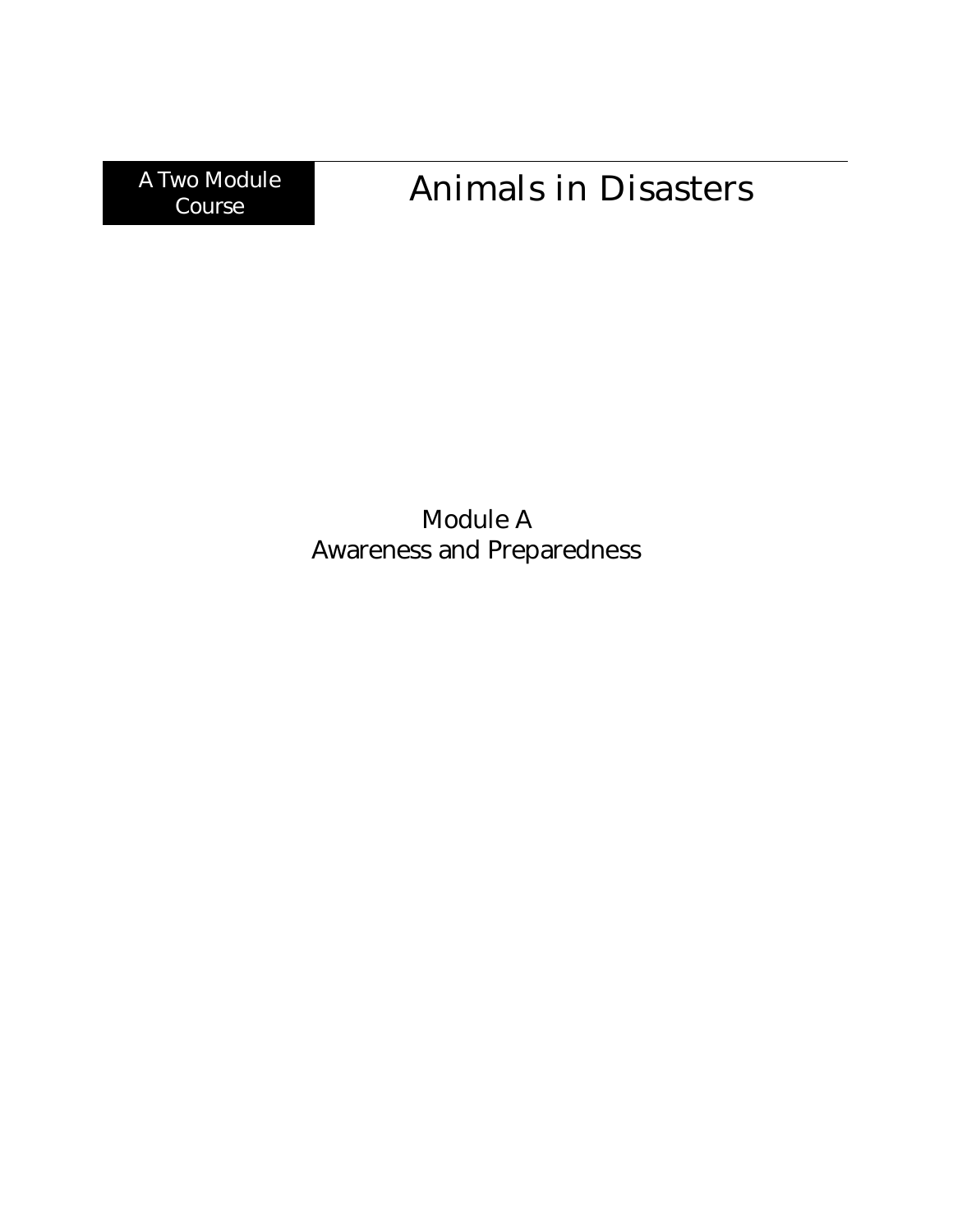A Two Module Course

# Animals in Disasters

## Module A
## Awareness and Preparedness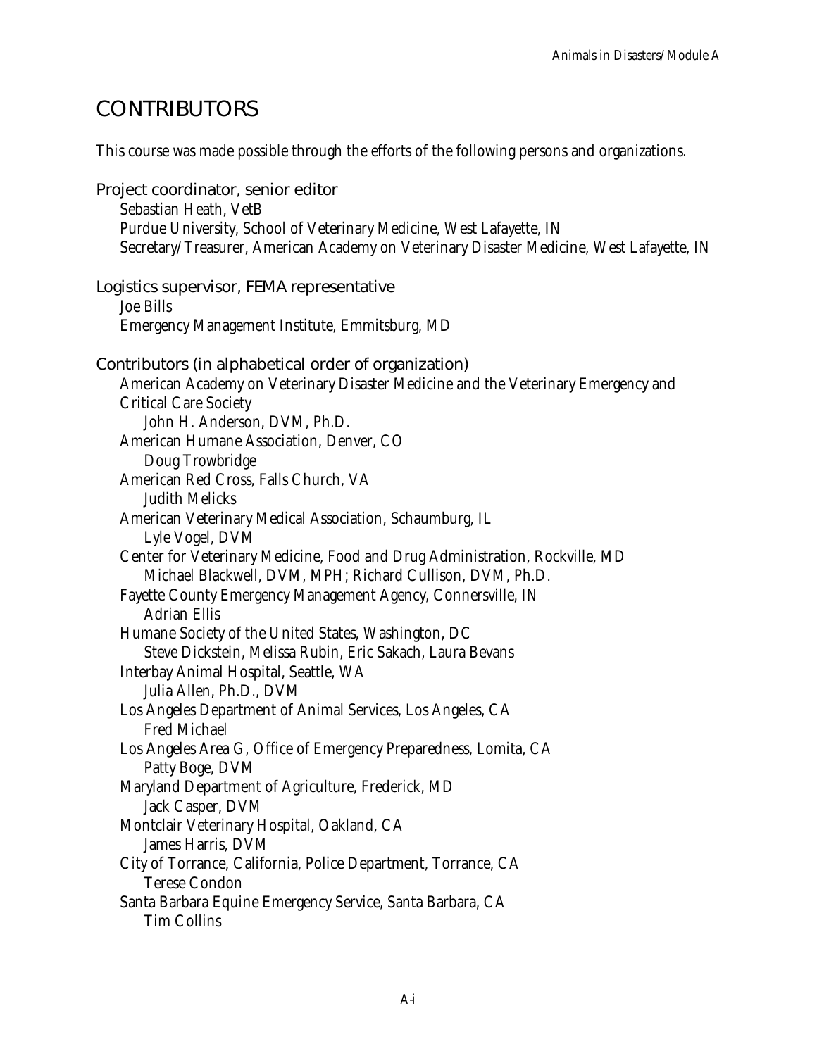# CONTRIBUTORS

This course was made possible through the efforts of the following persons and organizations.

## Project coordinator, senior editor

Sebastian Heath, VetB
Purdue University, School of Veterinary Medicine, West Lafayette, IN
Secretary/Treasurer, American Academy on Veterinary Disaster Medicine, West Lafayette, IN

## Logistics supervisor, FEMA representative

Joe Bills
Emergency Management Institute, Emmitsburg, MD

## Contributors (in alphabetical order of organization)

American Academy on Veterinary Disaster Medicine and the Veterinary Emergency and Critical Care Society
- John H. Anderson, DVM, Ph.D.

American Humane Association, Denver, CO
- Doug Trowbridge

American Red Cross, Falls Church, VA
- Judith Melicks

American Veterinary Medical Association, Schaumburg, IL
- Lyle Vogel, DVM

Center for Veterinary Medicine, Food and Drug Administration, Rockville, MD
- Michael Blackwell, DVM, MPH; Richard Cullison, DVM, Ph.D.

Fayette County Emergency Management Agency, Connersville, IN
- Adrian Ellis

Humane Society of the United States, Washington, DC
- Steve Dickstein, Melissa Rubin, Eric Sakach, Laura Bevans

Interbay Animal Hospital, Seattle, WA
- Julia Allen, Ph.D., DVM

Los Angeles Department of Animal Services, Los Angeles, CA
- Fred Michael

Los Angeles Area G, Office of Emergency Preparedness, Lomita, CA
- Patty Boge, DVM

Maryland Department of Agriculture, Frederick, MD
- Jack Casper, DVM

Montclair Veterinary Hospital, Oakland, CA
- James Harris, DVM

City of Torrance, California, Police Department, Torrance, CA
- Terese Condon

Santa Barbara Equine Emergency Service, Santa Barbara, CA
- Tim Collins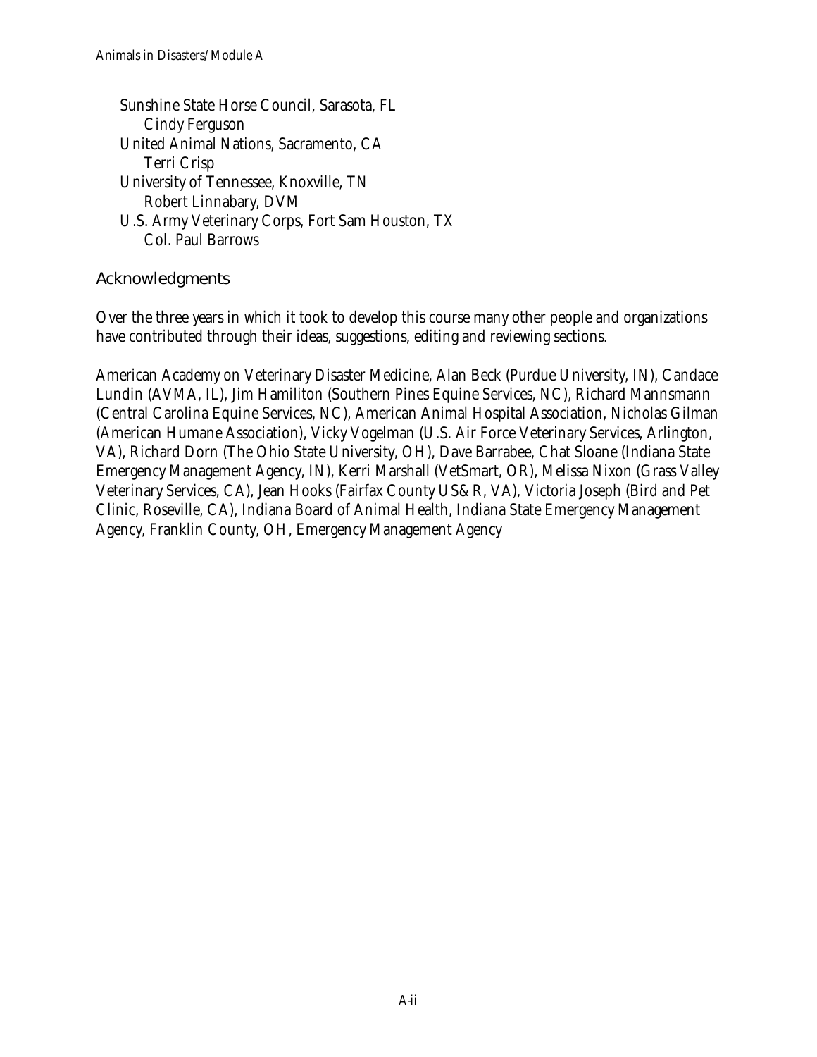Sunshine State Horse Council, Sarasota, FL
    Cindy Ferguson
United Animal Nations, Sacramento, CA
    Terri Crisp
University of Tennessee, Knoxville, TN
    Robert Linnabary, DVM
U.S. Army Veterinary Corps, Fort Sam Houston, TX
    Col. Paul Barrows

## Acknowledgments

Over the three years in which it took to develop this course many other people and organizations have contributed through their ideas, suggestions, editing and reviewing sections.

American Academy on Veterinary Disaster Medicine, Alan Beck (Purdue University, IN), Candace Lundin (AVMA, IL), Jim Hamiliton (Southern Pines Equine Services, NC), Richard Mannsmann (Central Carolina Equine Services, NC), American Animal Hospital Association, Nicholas Gilman (American Humane Association), Vicky Vogelman (U.S. Air Force Veterinary Services, Arlington, VA), Richard Dorn (The Ohio State University, OH), Dave Barrabee, Chat Sloane (Indiana State Emergency Management Agency, IN), Kerri Marshall (VetSmart, OR), Melissa Nixon (Grass Valley Veterinary Services, CA), Jean Hooks (Fairfax County US&R, VA), Victoria Joseph (Bird and Pet Clinic, Roseville, CA), Indiana Board of Animal Health, Indiana State Emergency Management Agency, Franklin County, OH, Emergency Management Agency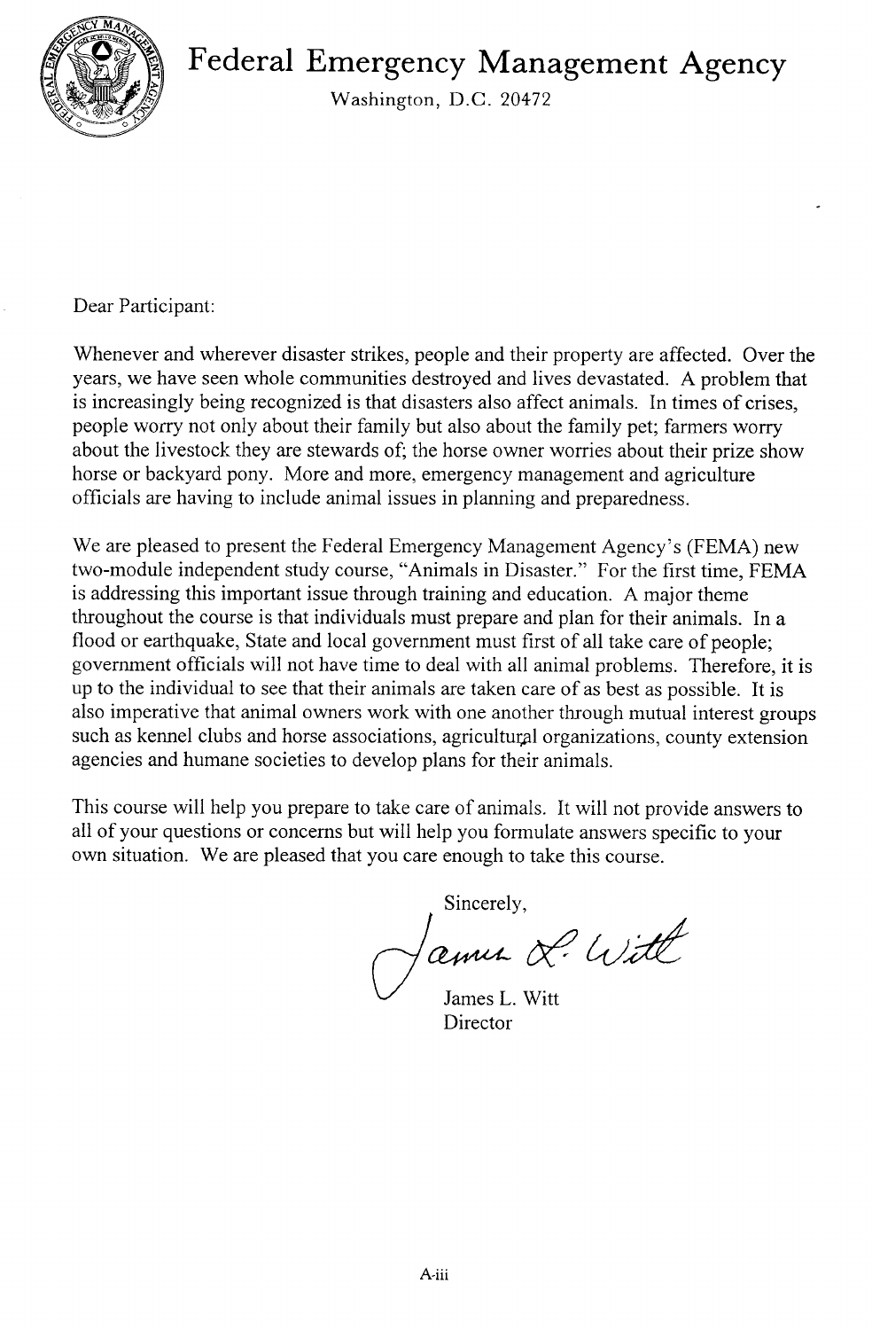# Federal Emergency Management Agency

Washington, D.C. 20472

Dear Participant:

Whenever and wherever disaster strikes, people and their property are affected. Over the years, we have seen whole communities destroyed and lives devastated. A problem that is increasingly being recognized is that disasters also affect animals. In times of crises, people worry not only about their family but also about the family pet; farmers worry about the livestock they are stewards of; the horse owner worries about their prize show horse or backyard pony. More and more, emergency management and agriculture officials are having to include animal issues in planning and preparedness.

We are pleased to present the Federal Emergency Management Agency's (FEMA) new two-module independent study course, "Animals in Disaster." For the first time, FEMA is addressing this important issue through training and education. A major theme throughout the course is that individuals must prepare and plan for their animals. In a flood or earthquake, State and local government must first of all take care of people; government officials will not have time to deal with all animal problems. Therefore, it is up to the individual to see that their animals are taken care of as best as possible. It is also imperative that animal owners work with one another through mutual interest groups such as kennel clubs and horse associations, agricultural organizations, county extension agencies and humane societies to develop plans for their animals.

This course will help you prepare to take care of animals. It will not provide answers to all of your questions or concerns but will help you formulate answers specific to your own situation. We are pleased that you care enough to take this course.

Sincerely,

James L. Witt

James L. Witt
Director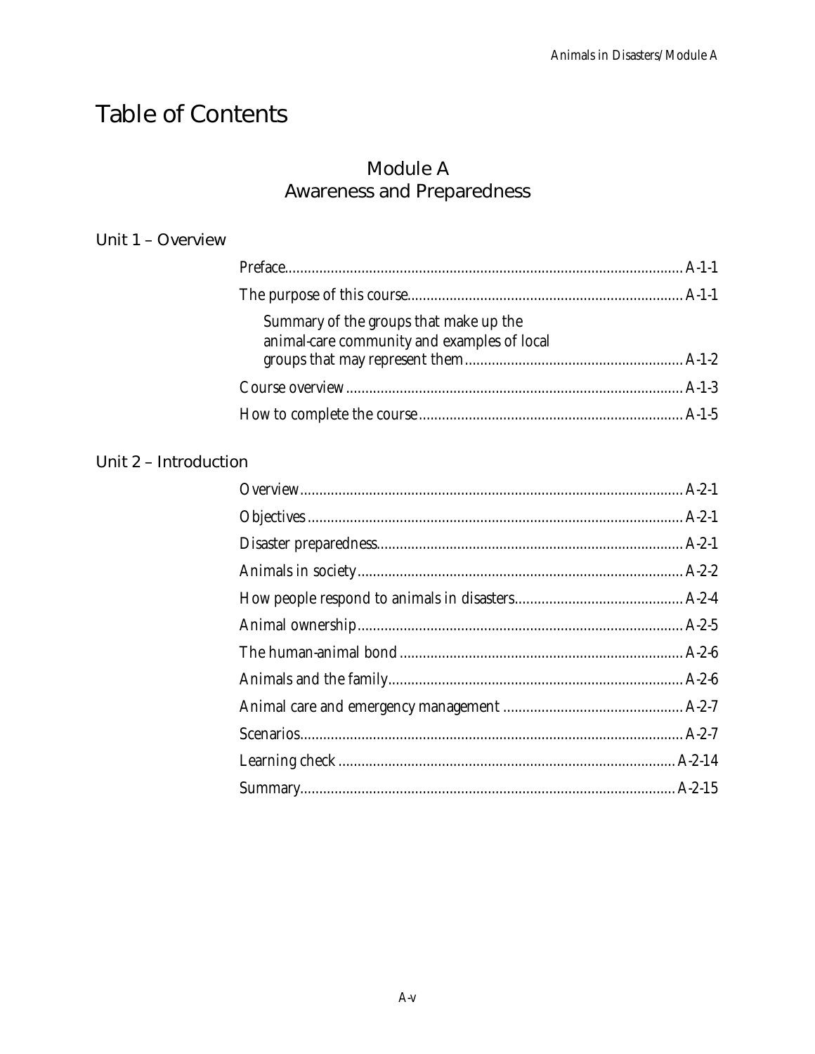# Table of Contents

## Module A
## Awareness and Preparedness

### Unit 1 – Overview

| | |
|---|---|
| Preface | A-1-1 |
| The purpose of this course | A-1-1 |
| Summary of the groups that make up the animal-care community and examples of local groups that may represent them | A-1-2 |
| Course overview | A-1-3 |
| How to complete the course | A-1-5 |

### Unit 2 – Introduction

| | |
|---|---|
| Overview | A-2-1 |
| Objectives | A-2-1 |
| Disaster preparedness | A-2-1 |
| Animals in society | A-2-2 |
| How people respond to animals in disasters | A-2-4 |
| Animal ownership | A-2-5 |
| The human-animal bond | A-2-6 |
| Animals and the family | A-2-6 |
| Animal care and emergency management | A-2-7 |
| Scenarios | A-2-7 |
| Learning check | A-2-14 |
| Summary | A-2-15 |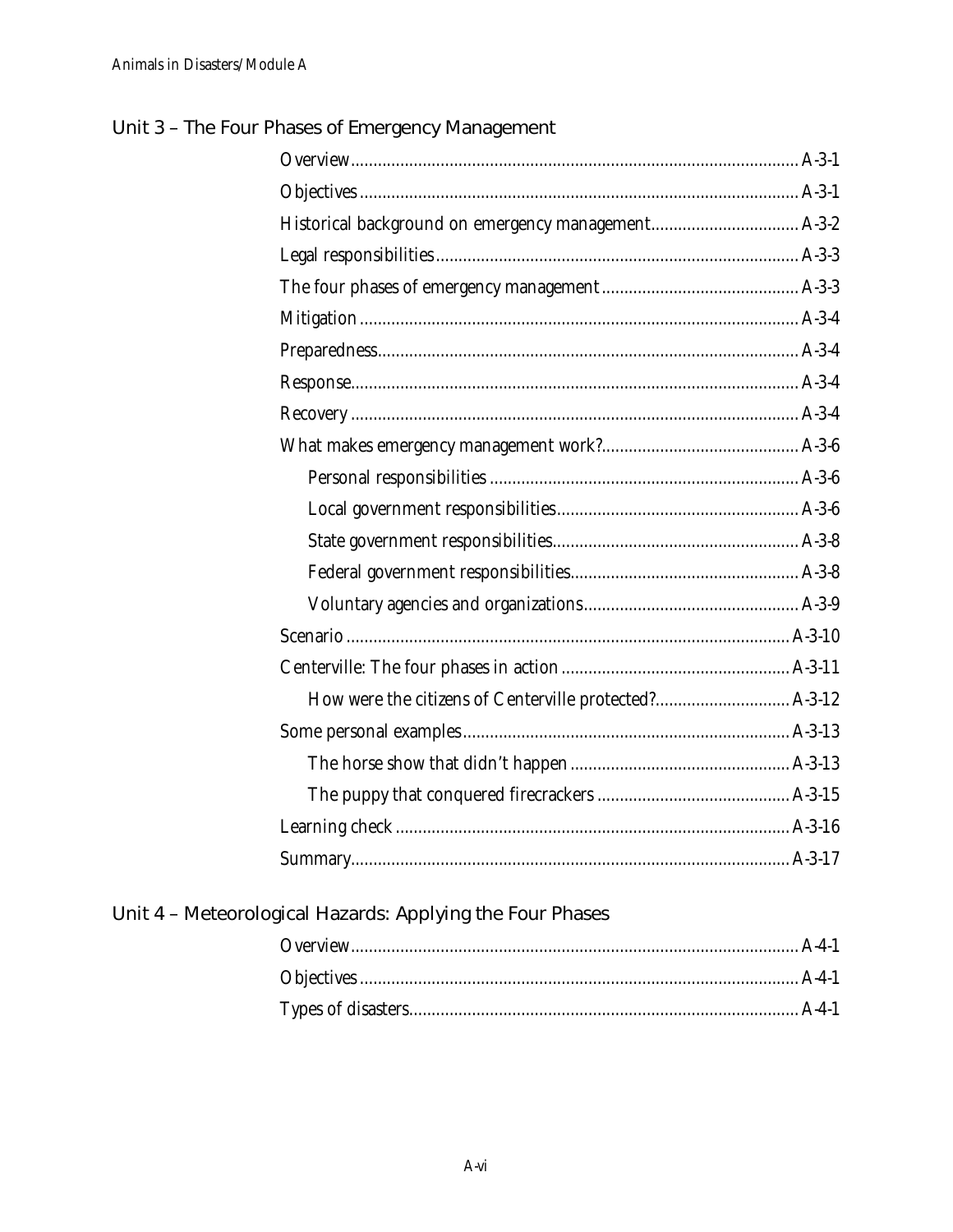## Unit 3 – The Four Phases of Emergency Management

Overview.................................................................................................. A-3-1

Objectives................................................................................................ A-3-1

Historical background on emergency management................................ A-3-2

Legal responsibilities............................................................................... A-3-3

The four phases of emergency management........................................... A-3-3

Mitigation................................................................................................ A-3-4

Preparedness............................................................................................ A-3-4

Response.................................................................................................. A-3-4

Recovery.................................................................................................. A-3-4

What makes emergency management work?........................................... A-3-6

- Personal responsibilities.................................................................... A-3-6
- Local government responsibilities..................................................... A-3-6
- State government responsibilities...................................................... A-3-8
- Federal government responsibilities.................................................. A-3-8
- Voluntary agencies and organizations............................................... A-3-9

Scenario................................................................................................... A-3-10

Centerville: The four phases in action..................................................... A-3-11

- How were the citizens of Centerville protected?............................... A-3-12

Some personal examples......................................................................... A-3-13

- The horse show that didn't happen.................................................... A-3-13
- The puppy that conquered firecrackers............................................. A-3-15

Learning check........................................................................................ A-3-16

Summary.................................................................................................. A-3-17

## Unit 4 – Meteorological Hazards: Applying the Four Phases

Overview.................................................................................................. A-4-1

Objectives................................................................................................ A-4-1

Types of disasters.................................................................................... A-4-1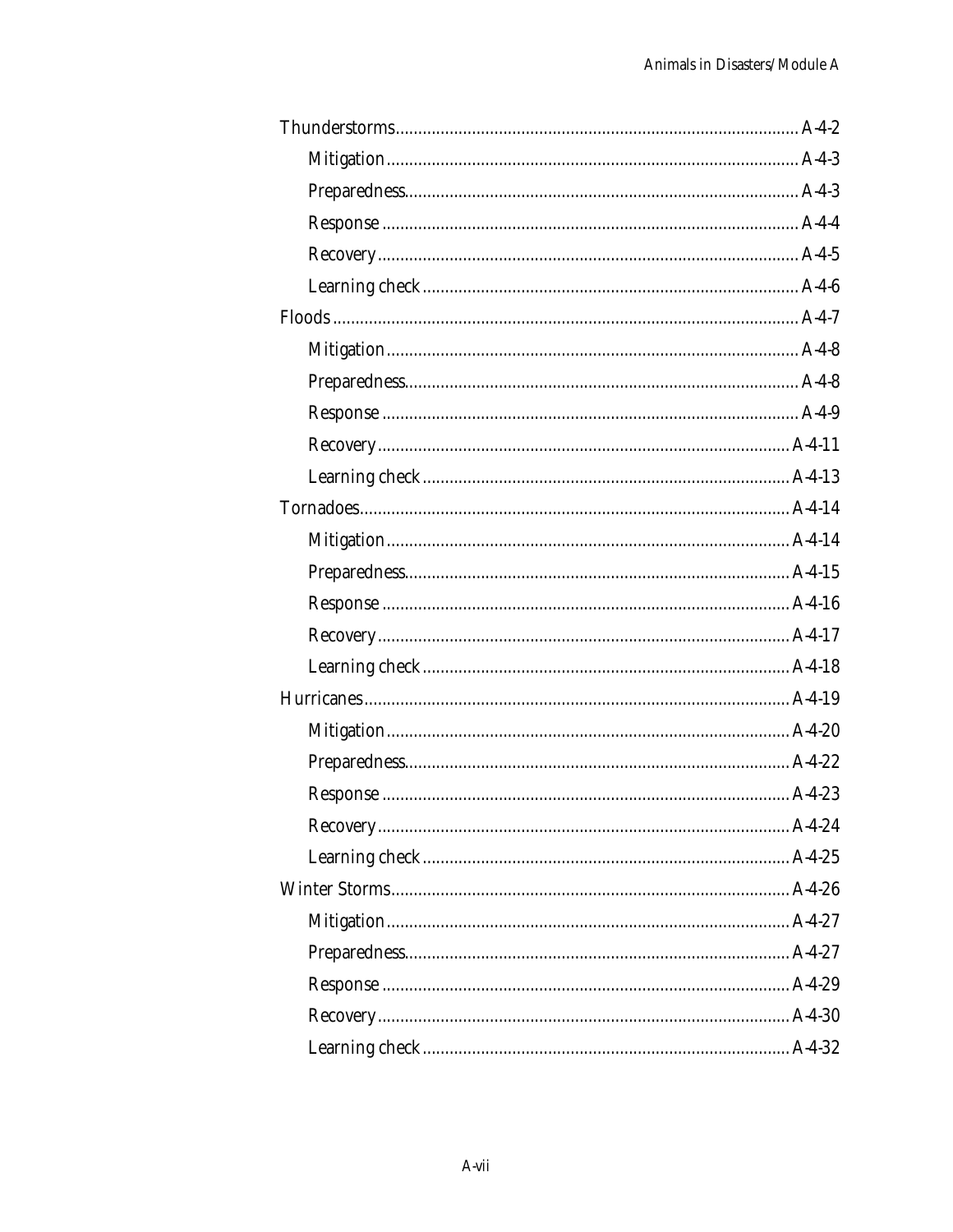Thunderstorms ........................................................................................ A-4-2

- Mitigation ........................................................................................ A-4-3
- Preparedness...................................................................................... A-4-3
- Response ........................................................................................... A-4-4
- Recovery ............................................................................................ A-4-5
- Learning check .................................................................................. A-4-6

Floods ...................................................................................................... A-4-7

- Mitigation ........................................................................................ A-4-8
- Preparedness...................................................................................... A-4-8
- Response ........................................................................................... A-4-9
- Recovery .......................................................................................... A-4-11
- Learning check ................................................................................ A-4-13

Tornadoes ............................................................................................... A-4-14

- Mitigation ....................................................................................... A-4-14
- Preparedness.................................................................................... A-4-15
- Response ......................................................................................... A-4-16
- Recovery .......................................................................................... A-4-17
- Learning check ................................................................................ A-4-18

Hurricanes ............................................................................................. A-4-19

- Mitigation ....................................................................................... A-4-20
- Preparedness.................................................................................... A-4-22
- Response ......................................................................................... A-4-23
- Recovery .......................................................................................... A-4-24
- Learning check ................................................................................ A-4-25

Winter Storms........................................................................................ A-4-26

- Mitigation ....................................................................................... A-4-27
- Preparedness.................................................................................... A-4-27
- Response ......................................................................................... A-4-29
- Recovery .......................................................................................... A-4-30
- Learning check ................................................................................ A-4-32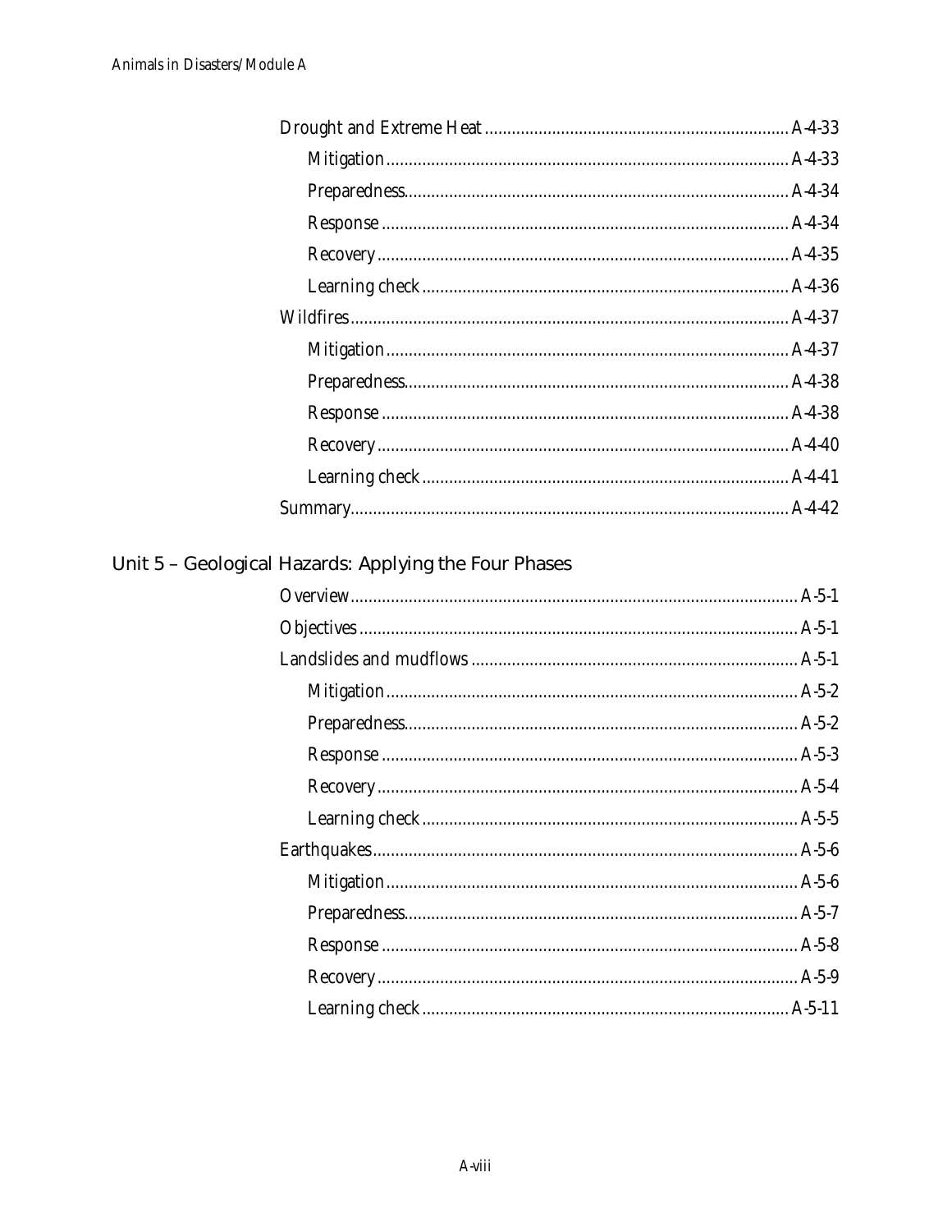Drought and Extreme Heat ..................................................................... A-4-33

Mitigation ..................................................................................... A-4-33

Preparedness ................................................................................. A-4-34

Response ...................................................................................... A-4-34

Recovery ....................................................................................... A-4-35

Learning check ............................................................................. A-4-36

Wildfires ........................................................................................... A-4-37

Mitigation ..................................................................................... A-4-37

Preparedness ................................................................................. A-4-38

Response ...................................................................................... A-4-38

Recovery ....................................................................................... A-4-40

Learning check ............................................................................. A-4-41

Summary ........................................................................................... A-4-42

## Unit 5 – Geological Hazards: Applying the Four Phases

Overview ........................................................................................... A-5-1

Objectives ......................................................................................... A-5-1

Landslides and mudflows ................................................................. A-5-1

Mitigation ..................................................................................... A-5-2

Preparedness ................................................................................. A-5-2

Response ...................................................................................... A-5-3

Recovery ....................................................................................... A-5-4

Learning check ............................................................................. A-5-5

Earthquakes ...................................................................................... A-5-6

Mitigation ..................................................................................... A-5-6

Preparedness ................................................................................. A-5-7

Response ...................................................................................... A-5-8

Recovery ....................................................................................... A-5-9

Learning check ............................................................................. A-5-11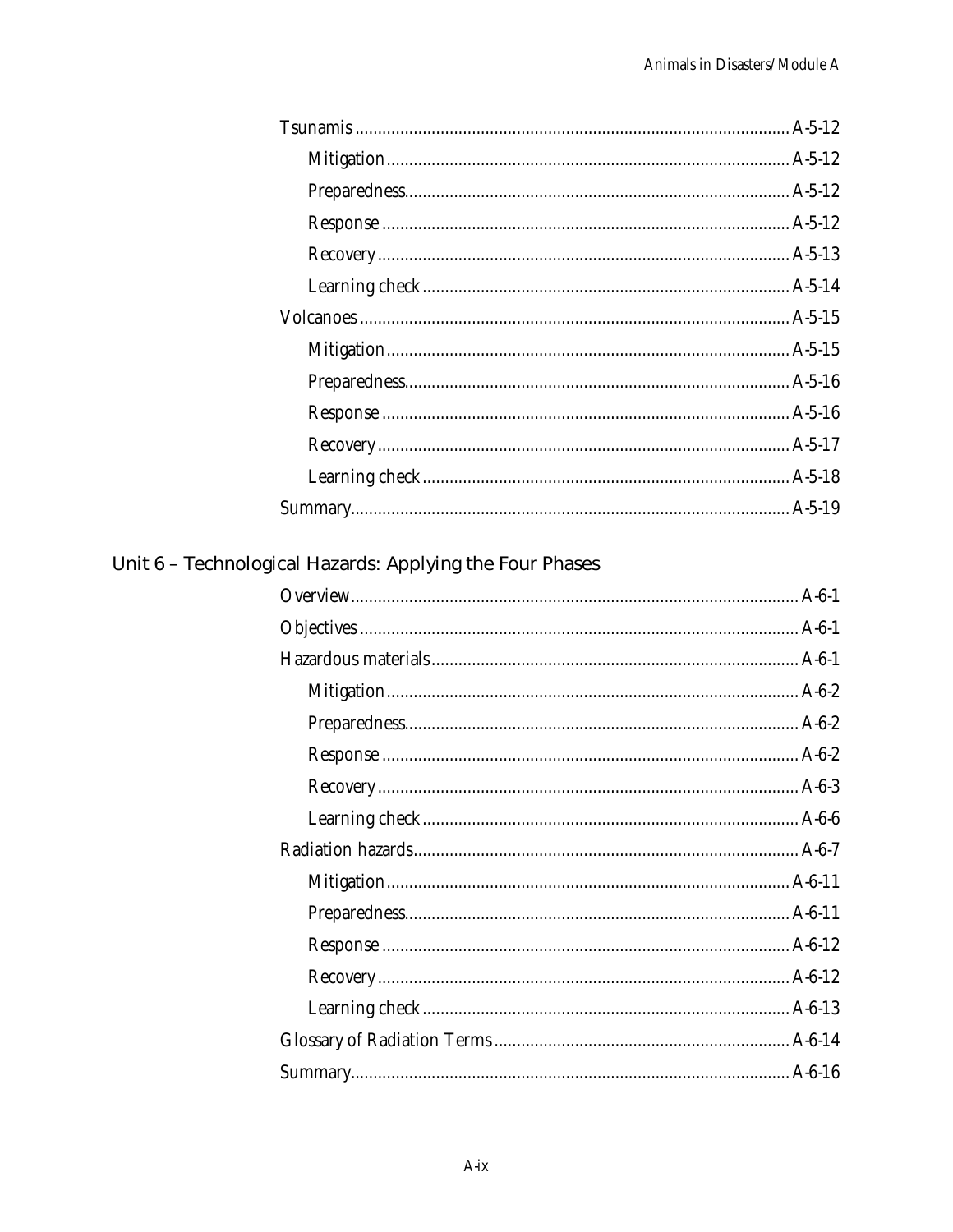Tsunamis ........................................................................................ A-5-12

- Mitigation ........................................................................................ A-5-12
- Preparedness ........................................................................................ A-5-12
- Response ........................................................................................ A-5-12
- Recovery ........................................................................................ A-5-13
- Learning check ........................................................................................ A-5-14

Volcanoes ........................................................................................ A-5-15

- Mitigation ........................................................................................ A-5-15
- Preparedness ........................................................................................ A-5-16
- Response ........................................................................................ A-5-16
- Recovery ........................................................................................ A-5-17
- Learning check ........................................................................................ A-5-18

Summary ........................................................................................ A-5-19

## Unit 6 – Technological Hazards: Applying the Four Phases

Overview ........................................................................................ A-6-1

Objectives ........................................................................................ A-6-1

Hazardous materials ........................................................................................ A-6-1

- Mitigation ........................................................................................ A-6-2
- Preparedness ........................................................................................ A-6-2
- Response ........................................................................................ A-6-2
- Recovery ........................................................................................ A-6-3
- Learning check ........................................................................................ A-6-6

Radiation hazards ........................................................................................ A-6-7

- Mitigation ........................................................................................ A-6-11
- Preparedness ........................................................................................ A-6-11
- Response ........................................................................................ A-6-12
- Recovery ........................................................................................ A-6-12
- Learning check ........................................................................................ A-6-13

Glossary of Radiation Terms ........................................................................................ A-6-14

Summary ........................................................................................ A-6-16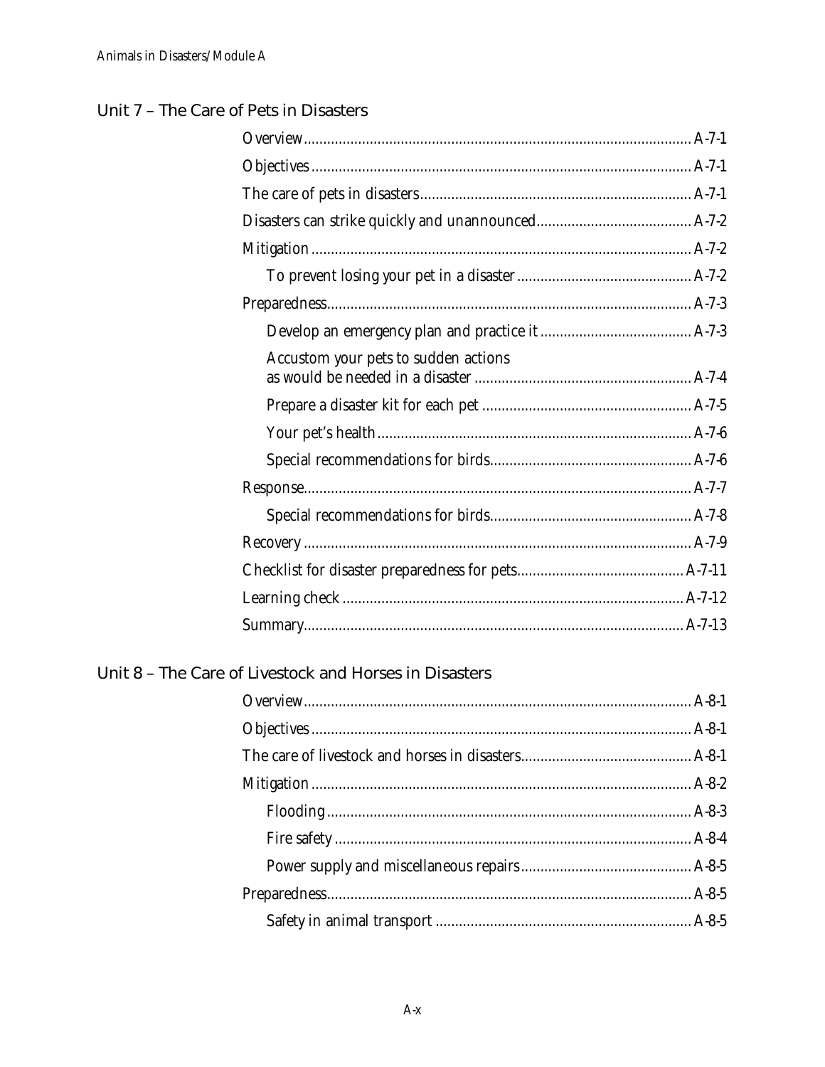## Unit 7 – The Care of Pets in Disasters

Overview ........ A-7-1
Objectives ........ A-7-1
The care of pets in disasters ........ A-7-1
Disasters can strike quickly and unannounced ........ A-7-2
Mitigation ........ A-7-2
  To prevent losing your pet in a disaster ........ A-7-2
Preparedness ........ A-7-3
  Develop an emergency plan and practice it ........ A-7-3
  Accustom your pets to sudden actions as would be needed in a disaster ........ A-7-4
  Prepare a disaster kit for each pet ........ A-7-5
  Your pet's health ........ A-7-6
  Special recommendations for birds ........ A-7-6
Response ........ A-7-7
  Special recommendations for birds ........ A-7-8
Recovery ........ A-7-9
Checklist for disaster preparedness for pets ........ A-7-11
Learning check ........ A-7-12
Summary ........ A-7-13

## Unit 8 – The Care of Livestock and Horses in Disasters

Overview ........ A-8-1
Objectives ........ A-8-1
The care of livestock and horses in disasters ........ A-8-1
Mitigation ........ A-8-2
  Flooding ........ A-8-3
  Fire safety ........ A-8-4
  Power supply and miscellaneous repairs ........ A-8-5
Preparedness ........ A-8-5
  Safety in animal transport ........ A-8-5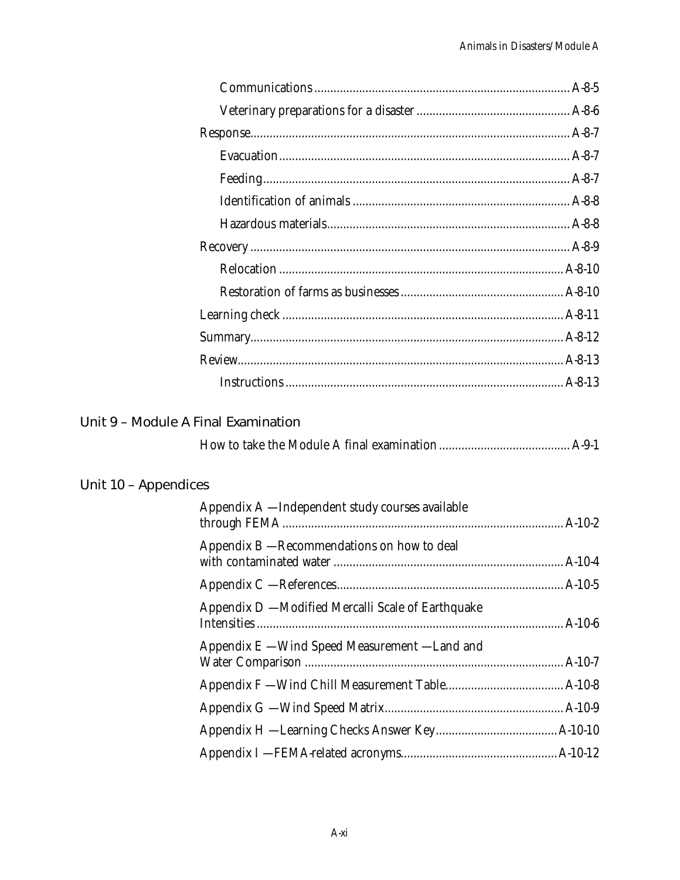Communications ................................................................................ A-8-5

Veterinary preparations for a disaster ............................................... A-8-6

Response.................................................................................................. A-8-7

Evacuation ........................................................................................ A-8-7

Feeding.............................................................................................. A-8-7

Identification of animals .................................................................. A-8-8

Hazardous materials.......................................................................... A-8-8

Recovery .................................................................................................. A-8-9

Relocation ....................................................................................... A-8-10

Restoration of farms as businesses .................................................. A-8-10

Learning check ...................................................................................... A-8-11

Summary................................................................................................ A-8-12

Review.................................................................................................... A-8-13

Instructions ..................................................................................... A-8-13

## Unit 9 – Module A Final Examination

How to take the Module A final examination ........................................ A-9-1

## Unit 10 – Appendices

Appendix A —Independent study courses available through FEMA ........................................................................................ A-10-2

Appendix B —Recommendations on how to deal with contaminated water ....................................................................... A-10-4

Appendix C —References...................................................................... A-10-5

Appendix D —Modified Mercalli Scale of Earthquake Intensities ............................................................................................... A-10-6

Appendix E —Wind Speed Measurement —Land and Water Comparison ................................................................................ A-10-7

Appendix F —Wind Chill Measurement Table.................................... A-10-8

Appendix G —Wind Speed Matrix....................................................... A-10-9

Appendix H —Learning Checks Answer Key..................................... A-10-10

Appendix I —FEMA-related acronyms................................................ A-10-12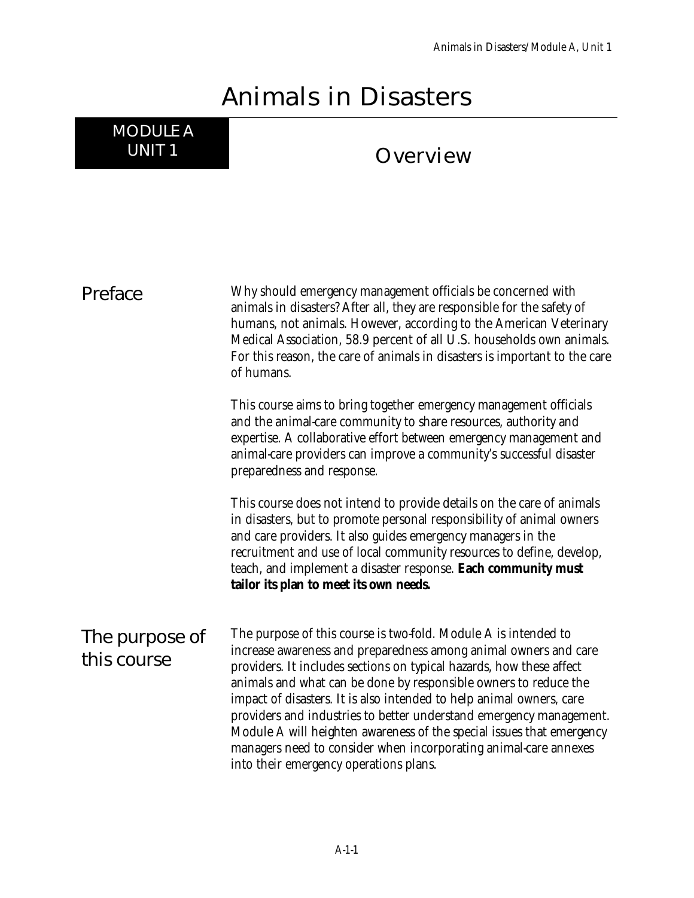# Animals in Disasters

## MODULE A UNIT 1

## Overview

### Preface

Why should emergency management officials be concerned with animals in disasters? After all, they are responsible for the safety of humans, not animals. However, according to the American Veterinary Medical Association, 58.9 percent of all U.S. households own animals. For this reason, the care of animals in disasters is important to the care of humans.

This course aims to bring together emergency management officials and the animal-care community to share resources, authority and expertise. A collaborative effort between emergency management and animal-care providers can improve a community's successful disaster preparedness and response.

This course does not intend to provide details on the care of animals in disasters, but to promote personal responsibility of animal owners and care providers. It also guides emergency managers in the recruitment and use of local community resources to define, develop, teach, and implement a disaster response. **Each community must tailor its plan to meet its own needs.**

### The purpose of this course

The purpose of this course is two-fold. Module A is intended to increase awareness and preparedness among animal owners and care providers. It includes sections on typical hazards, how these affect animals and what can be done by responsible owners to reduce the impact of disasters. It is also intended to help animal owners, care providers and industries to better understand emergency management. Module A will heighten awareness of the special issues that emergency managers need to consider when incorporating animal-care annexes into their emergency operations plans.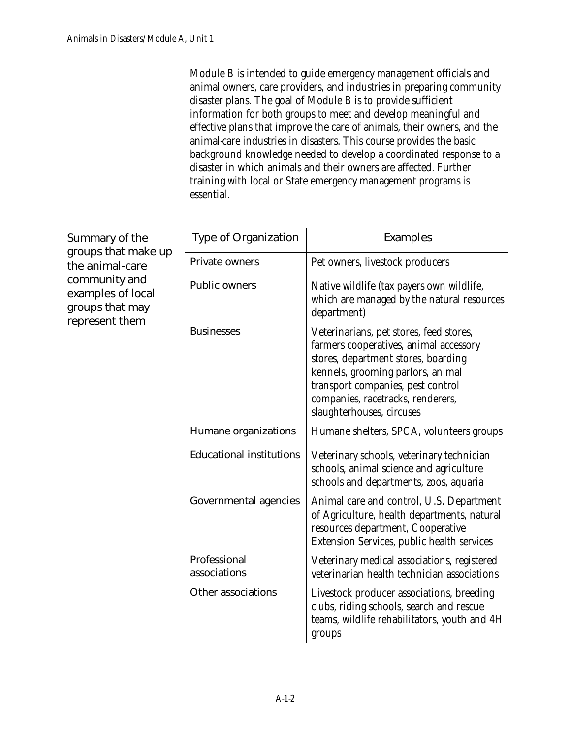Module B is intended to guide emergency management officials and animal owners, care providers, and industries in preparing community disaster plans. The goal of Module B is to provide sufficient information for both groups to meet and develop meaningful and effective plans that improve the care of animals, their owners, and the animal-care industries in disasters. This course provides the basic background knowledge needed to develop a coordinated response to a disaster in which animals and their owners are affected. Further training with local or State emergency management programs is essential.

**Summary of the groups that make up the animal-care community and examples of local groups that may represent them**

| Type of Organization | Examples |
|---|---|
| Private owners | Pet owners, livestock producers |
| Public owners | Native wildlife (tax payers own wildlife, which are managed by the natural resources department) |
| Businesses | Veterinarians, pet stores, feed stores, farmers cooperatives, animal accessory stores, department stores, boarding kennels, grooming parlors, animal transport companies, pest control companies, racetracks, renderers, slaughterhouses, circuses |
| Humane organizations | Humane shelters, SPCA, volunteers groups |
| Educational institutions | Veterinary schools, veterinary technician schools, animal science and agriculture schools and departments, zoos, aquaria |
| Governmental agencies | Animal care and control, U.S. Department of Agriculture, health departments, natural resources department, Cooperative Extension Services, public health services |
| Professional associations | Veterinary medical associations, registered veterinarian health technician associations |
| Other associations | Livestock producer associations, breeding clubs, riding schools, search and rescue teams, wildlife rehabilitators, youth and 4H groups |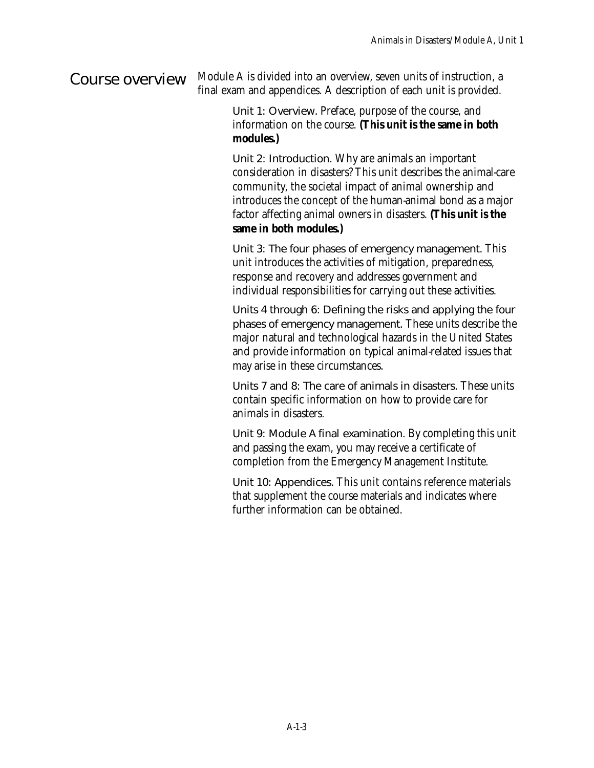## Course overview

Module A is divided into an overview, seven units of instruction, a final exam and appendices. A description of each unit is provided.

Unit 1: Overview. Preface, purpose of the course, and information on the course. **(This unit is the same in both modules.)**

Unit 2: Introduction. Why are animals an important consideration in disasters? This unit describes the animal-care community, the societal impact of animal ownership and introduces the concept of the human-animal bond as a major factor affecting animal owners in disasters. **(This unit is the same in both modules.)**

Unit 3: The four phases of emergency management. This unit introduces the activities of mitigation, preparedness, response and recovery and addresses government and individual responsibilities for carrying out these activities.

Units 4 through 6: Defining the risks and applying the four phases of emergency management. These units describe the major natural and technological hazards in the United States and provide information on typical animal-related issues that may arise in these circumstances.

Units 7 and 8: The care of animals in disasters. These units contain specific information on how to provide care for animals in disasters.

Unit 9: Module A final examination. By completing this unit and passing the exam, you may receive a certificate of completion from the Emergency Management Institute.

Unit 10: Appendices. This unit contains reference materials that supplement the course materials and indicates where further information can be obtained.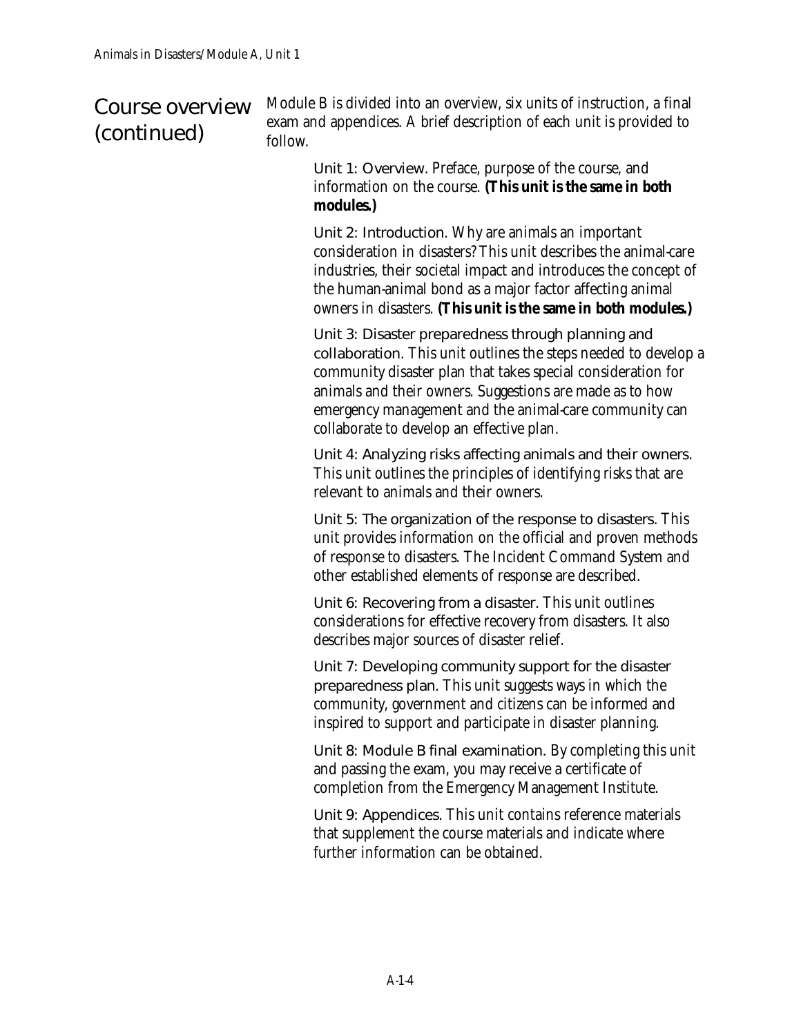## Course overview (continued)

*Module B is divided into an overview, six units of instruction, a final exam and appendices. A brief description of each unit is provided to follow.*

Unit 1: Overview. *Preface, purpose of the course, and information on the course.* ***(This unit is the same in both modules.)***

Unit 2: Introduction. *Why are animals an important consideration in disasters? This unit describes the animal-care industries, their societal impact and introduces the concept of the human-animal bond as a major factor affecting animal owners in disasters.* ***(This unit is the same in both modules.)***

Unit 3: Disaster preparedness through planning and collaboration. *This unit outlines the steps needed to develop a community disaster plan that takes special consideration for animals and their owners. Suggestions are made as to how emergency management and the animal-care community can collaborate to develop an effective plan.*

Unit 4: Analyzing risks affecting animals and their owners. *This unit outlines the principles of identifying risks that are relevant to animals and their owners.*

Unit 5: The organization of the response to disasters. *This unit provides information on the official and proven methods of response to disasters. The Incident Command System and other established elements of response are described.*

Unit 6: Recovering from a disaster. *This unit outlines considerations for effective recovery from disasters. It also describes major sources of disaster relief.*

Unit 7: Developing community support for the disaster preparedness plan. *This unit suggests ways in which the community, government and citizens can be informed and inspired to support and participate in disaster planning.*

Unit 8: Module B final examination. *By completing this unit and passing the exam, you may receive a certificate of completion from the Emergency Management Institute.*

Unit 9: Appendices. *This unit contains reference materials that supplement the course materials and indicate where further information can be obtained.*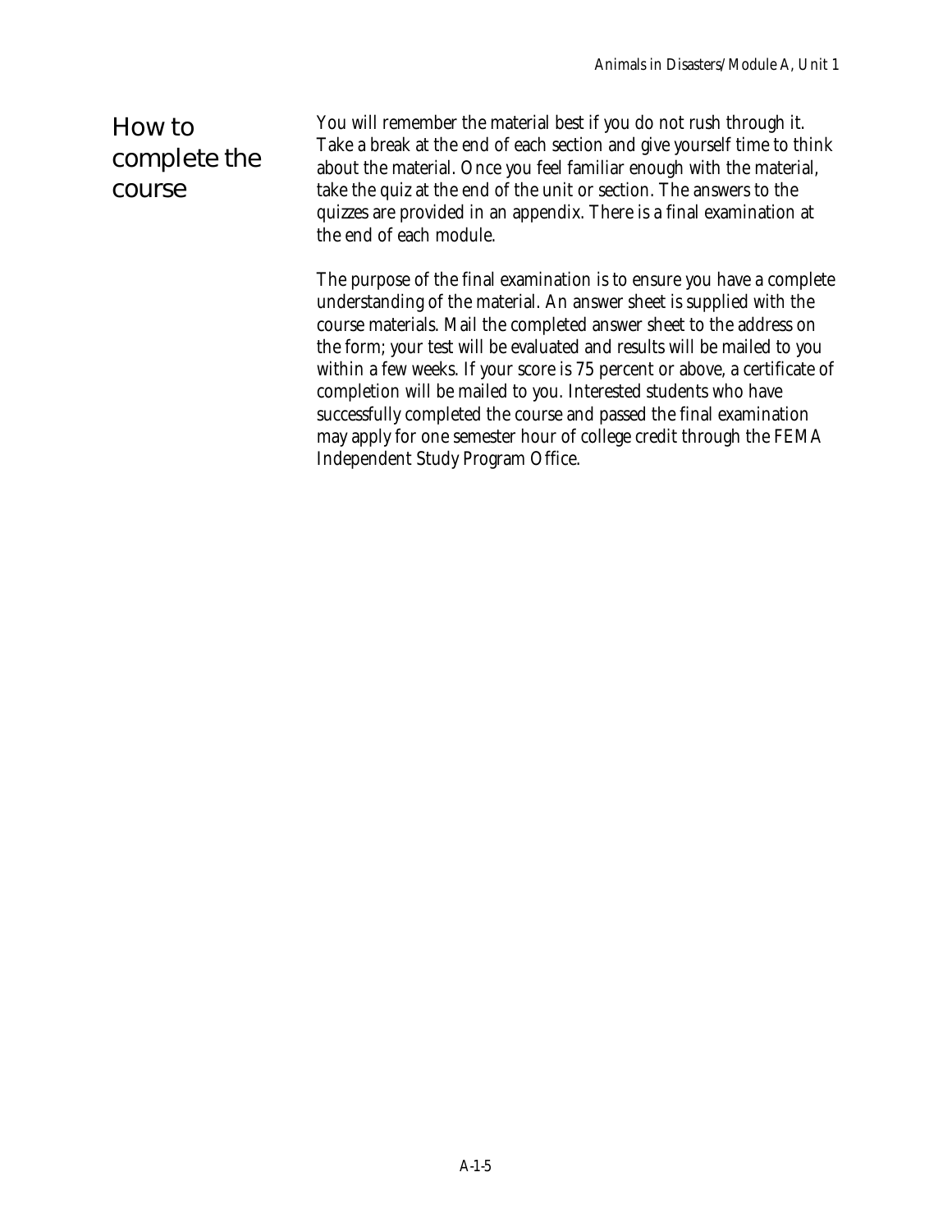## How to complete the course

You will remember the material best if you do not rush through it. Take a break at the end of each section and give yourself time to think about the material. Once you feel familiar enough with the material, take the quiz at the end of the unit or section. The answers to the quizzes are provided in an appendix. There is a final examination at the end of each module.

The purpose of the final examination is to ensure you have a complete understanding of the material. An answer sheet is supplied with the course materials. Mail the completed answer sheet to the address on the form; your test will be evaluated and results will be mailed to you within a few weeks. If your score is 75 percent or above, a certificate of completion will be mailed to you. Interested students who have successfully completed the course and passed the final examination may apply for one semester hour of college credit through the FEMA Independent Study Program Office.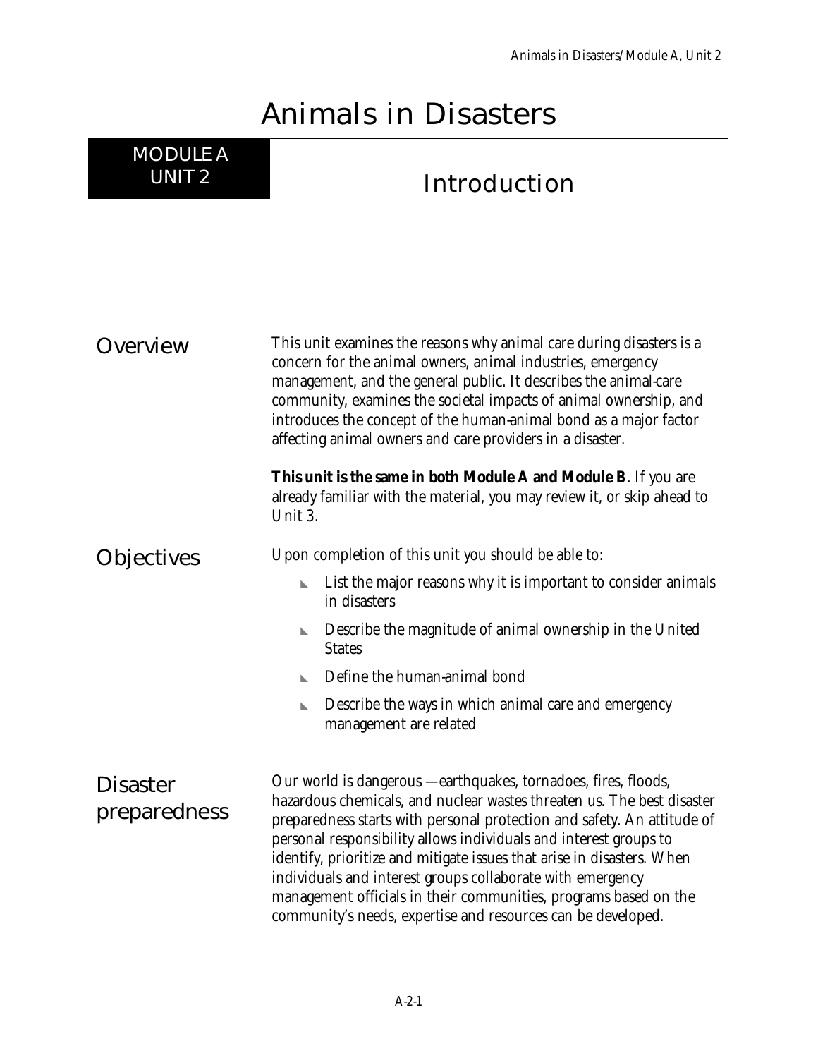# Animals in Disasters

## MODULE A UNIT 2

## Introduction

### Overview

This unit examines the reasons why animal care during disasters is a concern for the animal owners, animal industries, emergency management, and the general public. It describes the animal-care community, examines the societal impacts of animal ownership, and introduces the concept of the human-animal bond as a major factor affecting animal owners and care providers in a disaster.

**This unit is the same in both Module A and Module B**. If you are already familiar with the material, you may review it, or skip ahead to Unit 3.

### Objectives

Upon completion of this unit you should be able to:

- List the major reasons why it is important to consider animals in disasters
- Describe the magnitude of animal ownership in the United States
- Define the human-animal bond
- Describe the ways in which animal care and emergency management are related

### Disaster preparedness

Our world is dangerous —earthquakes, tornadoes, fires, floods, hazardous chemicals, and nuclear wastes threaten us. The best disaster preparedness starts with personal protection and safety. An attitude of personal responsibility allows individuals and interest groups to identify, prioritize and mitigate issues that arise in disasters. When individuals and interest groups collaborate with emergency management officials in their communities, programs based on the community's needs, expertise and resources can be developed.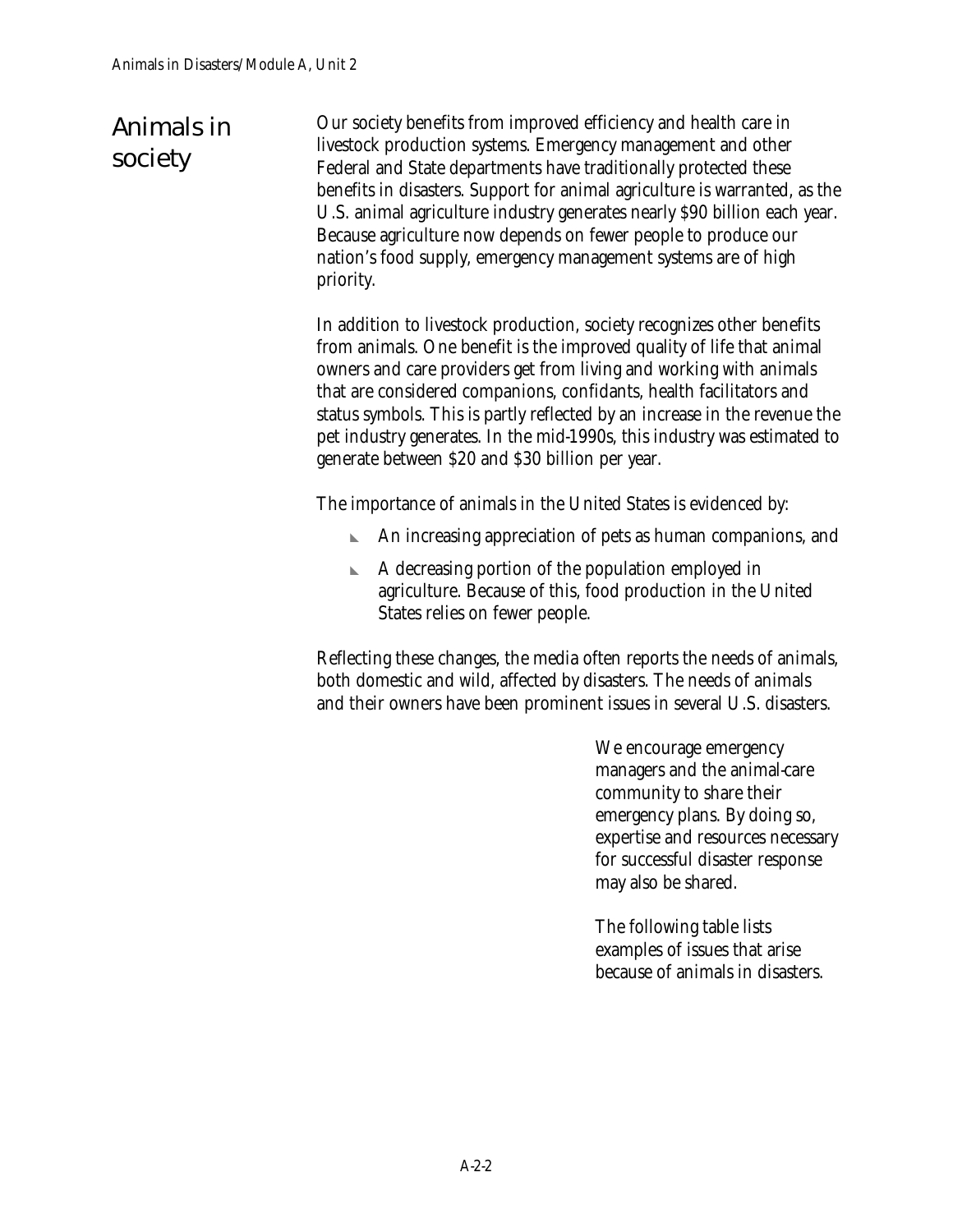## Animals in society

Our society benefits from improved efficiency and health care in livestock production systems. Emergency management and other Federal and State departments have traditionally protected these benefits in disasters. Support for animal agriculture is warranted, as the U.S. animal agriculture industry generates nearly $90 billion each year. Because agriculture now depends on fewer people to produce our nation's food supply, emergency management systems are of high priority.

In addition to livestock production, society recognizes other benefits from animals. One benefit is the improved quality of life that animal owners and care providers get from living and working with animals that are considered companions, confidants, health facilitators and status symbols. This is partly reflected by an increase in the revenue the pet industry generates. In the mid-1990s, this industry was estimated to generate between $20 and $30 billion per year.

The importance of animals in the United States is evidenced by:

- An increasing appreciation of pets as human companions, and
- A decreasing portion of the population employed in agriculture. Because of this, food production in the United States relies on fewer people.

Reflecting these changes, the media often reports the needs of animals, both domestic and wild, affected by disasters. The needs of animals and their owners have been prominent issues in several U.S. disasters.

We encourage emergency managers and the animal-care community to share their emergency plans. By doing so, expertise and resources necessary for successful disaster response may also be shared.

The following table lists examples of issues that arise because of animals in disasters.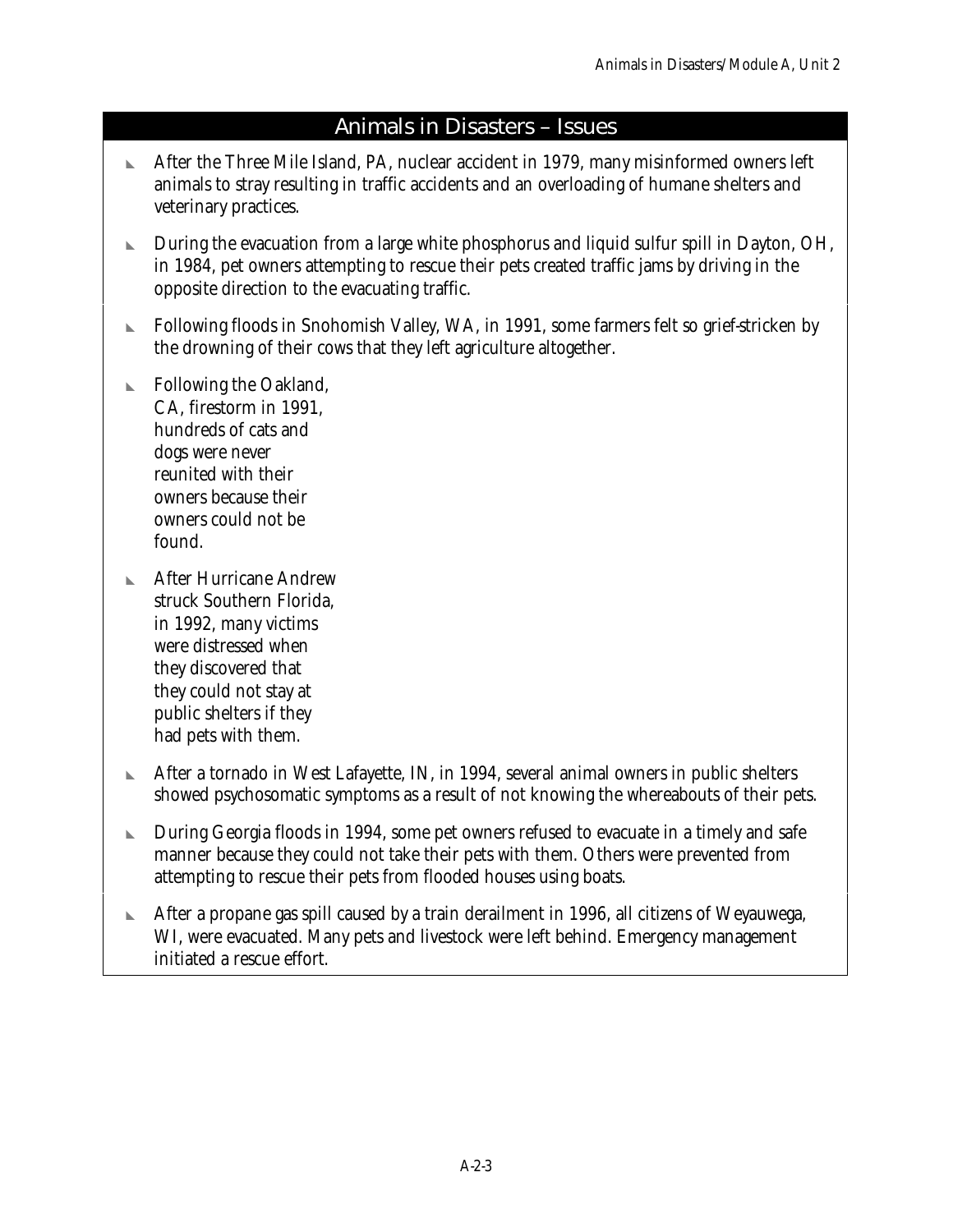## Animals in Disasters – Issues

- After the Three Mile Island, PA, nuclear accident in 1979, many misinformed owners left animals to stray resulting in traffic accidents and an overloading of humane shelters and veterinary practices.
- During the evacuation from a large white phosphorus and liquid sulfur spill in Dayton, OH, in 1984, pet owners attempting to rescue their pets created traffic jams by driving in the opposite direction to the evacuating traffic.
- Following floods in Snohomish Valley, WA, in 1991, some farmers felt so grief-stricken by the drowning of their cows that they left agriculture altogether.
- Following the Oakland, CA, firestorm in 1991, hundreds of cats and dogs were never reunited with their owners because their owners could not be found.
- After Hurricane Andrew struck Southern Florida, in 1992, many victims were distressed when they discovered that they could not stay at public shelters if they had pets with them.
- After a tornado in West Lafayette, IN, in 1994, several animal owners in public shelters showed psychosomatic symptoms as a result of not knowing the whereabouts of their pets.
- During Georgia floods in 1994, some pet owners refused to evacuate in a timely and safe manner because they could not take their pets with them. Others were prevented from attempting to rescue their pets from flooded houses using boats.
- After a propane gas spill caused by a train derailment in 1996, all citizens of Weyauwega, WI, were evacuated. Many pets and livestock were left behind. Emergency management initiated a rescue effort.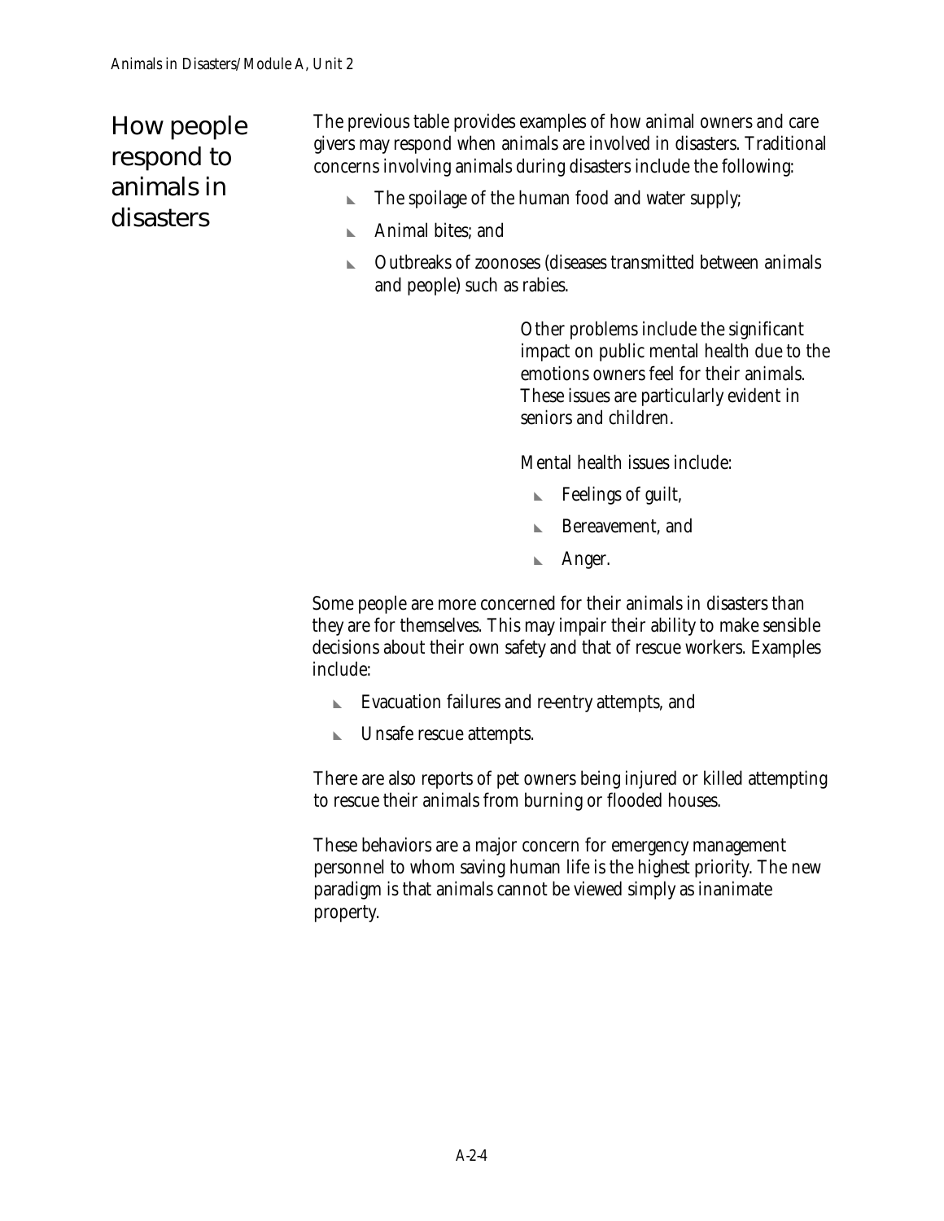## How people respond to animals in disasters

The previous table provides examples of how animal owners and care givers may respond when animals are involved in disasters. Traditional concerns involving animals during disasters include the following:

- The spoilage of the human food and water supply;
- Animal bites; and
- Outbreaks of zoonoses (diseases transmitted between animals and people) such as rabies.

Other problems include the significant impact on public mental health due to the emotions owners feel for their animals. These issues are particularly evident in seniors and children.

Mental health issues include:

- Feelings of guilt,
- Bereavement, and
- Anger.

Some people are more concerned for their animals in disasters than they are for themselves. This may impair their ability to make sensible decisions about their own safety and that of rescue workers. Examples include:

- Evacuation failures and re-entry attempts, and
- Unsafe rescue attempts.

There are also reports of pet owners being injured or killed attempting to rescue their animals from burning or flooded houses.

These behaviors are a major concern for emergency management personnel to whom saving human life is the highest priority. The new paradigm is that animals cannot be viewed simply as inanimate property.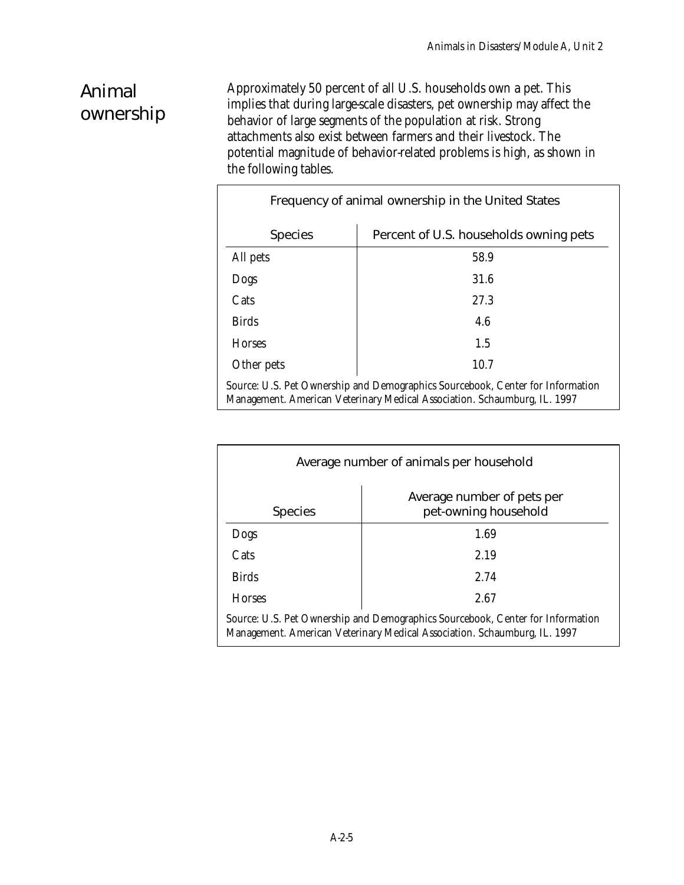## Animal ownership

Approximately 50 percent of all U.S. households own a pet. This implies that during large-scale disasters, pet ownership may affect the behavior of large segments of the population at risk. Strong attachments also exist between farmers and their livestock. The potential magnitude of behavior-related problems is high, as shown in the following tables.

Frequency of animal ownership in the United States

| Species | Percent of U.S. households owning pets |
|---|---|
| All pets | 58.9 |
| Dogs | 31.6 |
| Cats | 27.3 |
| Birds | 4.6 |
| Horses | 1.5 |
| Other pets | 10.7 |

Source: U.S. Pet Ownership and Demographics Sourcebook, Center for Information Management. American Veterinary Medical Association. Schaumburg, IL. 1997

Average number of animals per household

| Species | Average number of pets per pet-owning household |
|---|---|
| Dogs | 1.69 |
| Cats | 2.19 |
| Birds | 2.74 |
| Horses | 2.67 |

Source: U.S. Pet Ownership and Demographics Sourcebook, Center for Information Management. American Veterinary Medical Association. Schaumburg, IL. 1997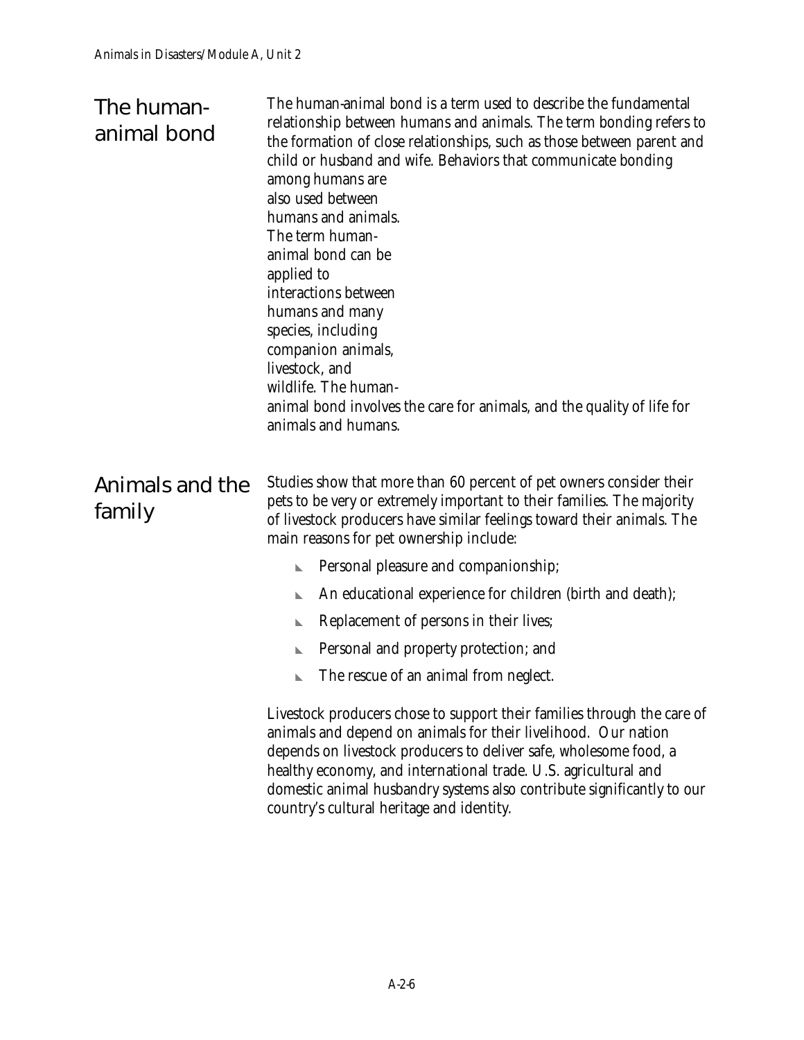## The human-animal bond

The human-animal bond is a term used to describe the fundamental relationship between humans and animals. The term bonding refers to the formation of close relationships, such as those between parent and child or husband and wife. Behaviors that communicate bonding among humans are also used between humans and animals. The term human-animal bond can be applied to interactions between humans and many species, including companion animals, livestock, and wildlife. The human-animal bond involves the care for animals, and the quality of life for animals and humans.

## Animals and the family

Studies show that more than 60 percent of pet owners consider their pets to be very or extremely important to their families. The majority of livestock producers have similar feelings toward their animals. The main reasons for pet ownership include:

- Personal pleasure and companionship;
- An educational experience for children (birth and death);
- Replacement of persons in their lives;
- Personal and property protection; and
- The rescue of an animal from neglect.

Livestock producers chose to support their families through the care of animals and depend on animals for their livelihood. Our nation depends on livestock producers to deliver safe, wholesome food, a healthy economy, and international trade. U.S. agricultural and domestic animal husbandry systems also contribute significantly to our country's cultural heritage and identity.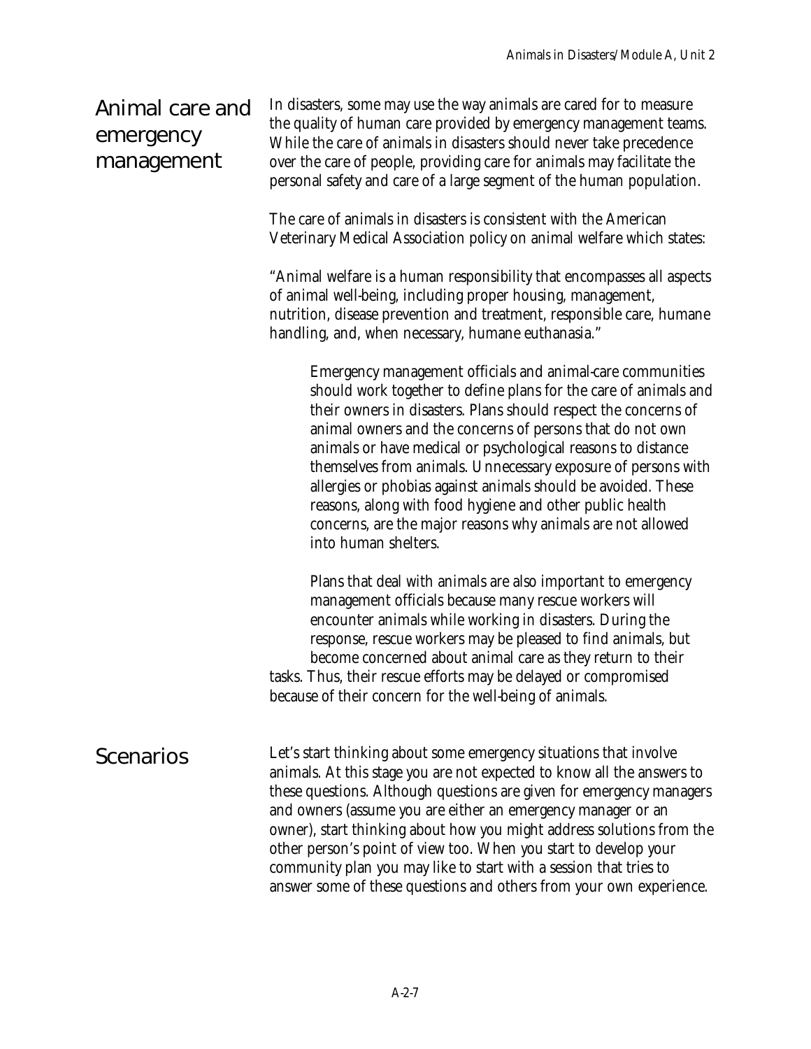## Animal care and emergency management

In disasters, some may use the way animals are cared for to measure the quality of human care provided by emergency management teams. While the care of animals in disasters should never take precedence over the care of people, providing care for animals may facilitate the personal safety and care of a large segment of the human population.

The care of animals in disasters is consistent with the American Veterinary Medical Association policy on animal welfare which states:

"Animal welfare is a human responsibility that encompasses all aspects of animal well-being, including proper housing, management, nutrition, disease prevention and treatment, responsible care, humane handling, and, when necessary, humane euthanasia."

Emergency management officials and animal-care communities should work together to define plans for the care of animals and their owners in disasters. Plans should respect the concerns of animal owners and the concerns of persons that do not own animals or have medical or psychological reasons to distance themselves from animals. Unnecessary exposure of persons with allergies or phobias against animals should be avoided. These reasons, along with food hygiene and other public health concerns, are the major reasons why animals are not allowed into human shelters.

Plans that deal with animals are also important to emergency management officials because many rescue workers will encounter animals while working in disasters. During the response, rescue workers may be pleased to find animals, but become concerned about animal care as they return to their tasks. Thus, their rescue efforts may be delayed or compromised because of their concern for the well-being of animals.

## Scenarios

Let's start thinking about some emergency situations that involve animals. At this stage you are not expected to know all the answers to these questions. Although questions are given for emergency managers and owners (assume you are either an emergency manager or an owner), start thinking about how you might address solutions from the other person's point of view too. When you start to develop your community plan you may like to start with a session that tries to answer some of these questions and others from your own experience.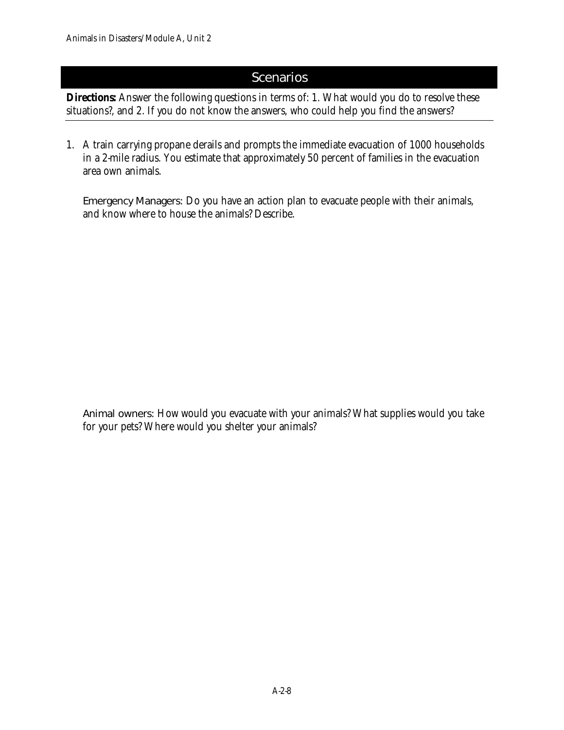## Scenarios

**Directions:** Answer the following questions in terms of: 1. What would you do to resolve these situations?, and 2. If you do not know the answers, who could help you find the answers?

1. A train carrying propane derails and prompts the immediate evacuation of 1000 households in a 2-mile radius. You estimate that approximately 50 percent of families in the evacuation area own animals.

   Emergency Managers: Do you have an action plan to evacuate people with their animals, and know where to house the animals? Describe.

   Animal owners: How would you evacuate with your animals? What supplies would you take for your pets? Where would you shelter your animals?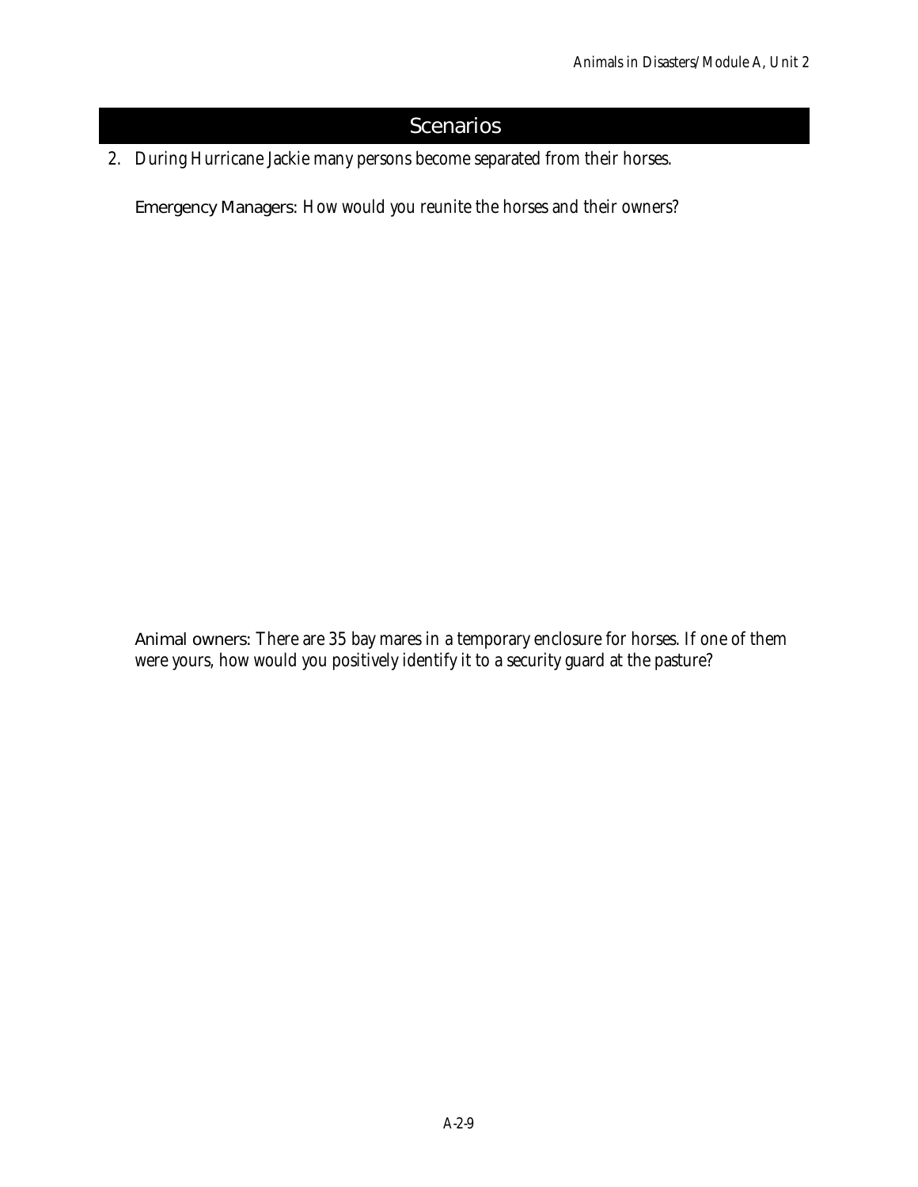## Scenarios

2. During Hurricane Jackie many persons become separated from their horses.

   Emergency Managers: *How would you reunite the horses and their owners?*

   Animal owners: *There are 35 bay mares in a temporary enclosure for horses. If one of them were yours, how would you positively identify it to a security guard at the pasture?*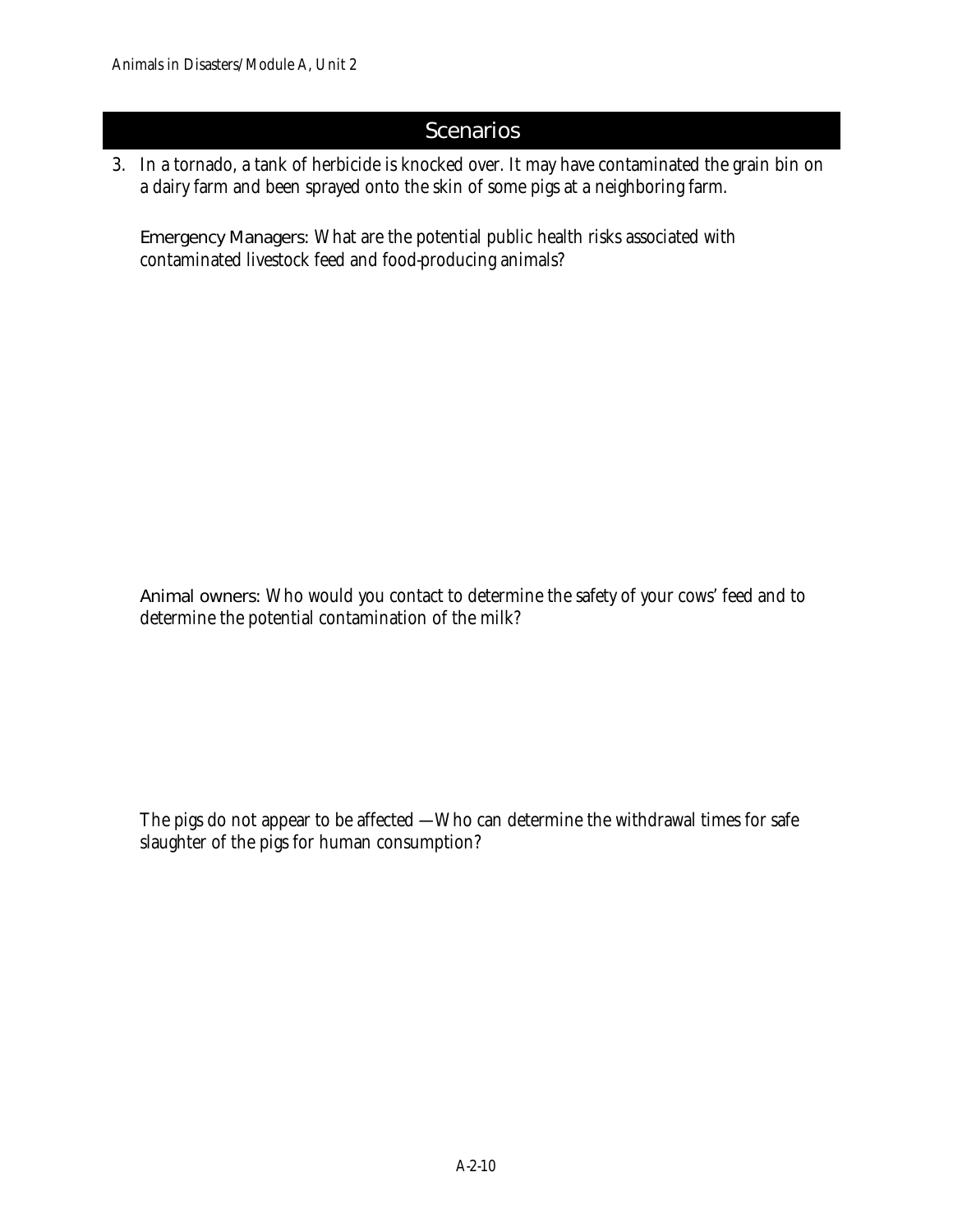## Scenarios

3. In a tornado, a tank of herbicide is knocked over. It may have contaminated the grain bin on a dairy farm and been sprayed onto the skin of some pigs at a neighboring farm.

   Emergency Managers: What are the potential public health risks associated with contaminated livestock feed and food-producing animals?

   Animal owners: Who would you contact to determine the safety of your cows' feed and to determine the potential contamination of the milk?

   The pigs do not appear to be affected —Who can determine the withdrawal times for safe slaughter of the pigs for human consumption?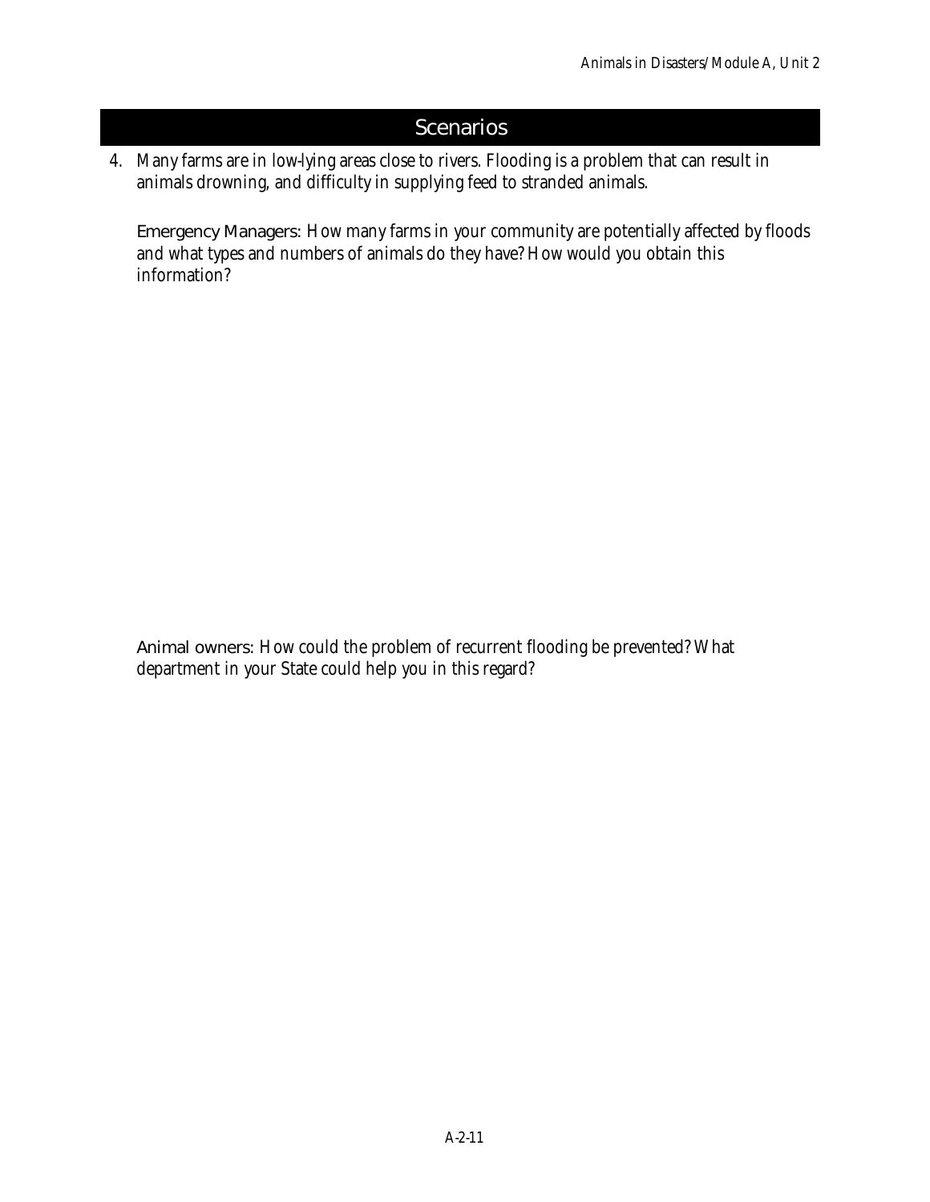## Scenarios

4. Many farms are in low-lying areas close to rivers. Flooding is a problem that can result in animals drowning, and difficulty in supplying feed to stranded animals.

   Emergency Managers: How many farms in your community are potentially affected by floods and what types and numbers of animals do they have? How would you obtain this information?

   Animal owners: How could the problem of recurrent flooding be prevented? What department in your State could help you in this regard?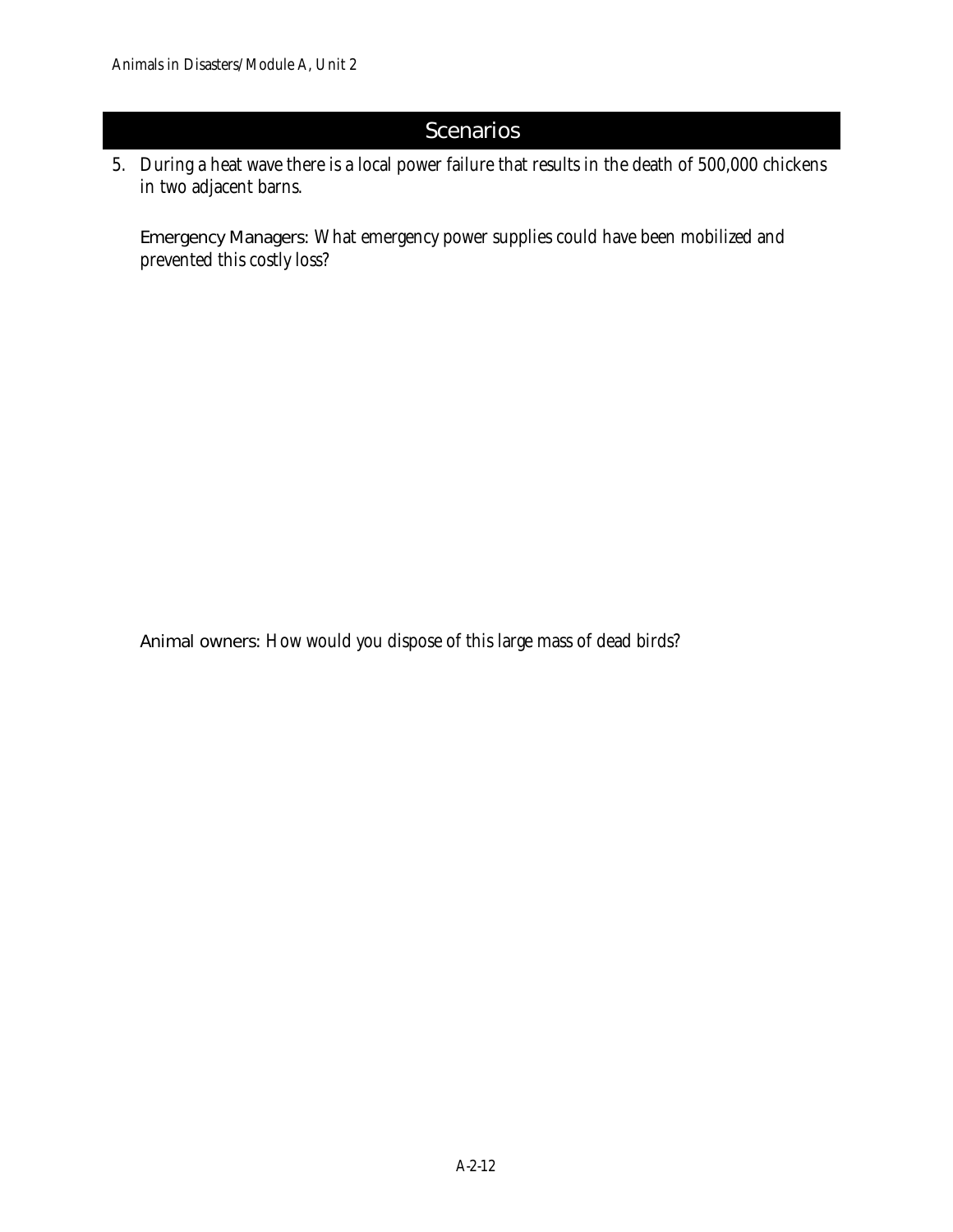## Scenarios

5. During a heat wave there is a local power failure that results in the death of 500,000 chickens in two adjacent barns.

   Emergency Managers: What emergency power supplies could have been mobilized and prevented this costly loss?

   Animal owners: How would you dispose of this large mass of dead birds?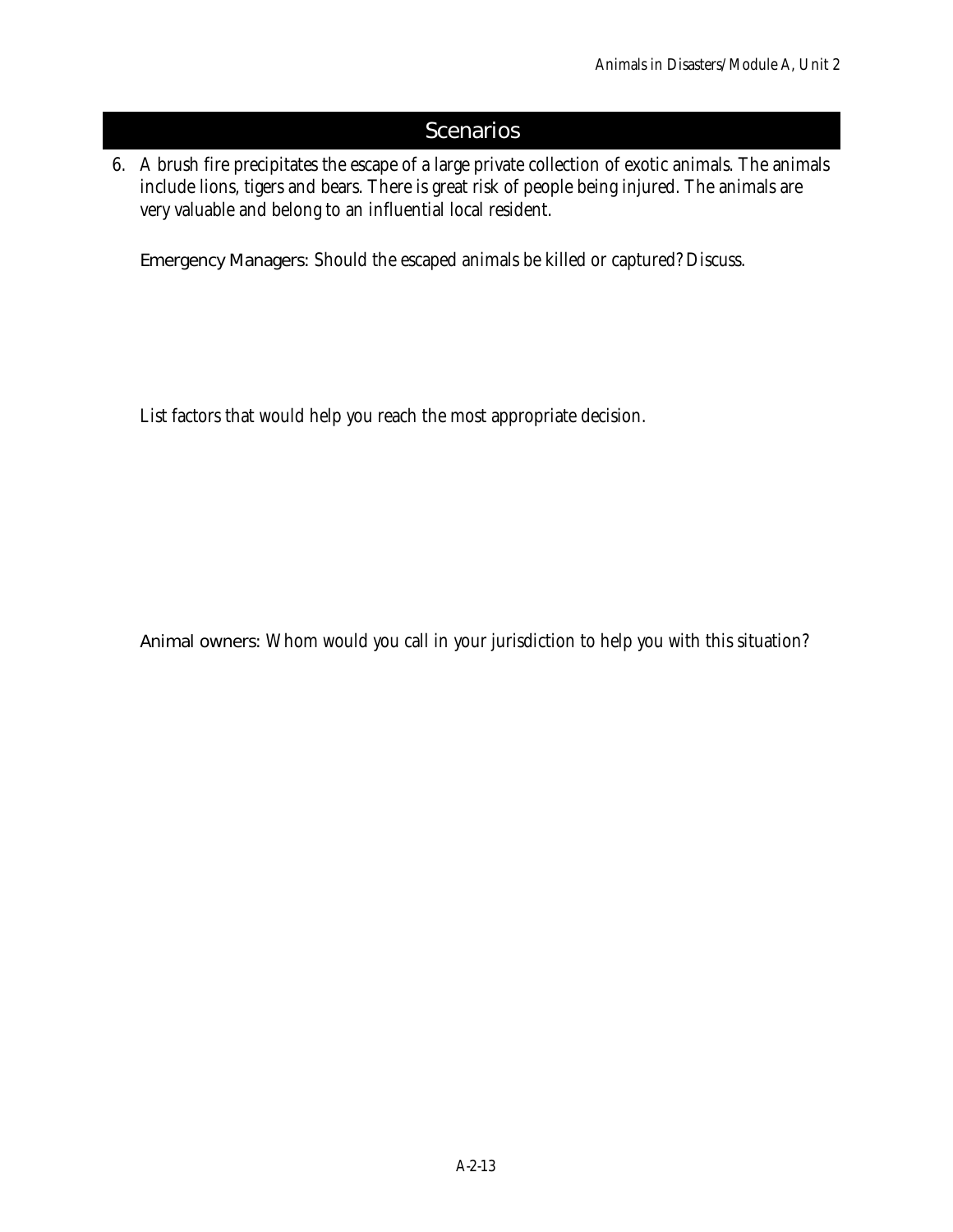## Scenarios

6. A brush fire precipitates the escape of a large private collection of exotic animals. The animals include lions, tigers and bears. There is great risk of people being injured. The animals are very valuable and belong to an influential local resident.

   Emergency Managers: Should the escaped animals be killed or captured? Discuss.

   List factors that would help you reach the most appropriate decision.

   Animal owners: Whom would you call in your jurisdiction to help you with this situation?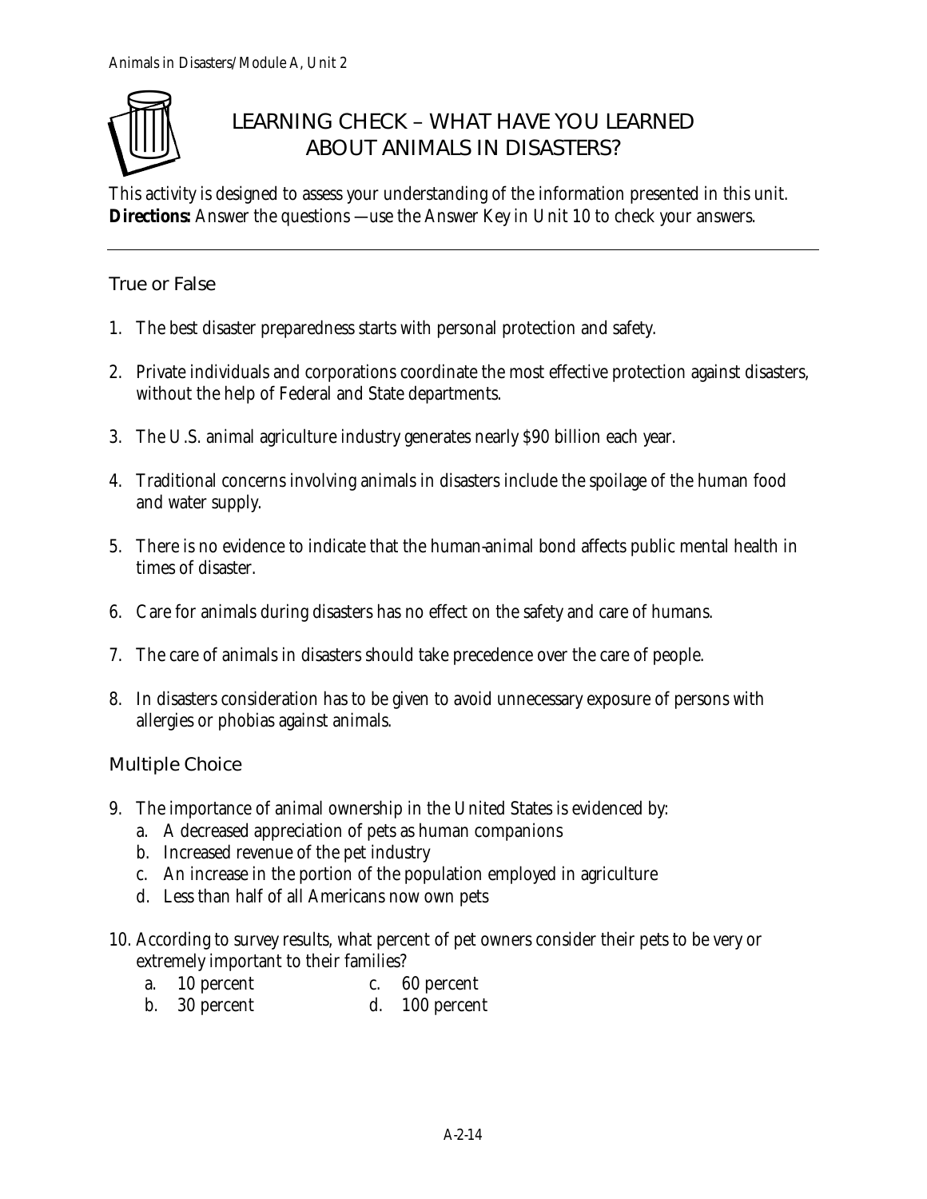# LEARNING CHECK – WHAT HAVE YOU LEARNED ABOUT ANIMALS IN DISASTERS?

This activity is designed to assess your understanding of the information presented in this unit.
**Directions:** Answer the questions —use the Answer Key in Unit 10 to check your answers.

---

## True or False

1. The best disaster preparedness starts with personal protection and safety.
2. Private individuals and corporations coordinate the most effective protection against disasters, without the help of Federal and State departments.
3. The U.S. animal agriculture industry generates nearly $90 billion each year.
4. Traditional concerns involving animals in disasters include the spoilage of the human food and water supply.
5. There is no evidence to indicate that the human-animal bond affects public mental health in times of disaster.
6. Care for animals during disasters has no effect on the safety and care of humans.
7. The care of animals in disasters should take precedence over the care of people.
8. In disasters consideration has to be given to avoid unnecessary exposure of persons with allergies or phobias against animals.

## Multiple Choice

9. The importance of animal ownership in the United States is evidenced by:
   a. A decreased appreciation of pets as human companions
   b. Increased revenue of the pet industry
   c. An increase in the portion of the population employed in agriculture
   d. Less than half of all Americans now own pets

10. According to survey results, what percent of pet owners consider their pets to be very or extremely important to their families?
    a. 10 percent
    b. 30 percent
    c. 60 percent
    d. 100 percent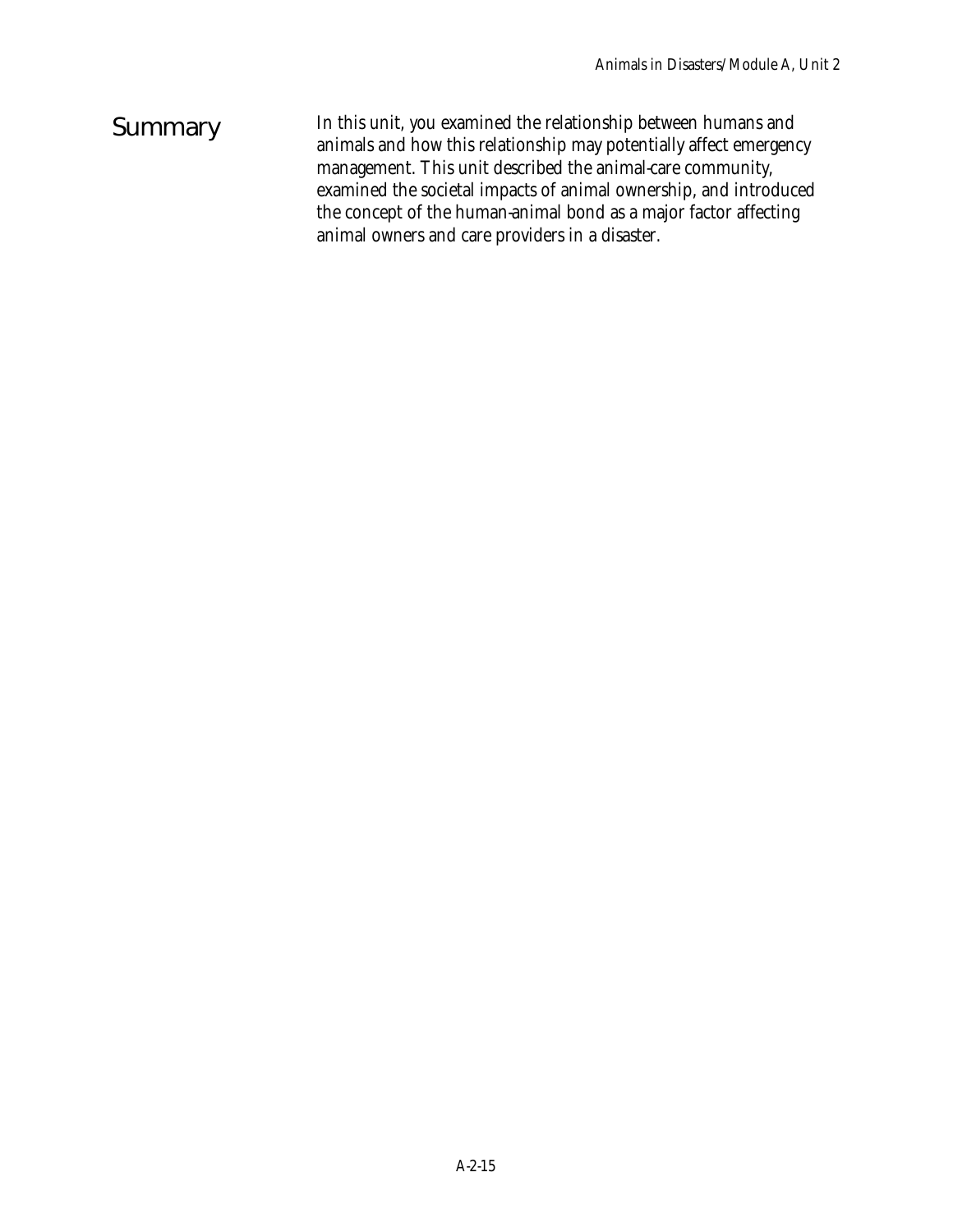## Summary

In this unit, you examined the relationship between humans and animals and how this relationship may potentially affect emergency management. This unit described the animal-care community, examined the societal impacts of animal ownership, and introduced the concept of the human-animal bond as a major factor affecting animal owners and care providers in a disaster.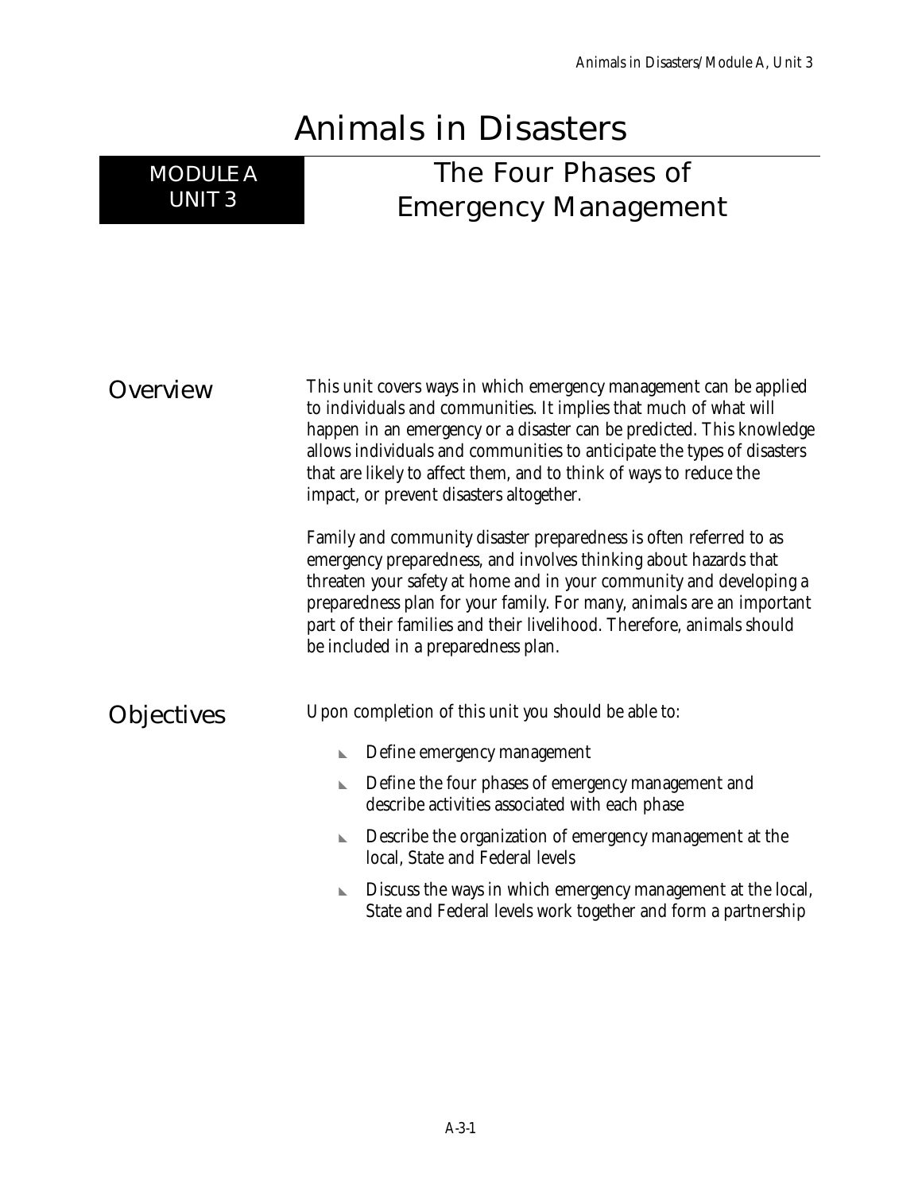# Animals in Disasters

## MODULE A UNIT 3

## The Four Phases of Emergency Management

### Overview

This unit covers ways in which emergency management can be applied to individuals and communities. It implies that much of what will happen in an emergency or a disaster can be predicted. This knowledge allows individuals and communities to anticipate the types of disasters that are likely to affect them, and to think of ways to reduce the impact, or prevent disasters altogether.

Family and community disaster preparedness is often referred to as emergency preparedness, and involves thinking about hazards that threaten your safety at home and in your community and developing a preparedness plan for your family. For many, animals are an important part of their families and their livelihood. Therefore, animals should be included in a preparedness plan.

### Objectives

Upon completion of this unit you should be able to:

- Define emergency management
- Define the four phases of emergency management and describe activities associated with each phase
- Describe the organization of emergency management at the local, State and Federal levels
- Discuss the ways in which emergency management at the local, State and Federal levels work together and form a partnership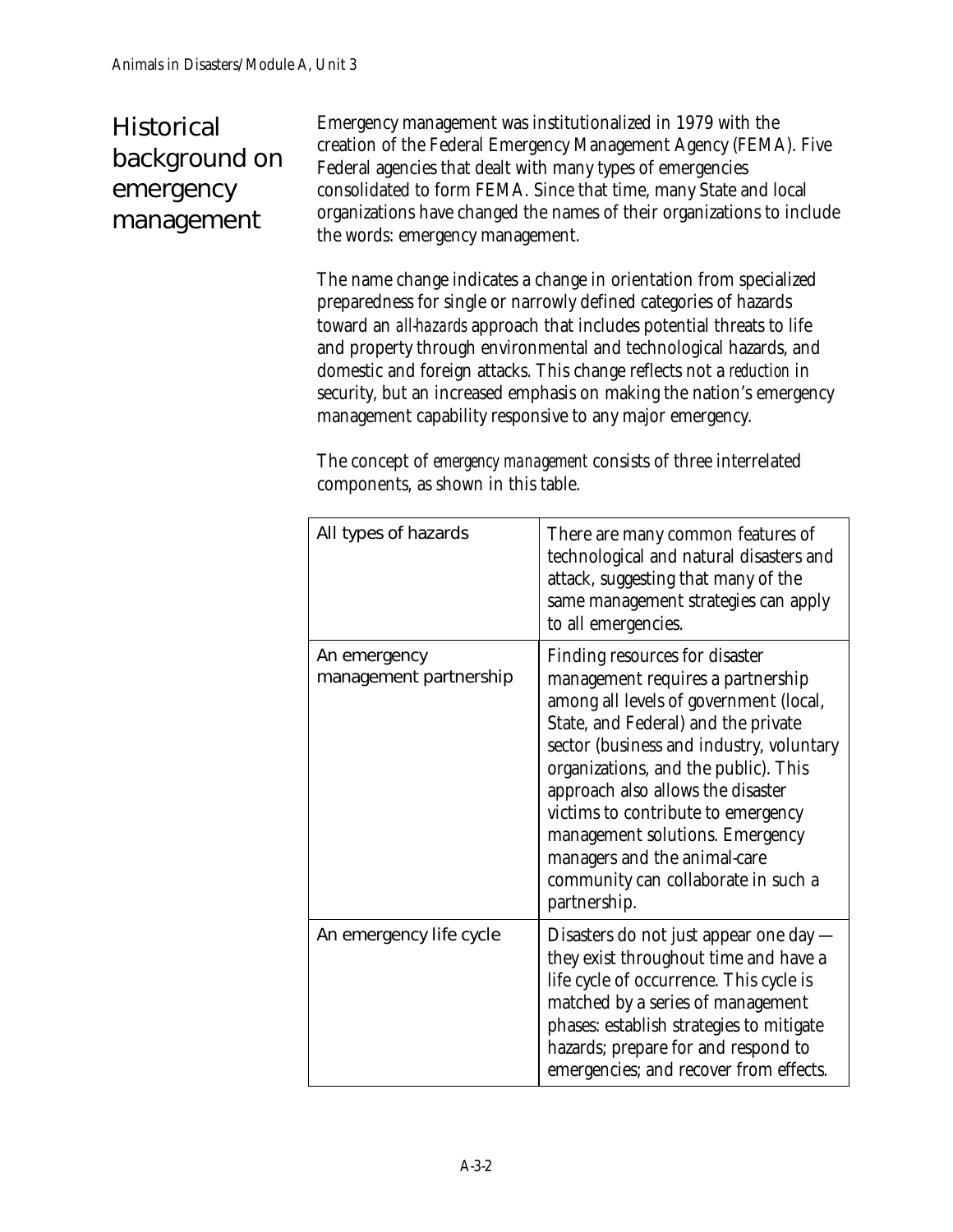## Historical background on emergency management

Emergency management was institutionalized in 1979 with the creation of the Federal Emergency Management Agency (FEMA). Five Federal agencies that dealt with many types of emergencies consolidated to form FEMA. Since that time, many State and local organizations have changed the names of their organizations to include the words: emergency management.

The name change indicates a change in orientation from specialized preparedness for single or narrowly defined categories of hazards toward an *all-hazards* approach that includes potential threats to life and property through environmental and technological hazards, and domestic and foreign attacks. This change reflects not a *reduction* in security, but an increased emphasis on making the nation's emergency management capability responsive to any major emergency.

The concept of *emergency management* consists of three interrelated components, as shown in this table.

| Component | Description |
| --- | --- |
| All types of hazards | There are many common features of technological and natural disasters and attack, suggesting that many of the same management strategies can apply to all emergencies. |
| An emergency management partnership | Finding resources for disaster management requires a partnership among all levels of government (local, State, and Federal) and the private sector (business and industry, voluntary organizations, and the public). This approach also allows the disaster victims to contribute to emergency management solutions. Emergency managers and the animal-care community can collaborate in such a partnership. |
| An emergency life cycle | Disasters do not just appear one day — they exist throughout time and have a life cycle of occurrence. This cycle is matched by a series of management phases: establish strategies to mitigate hazards; prepare for and respond to emergencies; and recover from effects. |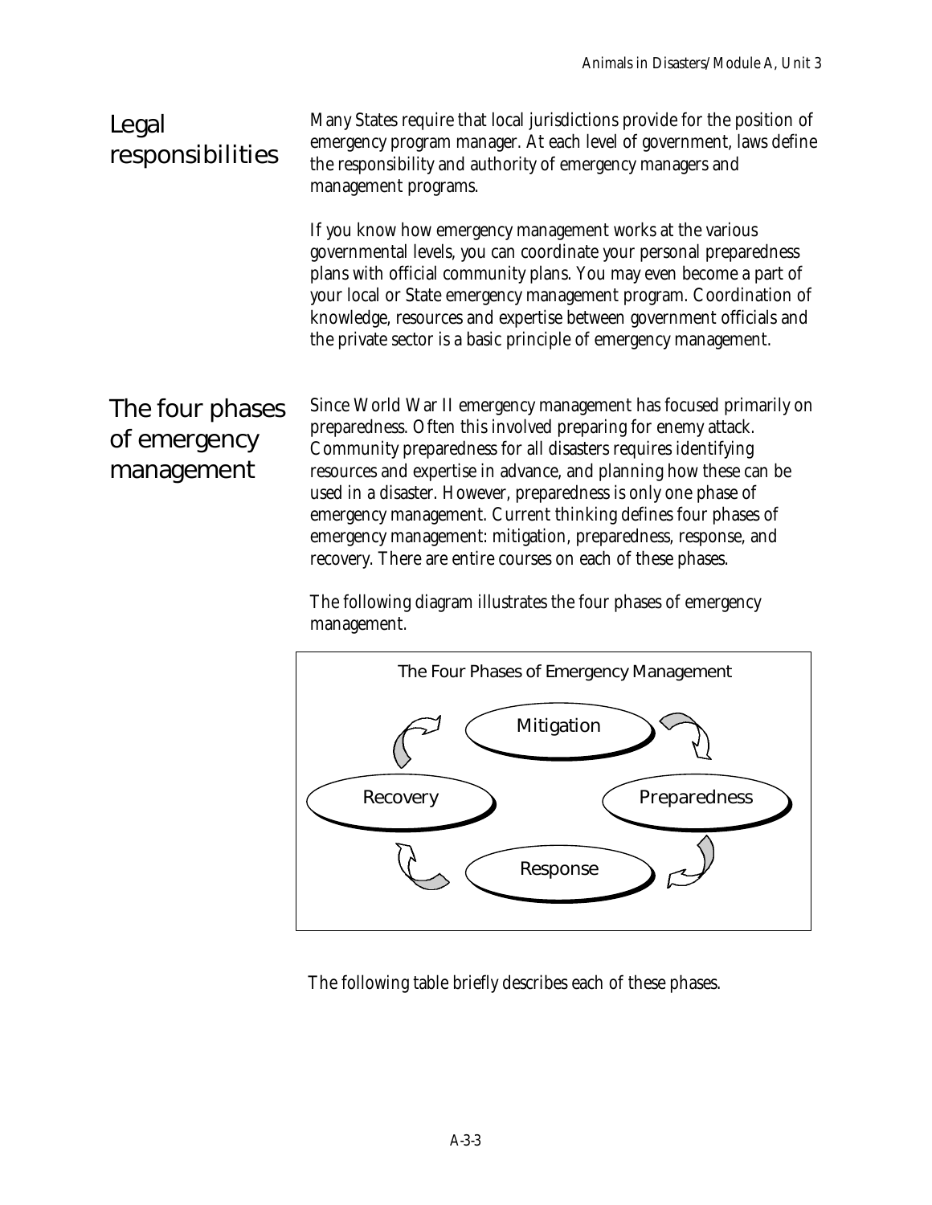## Legal responsibilities

Many States require that local jurisdictions provide for the position of emergency program manager. At each level of government, laws define the responsibility and authority of emergency managers and management programs.

If you know how emergency management works at the various governmental levels, you can coordinate your personal preparedness plans with official community plans. You may even become a part of your local or State emergency management program. Coordination of knowledge, resources and expertise between government officials and the private sector is a basic principle of emergency management.

## The four phases of emergency management

Since World War II emergency management has focused primarily on preparedness. Often this involved preparing for enemy attack. Community preparedness for all disasters requires identifying resources and expertise in advance, and planning how these can be used in a disaster. However, preparedness is only one phase of emergency management. Current thinking defines four phases of emergency management: mitigation, preparedness, response, and recovery. There are entire courses on each of these phases.

The following diagram illustrates the four phases of emergency management.

The Four Phases of Emergency Management

Mitigation → Preparedness → Response → Recovery → (Mitigation)

The following table briefly describes each of these phases.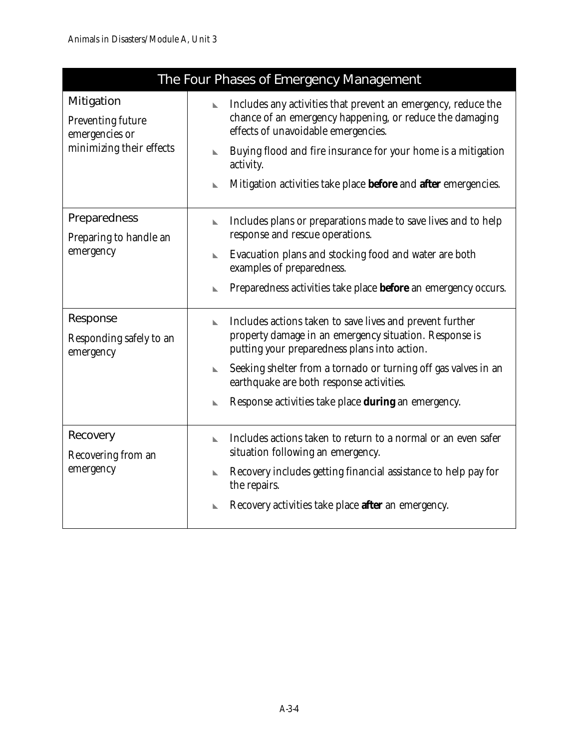| The Four Phases of Emergency Management | |
|---|---|
| **Mitigation**<br>Preventing future emergencies or minimizing their effects | • Includes any activities that prevent an emergency, reduce the chance of an emergency happening, or reduce the damaging effects of unavoidable emergencies.<br>• Buying flood and fire insurance for your home is a mitigation activity.<br>• Mitigation activities take place **before** and **after** emergencies. |
| **Preparedness**<br>Preparing to handle an emergency | • Includes plans or preparations made to save lives and to help response and rescue operations.<br>• Evacuation plans and stocking food and water are both examples of preparedness.<br>• Preparedness activities take place **before** an emergency occurs. |
| **Response**<br>Responding safely to an emergency | • Includes actions taken to save lives and prevent further property damage in an emergency situation. Response is putting your preparedness plans into action.<br>• Seeking shelter from a tornado or turning off gas valves in an earthquake are both response activities.<br>• Response activities take place **during** an emergency. |
| **Recovery**<br>Recovering from an emergency | • Includes actions taken to return to a normal or an even safer situation following an emergency.<br>• Recovery includes getting financial assistance to help pay for the repairs.<br>• Recovery activities take place **after** an emergency. |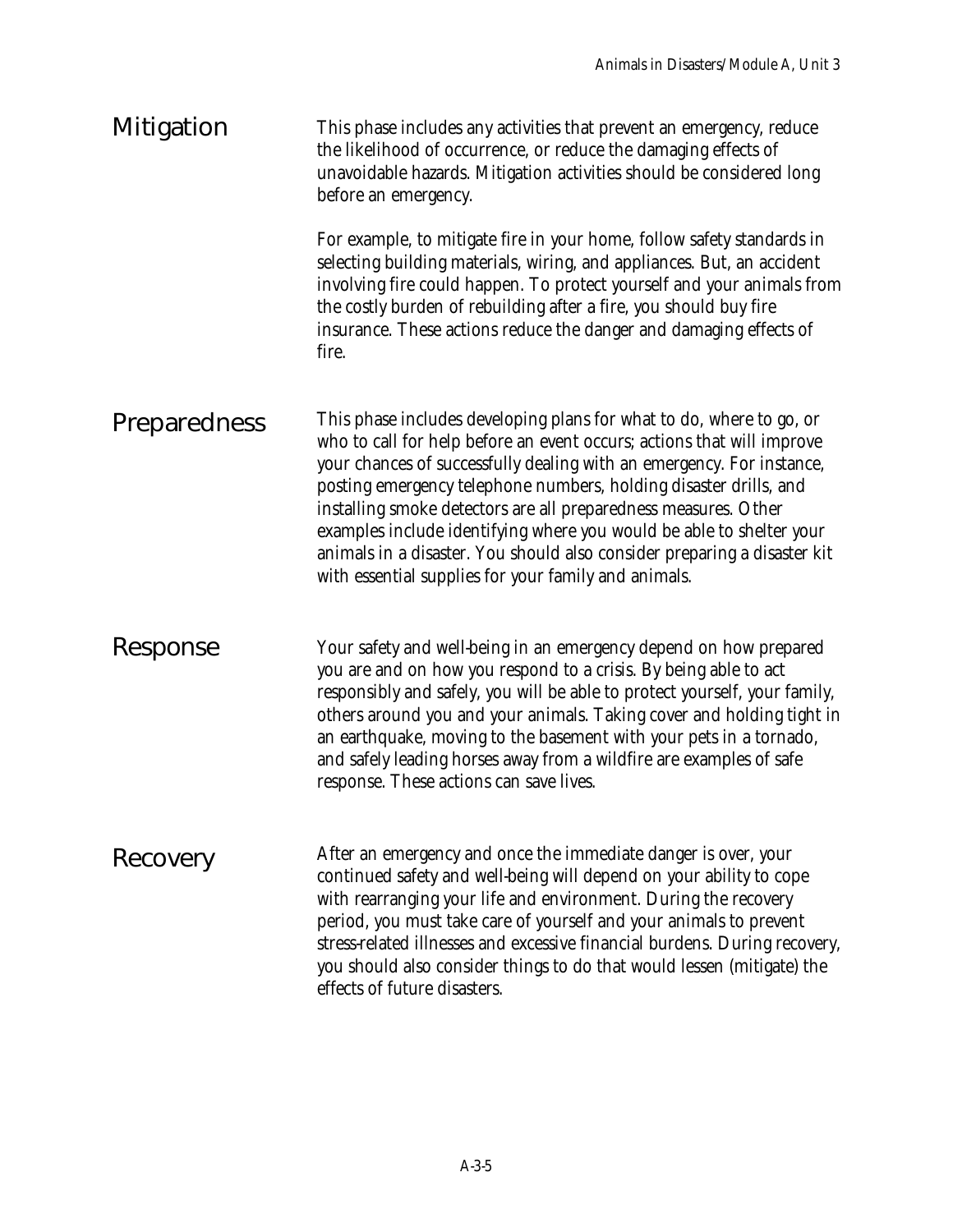## Mitigation

This phase includes any activities that prevent an emergency, reduce the likelihood of occurrence, or reduce the damaging effects of unavoidable hazards. Mitigation activities should be considered long before an emergency.

For example, to mitigate fire in your home, follow safety standards in selecting building materials, wiring, and appliances. But, an accident involving fire could happen. To protect yourself and your animals from the costly burden of rebuilding after a fire, you should buy fire insurance. These actions reduce the danger and damaging effects of fire.

## Preparedness

This phase includes developing plans for what to do, where to go, or who to call for help before an event occurs; actions that will improve your chances of successfully dealing with an emergency. For instance, posting emergency telephone numbers, holding disaster drills, and installing smoke detectors are all preparedness measures. Other examples include identifying where you would be able to shelter your animals in a disaster. You should also consider preparing a disaster kit with essential supplies for your family and animals.

## Response

Your safety and well-being in an emergency depend on how prepared you are and on how you respond to a crisis. By being able to act responsibly and safely, you will be able to protect yourself, your family, others around you and your animals. Taking cover and holding tight in an earthquake, moving to the basement with your pets in a tornado, and safely leading horses away from a wildfire are examples of safe response. These actions can save lives.

## Recovery

After an emergency and once the immediate danger is over, your continued safety and well-being will depend on your ability to cope with rearranging your life and environment. During the recovery period, you must take care of yourself and your animals to prevent stress-related illnesses and excessive financial burdens. During recovery, you should also consider things to do that would lessen (mitigate) the effects of future disasters.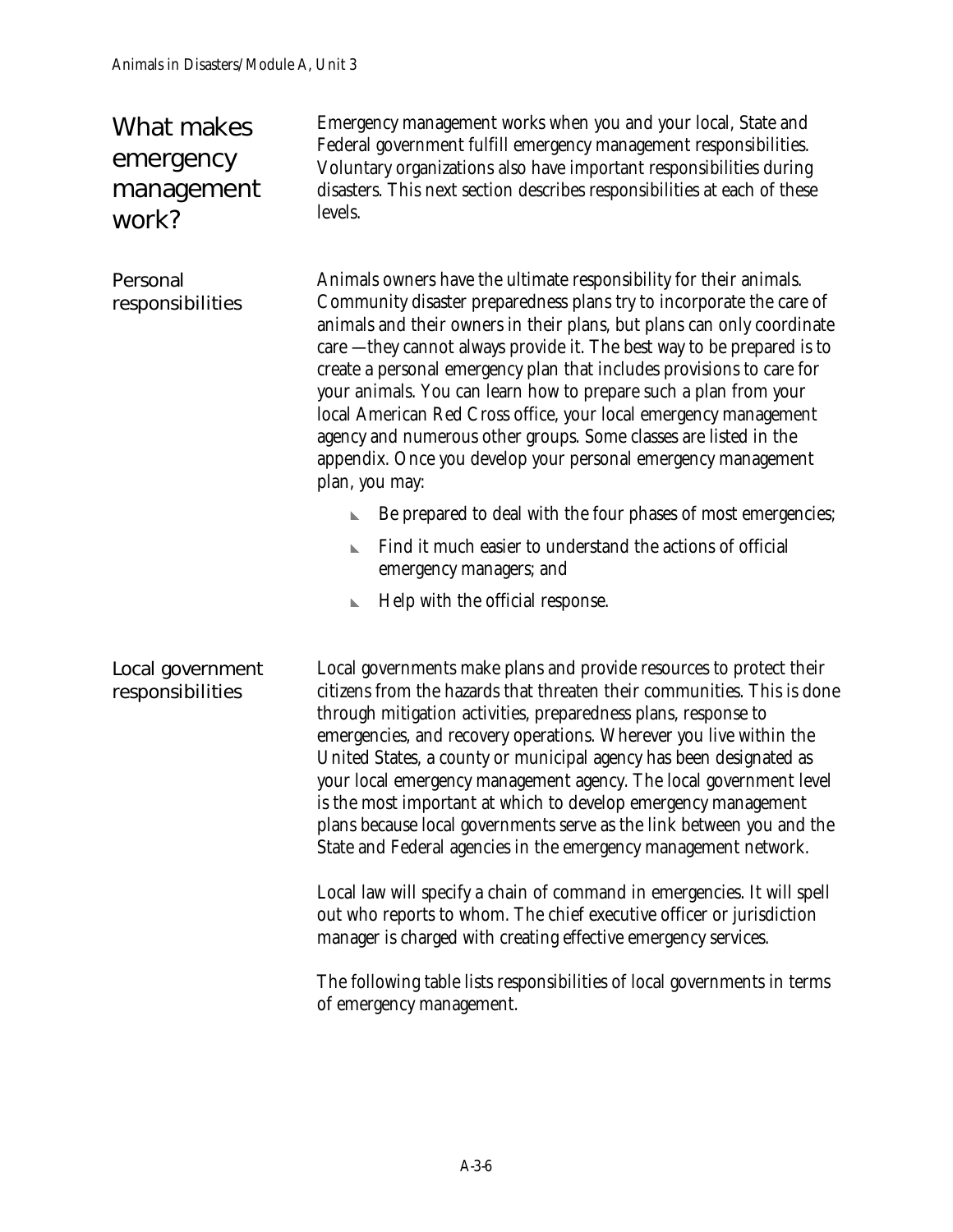## What makes emergency management work?

Emergency management works when you and your local, State and Federal government fulfill emergency management responsibilities. Voluntary organizations also have important responsibilities during disasters. This next section describes responsibilities at each of these levels.

### Personal responsibilities

Animals owners have the ultimate responsibility for their animals. Community disaster preparedness plans try to incorporate the care of animals and their owners in their plans, but plans can only coordinate care —they cannot always provide it. The best way to be prepared is to create a personal emergency plan that includes provisions to care for your animals. You can learn how to prepare such a plan from your local American Red Cross office, your local emergency management agency and numerous other groups. Some classes are listed in the appendix. Once you develop your personal emergency management plan, you may:

- Be prepared to deal with the four phases of most emergencies;
- Find it much easier to understand the actions of official emergency managers; and
- Help with the official response.

### Local government responsibilities

Local governments make plans and provide resources to protect their citizens from the hazards that threaten their communities. This is done through mitigation activities, preparedness plans, response to emergencies, and recovery operations. Wherever you live within the United States, a county or municipal agency has been designated as your local emergency management agency. The local government level is the most important at which to develop emergency management plans because local governments serve as the link between you and the State and Federal agencies in the emergency management network.

Local law will specify a chain of command in emergencies. It will spell out who reports to whom. The chief executive officer or jurisdiction manager is charged with creating effective emergency services.

The following table lists responsibilities of local governments in terms of emergency management.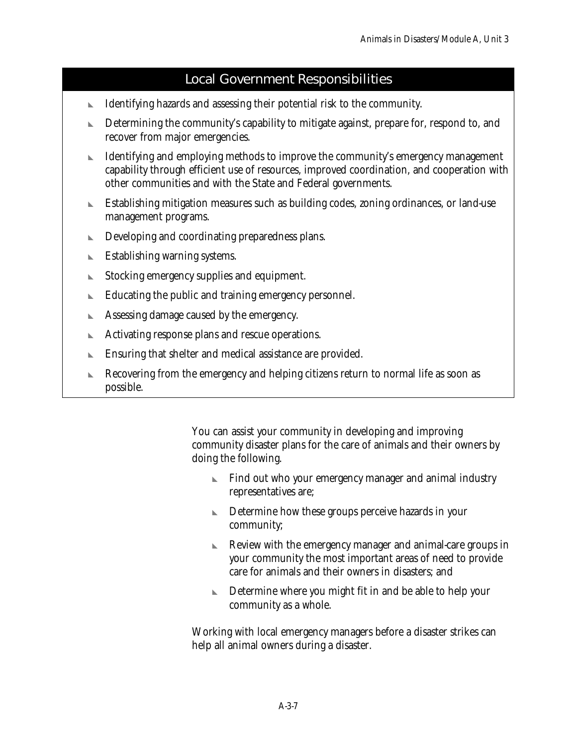## Local Government Responsibilities

- Identifying hazards and assessing their potential risk to the community.
- Determining the community's capability to mitigate against, prepare for, respond to, and recover from major emergencies.
- Identifying and employing methods to improve the community's emergency management capability through efficient use of resources, improved coordination, and cooperation with other communities and with the State and Federal governments.
- Establishing mitigation measures such as building codes, zoning ordinances, or land-use management programs.
- Developing and coordinating preparedness plans.
- Establishing warning systems.
- Stocking emergency supplies and equipment.
- Educating the public and training emergency personnel.
- Assessing damage caused by the emergency.
- Activating response plans and rescue operations.
- Ensuring that shelter and medical assistance are provided.
- Recovering from the emergency and helping citizens return to normal life as soon as possible.

You can assist your community in developing and improving community disaster plans for the care of animals and their owners by doing the following.

- Find out who your emergency manager and animal industry representatives are;
- Determine how these groups perceive hazards in your community;
- Review with the emergency manager and animal-care groups in your community the most important areas of need to provide care for animals and their owners in disasters; and
- Determine where you might fit in and be able to help your community as a whole.

Working with local emergency managers before a disaster strikes can help all animal owners during a disaster.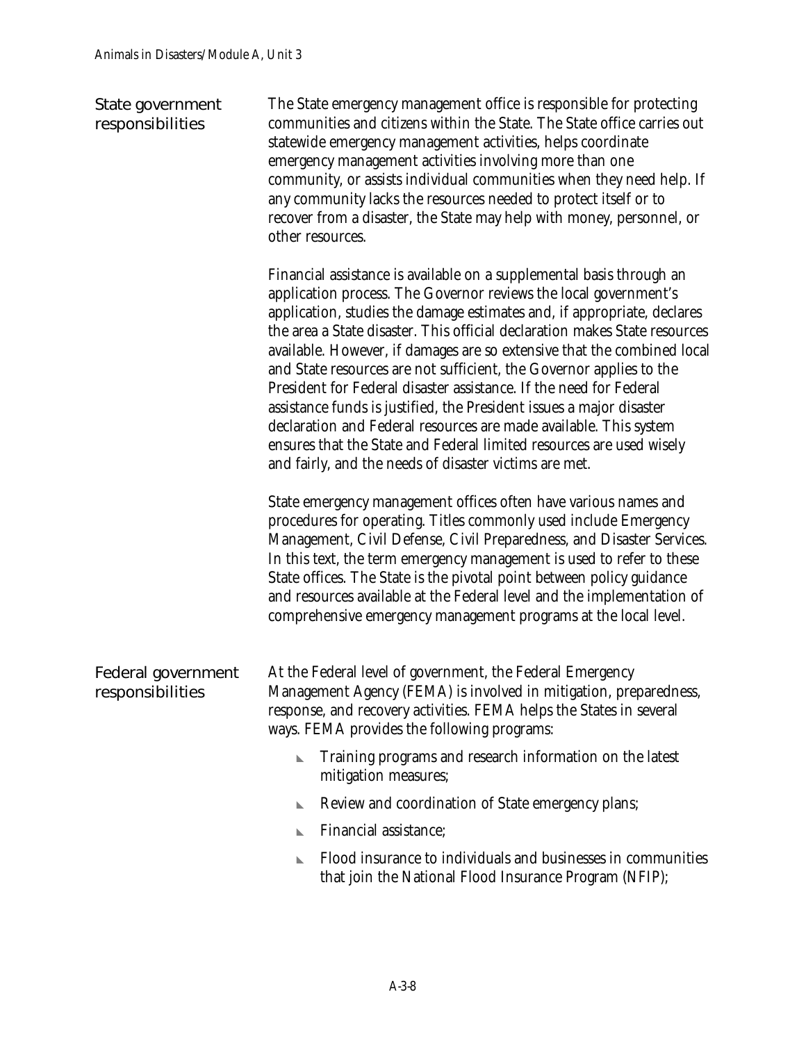### State government responsibilities

The State emergency management office is responsible for protecting communities and citizens within the State. The State office carries out statewide emergency management activities, helps coordinate emergency management activities involving more than one community, or assists individual communities when they need help. If any community lacks the resources needed to protect itself or to recover from a disaster, the State may help with money, personnel, or other resources.

Financial assistance is available on a supplemental basis through an application process. The Governor reviews the local government's application, studies the damage estimates and, if appropriate, declares the area a State disaster. This official declaration makes State resources available. However, if damages are so extensive that the combined local and State resources are not sufficient, the Governor applies to the President for Federal disaster assistance. If the need for Federal assistance funds is justified, the President issues a major disaster declaration and Federal resources are made available. This system ensures that the State and Federal limited resources are used wisely and fairly, and the needs of disaster victims are met.

State emergency management offices often have various names and procedures for operating. Titles commonly used include Emergency Management, Civil Defense, Civil Preparedness, and Disaster Services. In this text, the term emergency management is used to refer to these State offices. The State is the pivotal point between policy guidance and resources available at the Federal level and the implementation of comprehensive emergency management programs at the local level.

### Federal government responsibilities

At the Federal level of government, the Federal Emergency Management Agency (FEMA) is involved in mitigation, preparedness, response, and recovery activities. FEMA helps the States in several ways. FEMA provides the following programs:

- Training programs and research information on the latest mitigation measures;
- Review and coordination of State emergency plans;
- Financial assistance;
- Flood insurance to individuals and businesses in communities that join the National Flood Insurance Program (NFIP);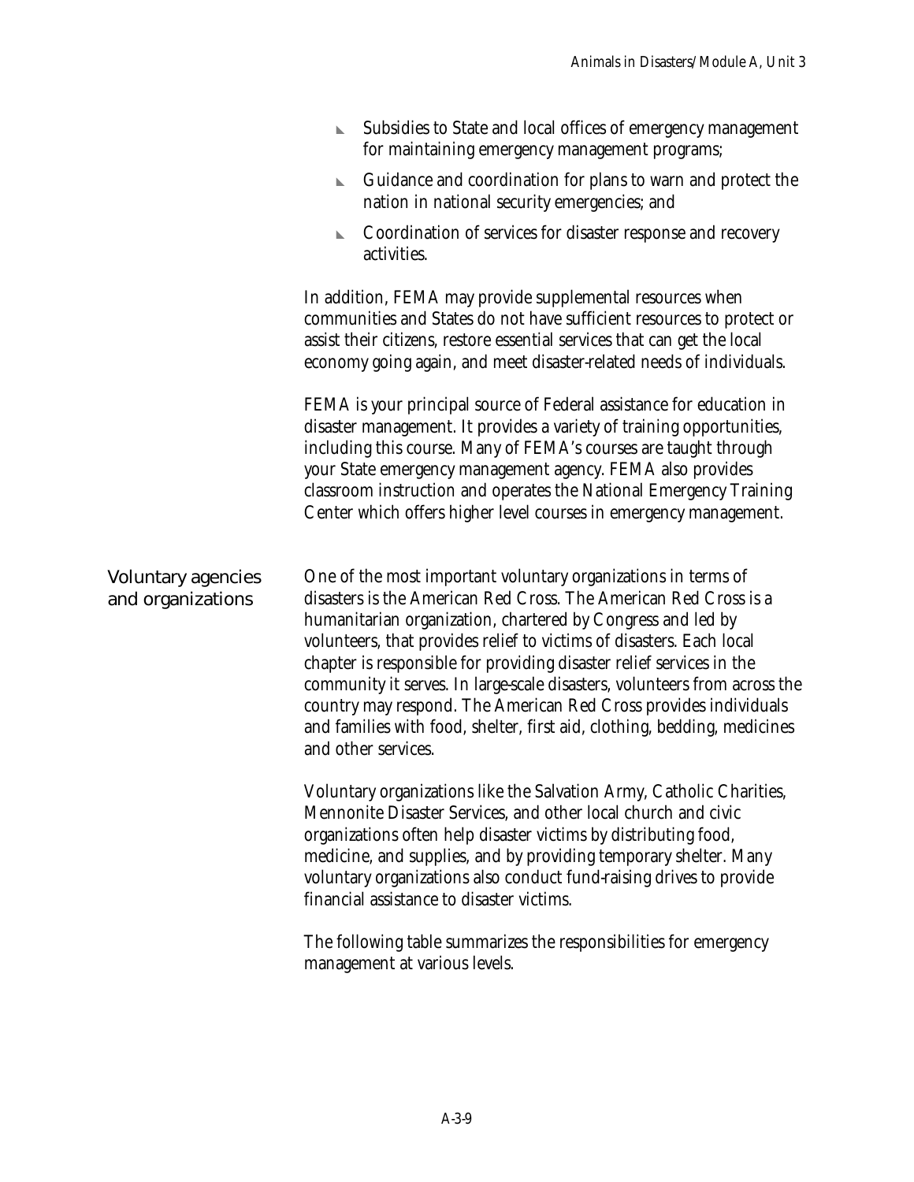- Subsidies to State and local offices of emergency management for maintaining emergency management programs;
- Guidance and coordination for plans to warn and protect the nation in national security emergencies; and
- Coordination of services for disaster response and recovery activities.

In addition, FEMA may provide supplemental resources when communities and States do not have sufficient resources to protect or assist their citizens, restore essential services that can get the local economy going again, and meet disaster-related needs of individuals.

FEMA is your principal source of Federal assistance for education in disaster management. It provides a variety of training opportunities, including this course. Many of FEMA's courses are taught through your State emergency management agency. FEMA also provides classroom instruction and operates the National Emergency Training Center which offers higher level courses in emergency management.

## Voluntary agencies and organizations

One of the most important voluntary organizations in terms of disasters is the American Red Cross. The American Red Cross is a humanitarian organization, chartered by Congress and led by volunteers, that provides relief to victims of disasters. Each local chapter is responsible for providing disaster relief services in the community it serves. In large-scale disasters, volunteers from across the country may respond. The American Red Cross provides individuals and families with food, shelter, first aid, clothing, bedding, medicines and other services.

Voluntary organizations like the Salvation Army, Catholic Charities, Mennonite Disaster Services, and other local church and civic organizations often help disaster victims by distributing food, medicine, and supplies, and by providing temporary shelter. Many voluntary organizations also conduct fund-raising drives to provide financial assistance to disaster victims.

The following table summarizes the responsibilities for emergency management at various levels.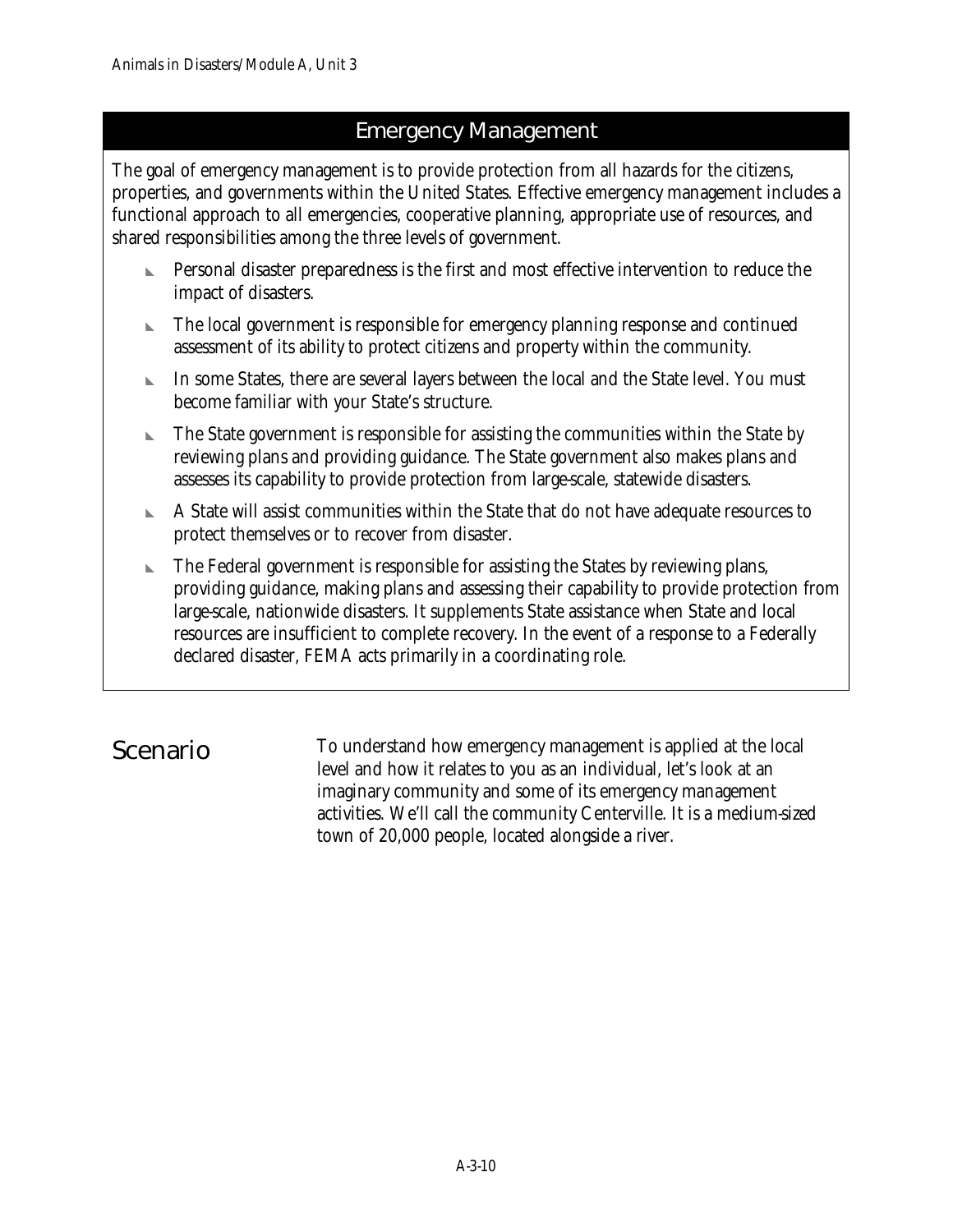## Emergency Management

The goal of emergency management is to provide protection from all hazards for the citizens, properties, and governments within the United States. Effective emergency management includes a functional approach to all emergencies, cooperative planning, appropriate use of resources, and shared responsibilities among the three levels of government.

- Personal disaster preparedness is the first and most effective intervention to reduce the impact of disasters.
- The local government is responsible for emergency planning response and continued assessment of its ability to protect citizens and property within the community.
- In some States, there are several layers between the local and the State level. You must become familiar with your State's structure.
- The State government is responsible for assisting the communities within the State by reviewing plans and providing guidance. The State government also makes plans and assesses its capability to provide protection from large-scale, statewide disasters.
- A State will assist communities within the State that do not have adequate resources to protect themselves or to recover from disaster.
- The Federal government is responsible for assisting the States by reviewing plans, providing guidance, making plans and assessing their capability to provide protection from large-scale, nationwide disasters. It supplements State assistance when State and local resources are insufficient to complete recovery. In the event of a response to a Federally declared disaster, FEMA acts primarily in a coordinating role.

## Scenario

To understand how emergency management is applied at the local level and how it relates to you as an individual, let's look at an imaginary community and some of its emergency management activities. We'll call the community Centerville. It is a medium-sized town of 20,000 people, located alongside a river.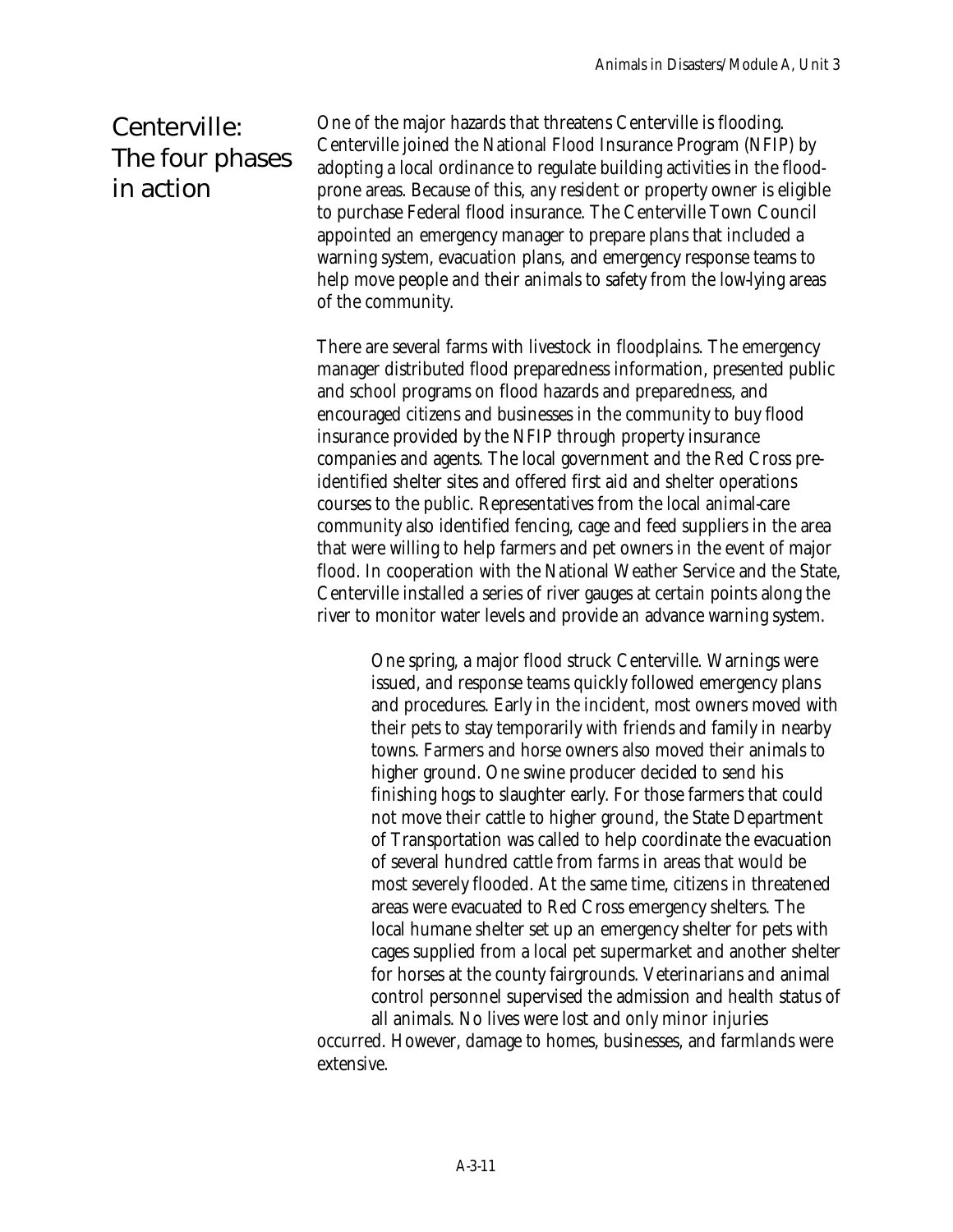## Centerville: The four phases in action

One of the major hazards that threatens Centerville is flooding. Centerville joined the National Flood Insurance Program (NFIP) by adopting a local ordinance to regulate building activities in the flood-prone areas. Because of this, any resident or property owner is eligible to purchase Federal flood insurance. The Centerville Town Council appointed an emergency manager to prepare plans that included a warning system, evacuation plans, and emergency response teams to help move people and their animals to safety from the low-lying areas of the community.

There are several farms with livestock in floodplains. The emergency manager distributed flood preparedness information, presented public and school programs on flood hazards and preparedness, and encouraged citizens and businesses in the community to buy flood insurance provided by the NFIP through property insurance companies and agents. The local government and the Red Cross pre-identified shelter sites and offered first aid and shelter operations courses to the public. Representatives from the local animal-care community also identified fencing, cage and feed suppliers in the area that were willing to help farmers and pet owners in the event of major flood. In cooperation with the National Weather Service and the State, Centerville installed a series of river gauges at certain points along the river to monitor water levels and provide an advance warning system.

One spring, a major flood struck Centerville. Warnings were issued, and response teams quickly followed emergency plans and procedures. Early in the incident, most owners moved with their pets to stay temporarily with friends and family in nearby towns. Farmers and horse owners also moved their animals to higher ground. One swine producer decided to send his finishing hogs to slaughter early. For those farmers that could not move their cattle to higher ground, the State Department of Transportation was called to help coordinate the evacuation of several hundred cattle from farms in areas that would be most severely flooded. At the same time, citizens in threatened areas were evacuated to Red Cross emergency shelters. The local humane shelter set up an emergency shelter for pets with cages supplied from a local pet supermarket and another shelter for horses at the county fairgrounds. Veterinarians and animal control personnel supervised the admission and health status of all animals. No lives were lost and only minor injuries occurred. However, damage to homes, businesses, and farmlands were extensive.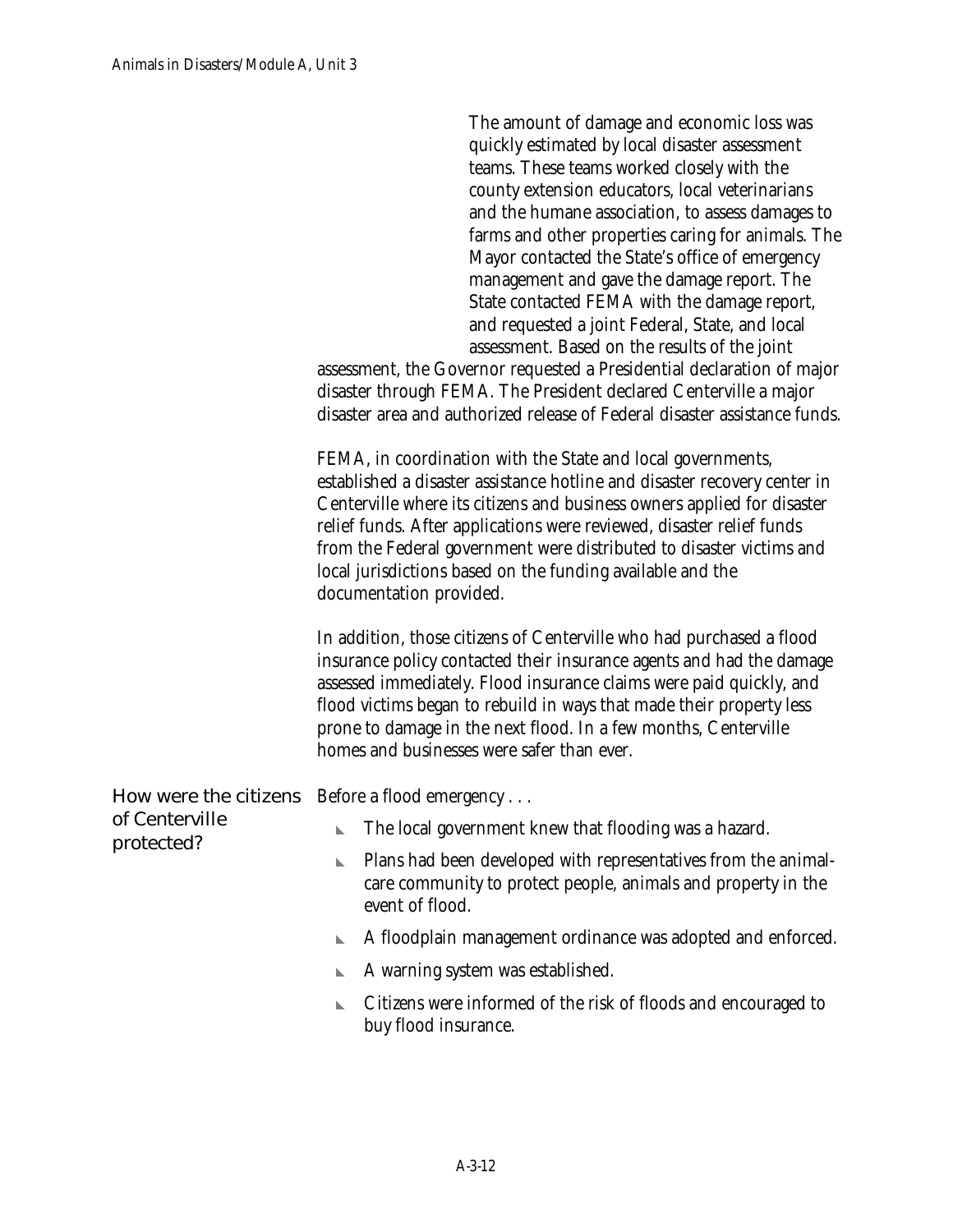The amount of damage and economic loss was quickly estimated by local disaster assessment teams. These teams worked closely with the county extension educators, local veterinarians and the humane association, to assess damages to farms and other properties caring for animals. The Mayor contacted the State's office of emergency management and gave the damage report. The State contacted FEMA with the damage report, and requested a joint Federal, State, and local assessment. Based on the results of the joint assessment, the Governor requested a Presidential declaration of major disaster through FEMA. The President declared Centerville a major disaster area and authorized release of Federal disaster assistance funds.

FEMA, in coordination with the State and local governments, established a disaster assistance hotline and disaster recovery center in Centerville where its citizens and business owners applied for disaster relief funds. After applications were reviewed, disaster relief funds from the Federal government were distributed to disaster victims and local jurisdictions based on the funding available and the documentation provided.

In addition, those citizens of Centerville who had purchased a flood insurance policy contacted their insurance agents and had the damage assessed immediately. Flood insurance claims were paid quickly, and flood victims began to rebuild in ways that made their property less prone to damage in the next flood. In a few months, Centerville homes and businesses were safer than ever.

## How were the citizens of Centerville protected?

Before a flood emergency . . .

- The local government knew that flooding was a hazard.
- Plans had been developed with representatives from the animal-care community to protect people, animals and property in the event of flood.
- A floodplain management ordinance was adopted and enforced.
- A warning system was established.
- Citizens were informed of the risk of floods and encouraged to buy flood insurance.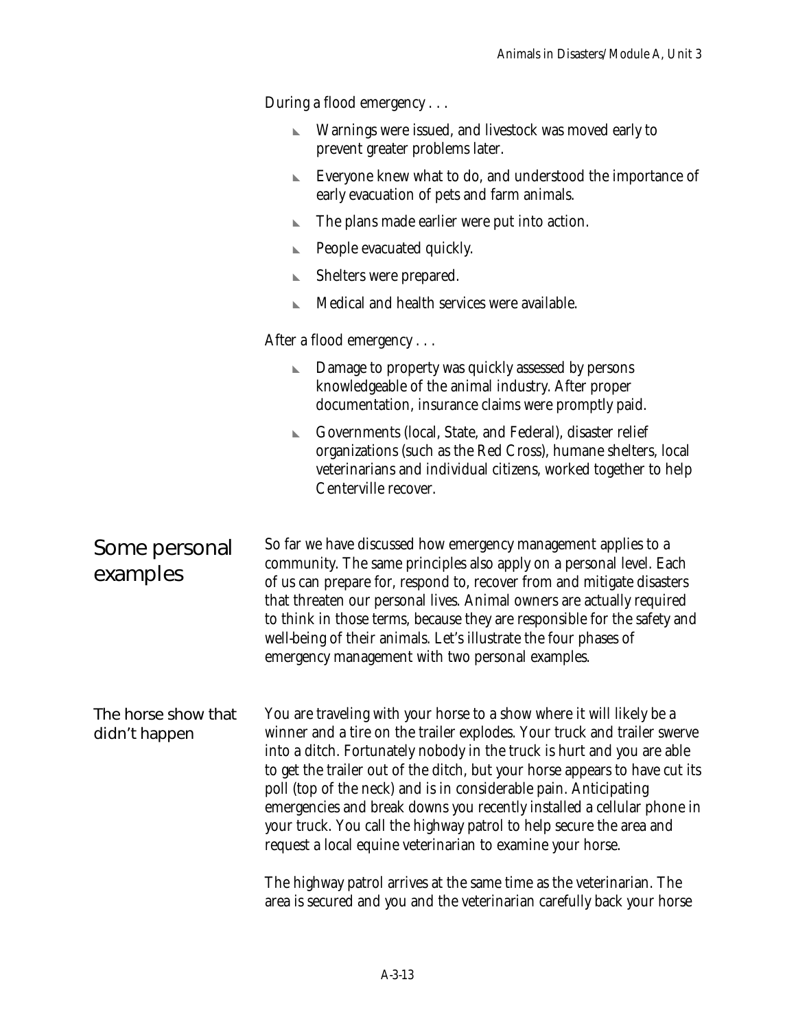During a flood emergency . . .

- Warnings were issued, and livestock was moved early to prevent greater problems later.
- Everyone knew what to do, and understood the importance of early evacuation of pets and farm animals.
- The plans made earlier were put into action.
- People evacuated quickly.
- Shelters were prepared.
- Medical and health services were available.

After a flood emergency . . .

- Damage to property was quickly assessed by persons knowledgeable of the animal industry. After proper documentation, insurance claims were promptly paid.
- Governments (local, State, and Federal), disaster relief organizations (such as the Red Cross), humane shelters, local veterinarians and individual citizens, worked together to help Centerville recover.

## Some personal examples

So far we have discussed how emergency management applies to a community. The same principles also apply on a personal level. Each of us can prepare for, respond to, recover from and mitigate disasters that threaten our personal lives. Animal owners are actually required to think in those terms, because they are responsible for the safety and well-being of their animals. Let's illustrate the four phases of emergency management with two personal examples.

### The horse show that didn't happen

You are traveling with your horse to a show where it will likely be a winner and a tire on the trailer explodes. Your truck and trailer swerve into a ditch. Fortunately nobody in the truck is hurt and you are able to get the trailer out of the ditch, but your horse appears to have cut its poll (top of the neck) and is in considerable pain. Anticipating emergencies and break downs you recently installed a cellular phone in your truck. You call the highway patrol to help secure the area and request a local equine veterinarian to examine your horse.

The highway patrol arrives at the same time as the veterinarian. The area is secured and you and the veterinarian carefully back your horse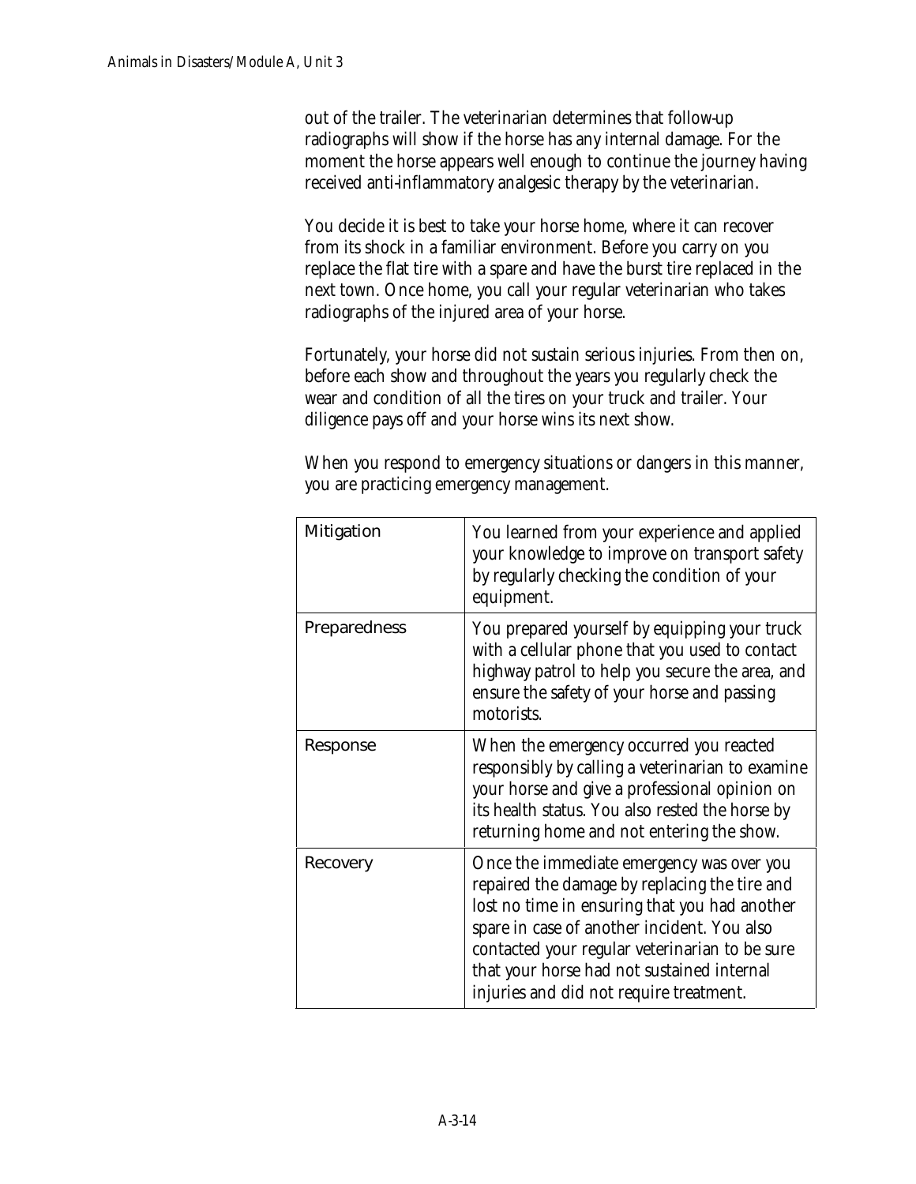out of the trailer. The veterinarian determines that follow-up radiographs will show if the horse has any internal damage. For the moment the horse appears well enough to continue the journey having received anti-inflammatory analgesic therapy by the veterinarian.

You decide it is best to take your horse home, where it can recover from its shock in a familiar environment. Before you carry on you replace the flat tire with a spare and have the burst tire replaced in the next town. Once home, you call your regular veterinarian who takes radiographs of the injured area of your horse.

Fortunately, your horse did not sustain serious injuries. From then on, before each show and throughout the years you regularly check the wear and condition of all the tires on your truck and trailer. Your diligence pays off and your horse wins its next show.

When you respond to emergency situations or dangers in this manner, you are practicing emergency management.

| | |
|---|---|
| Mitigation | You learned from your experience and applied your knowledge to improve on transport safety by regularly checking the condition of your equipment. |
| Preparedness | You prepared yourself by equipping your truck with a cellular phone that you used to contact highway patrol to help you secure the area, and ensure the safety of your horse and passing motorists. |
| Response | When the emergency occurred you reacted responsibly by calling a veterinarian to examine your horse and give a professional opinion on its health status. You also rested the horse by returning home and not entering the show. |
| Recovery | Once the immediate emergency was over you repaired the damage by replacing the tire and lost no time in ensuring that you had another spare in case of another incident. You also contacted your regular veterinarian to be sure that your horse had not sustained internal injuries and did not require treatment. |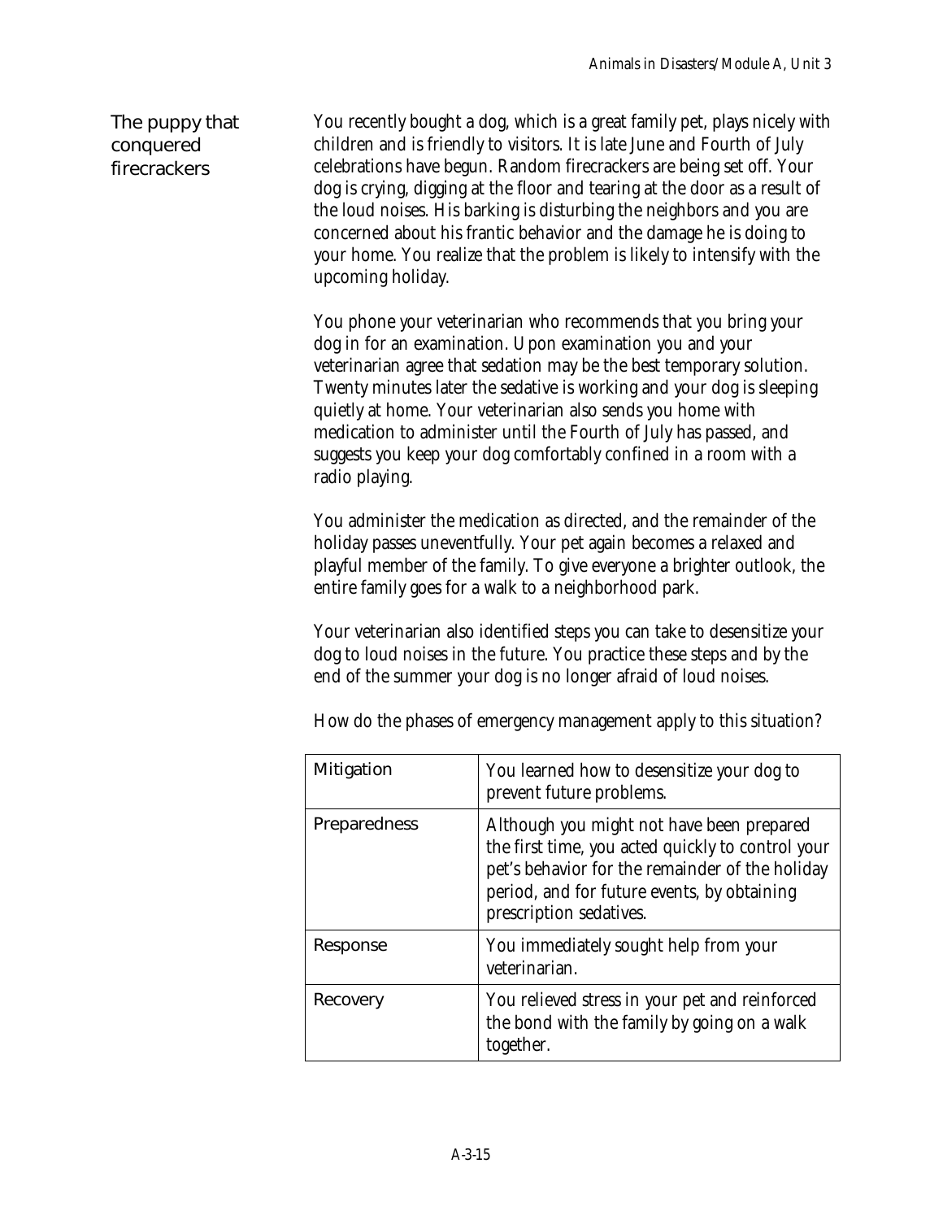## The puppy that conquered firecrackers

You recently bought a dog, which is a great family pet, plays nicely with children and is friendly to visitors. It is late June and Fourth of July celebrations have begun. Random firecrackers are being set off. Your dog is crying, digging at the floor and tearing at the door as a result of the loud noises. His barking is disturbing the neighbors and you are concerned about his frantic behavior and the damage he is doing to your home. You realize that the problem is likely to intensify with the upcoming holiday.

You phone your veterinarian who recommends that you bring your dog in for an examination. Upon examination you and your veterinarian agree that sedation may be the best temporary solution. Twenty minutes later the sedative is working and your dog is sleeping quietly at home. Your veterinarian also sends you home with medication to administer until the Fourth of July has passed, and suggests you keep your dog comfortably confined in a room with a radio playing.

You administer the medication as directed, and the remainder of the holiday passes uneventfully. Your pet again becomes a relaxed and playful member of the family. To give everyone a brighter outlook, the entire family goes for a walk to a neighborhood park.

Your veterinarian also identified steps you can take to desensitize your dog to loud noises in the future. You practice these steps and by the end of the summer your dog is no longer afraid of loud noises.

How do the phases of emergency management apply to this situation?

| | |
|---|---|
| Mitigation | You learned how to desensitize your dog to prevent future problems. |
| Preparedness | Although you might not have been prepared the first time, you acted quickly to control your pet's behavior for the remainder of the holiday period, and for future events, by obtaining prescription sedatives. |
| Response | You immediately sought help from your veterinarian. |
| Recovery | You relieved stress in your pet and reinforced the bond with the family by going on a walk together. |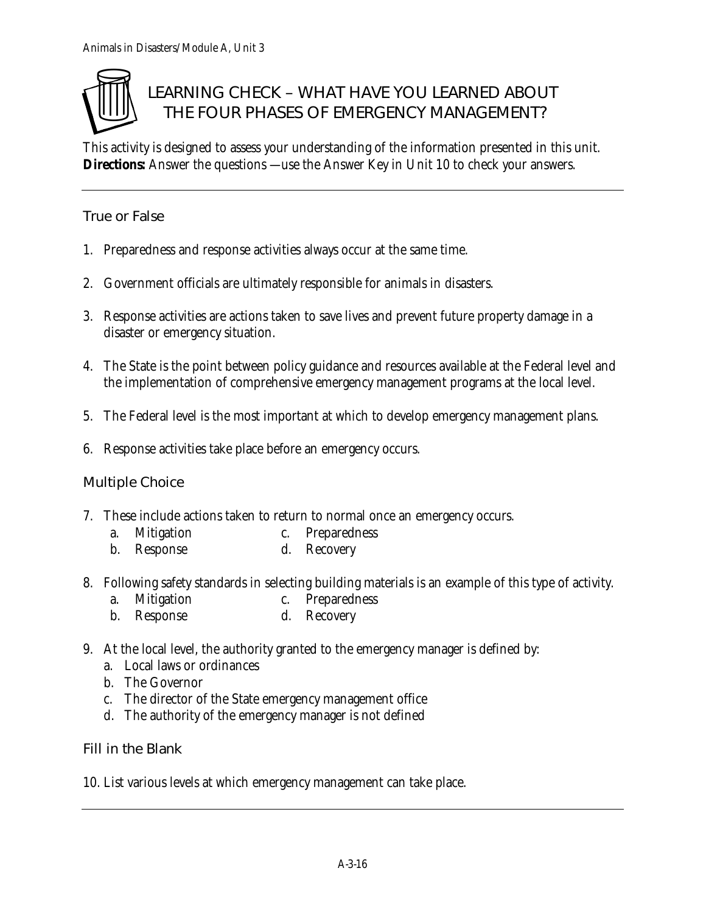# LEARNING CHECK – WHAT HAVE YOU LEARNED ABOUT THE FOUR PHASES OF EMERGENCY MANAGEMENT?

This activity is designed to assess your understanding of the information presented in this unit.
**Directions:** Answer the questions —use the Answer Key in Unit 10 to check your answers.

---

## True or False

1. Preparedness and response activities always occur at the same time.

2. Government officials are ultimately responsible for animals in disasters.

3. Response activities are actions taken to save lives and prevent future property damage in a disaster or emergency situation.

4. The State is the point between policy guidance and resources available at the Federal level and the implementation of comprehensive emergency management programs at the local level.

5. The Federal level is the most important at which to develop emergency management plans.

6. Response activities take place before an emergency occurs.

## Multiple Choice

7. These include actions taken to return to normal once an emergency occurs.
   a. Mitigation
   b. Response
   c. Preparedness
   d. Recovery

8. Following safety standards in selecting building materials is an example of this type of activity.
   a. Mitigation
   b. Response
   c. Preparedness
   d. Recovery

9. At the local level, the authority granted to the emergency manager is defined by:
   a. Local laws or ordinances
   b. The Governor
   c. The director of the State emergency management office
   d. The authority of the emergency manager is not defined

## Fill in the Blank

10. List various levels at which emergency management can take place.

---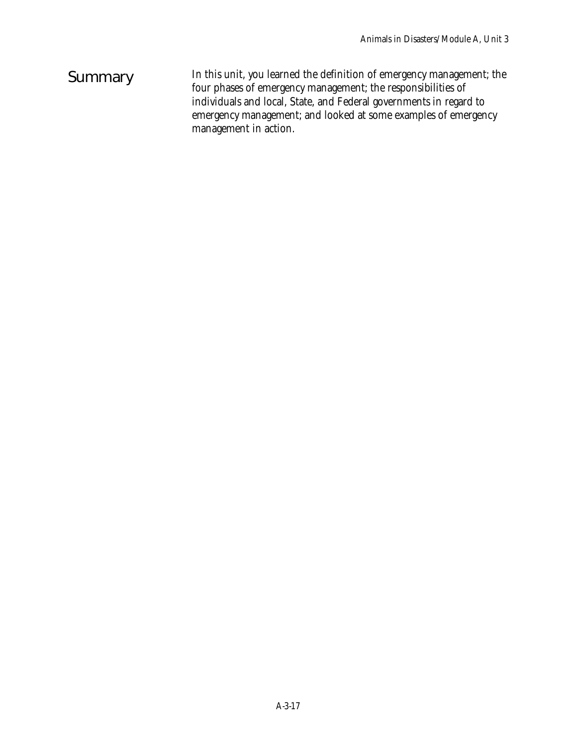## Summary

In this unit, you learned the definition of emergency management; the four phases of emergency management; the responsibilities of individuals and local, State, and Federal governments in regard to emergency management; and looked at some examples of emergency management in action.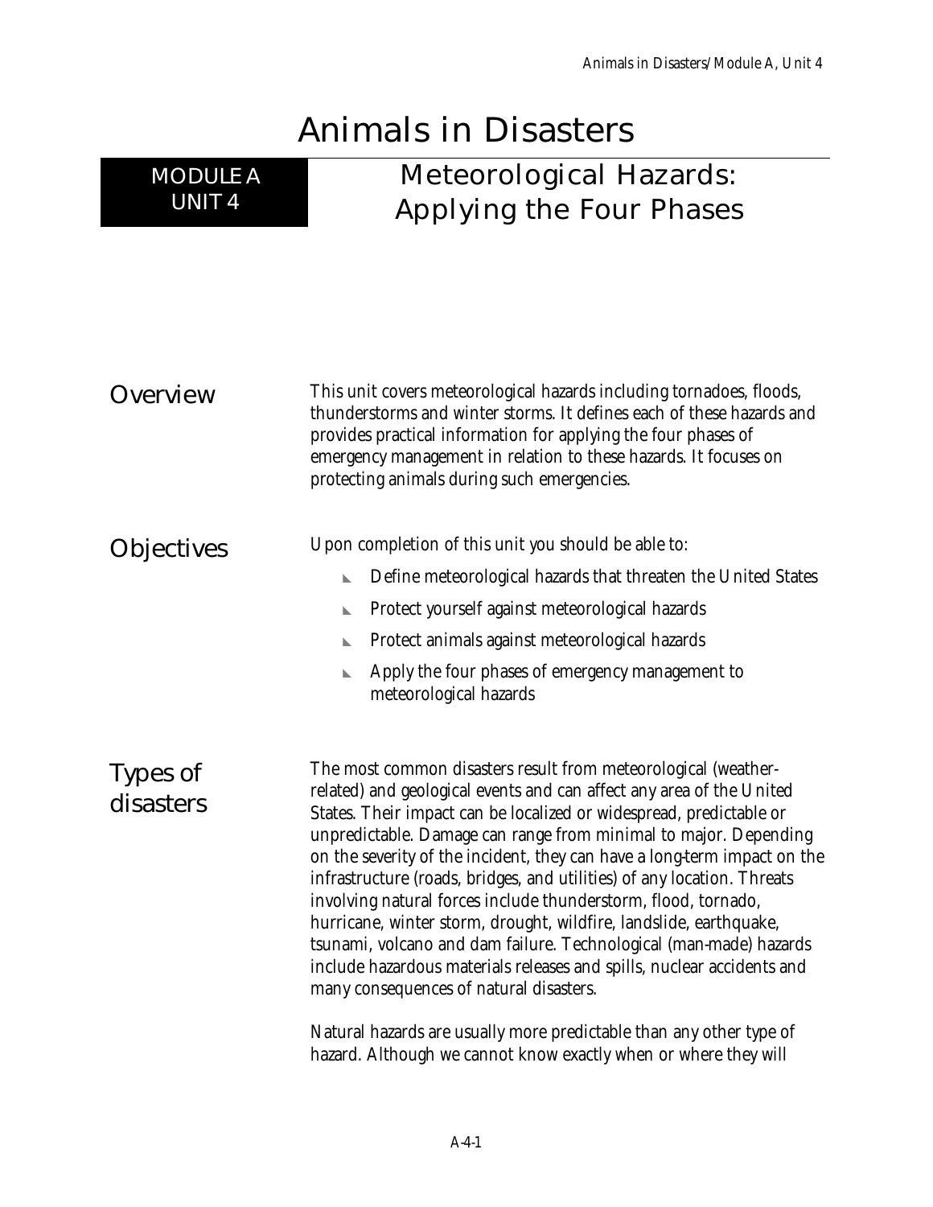# Animals in Disasters

## MODULE A UNIT 4

## Meteorological Hazards: Applying the Four Phases

### Overview

This unit covers meteorological hazards including tornadoes, floods, thunderstorms and winter storms. It defines each of these hazards and provides practical information for applying the four phases of emergency management in relation to these hazards. It focuses on protecting animals during such emergencies.

### Objectives

Upon completion of this unit you should be able to:

- Define meteorological hazards that threaten the United States
- Protect yourself against meteorological hazards
- Protect animals against meteorological hazards
- Apply the four phases of emergency management to meteorological hazards

### Types of disasters

The most common disasters result from meteorological (weather-related) and geological events and can affect any area of the United States. Their impact can be localized or widespread, predictable or unpredictable. Damage can range from minimal to major. Depending on the severity of the incident, they can have a long-term impact on the infrastructure (roads, bridges, and utilities) of any location. Threats involving natural forces include thunderstorm, flood, tornado, hurricane, winter storm, drought, wildfire, landslide, earthquake, tsunami, volcano and dam failure. Technological (man-made) hazards include hazardous materials releases and spills, nuclear accidents and many consequences of natural disasters.

Natural hazards are usually more predictable than any other type of hazard. Although we cannot know exactly when or where they will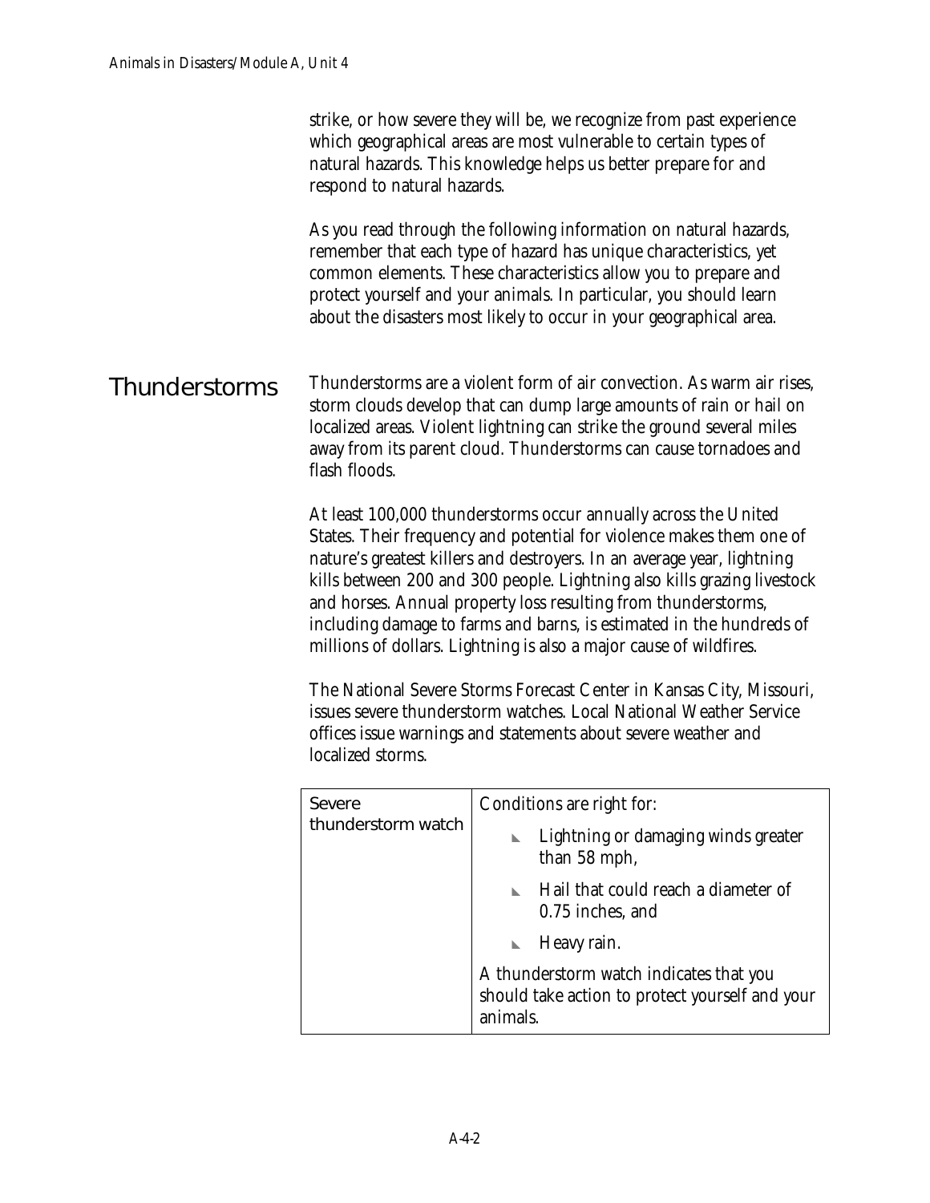strike, or how severe they will be, we recognize from past experience which geographical areas are most vulnerable to certain types of natural hazards. This knowledge helps us better prepare for and respond to natural hazards.

As you read through the following information on natural hazards, remember that each type of hazard has unique characteristics, yet common elements. These characteristics allow you to prepare and protect yourself and your animals. In particular, you should learn about the disasters most likely to occur in your geographical area.

## Thunderstorms

Thunderstorms are a violent form of air convection. As warm air rises, storm clouds develop that can dump large amounts of rain or hail on localized areas. Violent lightning can strike the ground several miles away from its parent cloud. Thunderstorms can cause tornadoes and flash floods.

At least 100,000 thunderstorms occur annually across the United States. Their frequency and potential for violence makes them one of nature's greatest killers and destroyers. In an average year, lightning kills between 200 and 300 people. Lightning also kills grazing livestock and horses. Annual property loss resulting from thunderstorms, including damage to farms and barns, is estimated in the hundreds of millions of dollars. Lightning is also a major cause of wildfires.

The National Severe Storms Forecast Center in Kansas City, Missouri, issues severe thunderstorm watches. Local National Weather Service offices issue warnings and statements about severe weather and localized storms.

| | |
|---|---|
| Severe thunderstorm watch | Conditions are right for:<br>- Lightning or damaging winds greater than 58 mph,<br>- Hail that could reach a diameter of 0.75 inches, and<br>- Heavy rain.<br><br>A thunderstorm watch indicates that you should take action to protect yourself and your animals. |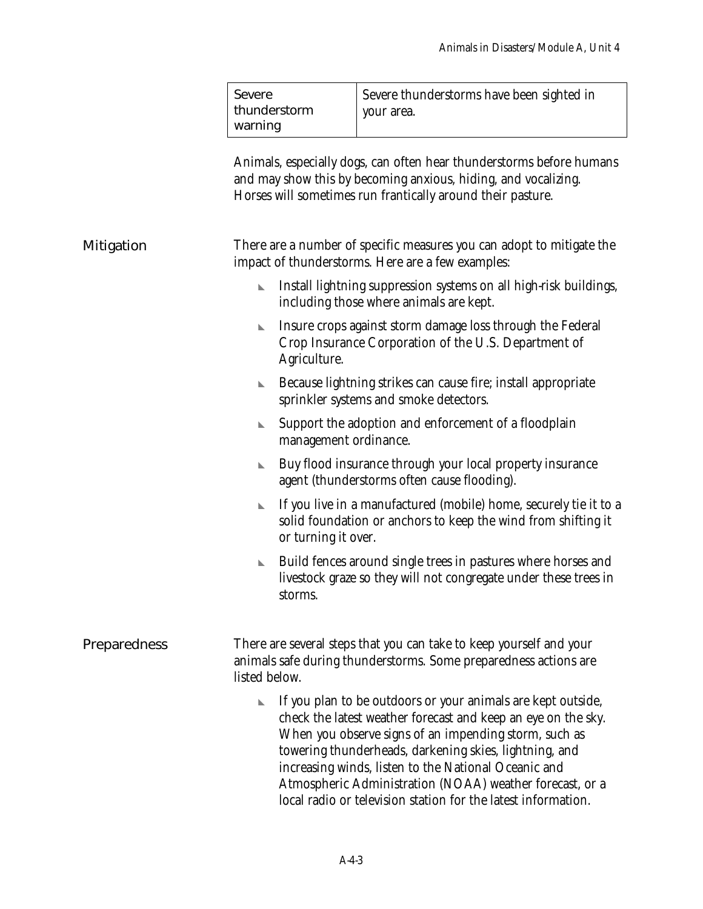| Severe thunderstorm warning | Severe thunderstorms have been sighted in your area. |
|---|---|

Animals, especially dogs, can often hear thunderstorms before humans and may show this by becoming anxious, hiding, and vocalizing. Horses will sometimes run frantically around their pasture.

## Mitigation

There are a number of specific measures you can adopt to mitigate the impact of thunderstorms. Here are a few examples:

- Install lightning suppression systems on all high-risk buildings, including those where animals are kept.
- Insure crops against storm damage loss through the Federal Crop Insurance Corporation of the U.S. Department of Agriculture.
- Because lightning strikes can cause fire; install appropriate sprinkler systems and smoke detectors.
- Support the adoption and enforcement of a floodplain management ordinance.
- Buy flood insurance through your local property insurance agent (thunderstorms often cause flooding).
- If you live in a manufactured (mobile) home, securely tie it to a solid foundation or anchors to keep the wind from shifting it or turning it over.
- Build fences around single trees in pastures where horses and livestock graze so they will not congregate under these trees in storms.

## Preparedness

There are several steps that you can take to keep yourself and your animals safe during thunderstorms. Some preparedness actions are listed below.

- If you plan to be outdoors or your animals are kept outside, check the latest weather forecast and keep an eye on the sky. When you observe signs of an impending storm, such as towering thunderheads, darkening skies, lightning, and increasing winds, listen to the National Oceanic and Atmospheric Administration (NOAA) weather forecast, or a local radio or television station for the latest information.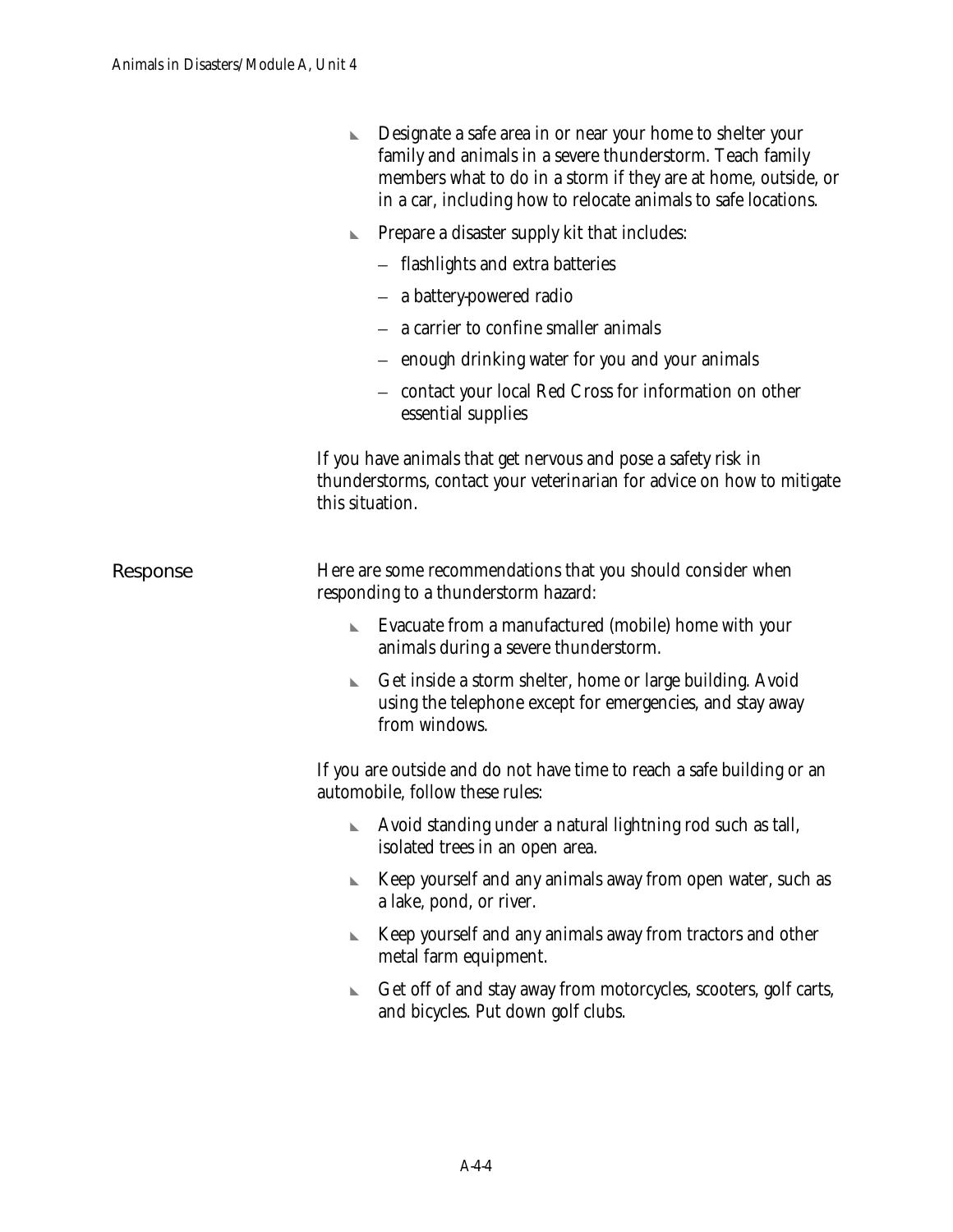- Designate a safe area in or near your home to shelter your family and animals in a severe thunderstorm. Teach family members what to do in a storm if they are at home, outside, or in a car, including how to relocate animals to safe locations.
- Prepare a disaster supply kit that includes:
  - flashlights and extra batteries
  - a battery-powered radio
  - a carrier to confine smaller animals
  - enough drinking water for you and your animals
  - contact your local Red Cross for information on other essential supplies

If you have animals that get nervous and pose a safety risk in thunderstorms, contact your veterinarian for advice on how to mitigate this situation.

## Response

Here are some recommendations that you should consider when responding to a thunderstorm hazard:

- Evacuate from a manufactured (mobile) home with your animals during a severe thunderstorm.
- Get inside a storm shelter, home or large building. Avoid using the telephone except for emergencies, and stay away from windows.

If you are outside and do not have time to reach a safe building or an automobile, follow these rules:

- Avoid standing under a natural lightning rod such as tall, isolated trees in an open area.
- Keep yourself and any animals away from open water, such as a lake, pond, or river.
- Keep yourself and any animals away from tractors and other metal farm equipment.
- Get off of and stay away from motorcycles, scooters, golf carts, and bicycles. Put down golf clubs.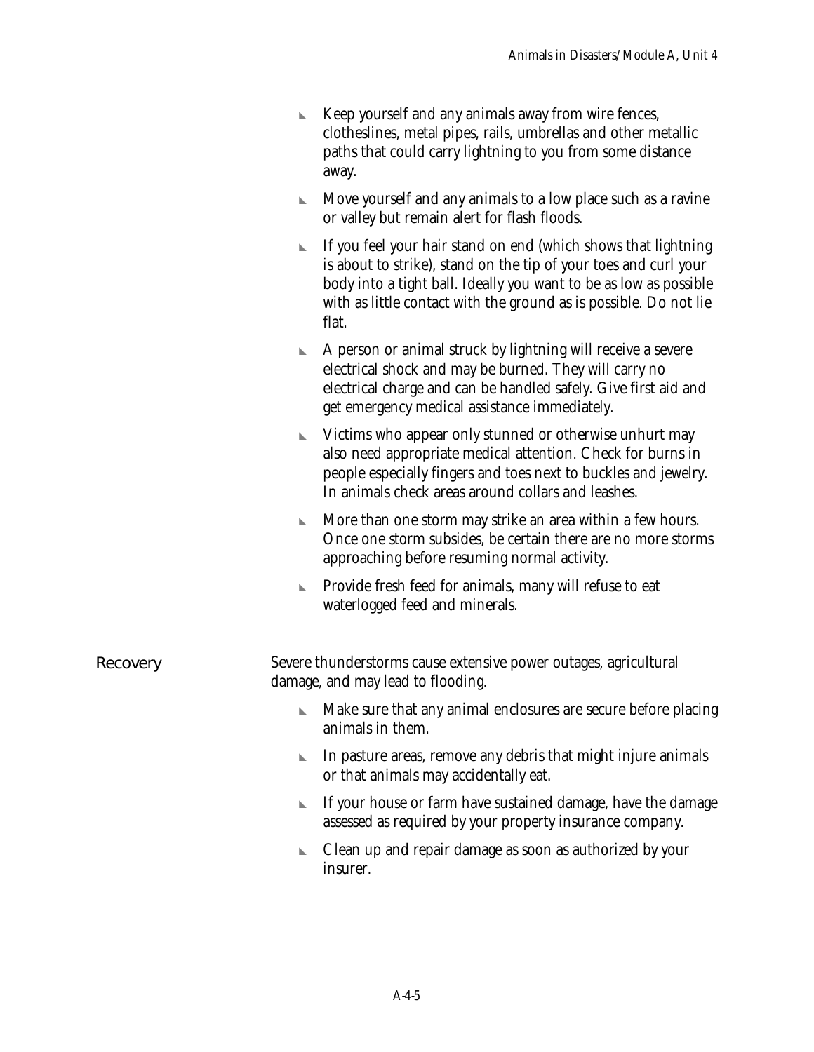- Keep yourself and any animals away from wire fences, clotheslines, metal pipes, rails, umbrellas and other metallic paths that could carry lightning to you from some distance away.
- Move yourself and any animals to a low place such as a ravine or valley but remain alert for flash floods.
- If you feel your hair stand on end (which shows that lightning is about to strike), stand on the tip of your toes and curl your body into a tight ball. Ideally you want to be as low as possible with as little contact with the ground as is possible. Do not lie flat.
- A person or animal struck by lightning will receive a severe electrical shock and may be burned. They will carry no electrical charge and can be handled safely. Give first aid and get emergency medical assistance immediately.
- Victims who appear only stunned or otherwise unhurt may also need appropriate medical attention. Check for burns in people especially fingers and toes next to buckles and jewelry. In animals check areas around collars and leashes.
- More than one storm may strike an area within a few hours. Once one storm subsides, be certain there are no more storms approaching before resuming normal activity.
- Provide fresh feed for animals, many will refuse to eat waterlogged feed and minerals.

## Recovery

Severe thunderstorms cause extensive power outages, agricultural damage, and may lead to flooding.

- Make sure that any animal enclosures are secure before placing animals in them.
- In pasture areas, remove any debris that might injure animals or that animals may accidentally eat.
- If your house or farm have sustained damage, have the damage assessed as required by your property insurance company.
- Clean up and repair damage as soon as authorized by your insurer.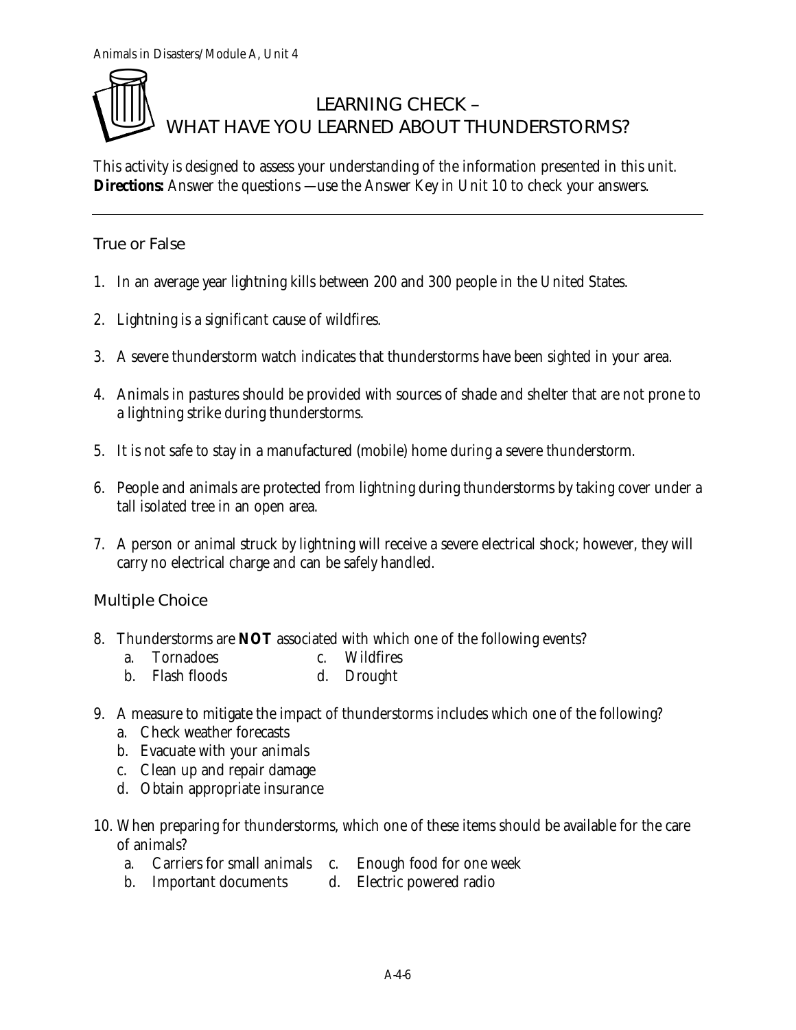# LEARNING CHECK – WHAT HAVE YOU LEARNED ABOUT THUNDERSTORMS?

This activity is designed to assess your understanding of the information presented in this unit.
**Directions:** Answer the questions —use the Answer Key in Unit 10 to check your answers.

---

## True or False

1. In an average year lightning kills between 200 and 300 people in the United States.

2. Lightning is a significant cause of wildfires.

3. A severe thunderstorm watch indicates that thunderstorms have been sighted in your area.

4. Animals in pastures should be provided with sources of shade and shelter that are not prone to a lightning strike during thunderstorms.

5. It is not safe to stay in a manufactured (mobile) home during a severe thunderstorm.

6. People and animals are protected from lightning during thunderstorms by taking cover under a tall isolated tree in an open area.

7. A person or animal struck by lightning will receive a severe electrical shock; however, they will carry no electrical charge and can be safely handled.

## Multiple Choice

8. Thunderstorms are **NOT** associated with which one of the following events?
   - a. Tornadoes
   - b. Flash floods
   - c. Wildfires
   - d. Drought

9. A measure to mitigate the impact of thunderstorms includes which one of the following?
   - a. Check weather forecasts
   - b. Evacuate with your animals
   - c. Clean up and repair damage
   - d. Obtain appropriate insurance

10. When preparing for thunderstorms, which one of these items should be available for the care of animals?
    - a. Carriers for small animals
    - b. Important documents
    - c. Enough food for one week
    - d. Electric powered radio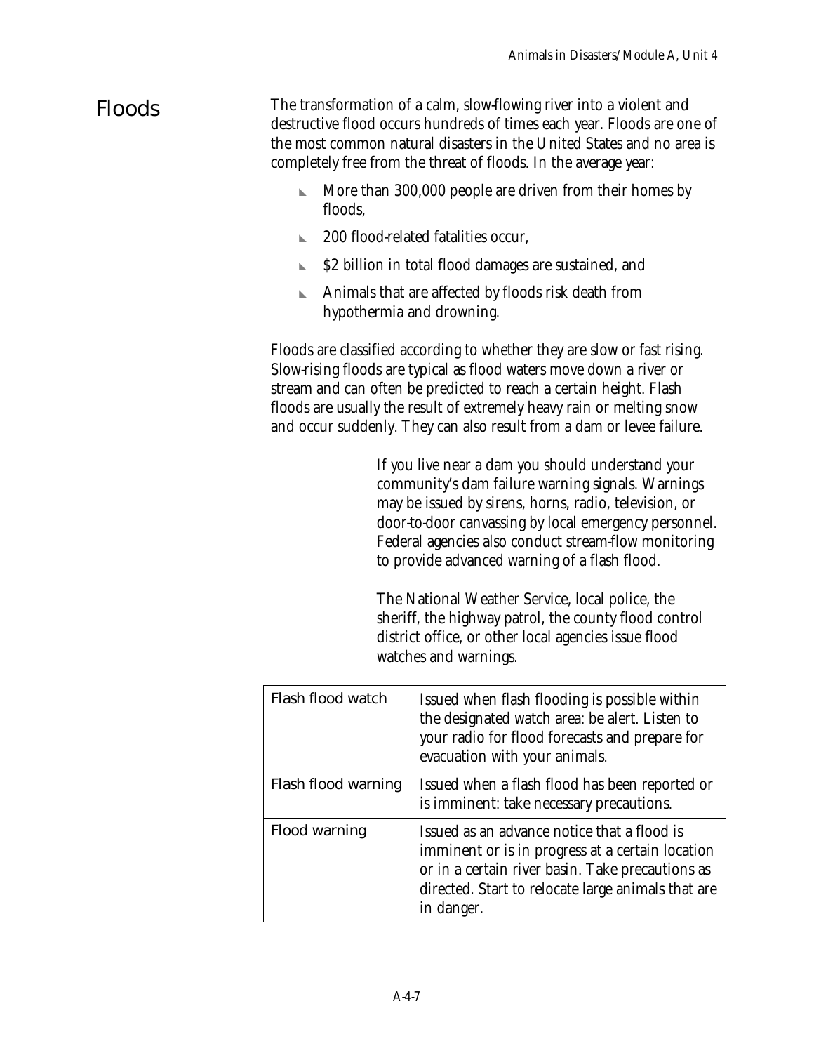## Floods

The transformation of a calm, slow-flowing river into a violent and destructive flood occurs hundreds of times each year. Floods are one of the most common natural disasters in the United States and no area is completely free from the threat of floods. In the average year:

- More than 300,000 people are driven from their homes by floods,
- 200 flood-related fatalities occur,
- $2 billion in total flood damages are sustained, and
- Animals that are affected by floods risk death from hypothermia and drowning.

Floods are classified according to whether they are slow or fast rising. Slow-rising floods are typical as flood waters move down a river or stream and can often be predicted to reach a certain height. Flash floods are usually the result of extremely heavy rain or melting snow and occur suddenly. They can also result from a dam or levee failure.

If you live near a dam you should understand your community's dam failure warning signals. Warnings may be issued by sirens, horns, radio, television, or door-to-door canvassing by local emergency personnel. Federal agencies also conduct stream-flow monitoring to provide advanced warning of a flash flood.

The National Weather Service, local police, the sheriff, the highway patrol, the county flood control district office, or other local agencies issue flood watches and warnings.

| | |
|---|---|
| Flash flood watch | Issued when flash flooding is possible within the designated watch area: be alert. Listen to your radio for flood forecasts and prepare for evacuation with your animals. |
| Flash flood warning | Issued when a flash flood has been reported or is imminent: take necessary precautions. |
| Flood warning | Issued as an advance notice that a flood is imminent or is in progress at a certain location or in a certain river basin. Take precautions as directed. Start to relocate large animals that are in danger. |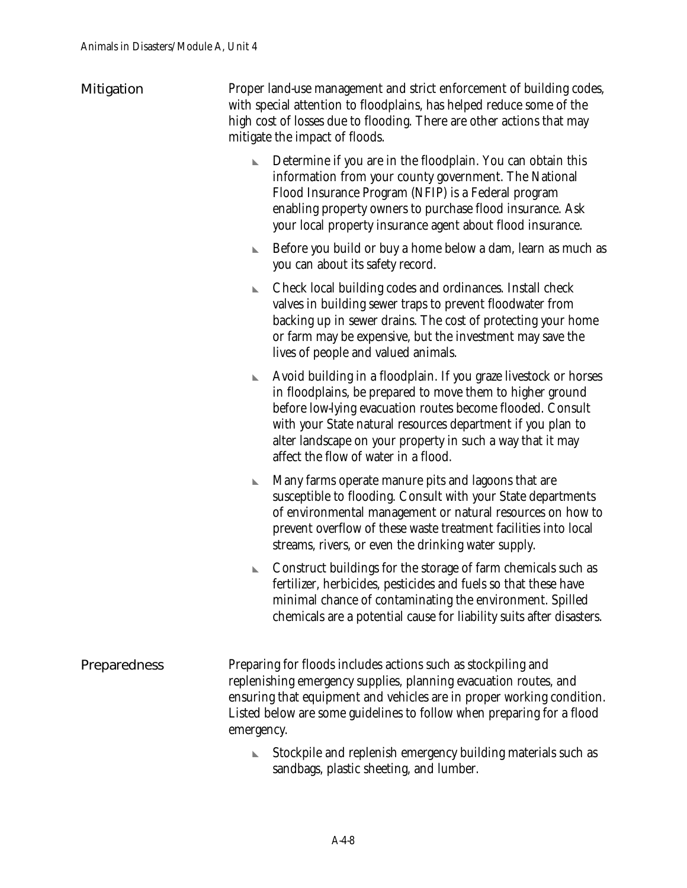## Mitigation

Proper land-use management and strict enforcement of building codes, with special attention to floodplains, has helped reduce some of the high cost of losses due to flooding. There are other actions that may mitigate the impact of floods.

- Determine if you are in the floodplain. You can obtain this information from your county government. The National Flood Insurance Program (NFIP) is a Federal program enabling property owners to purchase flood insurance. Ask your local property insurance agent about flood insurance.
- Before you build or buy a home below a dam, learn as much as you can about its safety record.
- Check local building codes and ordinances. Install check valves in building sewer traps to prevent floodwater from backing up in sewer drains. The cost of protecting your home or farm may be expensive, but the investment may save the lives of people and valued animals.
- Avoid building in a floodplain. If you graze livestock or horses in floodplains, be prepared to move them to higher ground before low-lying evacuation routes become flooded. Consult with your State natural resources department if you plan to alter landscape on your property in such a way that it may affect the flow of water in a flood.
- Many farms operate manure pits and lagoons that are susceptible to flooding. Consult with your State departments of environmental management or natural resources on how to prevent overflow of these waste treatment facilities into local streams, rivers, or even the drinking water supply.
- Construct buildings for the storage of farm chemicals such as fertilizer, herbicides, pesticides and fuels so that these have minimal chance of contaminating the environment. Spilled chemicals are a potential cause for liability suits after disasters.

## Preparedness

Preparing for floods includes actions such as stockpiling and replenishing emergency supplies, planning evacuation routes, and ensuring that equipment and vehicles are in proper working condition. Listed below are some guidelines to follow when preparing for a flood emergency.

- Stockpile and replenish emergency building materials such as sandbags, plastic sheeting, and lumber.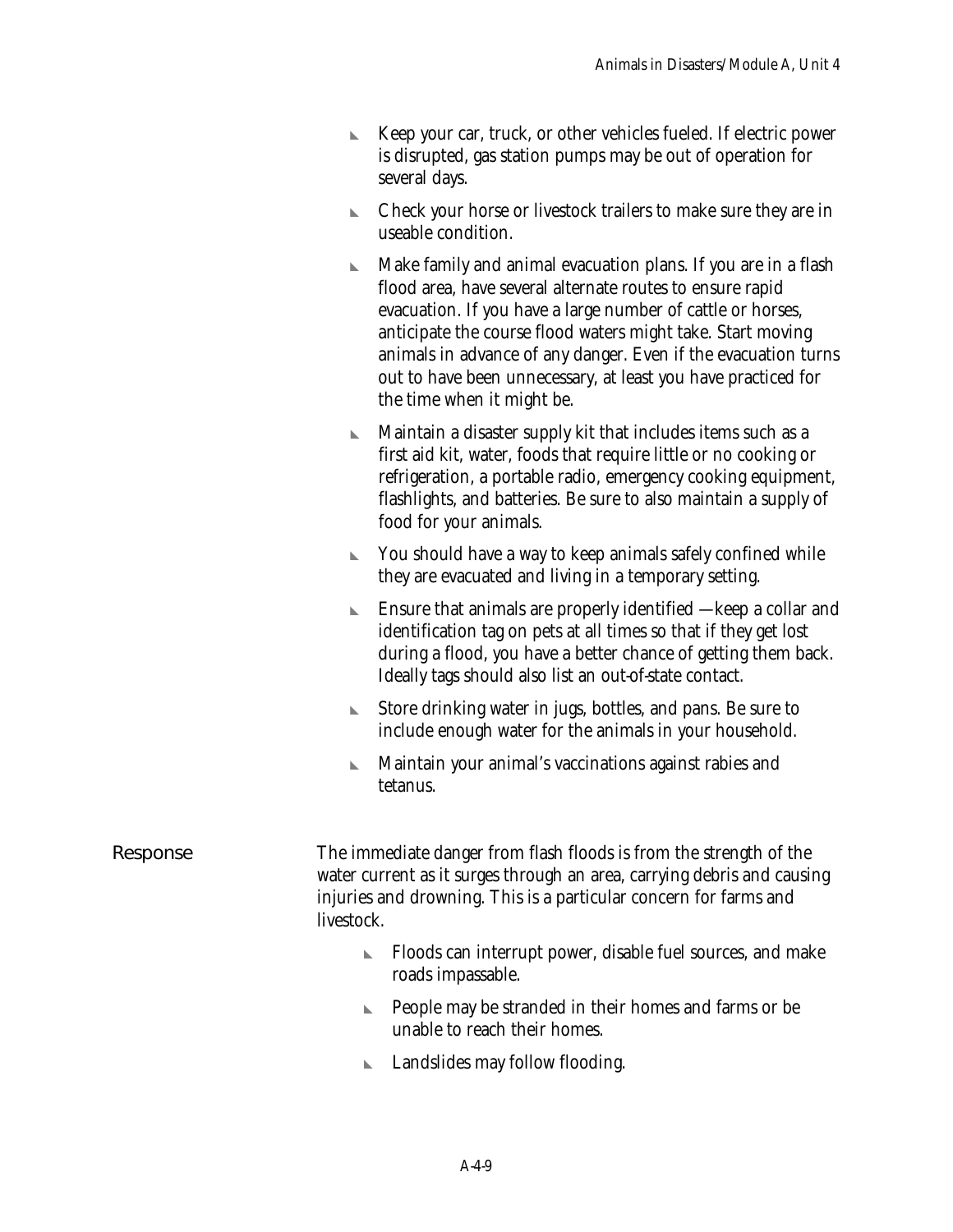- Keep your car, truck, or other vehicles fueled. If electric power is disrupted, gas station pumps may be out of operation for several days.
- Check your horse or livestock trailers to make sure they are in useable condition.
- Make family and animal evacuation plans. If you are in a flash flood area, have several alternate routes to ensure rapid evacuation. If you have a large number of cattle or horses, anticipate the course flood waters might take. Start moving animals in advance of any danger. Even if the evacuation turns out to have been unnecessary, at least you have practiced for the time when it might be.
- Maintain a disaster supply kit that includes items such as a first aid kit, water, foods that require little or no cooking or refrigeration, a portable radio, emergency cooking equipment, flashlights, and batteries. Be sure to also maintain a supply of food for your animals.
- You should have a way to keep animals safely confined while they are evacuated and living in a temporary setting.
- Ensure that animals are properly identified —keep a collar and identification tag on pets at all times so that if they get lost during a flood, you have a better chance of getting them back. Ideally tags should also list an out-of-state contact.
- Store drinking water in jugs, bottles, and pans. Be sure to include enough water for the animals in your household.
- Maintain your animal's vaccinations against rabies and tetanus.

## Response

The immediate danger from flash floods is from the strength of the water current as it surges through an area, carrying debris and causing injuries and drowning. This is a particular concern for farms and livestock.

- Floods can interrupt power, disable fuel sources, and make roads impassable.
- People may be stranded in their homes and farms or be unable to reach their homes.
- Landslides may follow flooding.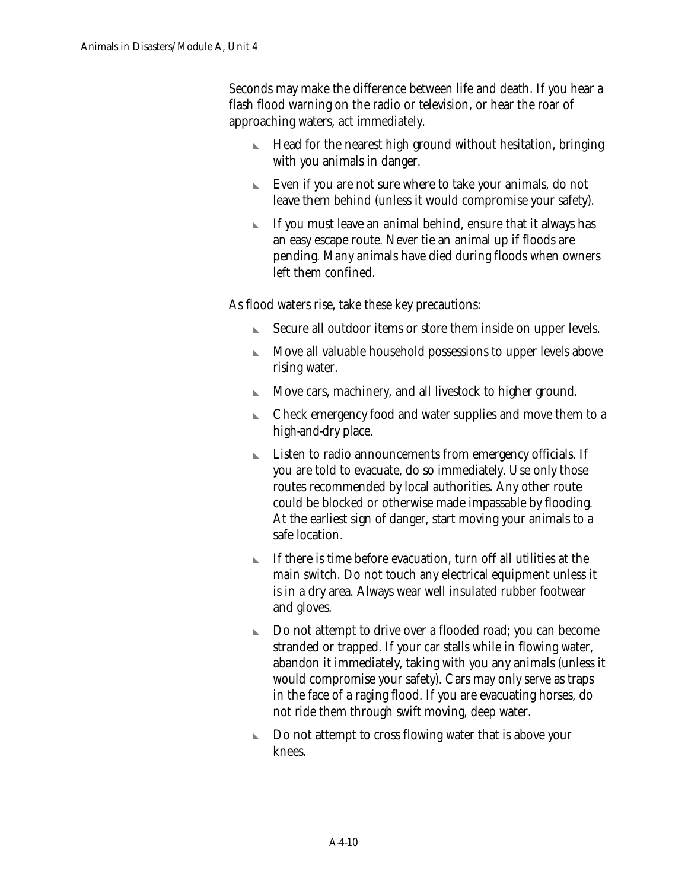Seconds may make the difference between life and death. If you hear a flash flood warning on the radio or television, or hear the roar of approaching waters, act immediately.

- Head for the nearest high ground without hesitation, bringing with you animals in danger.
- Even if you are not sure where to take your animals, do not leave them behind (unless it would compromise your safety).
- If you must leave an animal behind, ensure that it always has an easy escape route. Never tie an animal up if floods are pending. Many animals have died during floods when owners left them confined.

As flood waters rise, take these key precautions:

- Secure all outdoor items or store them inside on upper levels.
- Move all valuable household possessions to upper levels above rising water.
- Move cars, machinery, and all livestock to higher ground.
- Check emergency food and water supplies and move them to a high-and-dry place.
- Listen to radio announcements from emergency officials. If you are told to evacuate, do so immediately. Use only those routes recommended by local authorities. Any other route could be blocked or otherwise made impassable by flooding. At the earliest sign of danger, start moving your animals to a safe location.
- If there is time before evacuation, turn off all utilities at the main switch. Do not touch any electrical equipment unless it is in a dry area. Always wear well insulated rubber footwear and gloves.
- Do not attempt to drive over a flooded road; you can become stranded or trapped. If your car stalls while in flowing water, abandon it immediately, taking with you any animals (unless it would compromise your safety). Cars may only serve as traps in the face of a raging flood. If you are evacuating horses, do not ride them through swift moving, deep water.
- Do not attempt to cross flowing water that is above your knees.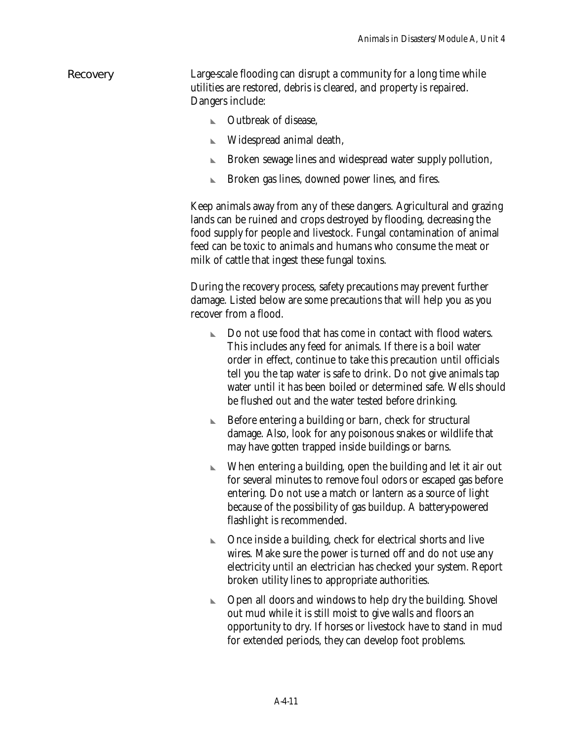## Recovery

Large-scale flooding can disrupt a community for a long time while utilities are restored, debris is cleared, and property is repaired. Dangers include:

- Outbreak of disease,
- Widespread animal death,
- Broken sewage lines and widespread water supply pollution,
- Broken gas lines, downed power lines, and fires.

Keep animals away from any of these dangers. Agricultural and grazing lands can be ruined and crops destroyed by flooding, decreasing the food supply for people and livestock. Fungal contamination of animal feed can be toxic to animals and humans who consume the meat or milk of cattle that ingest these fungal toxins.

During the recovery process, safety precautions may prevent further damage. Listed below are some precautions that will help you as you recover from a flood.

- Do not use food that has come in contact with flood waters. This includes any feed for animals. If there is a boil water order in effect, continue to take this precaution until officials tell you the tap water is safe to drink. Do not give animals tap water until it has been boiled or determined safe. Wells should be flushed out and the water tested before drinking.
- Before entering a building or barn, check for structural damage. Also, look for any poisonous snakes or wildlife that may have gotten trapped inside buildings or barns.
- When entering a building, open the building and let it air out for several minutes to remove foul odors or escaped gas before entering. Do not use a match or lantern as a source of light because of the possibility of gas buildup. A battery-powered flashlight is recommended.
- Once inside a building, check for electrical shorts and live wires. Make sure the power is turned off and do not use any electricity until an electrician has checked your system. Report broken utility lines to appropriate authorities.
- Open all doors and windows to help dry the building. Shovel out mud while it is still moist to give walls and floors an opportunity to dry. If horses or livestock have to stand in mud for extended periods, they can develop foot problems.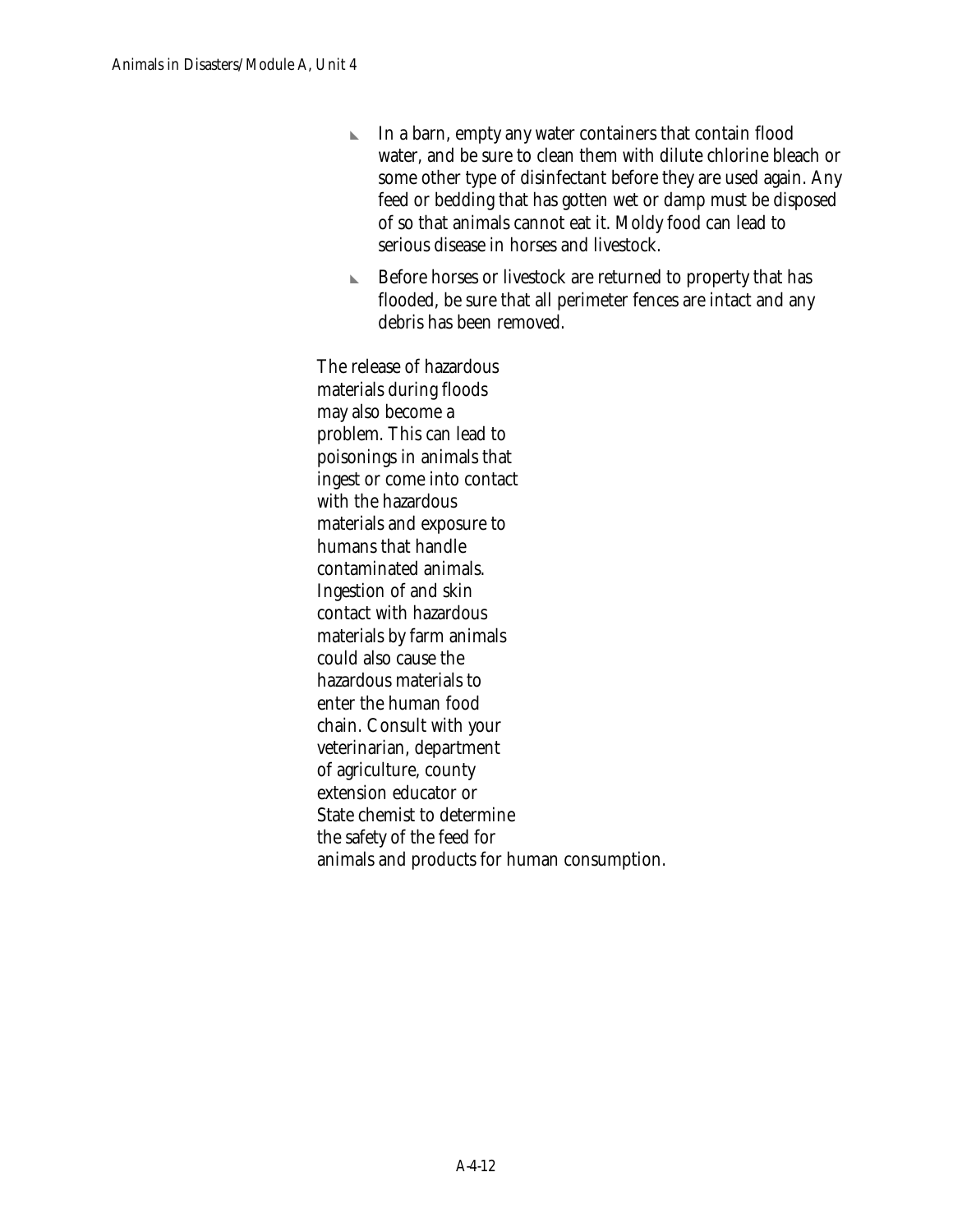- In a barn, empty any water containers that contain flood water, and be sure to clean them with dilute chlorine bleach or some other type of disinfectant before they are used again. Any feed or bedding that has gotten wet or damp must be disposed of so that animals cannot eat it. Moldy food can lead to serious disease in horses and livestock.
- Before horses or livestock are returned to property that has flooded, be sure that all perimeter fences are intact and any debris has been removed.

The release of hazardous materials during floods may also become a problem. This can lead to poisonings in animals that ingest or come into contact with the hazardous materials and exposure to humans that handle contaminated animals. Ingestion of and skin contact with hazardous materials by farm animals could also cause the hazardous materials to enter the human food chain. Consult with your veterinarian, department of agriculture, county extension educator or State chemist to determine the safety of the feed for animals and products for human consumption.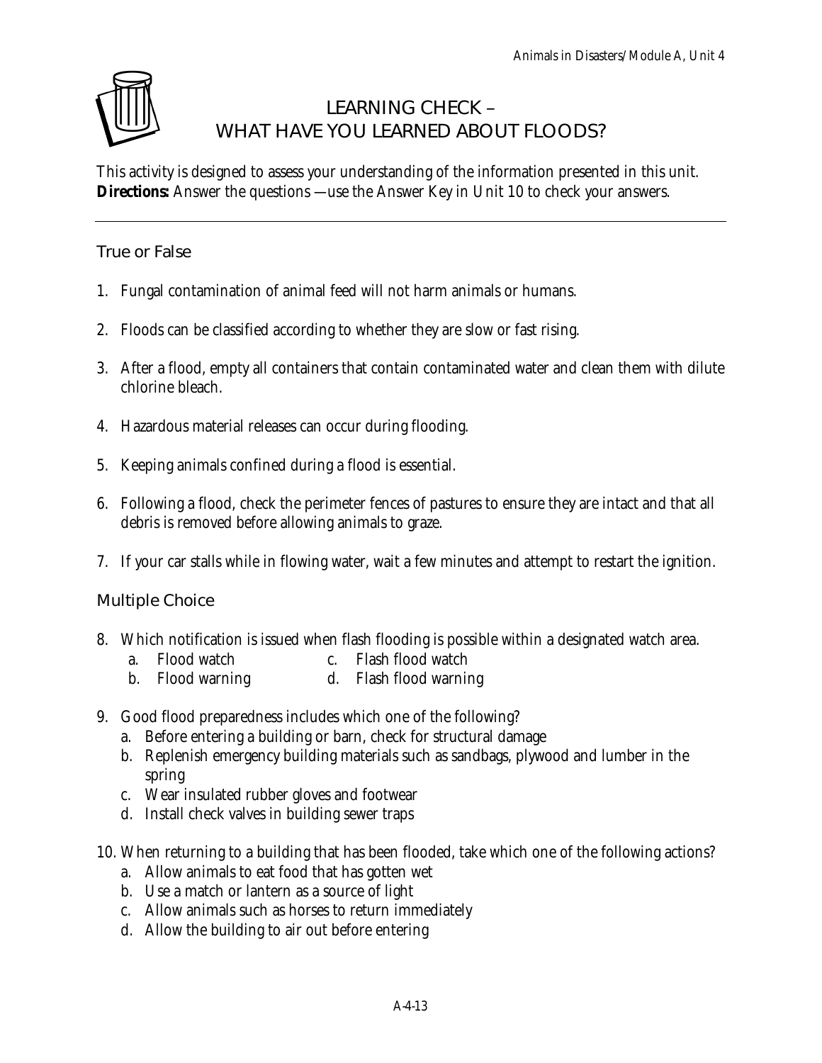# LEARNING CHECK – WHAT HAVE YOU LEARNED ABOUT FLOODS?

This activity is designed to assess your understanding of the information presented in this unit.
**Directions:** Answer the questions —use the Answer Key in Unit 10 to check your answers.

---

## True or False

1. Fungal contamination of animal feed will not harm animals or humans.

2. Floods can be classified according to whether they are slow or fast rising.

3. After a flood, empty all containers that contain contaminated water and clean them with dilute chlorine bleach.

4. Hazardous material releases can occur during flooding.

5. Keeping animals confined during a flood is essential.

6. Following a flood, check the perimeter fences of pastures to ensure they are intact and that all debris is removed before allowing animals to graze.

7. If your car stalls while in flowing water, wait a few minutes and attempt to restart the ignition.

## Multiple Choice

8. Which notification is issued when flash flooding is possible within a designated watch area.
   a. Flood watch
   b. Flood warning
   c. Flash flood watch
   d. Flash flood warning

9. Good flood preparedness includes which one of the following?
   a. Before entering a building or barn, check for structural damage
   b. Replenish emergency building materials such as sandbags, plywood and lumber in the spring
   c. Wear insulated rubber gloves and footwear
   d. Install check valves in building sewer traps

10. When returning to a building that has been flooded, take which one of the following actions?
    a. Allow animals to eat food that has gotten wet
    b. Use a match or lantern as a source of light
    c. Allow animals such as horses to return immediately
    d. Allow the building to air out before entering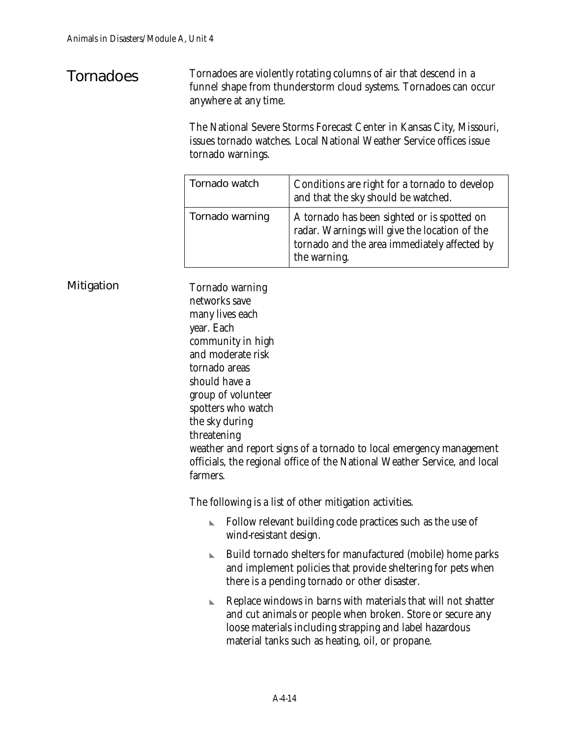## Tornadoes

Tornadoes are violently rotating columns of air that descend in a funnel shape from thunderstorm cloud systems. Tornadoes can occur anywhere at any time.

The National Severe Storms Forecast Center in Kansas City, Missouri, issues tornado watches. Local National Weather Service offices issue tornado warnings.

| Tornado watch | Conditions are right for a tornado to develop and that the sky should be watched. |
|---|---|
| Tornado warning | A tornado has been sighted or is spotted on radar. Warnings will give the location of the tornado and the area immediately affected by the warning. |

## Mitigation

Tornado warning networks save many lives each year. Each community in high and moderate risk tornado areas should have a group of volunteer spotters who watch the sky during threatening weather and report signs of a tornado to local emergency management officials, the regional office of the National Weather Service, and local farmers.

The following is a list of other mitigation activities.

- Follow relevant building code practices such as the use of wind-resistant design.
- Build tornado shelters for manufactured (mobile) home parks and implement policies that provide sheltering for pets when there is a pending tornado or other disaster.
- Replace windows in barns with materials that will not shatter and cut animals or people when broken. Store or secure any loose materials including strapping and label hazardous material tanks such as heating, oil, or propane.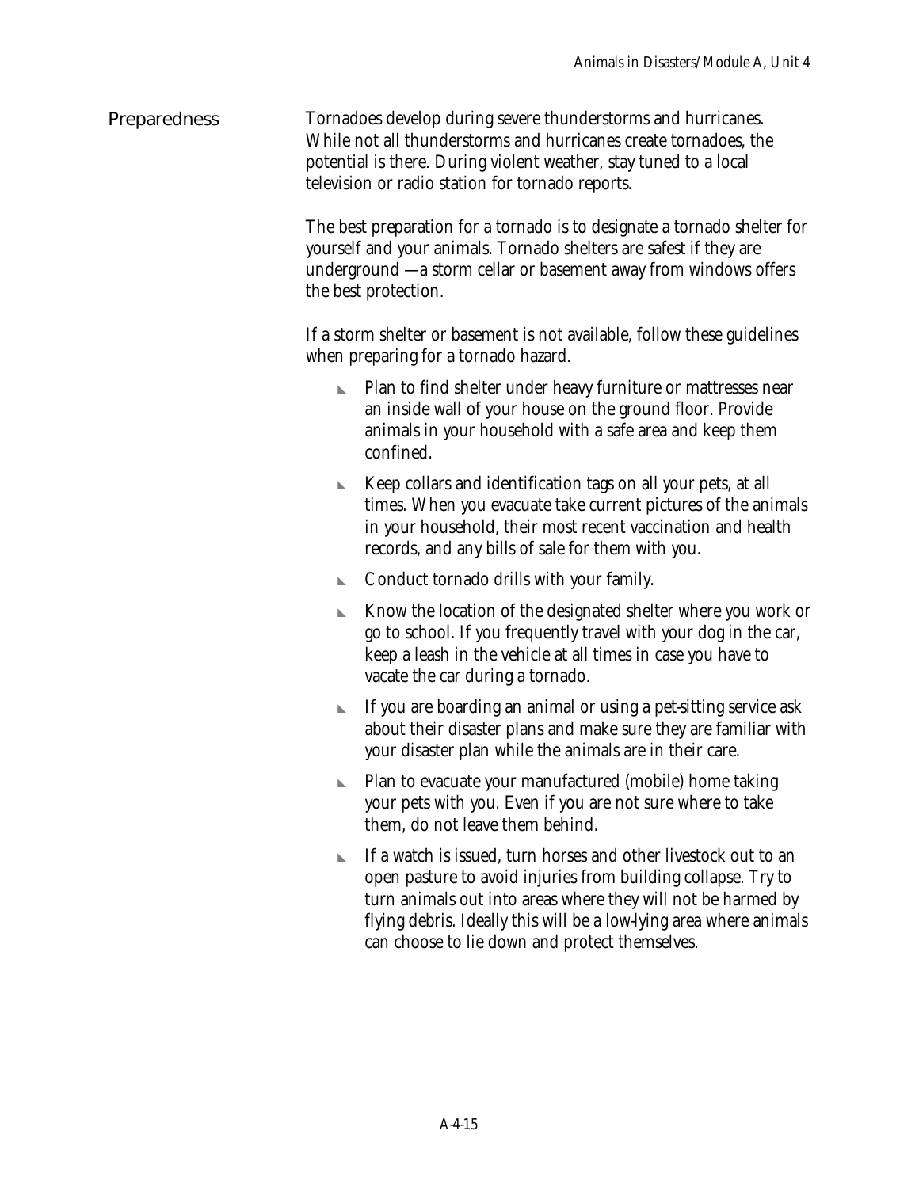## Preparedness

Tornadoes develop during severe thunderstorms and hurricanes. While not all thunderstorms and hurricanes create tornadoes, the potential is there. During violent weather, stay tuned to a local television or radio station for tornado reports.

The best preparation for a tornado is to designate a tornado shelter for yourself and your animals. Tornado shelters are safest if they are underground —a storm cellar or basement away from windows offers the best protection.

If a storm shelter or basement is not available, follow these guidelines when preparing for a tornado hazard.

- Plan to find shelter under heavy furniture or mattresses near an inside wall of your house on the ground floor. Provide animals in your household with a safe area and keep them confined.
- Keep collars and identification tags on all your pets, at all times. When you evacuate take current pictures of the animals in your household, their most recent vaccination and health records, and any bills of sale for them with you.
- Conduct tornado drills with your family.
- Know the location of the designated shelter where you work or go to school. If you frequently travel with your dog in the car, keep a leash in the vehicle at all times in case you have to vacate the car during a tornado.
- If you are boarding an animal or using a pet-sitting service ask about their disaster plans and make sure they are familiar with your disaster plan while the animals are in their care.
- Plan to evacuate your manufactured (mobile) home taking your pets with you. Even if you are not sure where to take them, do not leave them behind.
- If a watch is issued, turn horses and other livestock out to an open pasture to avoid injuries from building collapse. Try to turn animals out into areas where they will not be harmed by flying debris. Ideally this will be a low-lying area where animals can choose to lie down and protect themselves.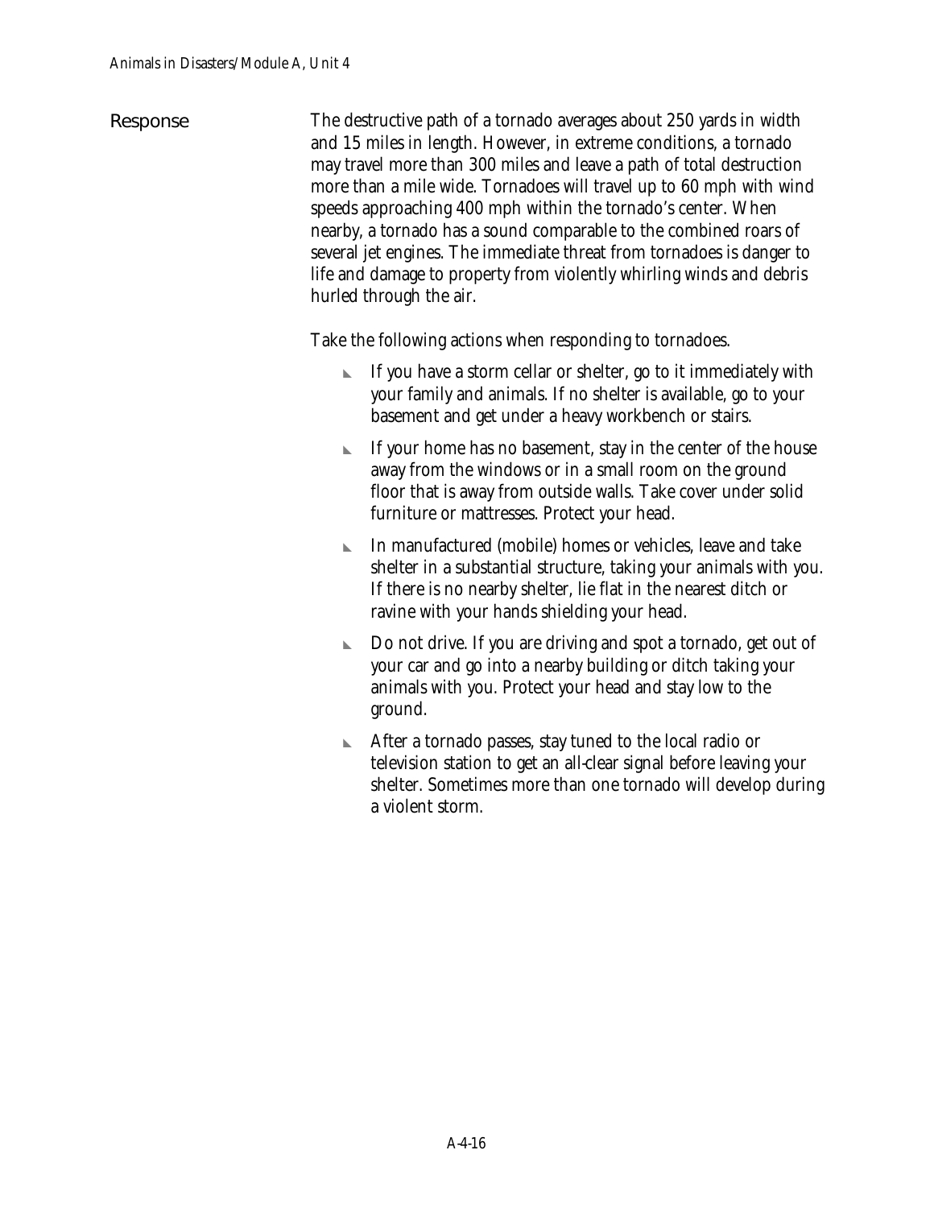## Response

The destructive path of a tornado averages about 250 yards in width and 15 miles in length. However, in extreme conditions, a tornado may travel more than 300 miles and leave a path of total destruction more than a mile wide. Tornadoes will travel up to 60 mph with wind speeds approaching 400 mph within the tornado's center. When nearby, a tornado has a sound comparable to the combined roars of several jet engines. The immediate threat from tornadoes is danger to life and damage to property from violently whirling winds and debris hurled through the air.

Take the following actions when responding to tornadoes.

- If you have a storm cellar or shelter, go to it immediately with your family and animals. If no shelter is available, go to your basement and get under a heavy workbench or stairs.
- If your home has no basement, stay in the center of the house away from the windows or in a small room on the ground floor that is away from outside walls. Take cover under solid furniture or mattresses. Protect your head.
- In manufactured (mobile) homes or vehicles, leave and take shelter in a substantial structure, taking your animals with you. If there is no nearby shelter, lie flat in the nearest ditch or ravine with your hands shielding your head.
- Do not drive. If you are driving and spot a tornado, get out of your car and go into a nearby building or ditch taking your animals with you. Protect your head and stay low to the ground.
- After a tornado passes, stay tuned to the local radio or television station to get an all-clear signal before leaving your shelter. Sometimes more than one tornado will develop during a violent storm.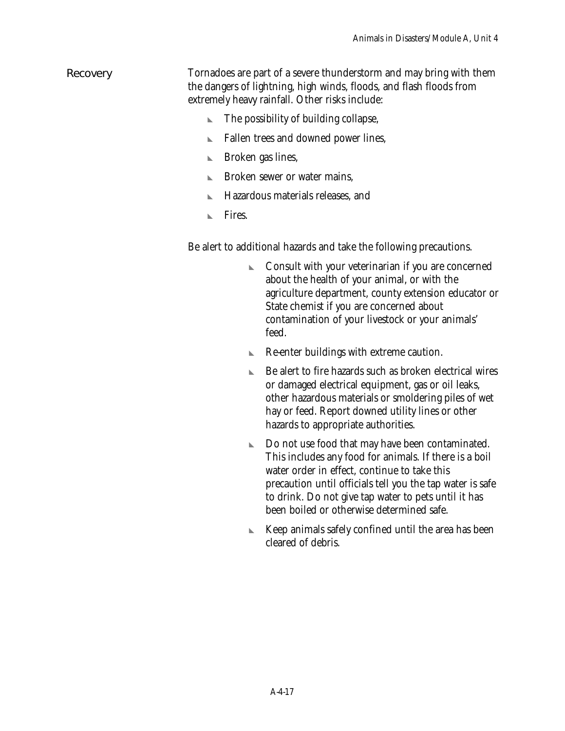## Recovery

Tornadoes are part of a severe thunderstorm and may bring with them the dangers of lightning, high winds, floods, and flash floods from extremely heavy rainfall. Other risks include:

- The possibility of building collapse,
- Fallen trees and downed power lines,
- Broken gas lines,
- Broken sewer or water mains,
- Hazardous materials releases, and
- Fires.

Be alert to additional hazards and take the following precautions.

- Consult with your veterinarian if you are concerned about the health of your animal, or with the agriculture department, county extension educator or State chemist if you are concerned about contamination of your livestock or your animals' feed.
- Re-enter buildings with extreme caution.
- Be alert to fire hazards such as broken electrical wires or damaged electrical equipment, gas or oil leaks, other hazardous materials or smoldering piles of wet hay or feed. Report downed utility lines or other hazards to appropriate authorities.
- Do not use food that may have been contaminated. This includes any food for animals. If there is a boil water order in effect, continue to take this precaution until officials tell you the tap water is safe to drink. Do not give tap water to pets until it has been boiled or otherwise determined safe.
- Keep animals safely confined until the area has been cleared of debris.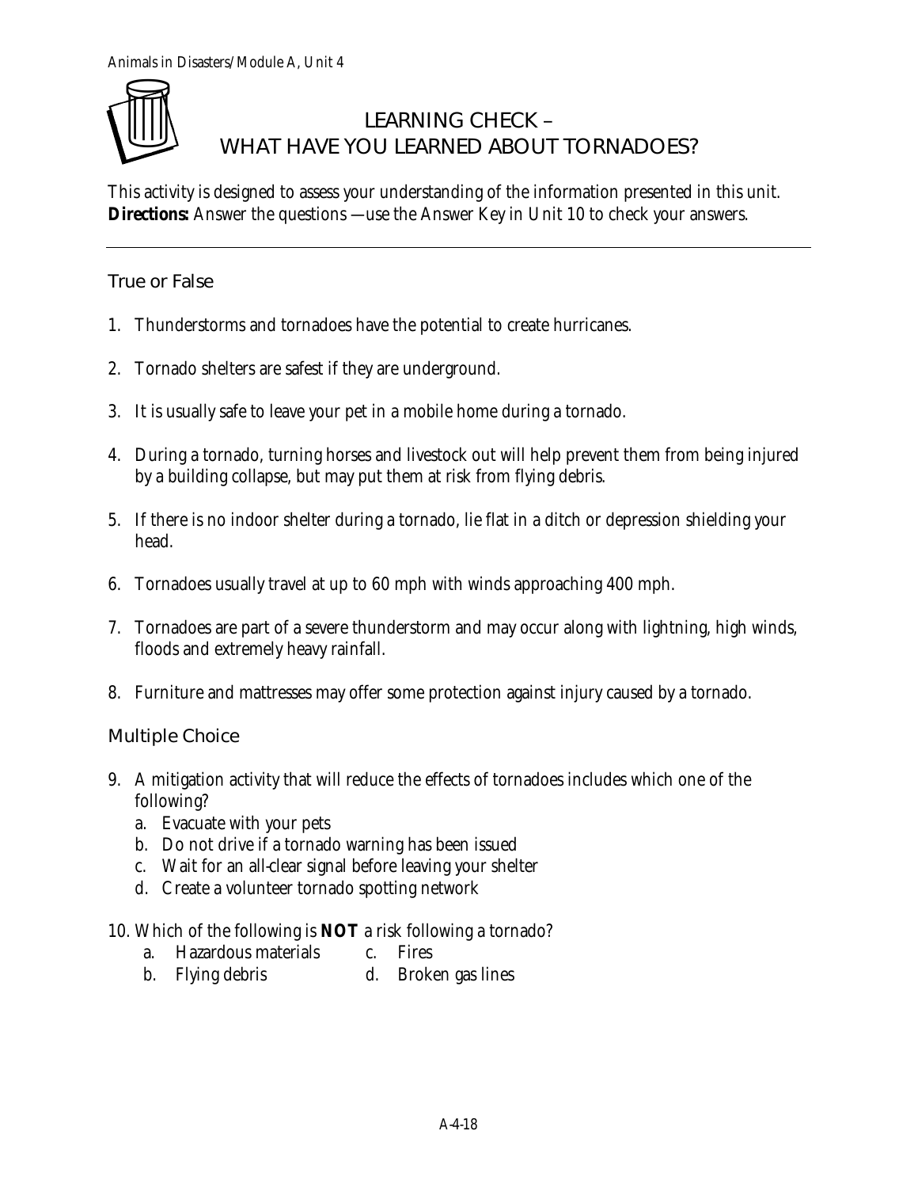# LEARNING CHECK – WHAT HAVE YOU LEARNED ABOUT TORNADOES?

This activity is designed to assess your understanding of the information presented in this unit. **Directions:** Answer the questions —use the Answer Key in Unit 10 to check your answers.

---

## True or False

1. Thunderstorms and tornadoes have the potential to create hurricanes.
2. Tornado shelters are safest if they are underground.
3. It is usually safe to leave your pet in a mobile home during a tornado.
4. During a tornado, turning horses and livestock out will help prevent them from being injured by a building collapse, but may put them at risk from flying debris.
5. If there is no indoor shelter during a tornado, lie flat in a ditch or depression shielding your head.
6. Tornadoes usually travel at up to 60 mph with winds approaching 400 mph.
7. Tornadoes are part of a severe thunderstorm and may occur along with lightning, high winds, floods and extremely heavy rainfall.
8. Furniture and mattresses may offer some protection against injury caused by a tornado.

## Multiple Choice

9. A mitigation activity that will reduce the effects of tornadoes includes which one of the following?
   a. Evacuate with your pets
   b. Do not drive if a tornado warning has been issued
   c. Wait for an all-clear signal before leaving your shelter
   d. Create a volunteer tornado spotting network

10. Which of the following is **NOT** a risk following a tornado?
    a. Hazardous materials
    b. Flying debris
    c. Fires
    d. Broken gas lines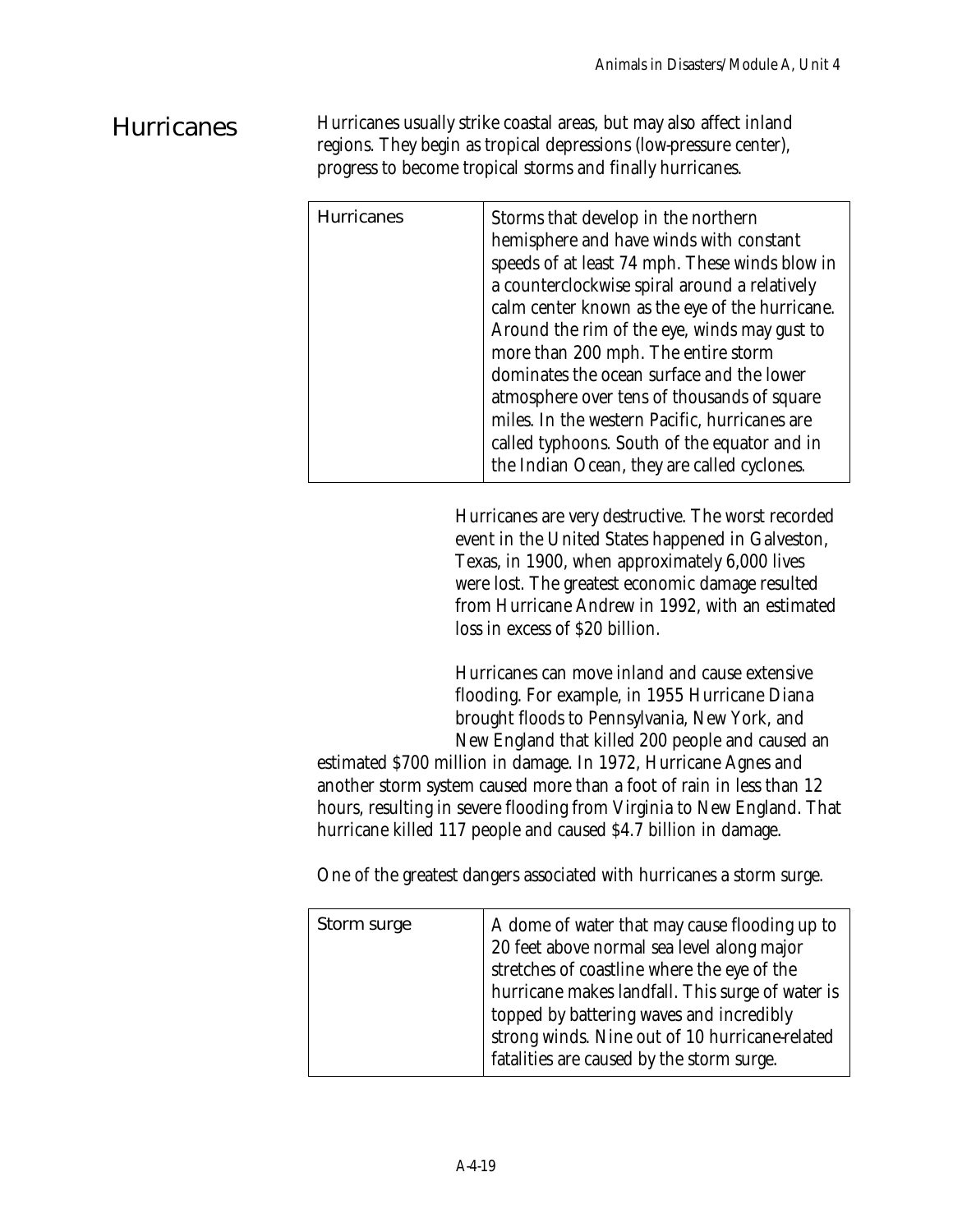## Hurricanes

Hurricanes usually strike coastal areas, but may also affect inland regions. They begin as tropical depressions (low-pressure center), progress to become tropical storms and finally hurricanes.

| Hurricanes | Storms that develop in the northern hemisphere and have winds with constant speeds of at least 74 mph. These winds blow in a counterclockwise spiral around a relatively calm center known as the eye of the hurricane. Around the rim of the eye, winds may gust to more than 200 mph. The entire storm dominates the ocean surface and the lower atmosphere over tens of thousands of square miles. In the western Pacific, hurricanes are called typhoons. South of the equator and in the Indian Ocean, they are called cyclones. |
|---|---|

Hurricanes are very destructive. The worst recorded event in the United States happened in Galveston, Texas, in 1900, when approximately 6,000 lives were lost. The greatest economic damage resulted from Hurricane Andrew in 1992, with an estimated loss in excess of $20 billion.

Hurricanes can move inland and cause extensive flooding. For example, in 1955 Hurricane Diana brought floods to Pennsylvania, New York, and New England that killed 200 people and caused an estimated $700 million in damage. In 1972, Hurricane Agnes and another storm system caused more than a foot of rain in less than 12 hours, resulting in severe flooding from Virginia to New England. That hurricane killed 117 people and caused $4.7 billion in damage.

One of the greatest dangers associated with hurricanes a storm surge.

| Storm surge | A dome of water that may cause flooding up to 20 feet above normal sea level along major stretches of coastline where the eye of the hurricane makes landfall. This surge of water is topped by battering waves and incredibly strong winds. Nine out of 10 hurricane-related fatalities are caused by the storm surge. |
|---|---|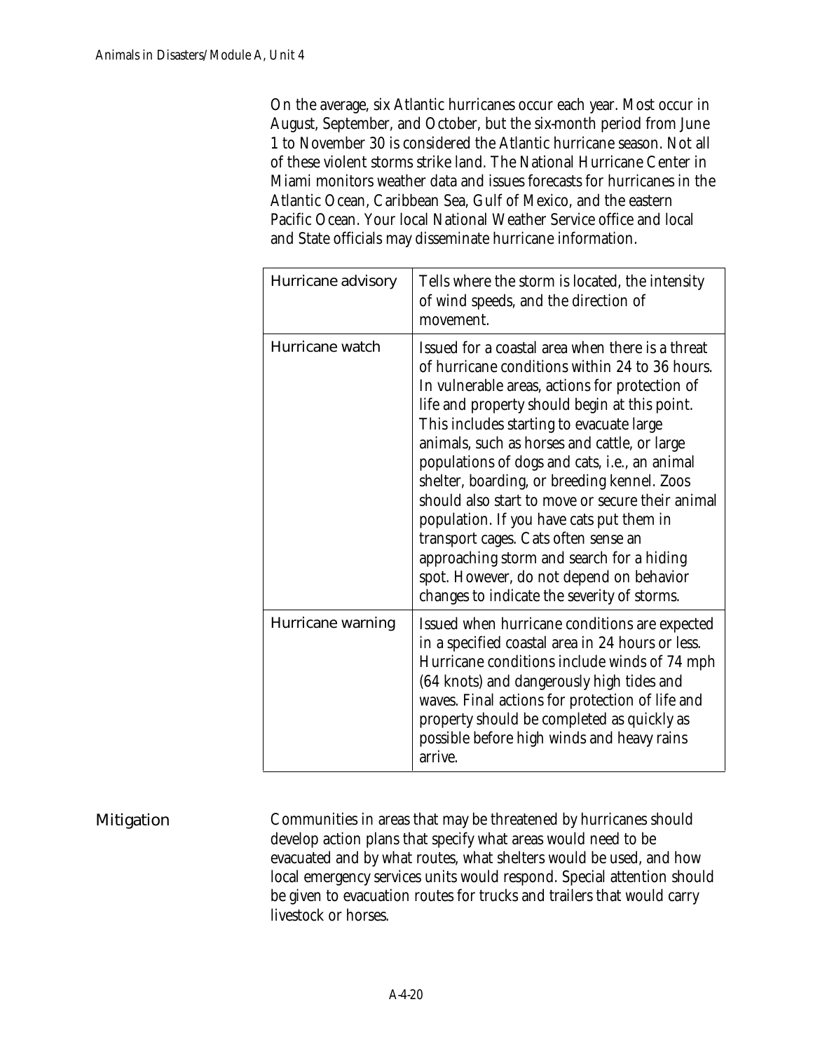On the average, six Atlantic hurricanes occur each year. Most occur in August, September, and October, but the six-month period from June 1 to November 30 is considered the Atlantic hurricane season. Not all of these violent storms strike land. The National Hurricane Center in Miami monitors weather data and issues forecasts for hurricanes in the Atlantic Ocean, Caribbean Sea, Gulf of Mexico, and the eastern Pacific Ocean. Your local National Weather Service office and local and State officials may disseminate hurricane information.

| | |
|---|---|
| Hurricane advisory | Tells where the storm is located, the intensity of wind speeds, and the direction of movement. |
| Hurricane watch | Issued for a coastal area when there is a threat of hurricane conditions within 24 to 36 hours. In vulnerable areas, actions for protection of life and property should begin at this point. This includes starting to evacuate large animals, such as horses and cattle, or large populations of dogs and cats, i.e., an animal shelter, boarding, or breeding kennel. Zoos should also start to move or secure their animal population. If you have cats put them in transport cages. Cats often sense an approaching storm and search for a hiding spot. However, do not depend on behavior changes to indicate the severity of storms. |
| Hurricane warning | Issued when hurricane conditions are expected in a specified coastal area in 24 hours or less. Hurricane conditions include winds of 74 mph (64 knots) and dangerously high tides and waves. Final actions for protection of life and property should be completed as quickly as possible before high winds and heavy rains arrive. |

## Mitigation

Communities in areas that may be threatened by hurricanes should develop action plans that specify what areas would need to be evacuated and by what routes, what shelters would be used, and how local emergency services units would respond. Special attention should be given to evacuation routes for trucks and trailers that would carry livestock or horses.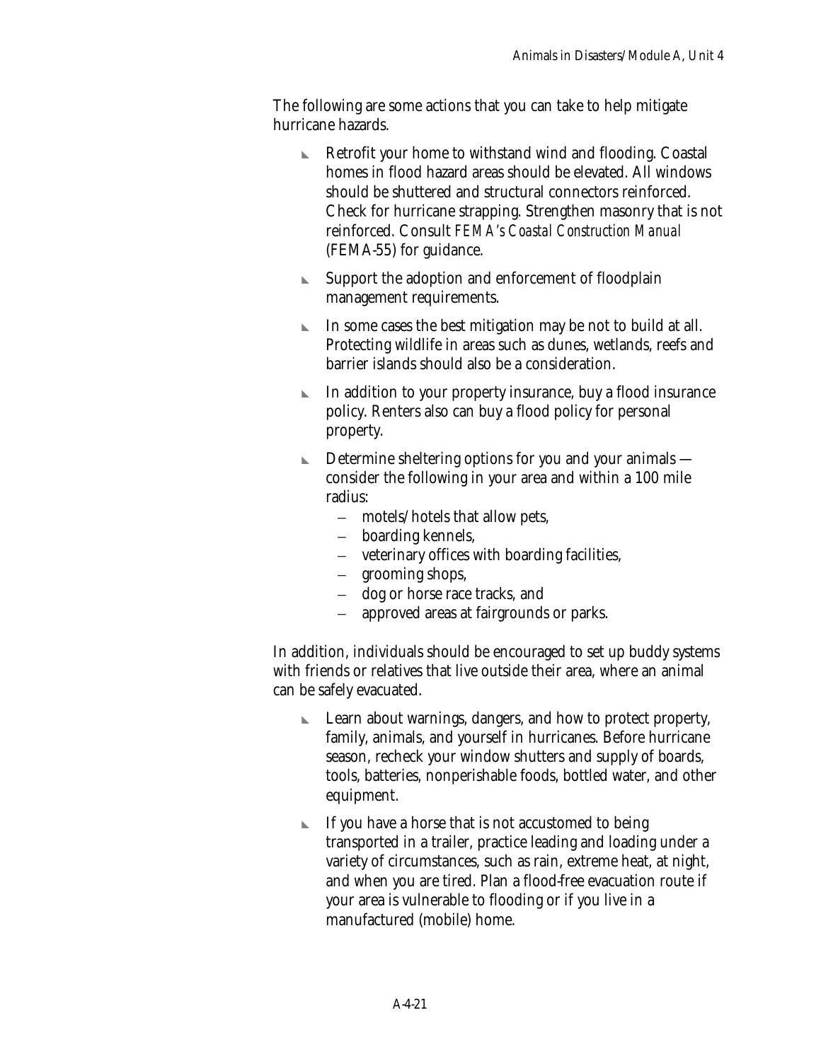The following are some actions that you can take to help mitigate hurricane hazards.

- Retrofit your home to withstand wind and flooding. Coastal homes in flood hazard areas should be elevated. All windows should be shuttered and structural connectors reinforced. Check for hurricane strapping. Strengthen masonry that is not reinforced. Consult *FEMA's Coastal Construction Manual* (FEMA-55) for guidance.
- Support the adoption and enforcement of floodplain management requirements.
- In some cases the best mitigation may be not to build at all. Protecting wildlife in areas such as dunes, wetlands, reefs and barrier islands should also be a consideration.
- In addition to your property insurance, buy a flood insurance policy. Renters also can buy a flood policy for personal property.
- Determine sheltering options for you and your animals — consider the following in your area and within a 100 mile radius:
  - motels/hotels that allow pets,
  - boarding kennels,
  - veterinary offices with boarding facilities,
  - grooming shops,
  - dog or horse race tracks, and
  - approved areas at fairgrounds or parks.

In addition, individuals should be encouraged to set up buddy systems with friends or relatives that live outside their area, where an animal can be safely evacuated.

- Learn about warnings, dangers, and how to protect property, family, animals, and yourself in hurricanes. Before hurricane season, recheck your window shutters and supply of boards, tools, batteries, nonperishable foods, bottled water, and other equipment.
- If you have a horse that is not accustomed to being transported in a trailer, practice leading and loading under a variety of circumstances, such as rain, extreme heat, at night, and when you are tired. Plan a flood-free evacuation route if your area is vulnerable to flooding or if you live in a manufactured (mobile) home.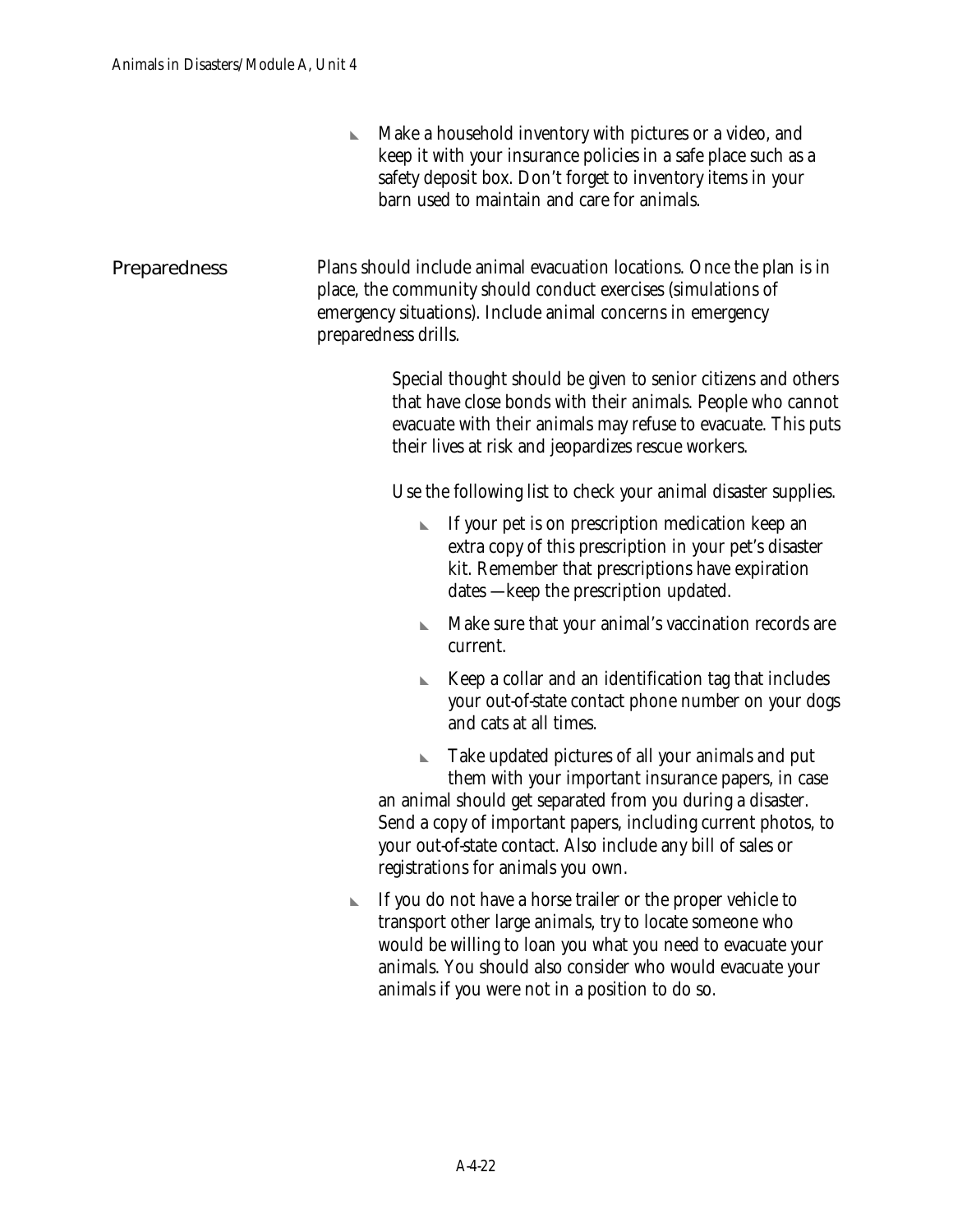- Make a household inventory with pictures or a video, and keep it with your insurance policies in a safe place such as a safety deposit box. Don't forget to inventory items in your barn used to maintain and care for animals.

## Preparedness

Plans should include animal evacuation locations. Once the plan is in place, the community should conduct exercises (simulations of emergency situations). Include animal concerns in emergency preparedness drills.

Special thought should be given to senior citizens and others that have close bonds with their animals. People who cannot evacuate with their animals may refuse to evacuate. This puts their lives at risk and jeopardizes rescue workers.

Use the following list to check your animal disaster supplies.

- If your pet is on prescription medication keep an extra copy of this prescription in your pet's disaster kit. Remember that prescriptions have expiration dates —keep the prescription updated.
- Make sure that your animal's vaccination records are current.
- Keep a collar and an identification tag that includes your out-of-state contact phone number on your dogs and cats at all times.
- Take updated pictures of all your animals and put them with your important insurance papers, in case an animal should get separated from you during a disaster. Send a copy of important papers, including current photos, to your out-of-state contact. Also include any bill of sales or registrations for animals you own.

- If you do not have a horse trailer or the proper vehicle to transport other large animals, try to locate someone who would be willing to loan you what you need to evacuate your animals. You should also consider who would evacuate your animals if you were not in a position to do so.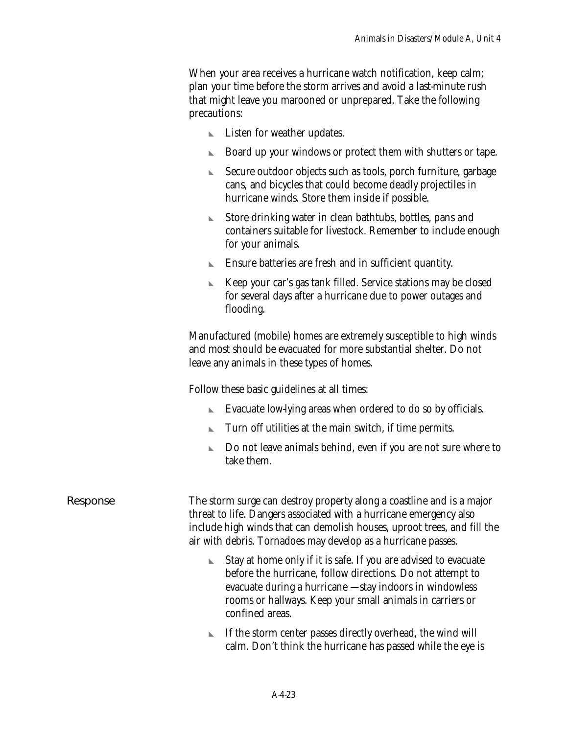When your area receives a hurricane watch notification, keep calm; plan your time before the storm arrives and avoid a last-minute rush that might leave you marooned or unprepared. Take the following precautions:

- Listen for weather updates.
- Board up your windows or protect them with shutters or tape.
- Secure outdoor objects such as tools, porch furniture, garbage cans, and bicycles that could become deadly projectiles in hurricane winds. Store them inside if possible.
- Store drinking water in clean bathtubs, bottles, pans and containers suitable for livestock. Remember to include enough for your animals.
- Ensure batteries are fresh and in sufficient quantity.
- Keep your car's gas tank filled. Service stations may be closed for several days after a hurricane due to power outages and flooding.

Manufactured (mobile) homes are extremely susceptible to high winds and most should be evacuated for more substantial shelter. Do not leave any animals in these types of homes.

Follow these basic guidelines at all times:

- Evacuate low-lying areas when ordered to do so by officials.
- Turn off utilities at the main switch, if time permits.
- Do not leave animals behind, even if you are not sure where to take them.

## Response

The storm surge can destroy property along a coastline and is a major threat to life. Dangers associated with a hurricane emergency also include high winds that can demolish houses, uproot trees, and fill the air with debris. Tornadoes may develop as a hurricane passes.

- Stay at home only if it is safe. If you are advised to evacuate before the hurricane, follow directions. Do not attempt to evacuate during a hurricane —stay indoors in windowless rooms or hallways. Keep your small animals in carriers or confined areas.
- If the storm center passes directly overhead, the wind will calm. Don't think the hurricane has passed while the eye is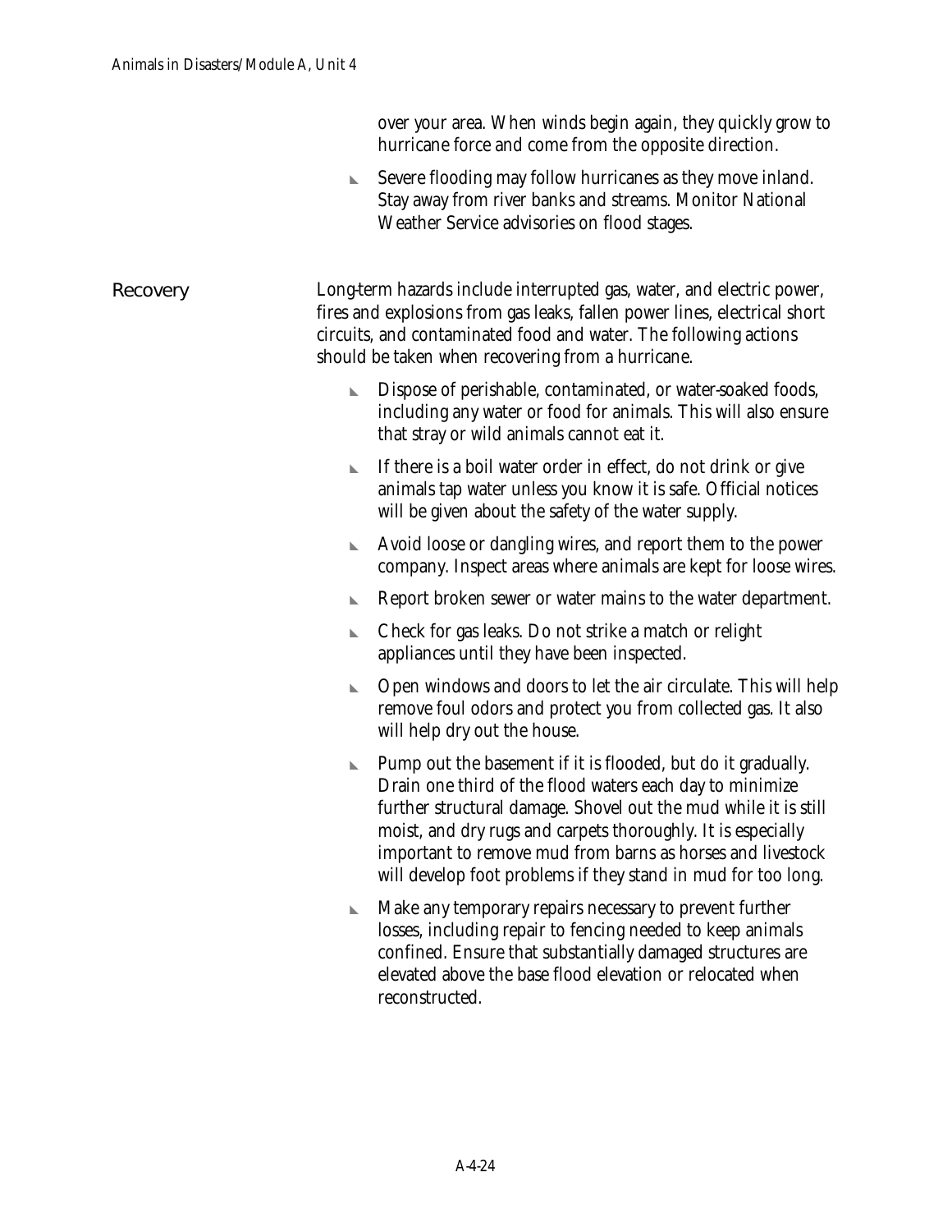over your area. When winds begin again, they quickly grow to hurricane force and come from the opposite direction.

- Severe flooding may follow hurricanes as they move inland. Stay away from river banks and streams. Monitor National Weather Service advisories on flood stages.

## Recovery

Long-term hazards include interrupted gas, water, and electric power, fires and explosions from gas leaks, fallen power lines, electrical short circuits, and contaminated food and water. The following actions should be taken when recovering from a hurricane.

- Dispose of perishable, contaminated, or water-soaked foods, including any water or food for animals. This will also ensure that stray or wild animals cannot eat it.
- If there is a boil water order in effect, do not drink or give animals tap water unless you know it is safe. Official notices will be given about the safety of the water supply.
- Avoid loose or dangling wires, and report them to the power company. Inspect areas where animals are kept for loose wires.
- Report broken sewer or water mains to the water department.
- Check for gas leaks. Do not strike a match or relight appliances until they have been inspected.
- Open windows and doors to let the air circulate. This will help remove foul odors and protect you from collected gas. It also will help dry out the house.
- Pump out the basement if it is flooded, but do it gradually. Drain one third of the flood waters each day to minimize further structural damage. Shovel out the mud while it is still moist, and dry rugs and carpets thoroughly. It is especially important to remove mud from barns as horses and livestock will develop foot problems if they stand in mud for too long.
- Make any temporary repairs necessary to prevent further losses, including repair to fencing needed to keep animals confined. Ensure that substantially damaged structures are elevated above the base flood elevation or relocated when reconstructed.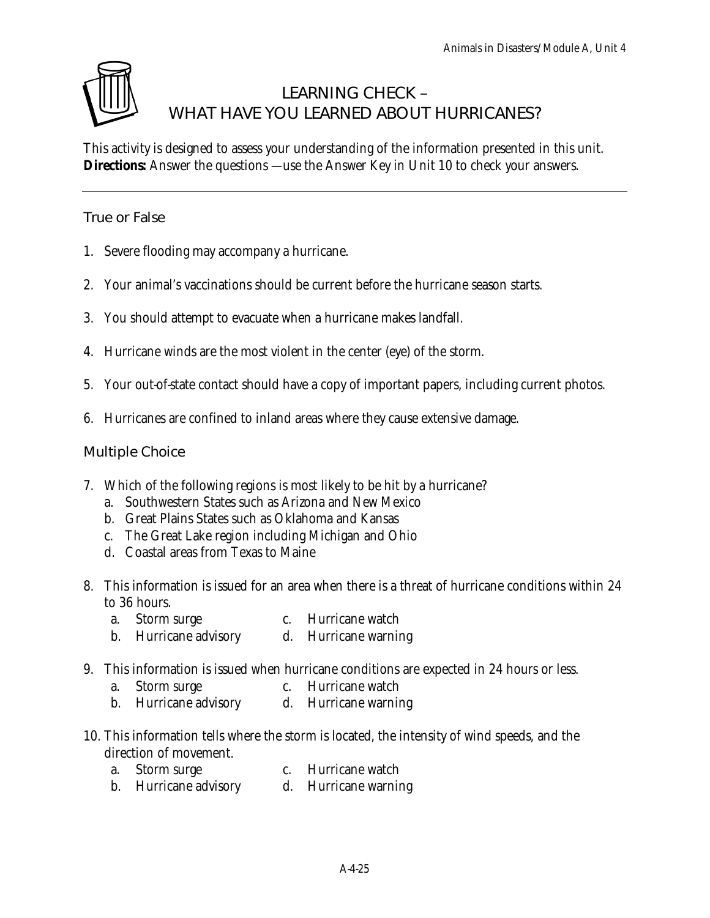# LEARNING CHECK – WHAT HAVE YOU LEARNED ABOUT HURRICANES?

This activity is designed to assess your understanding of the information presented in this unit.
**Directions:** Answer the questions —use the Answer Key in Unit 10 to check your answers.

---

## True or False

1. Severe flooding may accompany a hurricane.

2. Your animal's vaccinations should be current before the hurricane season starts.

3. You should attempt to evacuate when a hurricane makes landfall.

4. Hurricane winds are the most violent in the center (eye) of the storm.

5. Your out-of-state contact should have a copy of important papers, including current photos.

6. Hurricanes are confined to inland areas where they cause extensive damage.

## Multiple Choice

7. Which of the following regions is most likely to be hit by a hurricane?
   a. Southwestern States such as Arizona and New Mexico
   b. Great Plains States such as Oklahoma and Kansas
   c. The Great Lake region including Michigan and Ohio
   d. Coastal areas from Texas to Maine

8. This information is issued for an area when there is a threat of hurricane conditions within 24 to 36 hours.
   a. Storm surge
   b. Hurricane advisory
   c. Hurricane watch
   d. Hurricane warning

9. This information is issued when hurricane conditions are expected in 24 hours or less.
   a. Storm surge
   b. Hurricane advisory
   c. Hurricane watch
   d. Hurricane warning

10. This information tells where the storm is located, the intensity of wind speeds, and the direction of movement.
    a. Storm surge
    b. Hurricane advisory
    c. Hurricane watch
    d. Hurricane warning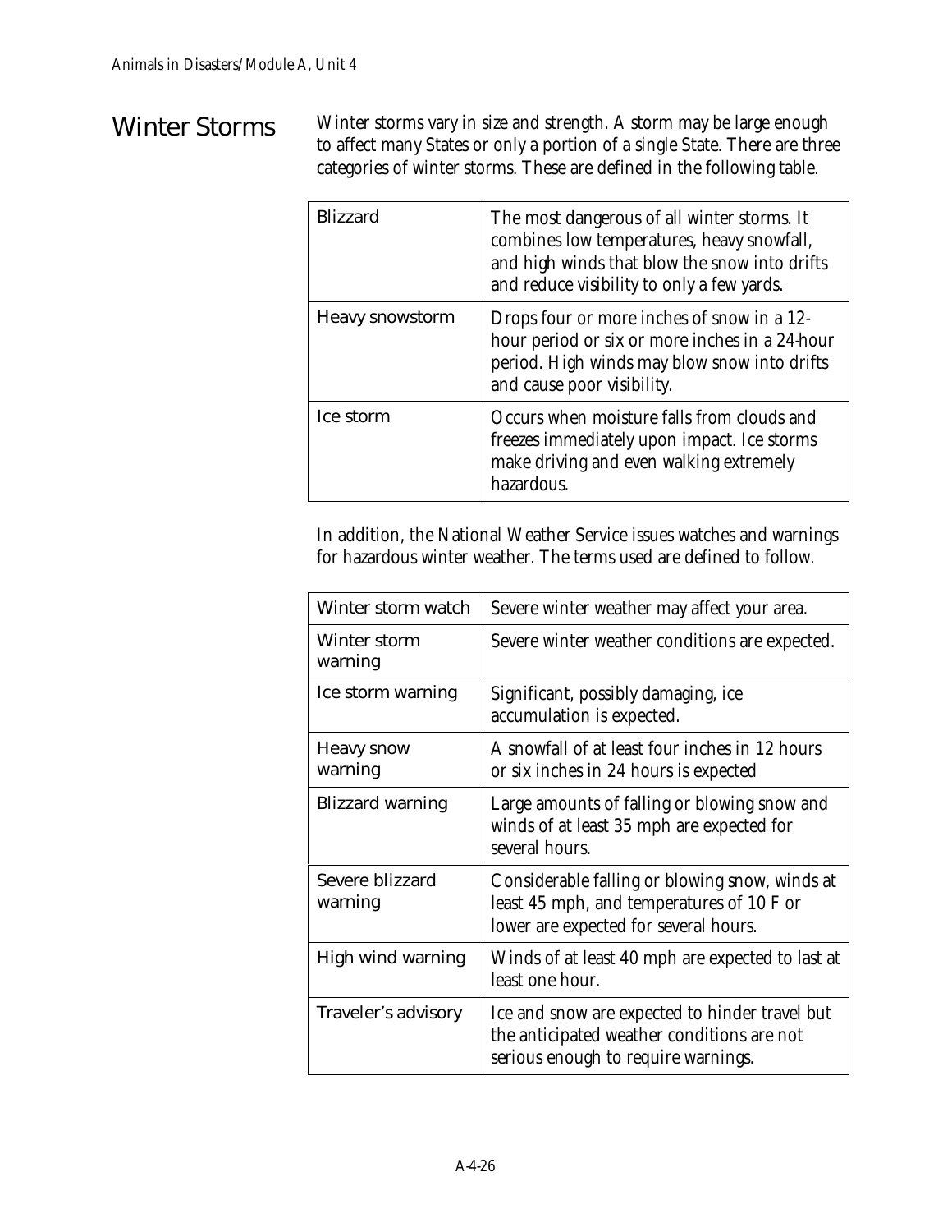## Winter Storms

Winter storms vary in size and strength. A storm may be large enough to affect many States or only a portion of a single State. There are three categories of winter storms. These are defined in the following table.

| | |
|---|---|
| Blizzard | The most dangerous of all winter storms. It combines low temperatures, heavy snowfall, and high winds that blow the snow into drifts and reduce visibility to only a few yards. |
| Heavy snowstorm | Drops four or more inches of snow in a 12-hour period or six or more inches in a 24-hour period. High winds may blow snow into drifts and cause poor visibility. |
| Ice storm | Occurs when moisture falls from clouds and freezes immediately upon impact. Ice storms make driving and even walking extremely hazardous. |

In addition, the National Weather Service issues watches and warnings for hazardous winter weather. The terms used are defined to follow.

| | |
|---|---|
| Winter storm watch | Severe winter weather may affect your area. |
| Winter storm warning | Severe winter weather conditions are expected. |
| Ice storm warning | Significant, possibly damaging, ice accumulation is expected. |
| Heavy snow warning | A snowfall of at least four inches in 12 hours or six inches in 24 hours is expected |
| Blizzard warning | Large amounts of falling or blowing snow and winds of at least 35 mph are expected for several hours. |
| Severe blizzard warning | Considerable falling or blowing snow, winds at least 45 mph, and temperatures of 10 F or lower are expected for several hours. |
| High wind warning | Winds of at least 40 mph are expected to last at least one hour. |
| Traveler's advisory | Ice and snow are expected to hinder travel but the anticipated weather conditions are not serious enough to require warnings. |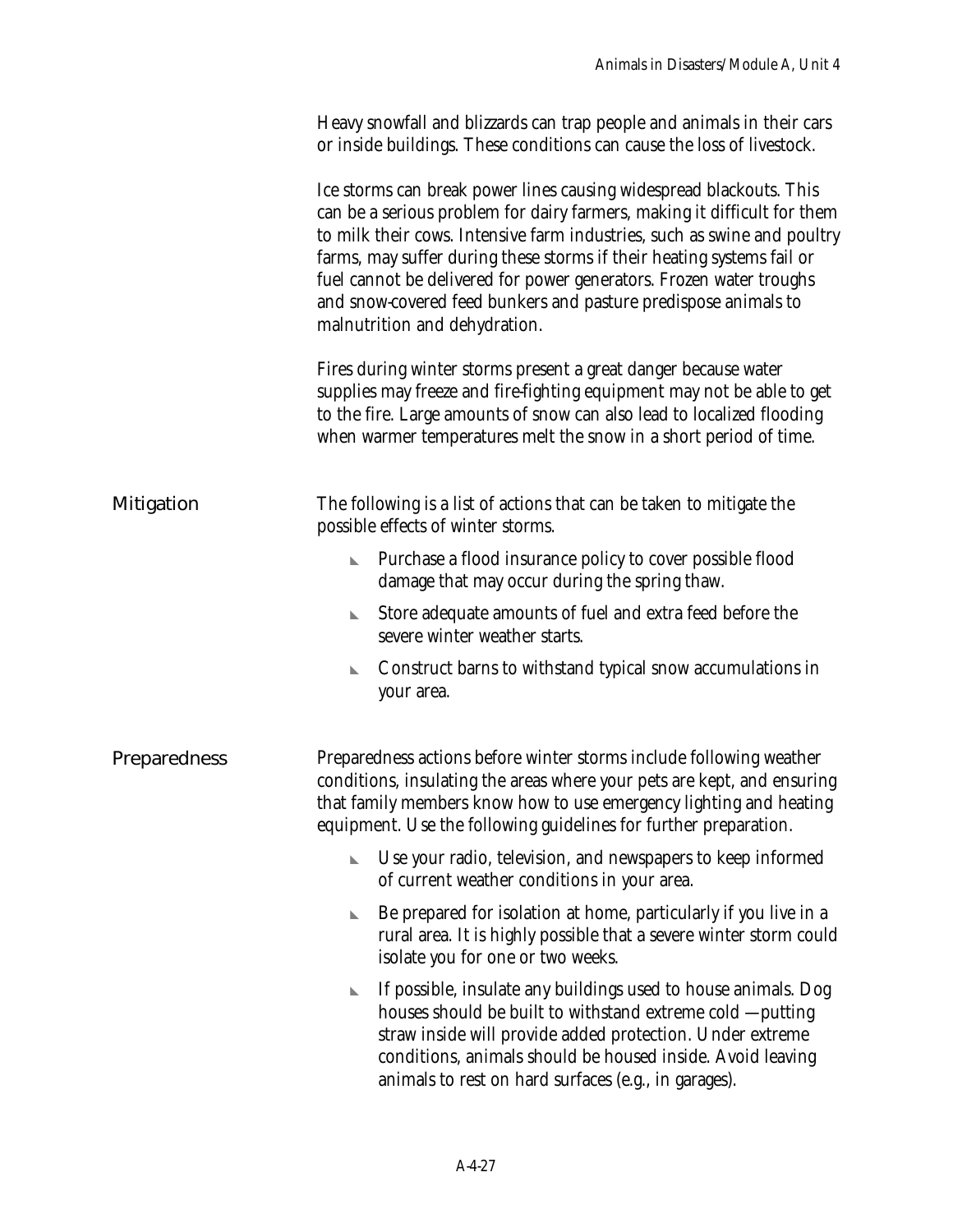Heavy snowfall and blizzards can trap people and animals in their cars or inside buildings. These conditions can cause the loss of livestock.

Ice storms can break power lines causing widespread blackouts. This can be a serious problem for dairy farmers, making it difficult for them to milk their cows. Intensive farm industries, such as swine and poultry farms, may suffer during these storms if their heating systems fail or fuel cannot be delivered for power generators. Frozen water troughs and snow-covered feed bunkers and pasture predispose animals to malnutrition and dehydration.

Fires during winter storms present a great danger because water supplies may freeze and fire-fighting equipment may not be able to get to the fire. Large amounts of snow can also lead to localized flooding when warmer temperatures melt the snow in a short period of time.

## Mitigation

The following is a list of actions that can be taken to mitigate the possible effects of winter storms.

- Purchase a flood insurance policy to cover possible flood damage that may occur during the spring thaw.
- Store adequate amounts of fuel and extra feed before the severe winter weather starts.
- Construct barns to withstand typical snow accumulations in your area.

## Preparedness

Preparedness actions before winter storms include following weather conditions, insulating the areas where your pets are kept, and ensuring that family members know how to use emergency lighting and heating equipment. Use the following guidelines for further preparation.

- Use your radio, television, and newspapers to keep informed of current weather conditions in your area.
- Be prepared for isolation at home, particularly if you live in a rural area. It is highly possible that a severe winter storm could isolate you for one or two weeks.
- If possible, insulate any buildings used to house animals. Dog houses should be built to withstand extreme cold —putting straw inside will provide added protection. Under extreme conditions, animals should be housed inside. Avoid leaving animals to rest on hard surfaces (e.g., in garages).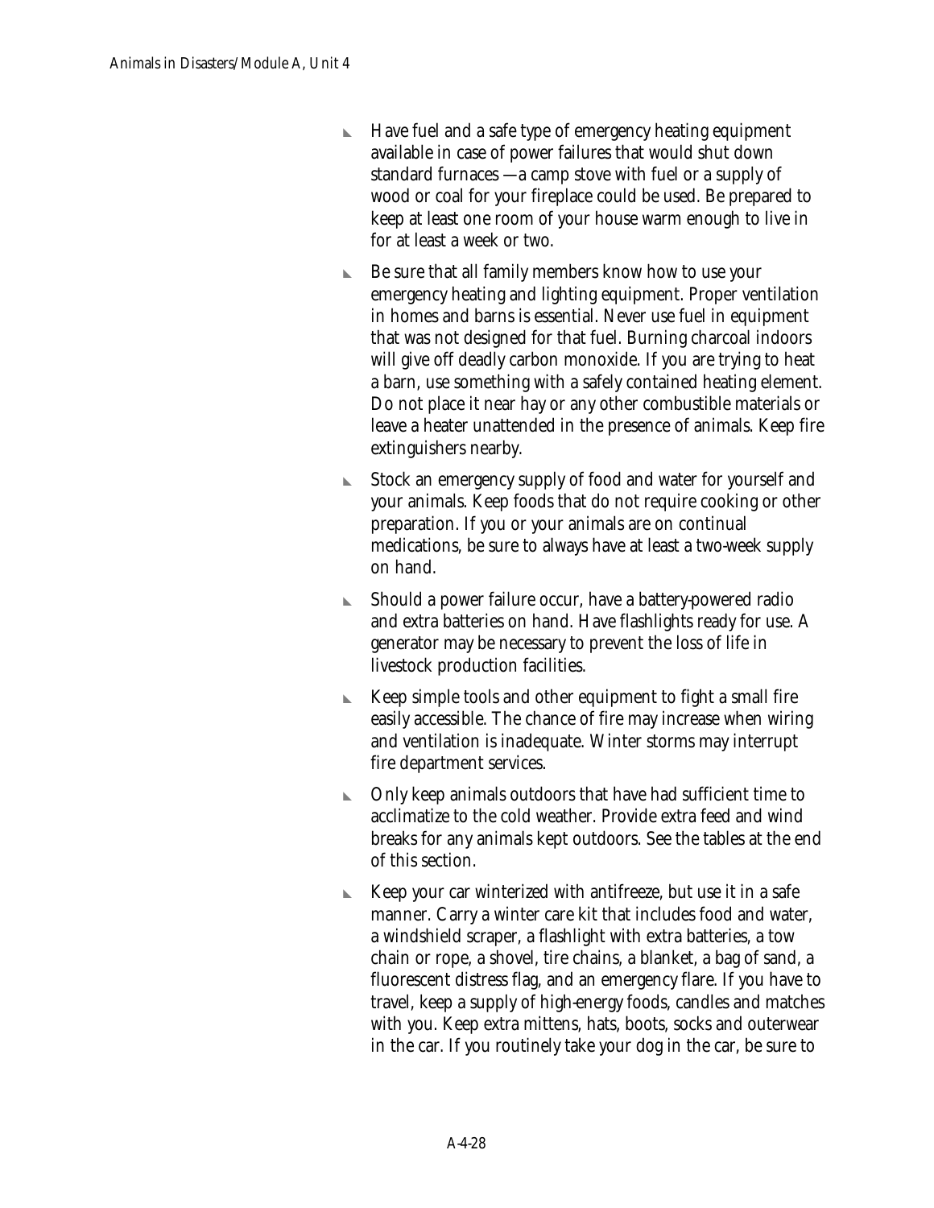- Have fuel and a safe type of emergency heating equipment available in case of power failures that would shut down standard furnaces —a camp stove with fuel or a supply of wood or coal for your fireplace could be used. Be prepared to keep at least one room of your house warm enough to live in for at least a week or two.
- Be sure that all family members know how to use your emergency heating and lighting equipment. Proper ventilation in homes and barns is essential. Never use fuel in equipment that was not designed for that fuel. Burning charcoal indoors will give off deadly carbon monoxide. If you are trying to heat a barn, use something with a safely contained heating element. Do not place it near hay or any other combustible materials or leave a heater unattended in the presence of animals. Keep fire extinguishers nearby.
- Stock an emergency supply of food and water for yourself and your animals. Keep foods that do not require cooking or other preparation. If you or your animals are on continual medications, be sure to always have at least a two-week supply on hand.
- Should a power failure occur, have a battery-powered radio and extra batteries on hand. Have flashlights ready for use. A generator may be necessary to prevent the loss of life in livestock production facilities.
- Keep simple tools and other equipment to fight a small fire easily accessible. The chance of fire may increase when wiring and ventilation is inadequate. Winter storms may interrupt fire department services.
- Only keep animals outdoors that have had sufficient time to acclimatize to the cold weather. Provide extra feed and wind breaks for any animals kept outdoors. See the tables at the end of this section.
- Keep your car winterized with antifreeze, but use it in a safe manner. Carry a winter care kit that includes food and water, a windshield scraper, a flashlight with extra batteries, a tow chain or rope, a shovel, tire chains, a blanket, a bag of sand, a fluorescent distress flag, and an emergency flare. If you have to travel, keep a supply of high-energy foods, candles and matches with you. Keep extra mittens, hats, boots, socks and outerwear in the car. If you routinely take your dog in the car, be sure to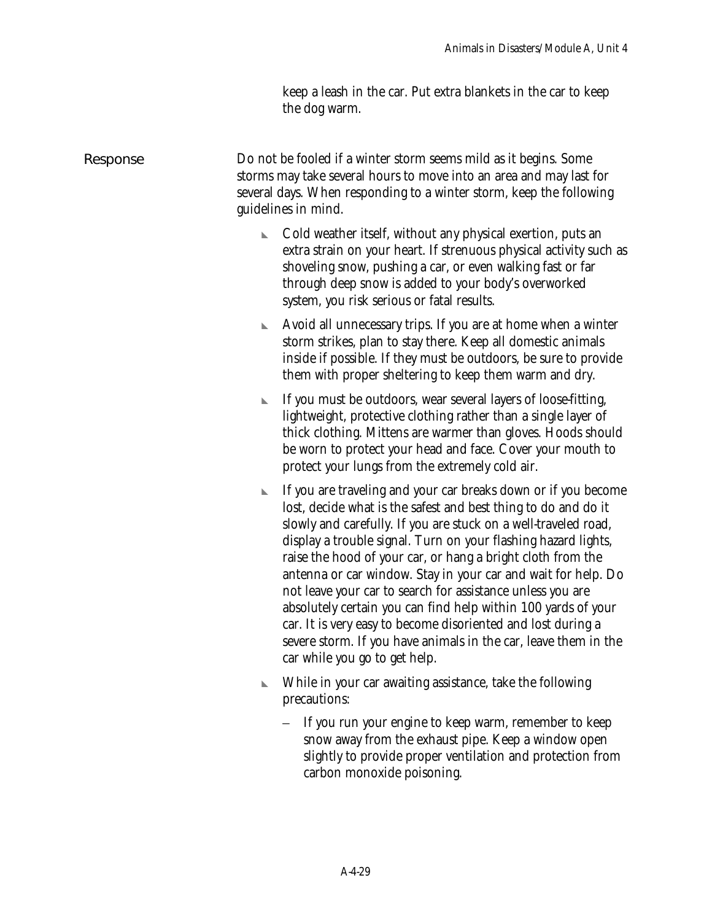keep a leash in the car. Put extra blankets in the car to keep the dog warm.

## Response

Do not be fooled if a winter storm seems mild as it begins. Some storms may take several hours to move into an area and may last for several days. When responding to a winter storm, keep the following guidelines in mind.

- Cold weather itself, without any physical exertion, puts an extra strain on your heart. If strenuous physical activity such as shoveling snow, pushing a car, or even walking fast or far through deep snow is added to your body's overworked system, you risk serious or fatal results.
- Avoid all unnecessary trips. If you are at home when a winter storm strikes, plan to stay there. Keep all domestic animals inside if possible. If they must be outdoors, be sure to provide them with proper sheltering to keep them warm and dry.
- If you must be outdoors, wear several layers of loose-fitting, lightweight, protective clothing rather than a single layer of thick clothing. Mittens are warmer than gloves. Hoods should be worn to protect your head and face. Cover your mouth to protect your lungs from the extremely cold air.
- If you are traveling and your car breaks down or if you become lost, decide what is the safest and best thing to do and do it slowly and carefully. If you are stuck on a well-traveled road, display a trouble signal. Turn on your flashing hazard lights, raise the hood of your car, or hang a bright cloth from the antenna or car window. Stay in your car and wait for help. Do not leave your car to search for assistance unless you are absolutely certain you can find help within 100 yards of your car. It is very easy to become disoriented and lost during a severe storm. If you have animals in the car, leave them in the car while you go to get help.
- While in your car awaiting assistance, take the following precautions:
  - If you run your engine to keep warm, remember to keep snow away from the exhaust pipe. Keep a window open slightly to provide proper ventilation and protection from carbon monoxide poisoning.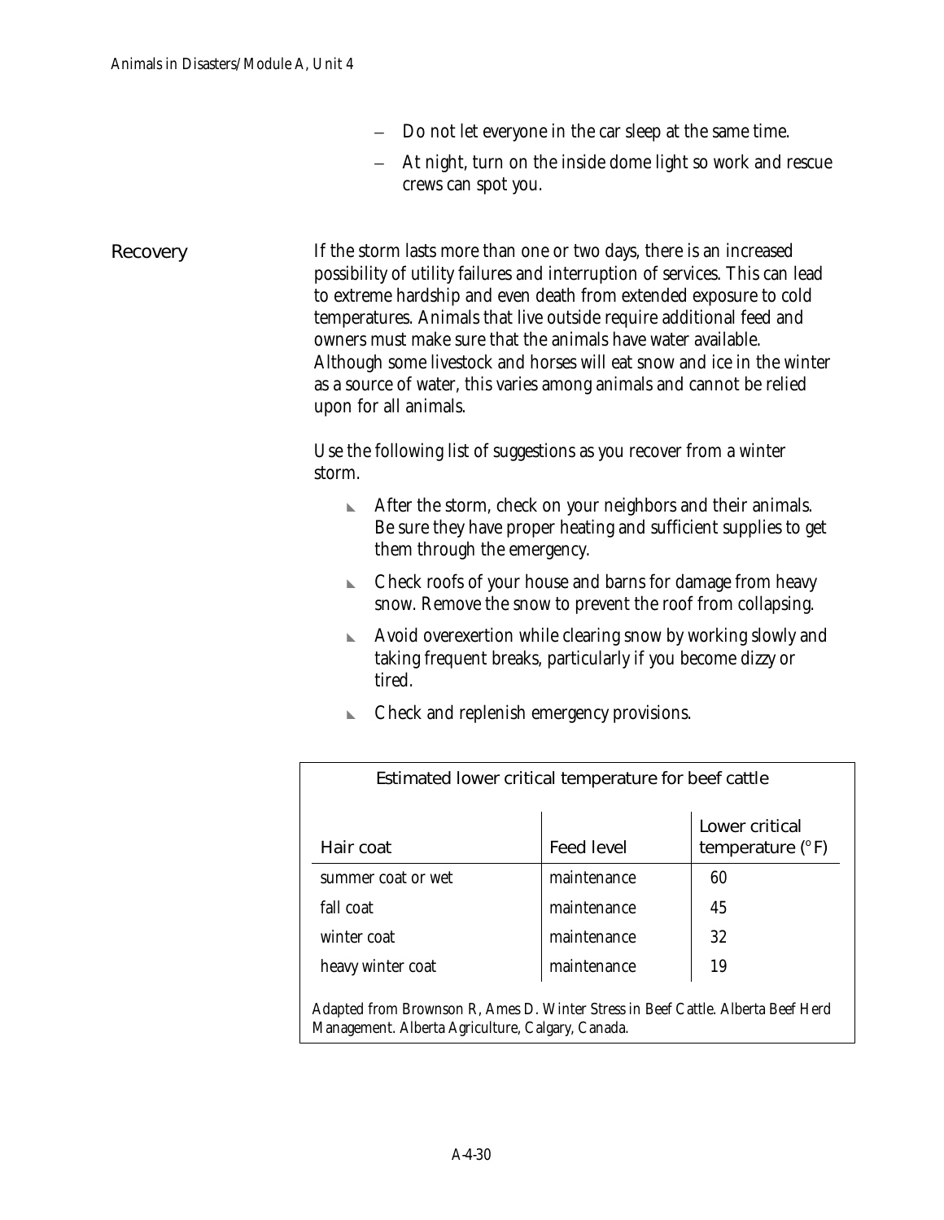- Do not let everyone in the car sleep at the same time.
- At night, turn on the inside dome light so work and rescue crews can spot you.

## Recovery

If the storm lasts more than one or two days, there is an increased possibility of utility failures and interruption of services. This can lead to extreme hardship and even death from extended exposure to cold temperatures. Animals that live outside require additional feed and owners must make sure that the animals have water available. Although some livestock and horses will eat snow and ice in the winter as a source of water, this varies among animals and cannot be relied upon for all animals.

Use the following list of suggestions as you recover from a winter storm.

- After the storm, check on your neighbors and their animals. Be sure they have proper heating and sufficient supplies to get them through the emergency.
- Check roofs of your house and barns for damage from heavy snow. Remove the snow to prevent the roof from collapsing.
- Avoid overexertion while clearing snow by working slowly and taking frequent breaks, particularly if you become dizzy or tired.
- Check and replenish emergency provisions.

**Estimated lower critical temperature for beef cattle**

| Hair coat | Feed level | Lower critical temperature (°F) |
|---|---|---|
| summer coat or wet | maintenance | 60 |
| fall coat | maintenance | 45 |
| winter coat | maintenance | 32 |
| heavy winter coat | maintenance | 19 |

Adapted from Brownson R, Ames D. Winter Stress in Beef Cattle. Alberta Beef Herd Management. Alberta Agriculture, Calgary, Canada.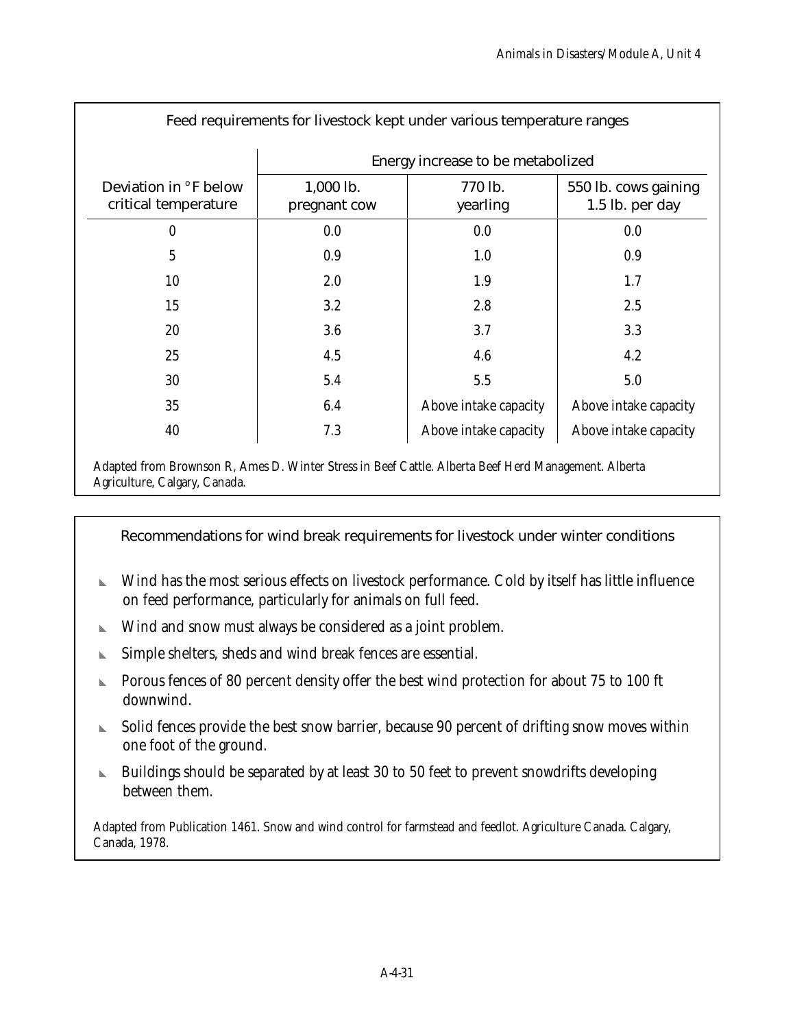Feed requirements for livestock kept under various temperature ranges

| Deviation in °F below critical temperature | Energy increase to be metabolized | | |
|---|---|---|---|
| | 1,000 lb. pregnant cow | 770 lb. yearling | 550 lb. cows gaining 1.5 lb. per day |
| 0 | 0.0 | 0.0 | 0.0 |
| 5 | 0.9 | 1.0 | 0.9 |
| 10 | 2.0 | 1.9 | 1.7 |
| 15 | 3.2 | 2.8 | 2.5 |
| 20 | 3.6 | 3.7 | 3.3 |
| 25 | 4.5 | 4.6 | 4.2 |
| 30 | 5.4 | 5.5 | 5.0 |
| 35 | 6.4 | Above intake capacity | Above intake capacity |
| 40 | 7.3 | Above intake capacity | Above intake capacity |

Adapted from Brownson R, Ames D. Winter Stress in Beef Cattle. Alberta Beef Herd Management. Alberta Agriculture, Calgary, Canada.

Recommendations for wind break requirements for livestock under winter conditions

- Wind has the most serious effects on livestock performance. Cold by itself has little influence on feed performance, particularly for animals on full feed.
- Wind and snow must always be considered as a joint problem.
- Simple shelters, sheds and wind break fences are essential.
- Porous fences of 80 percent density offer the best wind protection for about 75 to 100 ft downwind.
- Solid fences provide the best snow barrier, because 90 percent of drifting snow moves within one foot of the ground.
- Buildings should be separated by at least 30 to 50 feet to prevent snowdrifts developing between them.

Adapted from Publication 1461. Snow and wind control for farmstead and feedlot. Agriculture Canada. Calgary, Canada, 1978.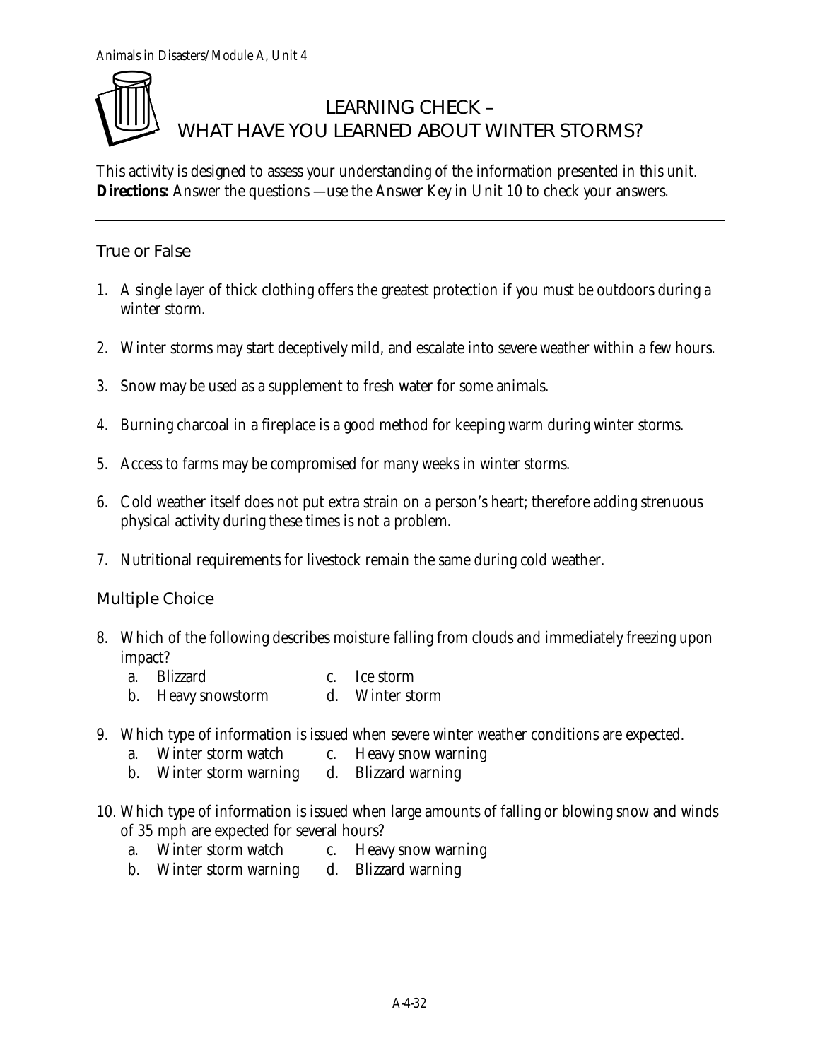# LEARNING CHECK – WHAT HAVE YOU LEARNED ABOUT WINTER STORMS?

This activity is designed to assess your understanding of the information presented in this unit. **Directions:** Answer the questions —use the Answer Key in Unit 10 to check your answers.

---

## True or False

1. A single layer of thick clothing offers the greatest protection if you must be outdoors during a winter storm.
2. Winter storms may start deceptively mild, and escalate into severe weather within a few hours.
3. Snow may be used as a supplement to fresh water for some animals.
4. Burning charcoal in a fireplace is a good method for keeping warm during winter storms.
5. Access to farms may be compromised for many weeks in winter storms.
6. Cold weather itself does not put extra strain on a person's heart; therefore adding strenuous physical activity during these times is not a problem.
7. Nutritional requirements for livestock remain the same during cold weather.

## Multiple Choice

8. Which of the following describes moisture falling from clouds and immediately freezing upon impact?
   a. Blizzard
   b. Heavy snowstorm
   c. Ice storm
   d. Winter storm

9. Which type of information is issued when severe winter weather conditions are expected.
   a. Winter storm watch
   b. Winter storm warning
   c. Heavy snow warning
   d. Blizzard warning

10. Which type of information is issued when large amounts of falling or blowing snow and winds of 35 mph are expected for several hours?
    a. Winter storm watch
    b. Winter storm warning
    c. Heavy snow warning
    d. Blizzard warning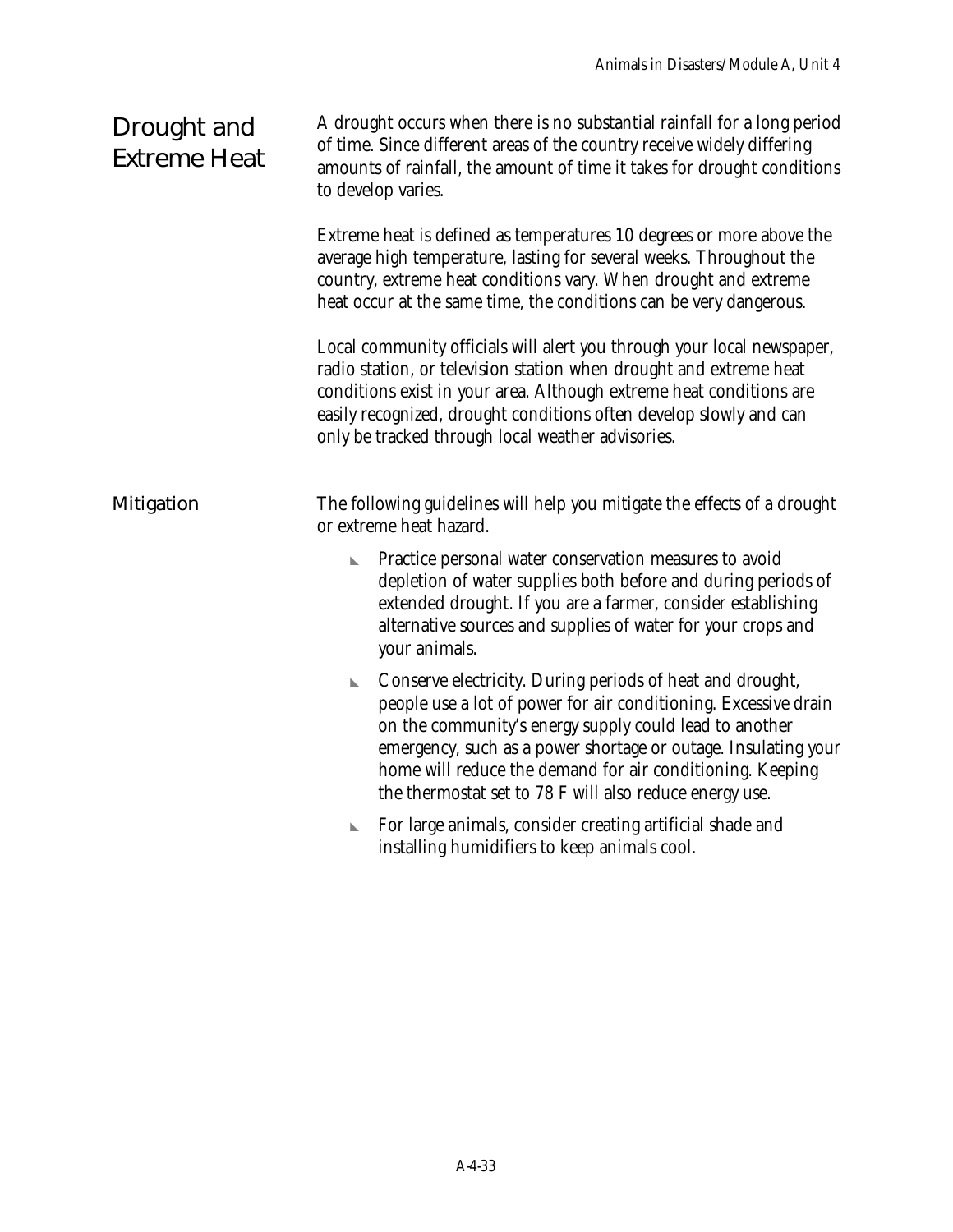## Drought and Extreme Heat

A drought occurs when there is no substantial rainfall for a long period of time. Since different areas of the country receive widely differing amounts of rainfall, the amount of time it takes for drought conditions to develop varies.

Extreme heat is defined as temperatures 10 degrees or more above the average high temperature, lasting for several weeks. Throughout the country, extreme heat conditions vary. When drought and extreme heat occur at the same time, the conditions can be very dangerous.

Local community officials will alert you through your local newspaper, radio station, or television station when drought and extreme heat conditions exist in your area. Although extreme heat conditions are easily recognized, drought conditions often develop slowly and can only be tracked through local weather advisories.

### Mitigation

The following guidelines will help you mitigate the effects of a drought or extreme heat hazard.

- Practice personal water conservation measures to avoid depletion of water supplies both before and during periods of extended drought. If you are a farmer, consider establishing alternative sources and supplies of water for your crops and your animals.
- Conserve electricity. During periods of heat and drought, people use a lot of power for air conditioning. Excessive drain on the community's energy supply could lead to another emergency, such as a power shortage or outage. Insulating your home will reduce the demand for air conditioning. Keeping the thermostat set to 78 F will also reduce energy use.
- For large animals, consider creating artificial shade and installing humidifiers to keep animals cool.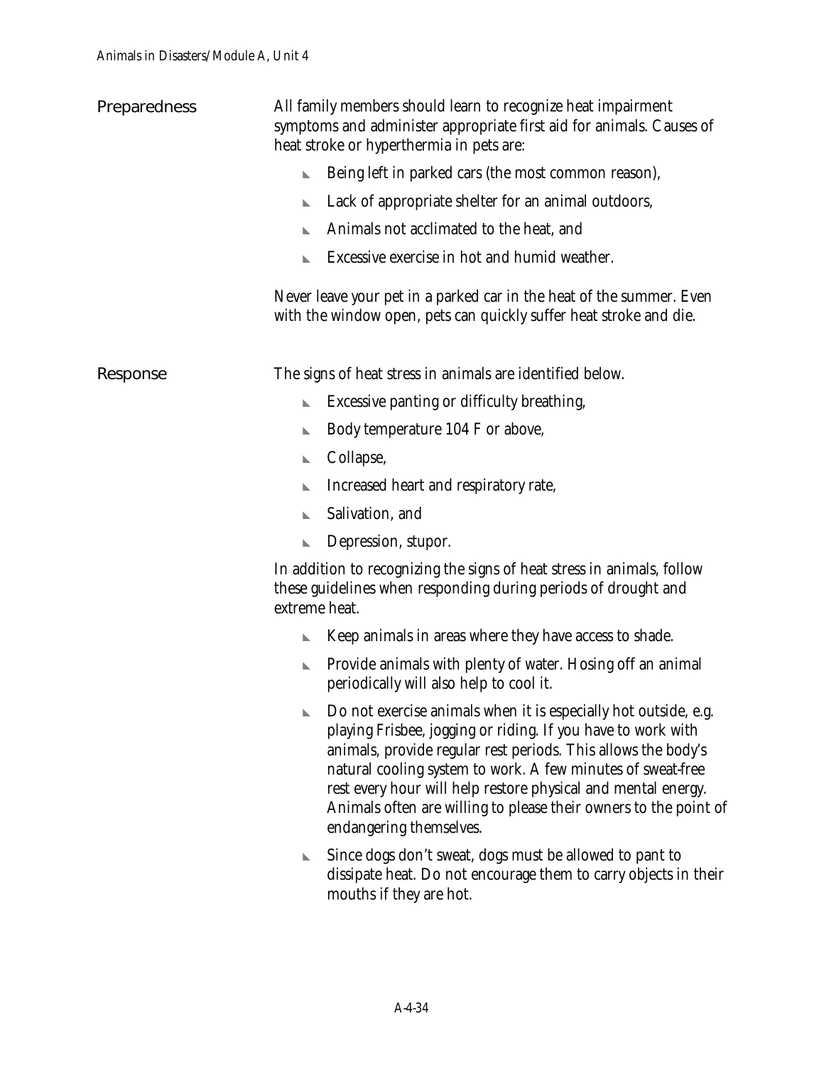## Preparedness

All family members should learn to recognize heat impairment symptoms and administer appropriate first aid for animals. Causes of heat stroke or hyperthermia in pets are:

- Being left in parked cars (the most common reason),
- Lack of appropriate shelter for an animal outdoors,
- Animals not acclimated to the heat, and
- Excessive exercise in hot and humid weather.

Never leave your pet in a parked car in the heat of the summer. Even with the window open, pets can quickly suffer heat stroke and die.

## Response

The signs of heat stress in animals are identified below.

- Excessive panting or difficulty breathing,
- Body temperature 104 F or above,
- Collapse,
- Increased heart and respiratory rate,
- Salivation, and
- Depression, stupor.

In addition to recognizing the signs of heat stress in animals, follow these guidelines when responding during periods of drought and extreme heat.

- Keep animals in areas where they have access to shade.
- Provide animals with plenty of water. Hosing off an animal periodically will also help to cool it.
- Do not exercise animals when it is especially hot outside, e.g. playing Frisbee, jogging or riding. If you have to work with animals, provide regular rest periods. This allows the body's natural cooling system to work. A few minutes of sweat-free rest every hour will help restore physical and mental energy. Animals often are willing to please their owners to the point of endangering themselves.
- Since dogs don't sweat, dogs must be allowed to pant to dissipate heat. Do not encourage them to carry objects in their mouths if they are hot.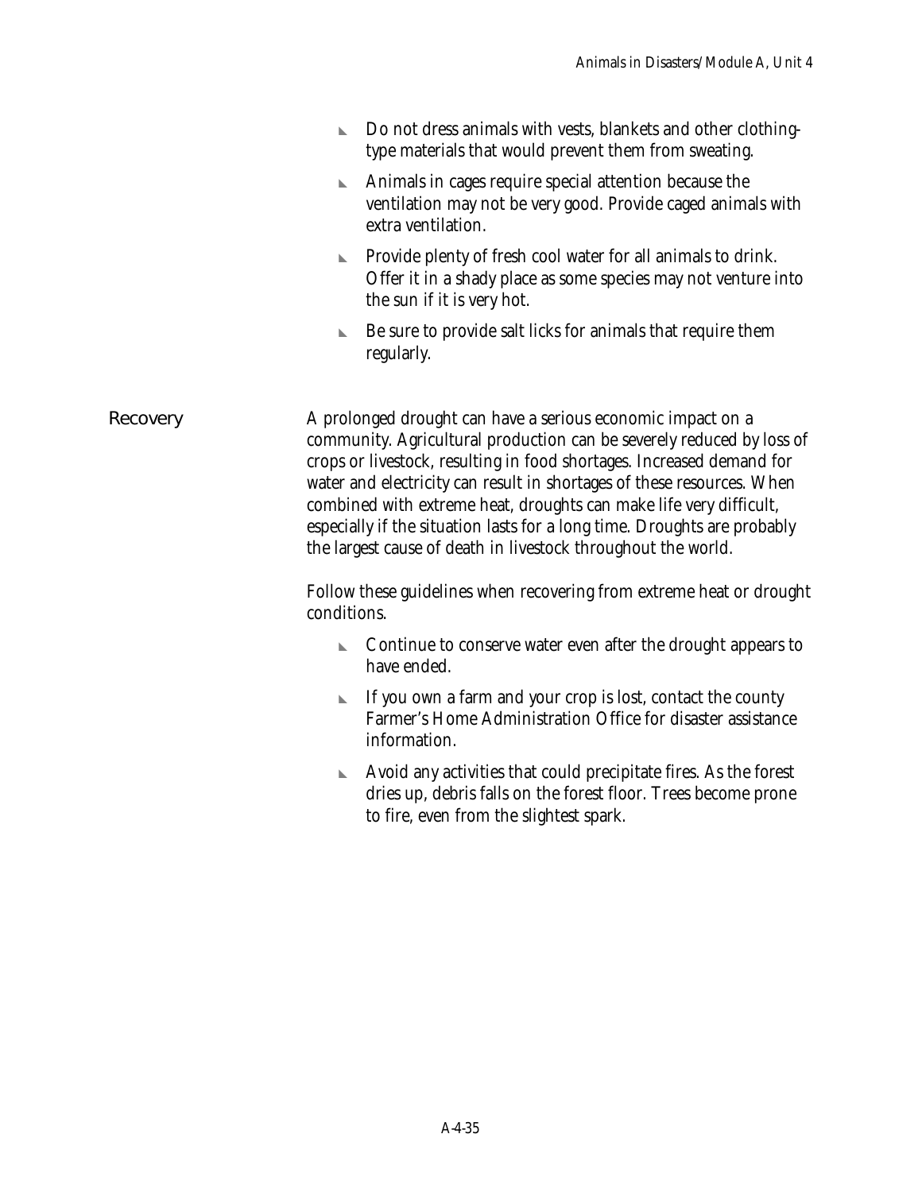- Do not dress animals with vests, blankets and other clothing-type materials that would prevent them from sweating.
- Animals in cages require special attention because the ventilation may not be very good. Provide caged animals with extra ventilation.
- Provide plenty of fresh cool water for all animals to drink. Offer it in a shady place as some species may not venture into the sun if it is very hot.
- Be sure to provide salt licks for animals that require them regularly.

## Recovery

A prolonged drought can have a serious economic impact on a community. Agricultural production can be severely reduced by loss of crops or livestock, resulting in food shortages. Increased demand for water and electricity can result in shortages of these resources. When combined with extreme heat, droughts can make life very difficult, especially if the situation lasts for a long time. Droughts are probably the largest cause of death in livestock throughout the world.

Follow these guidelines when recovering from extreme heat or drought conditions.

- Continue to conserve water even after the drought appears to have ended.
- If you own a farm and your crop is lost, contact the county Farmer's Home Administration Office for disaster assistance information.
- Avoid any activities that could precipitate fires. As the forest dries up, debris falls on the forest floor. Trees become prone to fire, even from the slightest spark.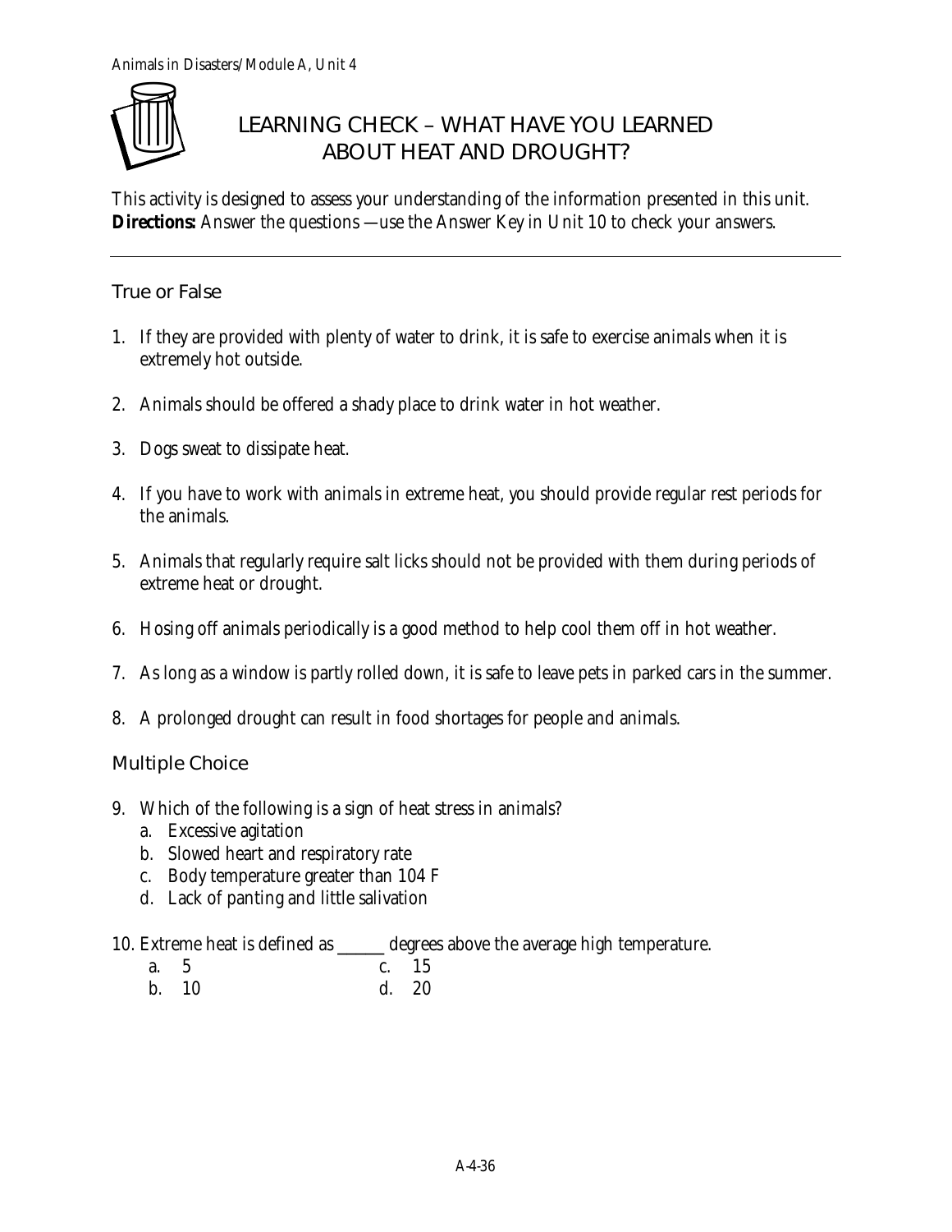# LEARNING CHECK – WHAT HAVE YOU LEARNED ABOUT HEAT AND DROUGHT?

This activity is designed to assess your understanding of the information presented in this unit.
**Directions:** Answer the questions —use the Answer Key in Unit 10 to check your answers.

---

## True or False

1. If they are provided with plenty of water to drink, it is safe to exercise animals when it is extremely hot outside.

2. Animals should be offered a shady place to drink water in hot weather.

3. Dogs sweat to dissipate heat.

4. If you have to work with animals in extreme heat, you should provide regular rest periods for the animals.

5. Animals that regularly require salt licks should not be provided with them during periods of extreme heat or drought.

6. Hosing off animals periodically is a good method to help cool them off in hot weather.

7. As long as a window is partly rolled down, it is safe to leave pets in parked cars in the summer.

8. A prolonged drought can result in food shortages for people and animals.

## Multiple Choice

9. Which of the following is a sign of heat stress in animals?
   a. Excessive agitation
   b. Slowed heart and respiratory rate
   c. Body temperature greater than 104 F
   d. Lack of panting and little salivation

10. Extreme heat is defined as ______ degrees above the average high temperature.
    a. 5
    b. 10
    c. 15
    d. 20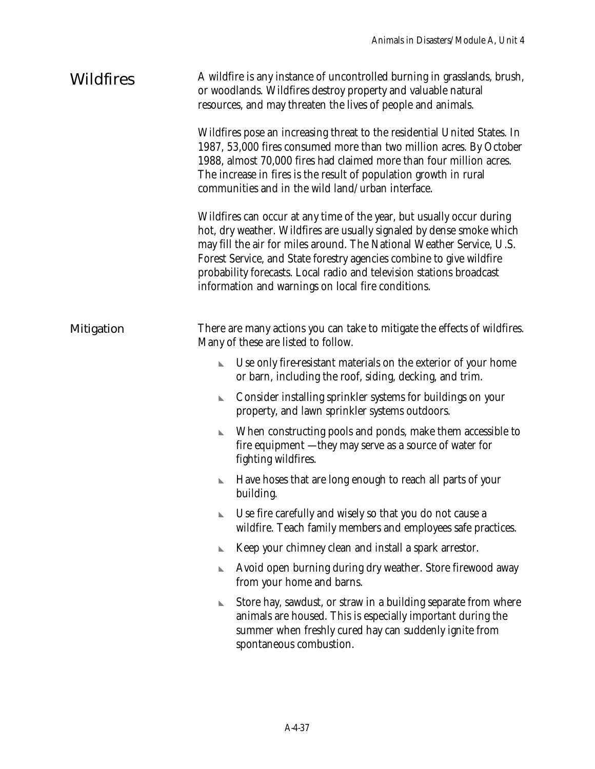## Wildfires

A wildfire is any instance of uncontrolled burning in grasslands, brush, or woodlands. Wildfires destroy property and valuable natural resources, and may threaten the lives of people and animals.

Wildfires pose an increasing threat to the residential United States. In 1987, 53,000 fires consumed more than two million acres. By October 1988, almost 70,000 fires had claimed more than four million acres. The increase in fires is the result of population growth in rural communities and in the wild land/urban interface.

Wildfires can occur at any time of the year, but usually occur during hot, dry weather. Wildfires are usually signaled by dense smoke which may fill the air for miles around. The National Weather Service, U.S. Forest Service, and State forestry agencies combine to give wildfire probability forecasts. Local radio and television stations broadcast information and warnings on local fire conditions.

### Mitigation

There are many actions you can take to mitigate the effects of wildfires. Many of these are listed to follow.

- Use only fire-resistant materials on the exterior of your home or barn, including the roof, siding, decking, and trim.
- Consider installing sprinkler systems for buildings on your property, and lawn sprinkler systems outdoors.
- When constructing pools and ponds, make them accessible to fire equipment —they may serve as a source of water for fighting wildfires.
- Have hoses that are long enough to reach all parts of your building.
- Use fire carefully and wisely so that you do not cause a wildfire. Teach family members and employees safe practices.
- Keep your chimney clean and install a spark arrestor.
- Avoid open burning during dry weather. Store firewood away from your home and barns.
- Store hay, sawdust, or straw in a building separate from where animals are housed. This is especially important during the summer when freshly cured hay can suddenly ignite from spontaneous combustion.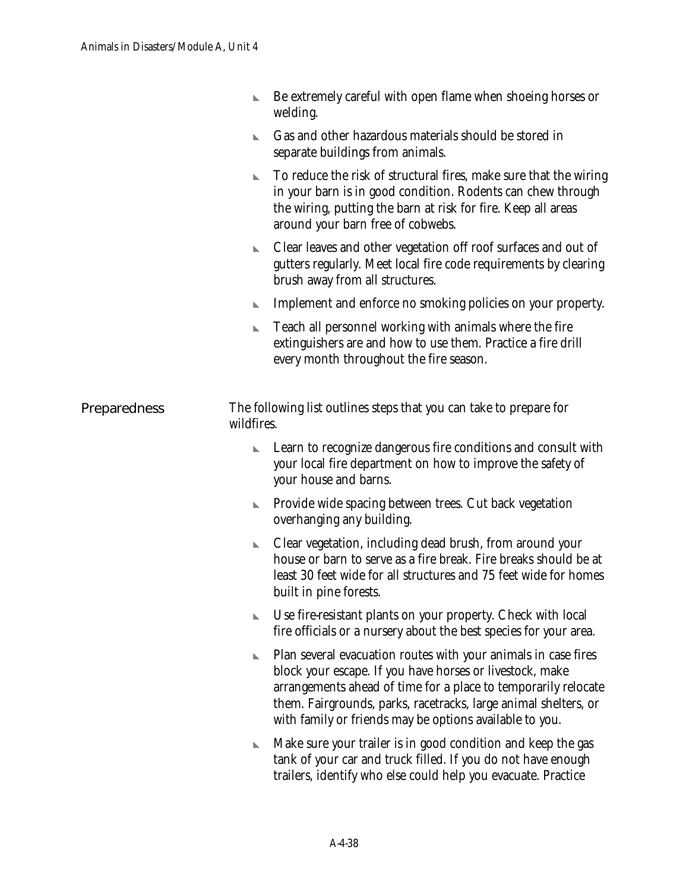- Be extremely careful with open flame when shoeing horses or welding.
- Gas and other hazardous materials should be stored in separate buildings from animals.
- To reduce the risk of structural fires, make sure that the wiring in your barn is in good condition. Rodents can chew through the wiring, putting the barn at risk for fire. Keep all areas around your barn free of cobwebs.
- Clear leaves and other vegetation off roof surfaces and out of gutters regularly. Meet local fire code requirements by clearing brush away from all structures.
- Implement and enforce no smoking policies on your property.
- Teach all personnel working with animals where the fire extinguishers are and how to use them. Practice a fire drill every month throughout the fire season.

## Preparedness

The following list outlines steps that you can take to prepare for wildfires.

- Learn to recognize dangerous fire conditions and consult with your local fire department on how to improve the safety of your house and barns.
- Provide wide spacing between trees. Cut back vegetation overhanging any building.
- Clear vegetation, including dead brush, from around your house or barn to serve as a fire break. Fire breaks should be at least 30 feet wide for all structures and 75 feet wide for homes built in pine forests.
- Use fire-resistant plants on your property. Check with local fire officials or a nursery about the best species for your area.
- Plan several evacuation routes with your animals in case fires block your escape. If you have horses or livestock, make arrangements ahead of time for a place to temporarily relocate them. Fairgrounds, parks, racetracks, large animal shelters, or with family or friends may be options available to you.
- Make sure your trailer is in good condition and keep the gas tank of your car and truck filled. If you do not have enough trailers, identify who else could help you evacuate. Practice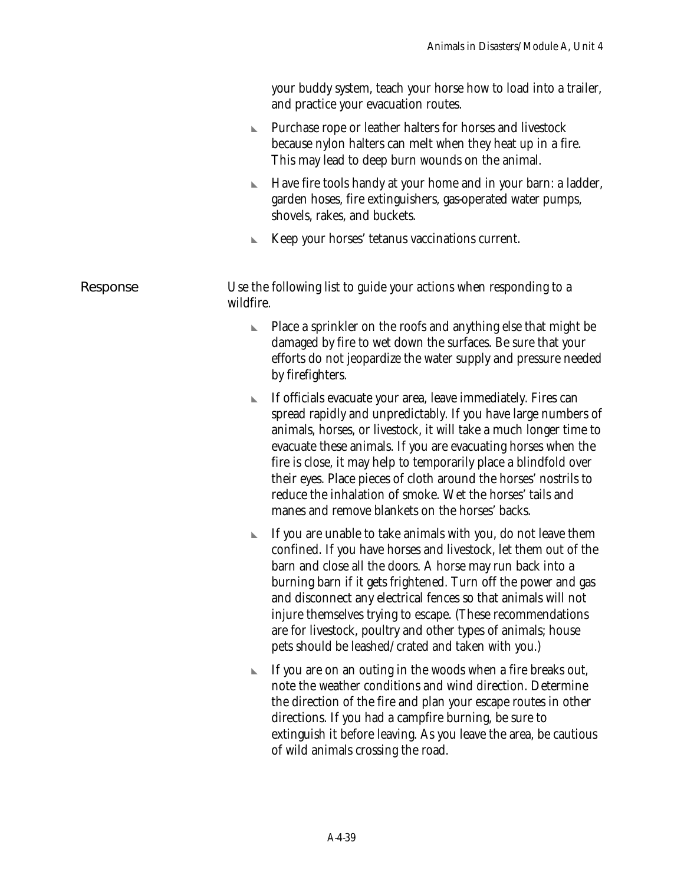your buddy system, teach your horse how to load into a trailer, and practice your evacuation routes.

- Purchase rope or leather halters for horses and livestock because nylon halters can melt when they heat up in a fire. This may lead to deep burn wounds on the animal.
- Have fire tools handy at your home and in your barn: a ladder, garden hoses, fire extinguishers, gas-operated water pumps, shovels, rakes, and buckets.
- Keep your horses' tetanus vaccinations current.

## Response

Use the following list to guide your actions when responding to a wildfire.

- Place a sprinkler on the roofs and anything else that might be damaged by fire to wet down the surfaces. Be sure that your efforts do not jeopardize the water supply and pressure needed by firefighters.
- If officials evacuate your area, leave immediately. Fires can spread rapidly and unpredictably. If you have large numbers of animals, horses, or livestock, it will take a much longer time to evacuate these animals. If you are evacuating horses when the fire is close, it may help to temporarily place a blindfold over their eyes. Place pieces of cloth around the horses' nostrils to reduce the inhalation of smoke. Wet the horses' tails and manes and remove blankets on the horses' backs.
- If you are unable to take animals with you, do not leave them confined. If you have horses and livestock, let them out of the barn and close all the doors. A horse may run back into a burning barn if it gets frightened. Turn off the power and gas and disconnect any electrical fences so that animals will not injure themselves trying to escape. (These recommendations are for livestock, poultry and other types of animals; house pets should be leashed/crated and taken with you.)
- If you are on an outing in the woods when a fire breaks out, note the weather conditions and wind direction. Determine the direction of the fire and plan your escape routes in other directions. If you had a campfire burning, be sure to extinguish it before leaving. As you leave the area, be cautious of wild animals crossing the road.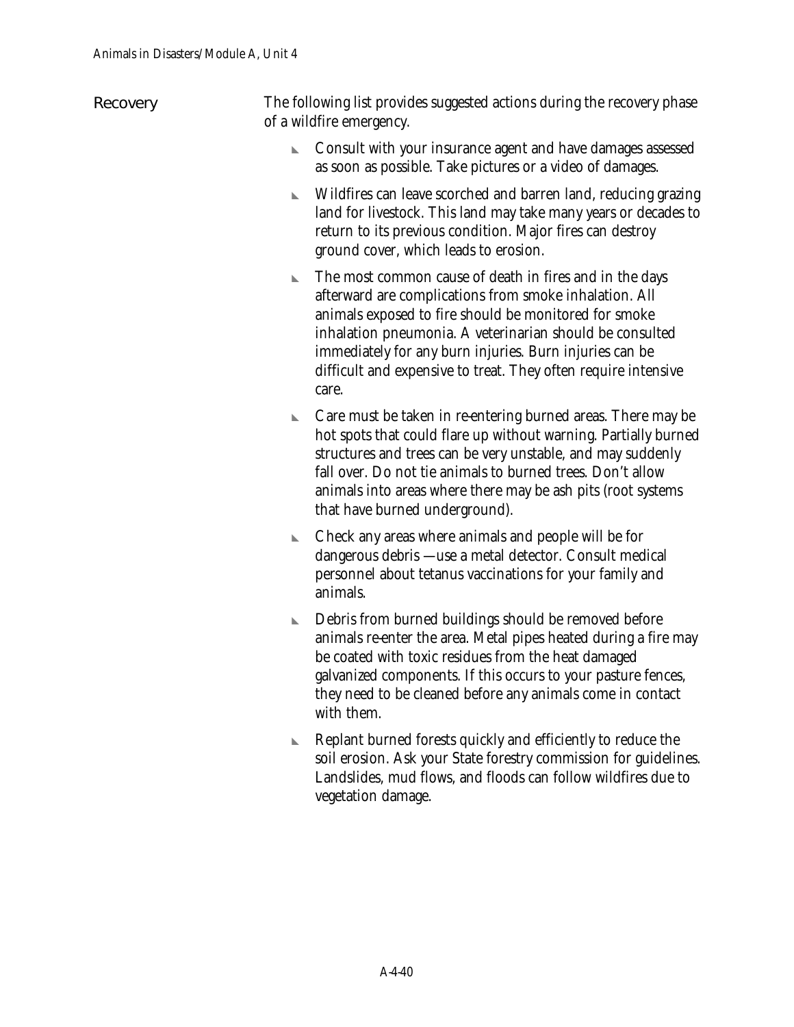## Recovery

The following list provides suggested actions during the recovery phase of a wildfire emergency.

- Consult with your insurance agent and have damages assessed as soon as possible. Take pictures or a video of damages.
- Wildfires can leave scorched and barren land, reducing grazing land for livestock. This land may take many years or decades to return to its previous condition. Major fires can destroy ground cover, which leads to erosion.
- The most common cause of death in fires and in the days afterward are complications from smoke inhalation. All animals exposed to fire should be monitored for smoke inhalation pneumonia. A veterinarian should be consulted immediately for any burn injuries. Burn injuries can be difficult and expensive to treat. They often require intensive care.
- Care must be taken in re-entering burned areas. There may be hot spots that could flare up without warning. Partially burned structures and trees can be very unstable, and may suddenly fall over. Do not tie animals to burned trees. Don't allow animals into areas where there may be ash pits (root systems that have burned underground).
- Check any areas where animals and people will be for dangerous debris—use a metal detector. Consult medical personnel about tetanus vaccinations for your family and animals.
- Debris from burned buildings should be removed before animals re-enter the area. Metal pipes heated during a fire may be coated with toxic residues from the heat damaged galvanized components. If this occurs to your pasture fences, they need to be cleaned before any animals come in contact with them.
- Replant burned forests quickly and efficiently to reduce the soil erosion. Ask your State forestry commission for guidelines. Landslides, mud flows, and floods can follow wildfires due to vegetation damage.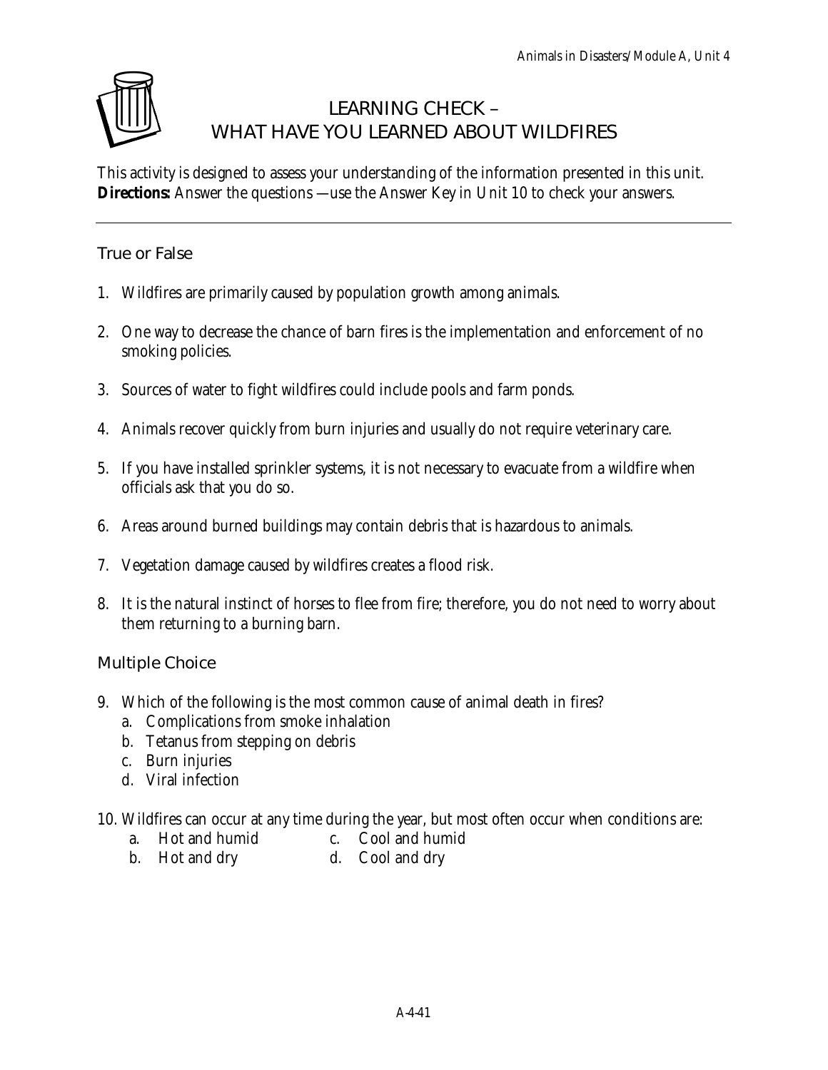# LEARNING CHECK – WHAT HAVE YOU LEARNED ABOUT WILDFIRES

This activity is designed to assess your understanding of the information presented in this unit. **Directions:** Answer the questions —use the Answer Key in Unit 10 to check your answers.

---

## True or False

1. Wildfires are primarily caused by population growth among animals.
2. One way to decrease the chance of barn fires is the implementation and enforcement of no smoking policies.
3. Sources of water to fight wildfires could include pools and farm ponds.
4. Animals recover quickly from burn injuries and usually do not require veterinary care.
5. If you have installed sprinkler systems, it is not necessary to evacuate from a wildfire when officials ask that you do so.
6. Areas around burned buildings may contain debris that is hazardous to animals.
7. Vegetation damage caused by wildfires creates a flood risk.
8. It is the natural instinct of horses to flee from fire; therefore, you do not need to worry about them returning to a burning barn.

## Multiple Choice

9. Which of the following is the most common cause of animal death in fires?
   a. Complications from smoke inhalation
   b. Tetanus from stepping on debris
   c. Burn injuries
   d. Viral infection

10. Wildfires can occur at any time during the year, but most often occur when conditions are:
    a. Hot and humid
    b. Hot and dry
    c. Cool and humid
    d. Cool and dry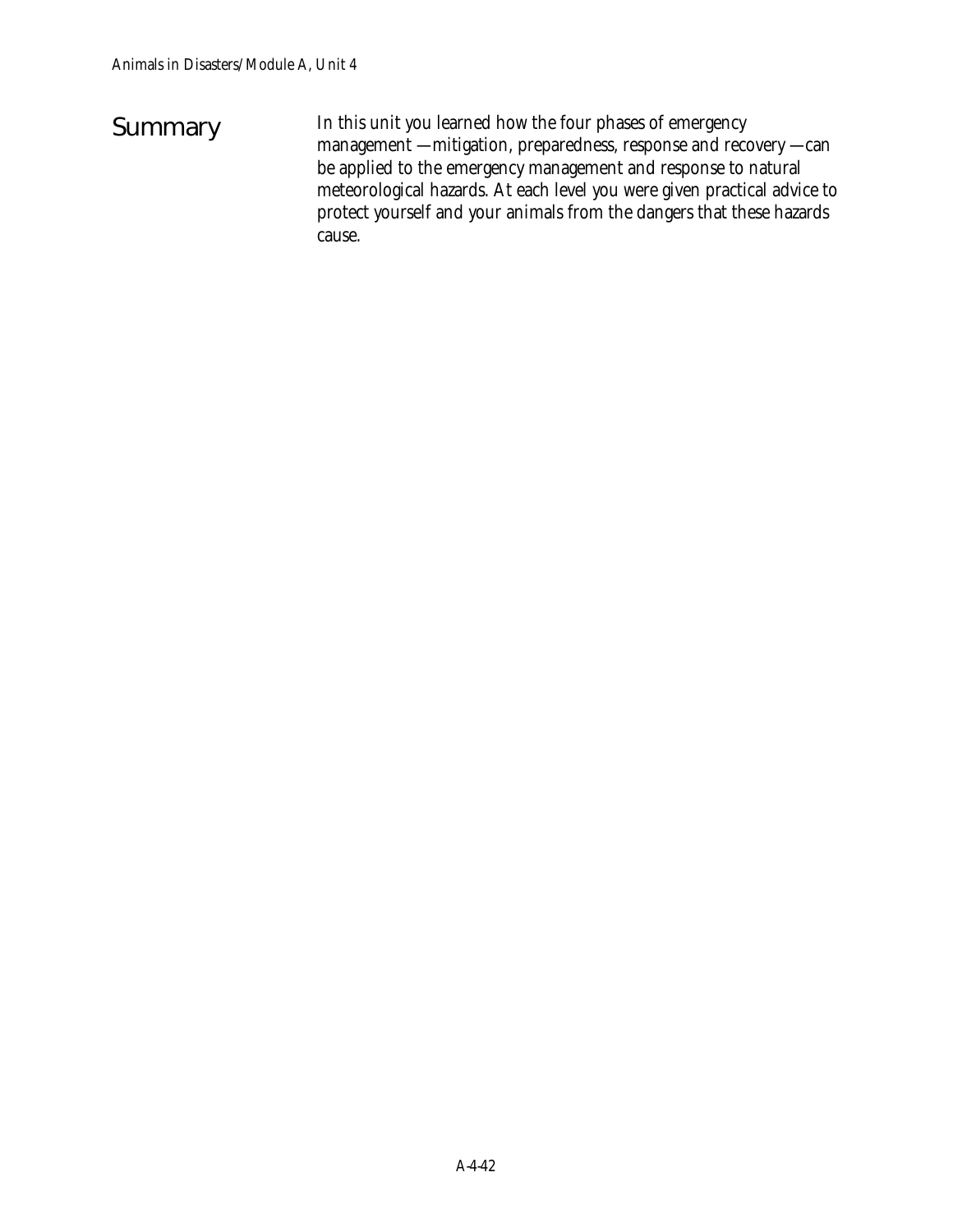## Summary

In this unit you learned how the four phases of emergency management —mitigation, preparedness, response and recovery —can be applied to the emergency management and response to natural meteorological hazards. At each level you were given practical advice to protect yourself and your animals from the dangers that these hazards cause.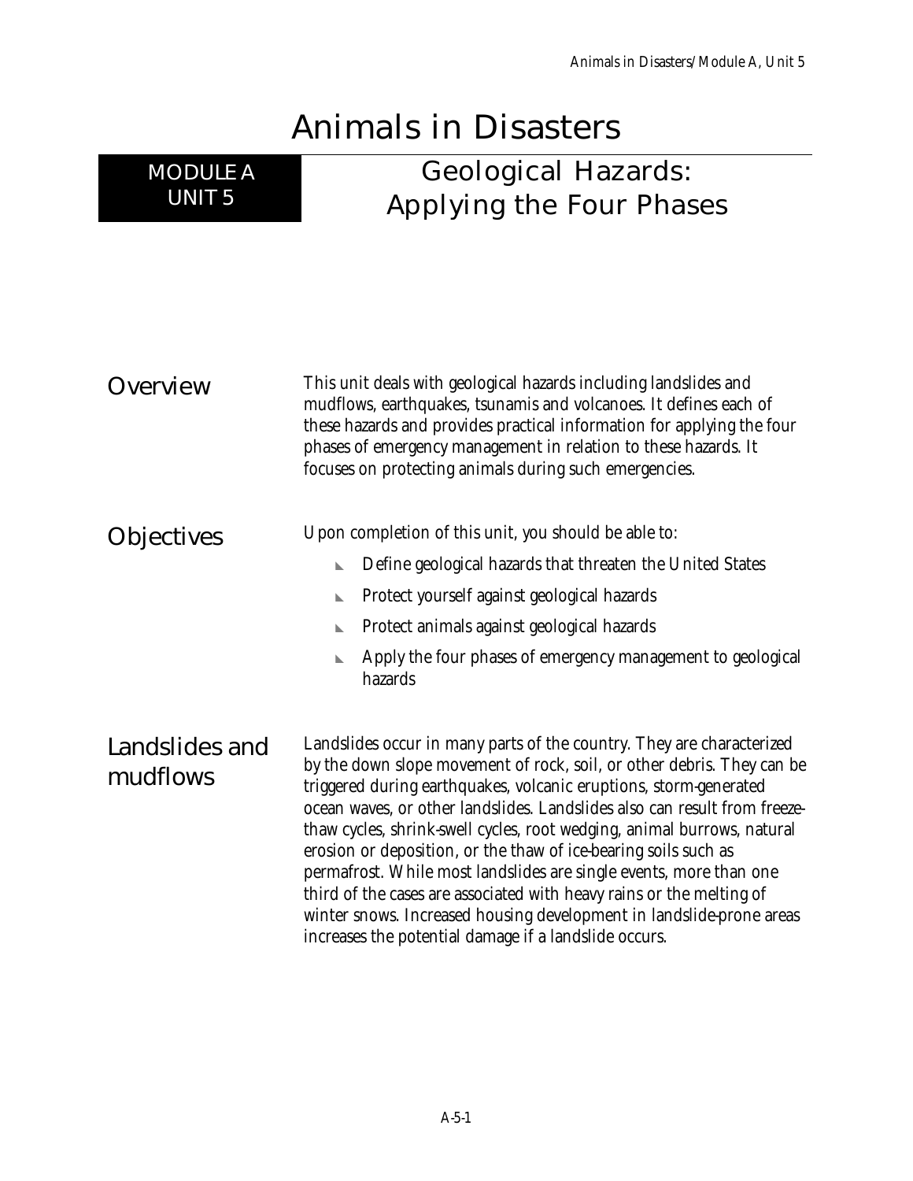# Animals in Disasters

## MODULE A UNIT 5 — Geological Hazards: Applying the Four Phases

### Overview

This unit deals with geological hazards including landslides and mudflows, earthquakes, tsunamis and volcanoes. It defines each of these hazards and provides practical information for applying the four phases of emergency management in relation to these hazards. It focuses on protecting animals during such emergencies.

### Objectives

Upon completion of this unit, you should be able to:

- Define geological hazards that threaten the United States
- Protect yourself against geological hazards
- Protect animals against geological hazards
- Apply the four phases of emergency management to geological hazards

### Landslides and mudflows

Landslides occur in many parts of the country. They are characterized by the down slope movement of rock, soil, or other debris. They can be triggered during earthquakes, volcanic eruptions, storm-generated ocean waves, or other landslides. Landslides also can result from freeze-thaw cycles, shrink-swell cycles, root wedging, animal burrows, natural erosion or deposition, or the thaw of ice-bearing soils such as permafrost. While most landslides are single events, more than one third of the cases are associated with heavy rains or the melting of winter snows. Increased housing development in landslide-prone areas increases the potential damage if a landslide occurs.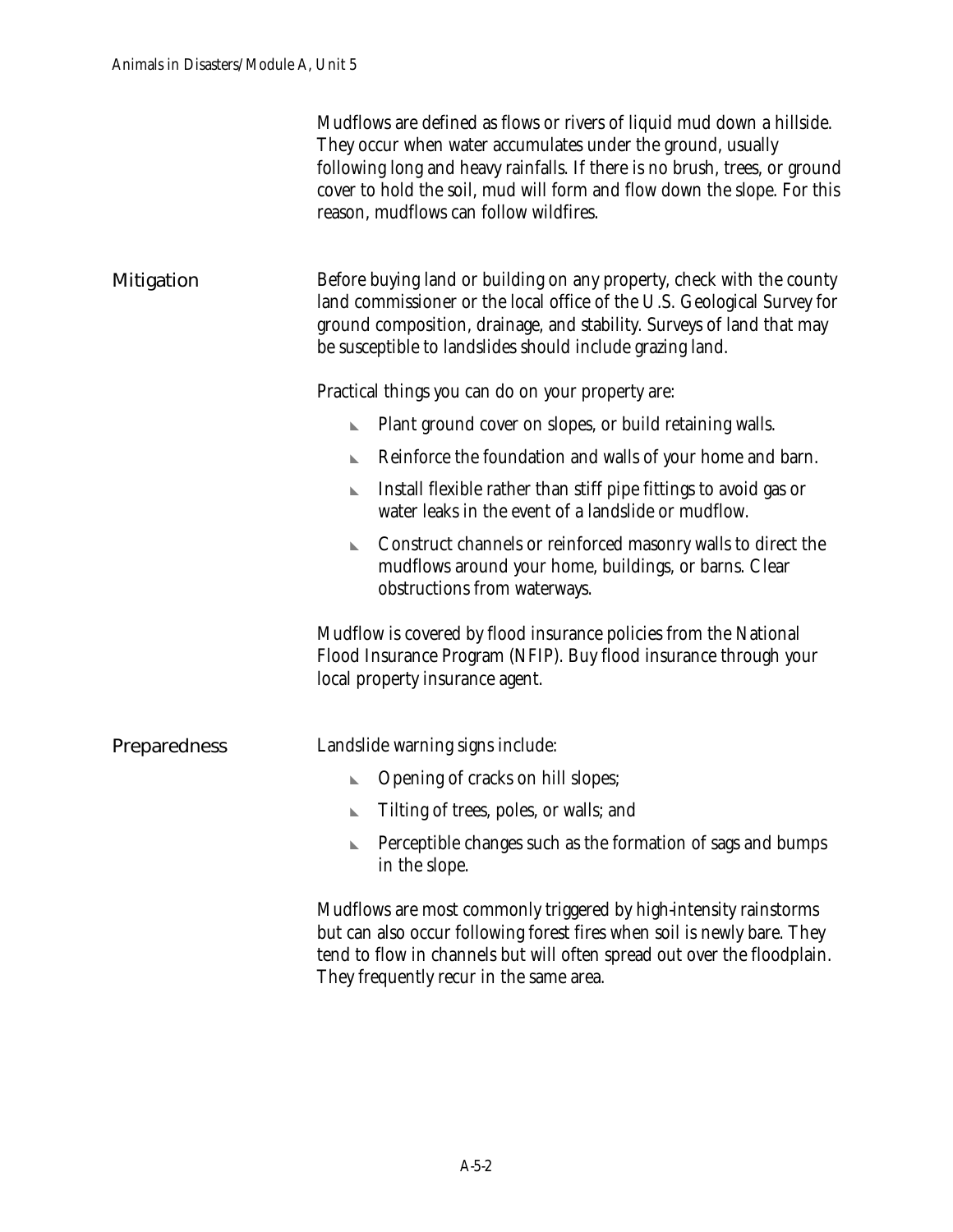Mudflows are defined as flows or rivers of liquid mud down a hillside. They occur when water accumulates under the ground, usually following long and heavy rainfalls. If there is no brush, trees, or ground cover to hold the soil, mud will form and flow down the slope. For this reason, mudflows can follow wildfires.

## Mitigation

Before buying land or building on any property, check with the county land commissioner or the local office of the U.S. Geological Survey for ground composition, drainage, and stability. Surveys of land that may be susceptible to landslides should include grazing land.

Practical things you can do on your property are:

- Plant ground cover on slopes, or build retaining walls.
- Reinforce the foundation and walls of your home and barn.
- Install flexible rather than stiff pipe fittings to avoid gas or water leaks in the event of a landslide or mudflow.
- Construct channels or reinforced masonry walls to direct the mudflows around your home, buildings, or barns. Clear obstructions from waterways.

Mudflow is covered by flood insurance policies from the National Flood Insurance Program (NFIP). Buy flood insurance through your local property insurance agent.

## Preparedness

Landslide warning signs include:

- Opening of cracks on hill slopes;
- Tilting of trees, poles, or walls; and
- Perceptible changes such as the formation of sags and bumps in the slope.

Mudflows are most commonly triggered by high-intensity rainstorms but can also occur following forest fires when soil is newly bare. They tend to flow in channels but will often spread out over the floodplain. They frequently recur in the same area.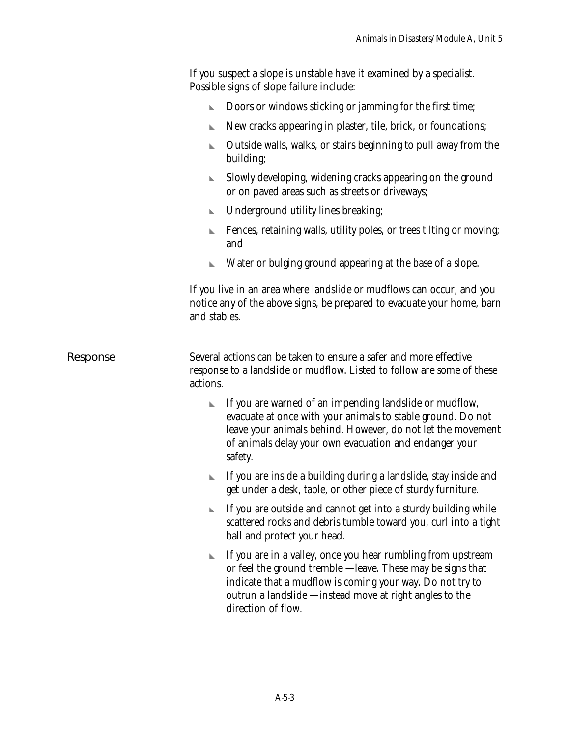If you suspect a slope is unstable have it examined by a specialist. Possible signs of slope failure include:

- Doors or windows sticking or jamming for the first time;
- New cracks appearing in plaster, tile, brick, or foundations;
- Outside walls, walks, or stairs beginning to pull away from the building;
- Slowly developing, widening cracks appearing on the ground or on paved areas such as streets or driveways;
- Underground utility lines breaking;
- Fences, retaining walls, utility poles, or trees tilting or moving; and
- Water or bulging ground appearing at the base of a slope.

If you live in an area where landslide or mudflows can occur, and you notice any of the above signs, be prepared to evacuate your home, barn and stables.

## Response

Several actions can be taken to ensure a safer and more effective response to a landslide or mudflow. Listed to follow are some of these actions.

- If you are warned of an impending landslide or mudflow, evacuate at once with your animals to stable ground. Do not leave your animals behind. However, do not let the movement of animals delay your own evacuation and endanger your safety.
- If you are inside a building during a landslide, stay inside and get under a desk, table, or other piece of sturdy furniture.
- If you are outside and cannot get into a sturdy building while scattered rocks and debris tumble toward you, curl into a tight ball and protect your head.
- If you are in a valley, once you hear rumbling from upstream or feel the ground tremble —leave. These may be signs that indicate that a mudflow is coming your way. Do not try to outrun a landslide —instead move at right angles to the direction of flow.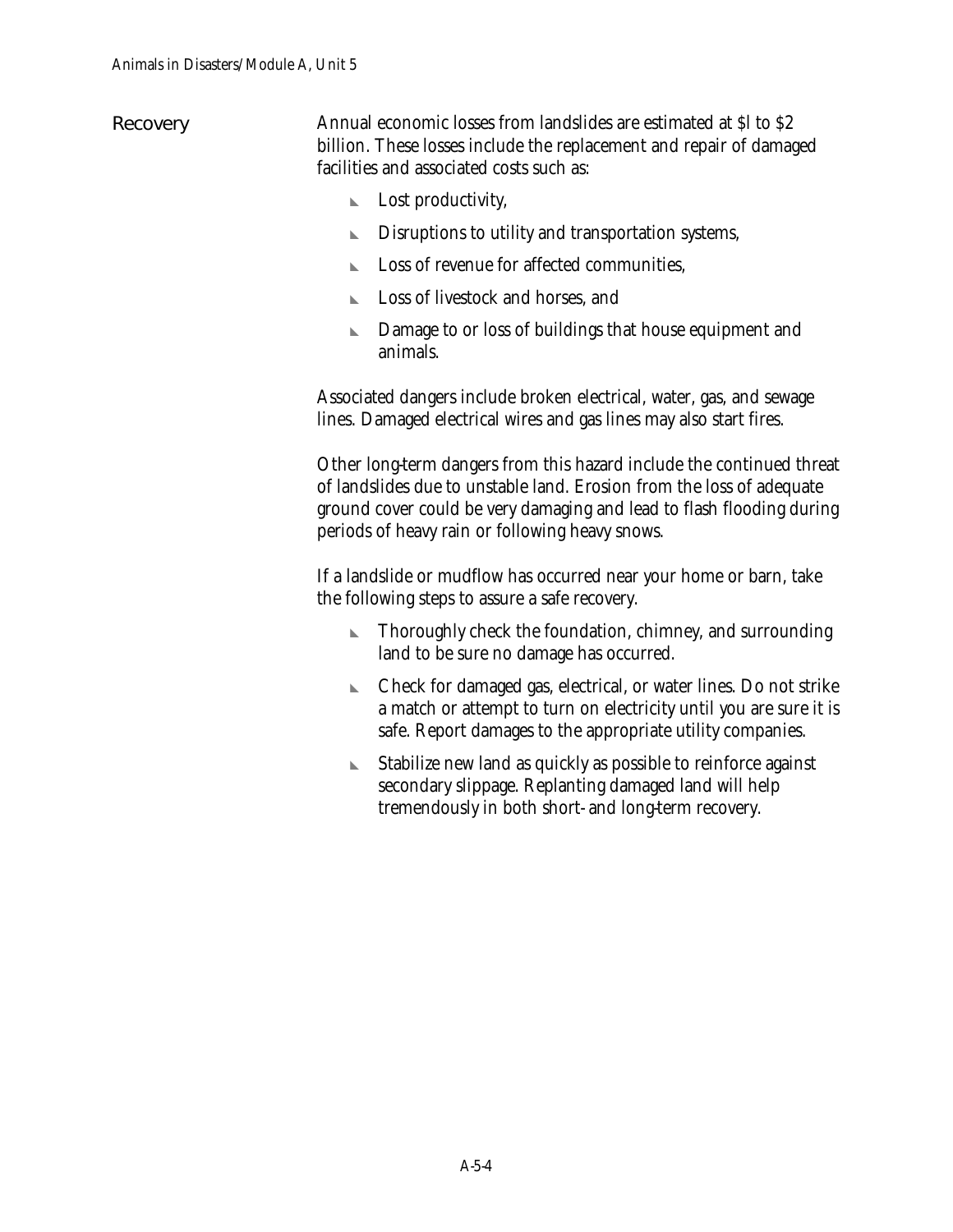## Recovery

Annual economic losses from landslides are estimated at $l to $2 billion. These losses include the replacement and repair of damaged facilities and associated costs such as:

- Lost productivity,
- Disruptions to utility and transportation systems,
- Loss of revenue for affected communities,
- Loss of livestock and horses, and
- Damage to or loss of buildings that house equipment and animals.

Associated dangers include broken electrical, water, gas, and sewage lines. Damaged electrical wires and gas lines may also start fires.

Other long-term dangers from this hazard include the continued threat of landslides due to unstable land. Erosion from the loss of adequate ground cover could be very damaging and lead to flash flooding during periods of heavy rain or following heavy snows.

If a landslide or mudflow has occurred near your home or barn, take the following steps to assure a safe recovery.

- Thoroughly check the foundation, chimney, and surrounding land to be sure no damage has occurred.
- Check for damaged gas, electrical, or water lines. Do not strike a match or attempt to turn on electricity until you are sure it is safe. Report damages to the appropriate utility companies.
- Stabilize new land as quickly as possible to reinforce against secondary slippage. Replanting damaged land will help tremendously in both short- and long-term recovery.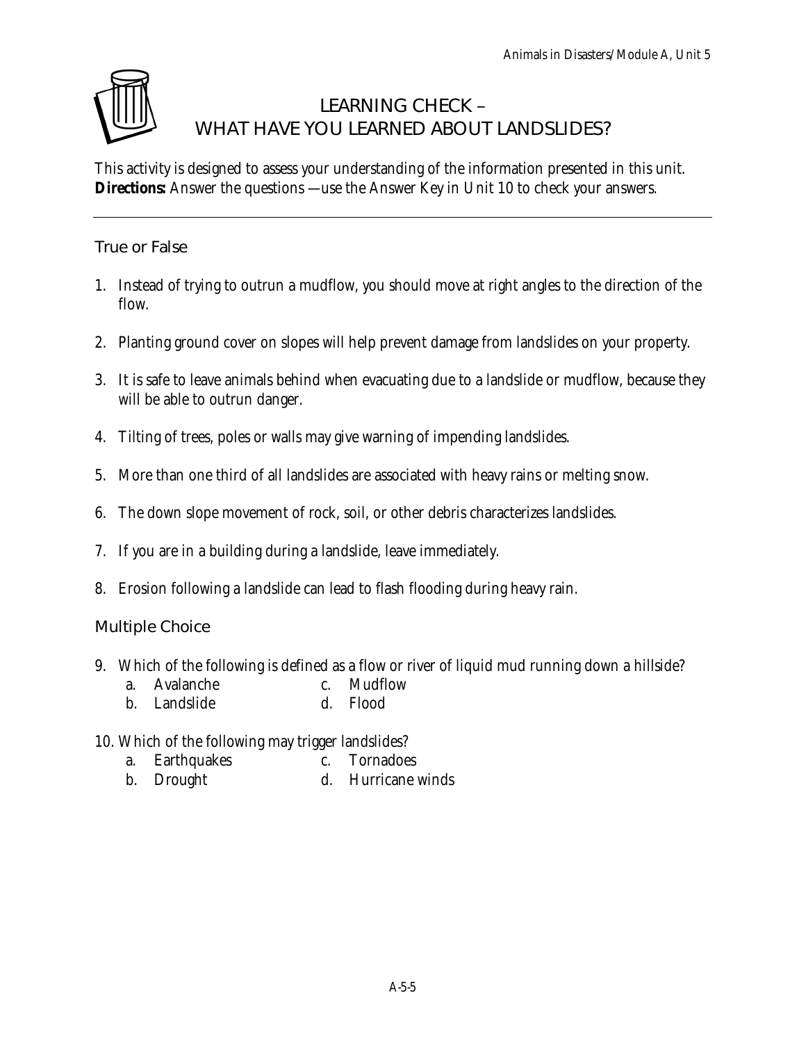# LEARNING CHECK – WHAT HAVE YOU LEARNED ABOUT LANDSLIDES?

This activity is designed to assess your understanding of the information presented in this unit.
**Directions:** Answer the questions —use the Answer Key in Unit 10 to check your answers.

---

## True or False

1. Instead of trying to outrun a mudflow, you should move at right angles to the direction of the flow.
2. Planting ground cover on slopes will help prevent damage from landslides on your property.
3. It is safe to leave animals behind when evacuating due to a landslide or mudflow, because they will be able to outrun danger.
4. Tilting of trees, poles or walls may give warning of impending landslides.
5. More than one third of all landslides are associated with heavy rains or melting snow.
6. The down slope movement of rock, soil, or other debris characterizes landslides.
7. If you are in a building during a landslide, leave immediately.
8. Erosion following a landslide can lead to flash flooding during heavy rain.

## Multiple Choice

9. Which of the following is defined as a flow or river of liquid mud running down a hillside?
   - a. Avalanche
   - b. Landslide
   - c. Mudflow
   - d. Flood
10. Which of the following may trigger landslides?
    - a. Earthquakes
    - b. Drought
    - c. Tornadoes
    - d. Hurricane winds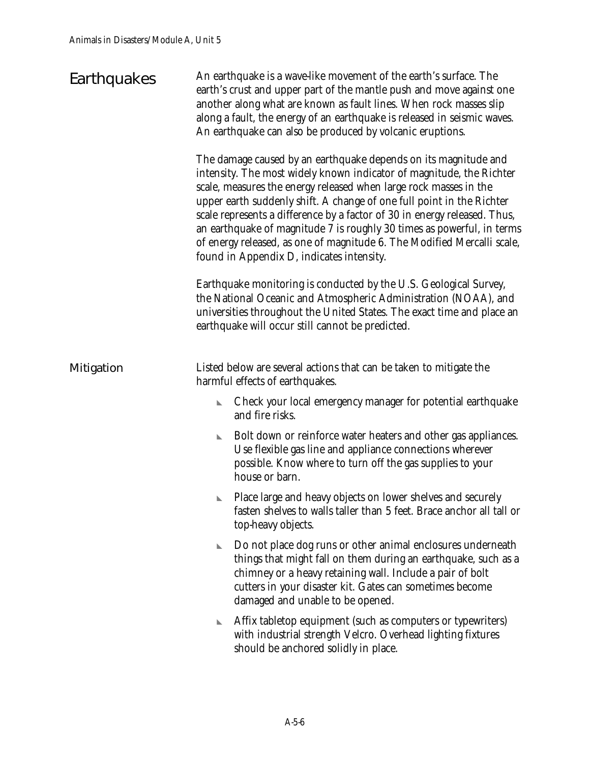## Earthquakes

An earthquake is a wave-like movement of the earth's surface. The earth's crust and upper part of the mantle push and move against one another along what are known as fault lines. When rock masses slip along a fault, the energy of an earthquake is released in seismic waves. An earthquake can also be produced by volcanic eruptions.

The damage caused by an earthquake depends on its magnitude and intensity. The most widely known indicator of magnitude, the Richter scale, measures the energy released when large rock masses in the upper earth suddenly shift. A change of one full point in the Richter scale represents a difference by a factor of 30 in energy released. Thus, an earthquake of magnitude 7 is roughly 30 times as powerful, in terms of energy released, as one of magnitude 6. The Modified Mercalli scale, found in Appendix D, indicates intensity.

Earthquake monitoring is conducted by the U.S. Geological Survey, the National Oceanic and Atmospheric Administration (NOAA), and universities throughout the United States. The exact time and place an earthquake will occur still cannot be predicted.

### Mitigation

Listed below are several actions that can be taken to mitigate the harmful effects of earthquakes.

- Check your local emergency manager for potential earthquake and fire risks.
- Bolt down or reinforce water heaters and other gas appliances. Use flexible gas line and appliance connections wherever possible. Know where to turn off the gas supplies to your house or barn.
- Place large and heavy objects on lower shelves and securely fasten shelves to walls taller than 5 feet. Brace anchor all tall or top-heavy objects.
- Do not place dog runs or other animal enclosures underneath things that might fall on them during an earthquake, such as a chimney or a heavy retaining wall. Include a pair of bolt cutters in your disaster kit. Gates can sometimes become damaged and unable to be opened.
- Affix tabletop equipment (such as computers or typewriters) with industrial strength Velcro. Overhead lighting fixtures should be anchored solidly in place.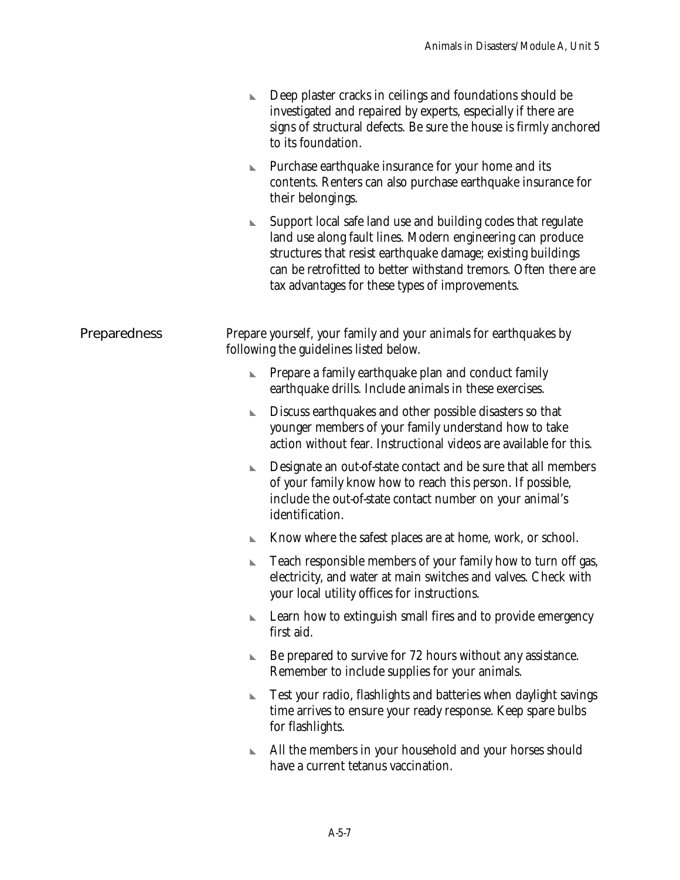- Deep plaster cracks in ceilings and foundations should be investigated and repaired by experts, especially if there are signs of structural defects. Be sure the house is firmly anchored to its foundation.
- Purchase earthquake insurance for your home and its contents. Renters can also purchase earthquake insurance for their belongings.
- Support local safe land use and building codes that regulate land use along fault lines. Modern engineering can produce structures that resist earthquake damage; existing buildings can be retrofitted to better withstand tremors. Often there are tax advantages for these types of improvements.

## Preparedness

Prepare yourself, your family and your animals for earthquakes by following the guidelines listed below.

- Prepare a family earthquake plan and conduct family earthquake drills. Include animals in these exercises.
- Discuss earthquakes and other possible disasters so that younger members of your family understand how to take action without fear. Instructional videos are available for this.
- Designate an out-of-state contact and be sure that all members of your family know how to reach this person. If possible, include the out-of-state contact number on your animal's identification.
- Know where the safest places are at home, work, or school.
- Teach responsible members of your family how to turn off gas, electricity, and water at main switches and valves. Check with your local utility offices for instructions.
- Learn how to extinguish small fires and to provide emergency first aid.
- Be prepared to survive for 72 hours without any assistance. Remember to include supplies for your animals.
- Test your radio, flashlights and batteries when daylight savings time arrives to ensure your ready response. Keep spare bulbs for flashlights.
- All the members in your household and your horses should have a current tetanus vaccination.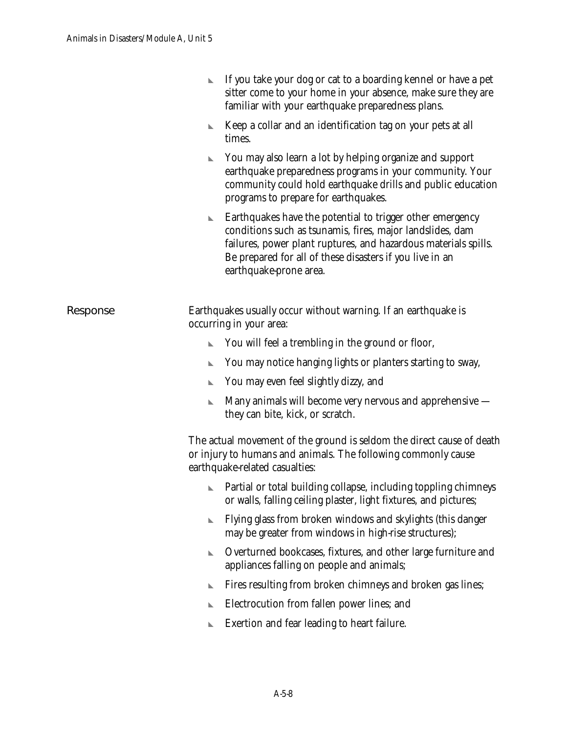- If you take your dog or cat to a boarding kennel or have a pet sitter come to your home in your absence, make sure they are familiar with your earthquake preparedness plans.
- Keep a collar and an identification tag on your pets at all times.
- You may also learn a lot by helping organize and support earthquake preparedness programs in your community. Your community could hold earthquake drills and public education programs to prepare for earthquakes.
- Earthquakes have the potential to trigger other emergency conditions such as tsunamis, fires, major landslides, dam failures, power plant ruptures, and hazardous materials spills. Be prepared for all of these disasters if you live in an earthquake-prone area.

## Response

Earthquakes usually occur without warning. If an earthquake is occurring in your area:

- You will feel a trembling in the ground or floor,
- You may notice hanging lights or planters starting to sway,
- You may even feel slightly dizzy, and
- Many animals will become very nervous and apprehensive — they can bite, kick, or scratch.

The actual movement of the ground is seldom the direct cause of death or injury to humans and animals. The following commonly cause earthquake-related casualties:

- Partial or total building collapse, including toppling chimneys or walls, falling ceiling plaster, light fixtures, and pictures;
- Flying glass from broken windows and skylights (this danger may be greater from windows in high-rise structures);
- Overturned bookcases, fixtures, and other large furniture and appliances falling on people and animals;
- Fires resulting from broken chimneys and broken gas lines;
- Electrocution from fallen power lines; and
- Exertion and fear leading to heart failure.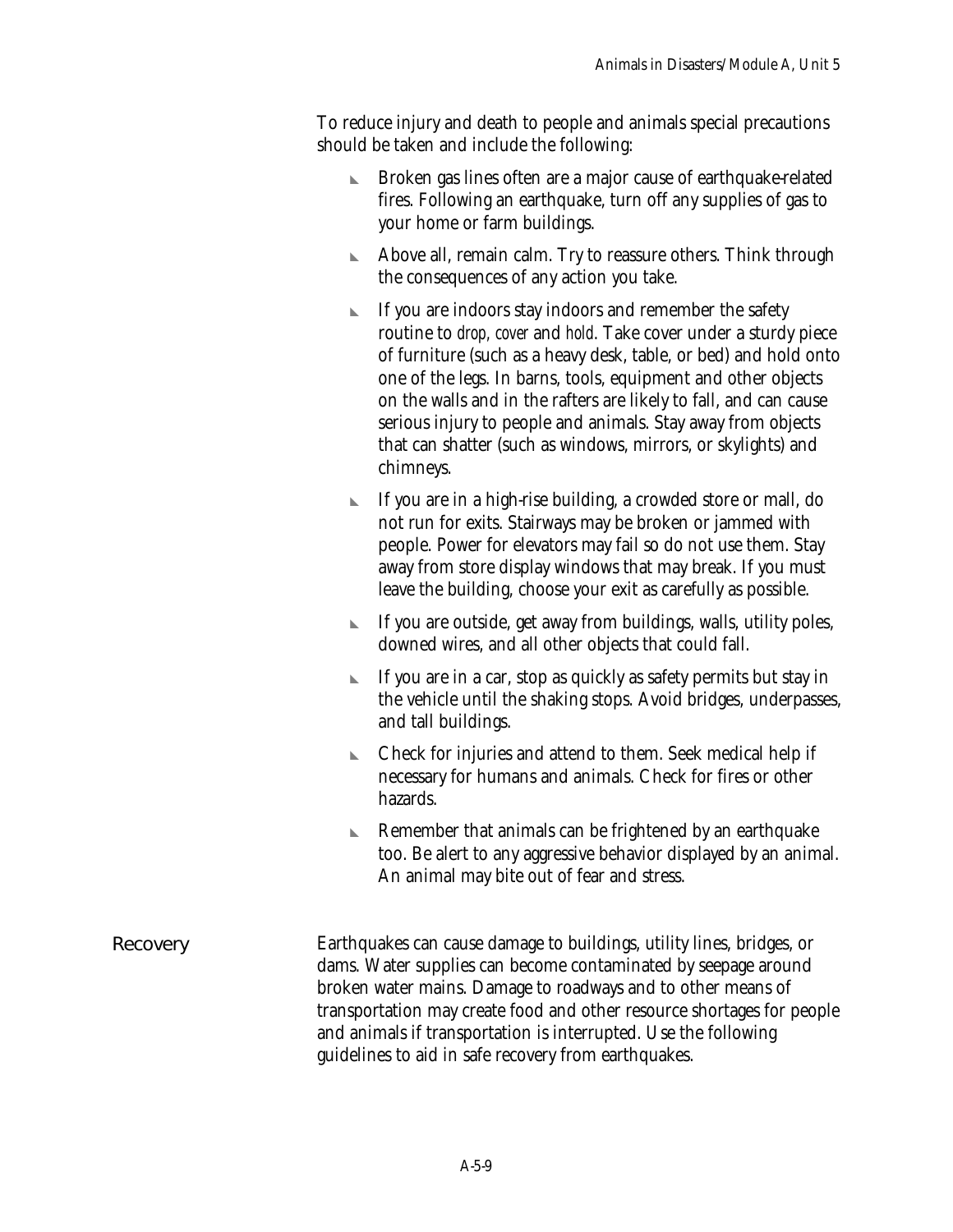To reduce injury and death to people and animals special precautions should be taken and include the following:

- Broken gas lines often are a major cause of earthquake-related fires. Following an earthquake, turn off any supplies of gas to your home or farm buildings.
- Above all, remain calm. Try to reassure others. Think through the consequences of any action you take.
- If you are indoors stay indoors and remember the safety routine to *drop, cover* and *hold*. Take cover under a sturdy piece of furniture (such as a heavy desk, table, or bed) and hold onto one of the legs. In barns, tools, equipment and other objects on the walls and in the rafters are likely to fall, and can cause serious injury to people and animals. Stay away from objects that can shatter (such as windows, mirrors, or skylights) and chimneys.
- If you are in a high-rise building, a crowded store or mall, do not run for exits. Stairways may be broken or jammed with people. Power for elevators may fail so do not use them. Stay away from store display windows that may break. If you must leave the building, choose your exit as carefully as possible.
- If you are outside, get away from buildings, walls, utility poles, downed wires, and all other objects that could fall.
- If you are in a car, stop as quickly as safety permits but stay in the vehicle until the shaking stops. Avoid bridges, underpasses, and tall buildings.
- Check for injuries and attend to them. Seek medical help if necessary for humans and animals. Check for fires or other hazards.
- Remember that animals can be frightened by an earthquake too. Be alert to any aggressive behavior displayed by an animal. An animal may bite out of fear and stress.

## Recovery

Earthquakes can cause damage to buildings, utility lines, bridges, or dams. Water supplies can become contaminated by seepage around broken water mains. Damage to roadways and to other means of transportation may create food and other resource shortages for people and animals if transportation is interrupted. Use the following guidelines to aid in safe recovery from earthquakes.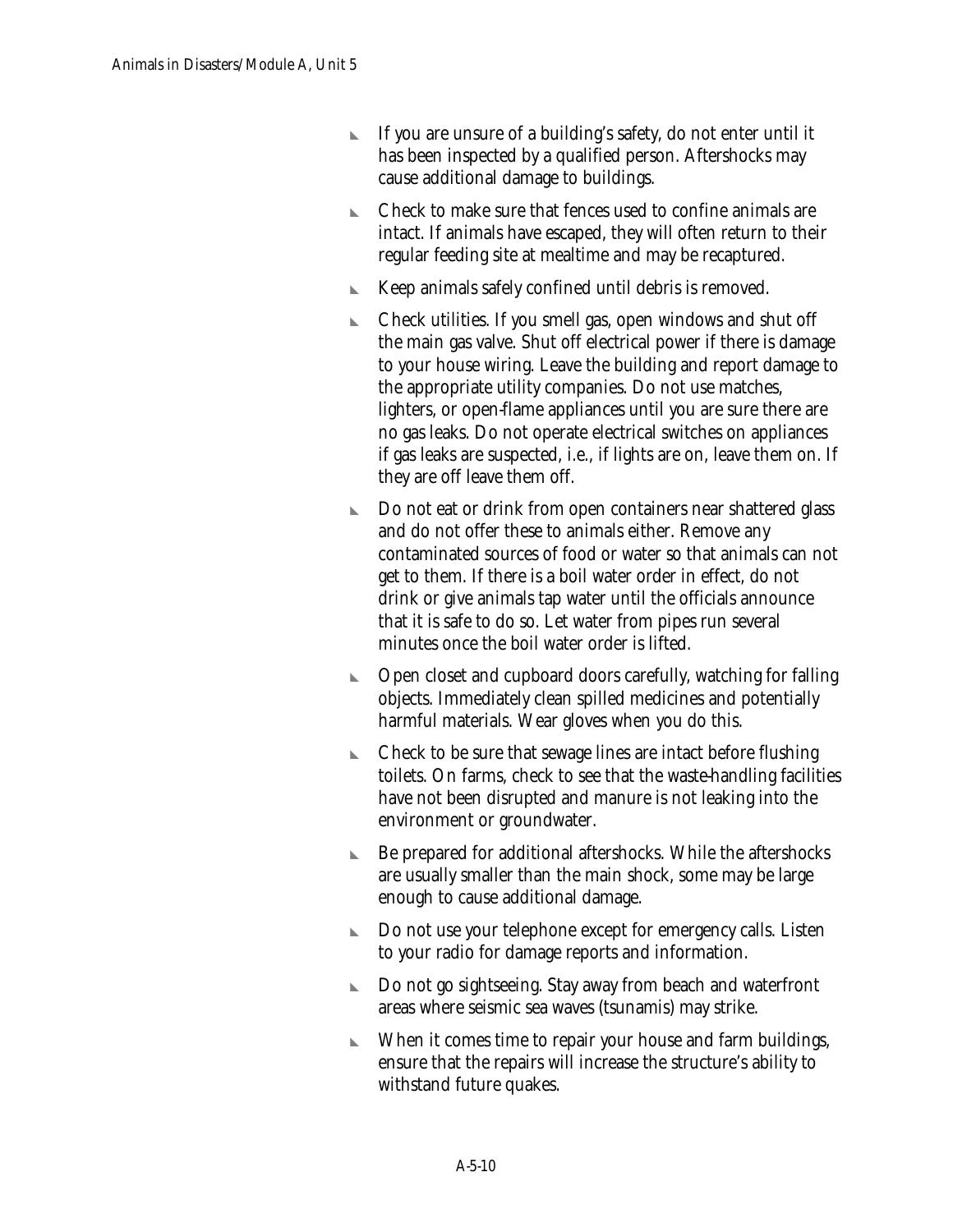- If you are unsure of a building's safety, do not enter until it has been inspected by a qualified person. Aftershocks may cause additional damage to buildings.
- Check to make sure that fences used to confine animals are intact. If animals have escaped, they will often return to their regular feeding site at mealtime and may be recaptured.
- Keep animals safely confined until debris is removed.
- Check utilities. If you smell gas, open windows and shut off the main gas valve. Shut off electrical power if there is damage to your house wiring. Leave the building and report damage to the appropriate utility companies. Do not use matches, lighters, or open-flame appliances until you are sure there are no gas leaks. Do not operate electrical switches on appliances if gas leaks are suspected, i.e., if lights are on, leave them on. If they are off leave them off.
- Do not eat or drink from open containers near shattered glass and do not offer these to animals either. Remove any contaminated sources of food or water so that animals can not get to them. If there is a boil water order in effect, do not drink or give animals tap water until the officials announce that it is safe to do so. Let water from pipes run several minutes once the boil water order is lifted.
- Open closet and cupboard doors carefully, watching for falling objects. Immediately clean spilled medicines and potentially harmful materials. Wear gloves when you do this.
- Check to be sure that sewage lines are intact before flushing toilets. On farms, check to see that the waste-handling facilities have not been disrupted and manure is not leaking into the environment or groundwater.
- Be prepared for additional aftershocks. While the aftershocks are usually smaller than the main shock, some may be large enough to cause additional damage.
- Do not use your telephone except for emergency calls. Listen to your radio for damage reports and information.
- Do not go sightseeing. Stay away from beach and waterfront areas where seismic sea waves (tsunamis) may strike.
- When it comes time to repair your house and farm buildings, ensure that the repairs will increase the structure's ability to withstand future quakes.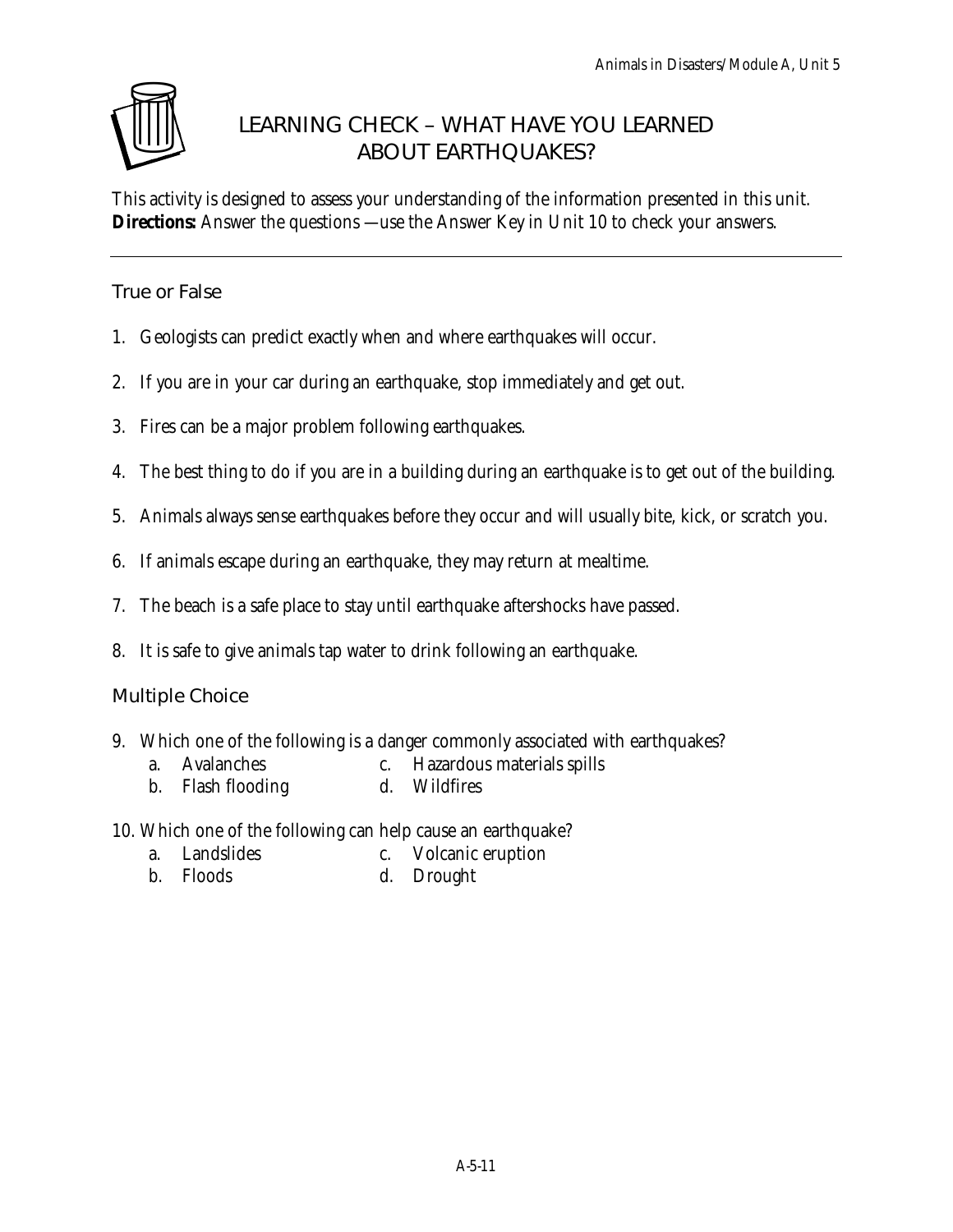# LEARNING CHECK – WHAT HAVE YOU LEARNED ABOUT EARTHQUAKES?

This activity is designed to assess your understanding of the information presented in this unit.
**Directions:** Answer the questions —use the Answer Key in Unit 10 to check your answers.

---

## True or False

1. Geologists can predict exactly when and where earthquakes will occur.
2. If you are in your car during an earthquake, stop immediately and get out.
3. Fires can be a major problem following earthquakes.
4. The best thing to do if you are in a building during an earthquake is to get out of the building.
5. Animals always sense earthquakes before they occur and will usually bite, kick, or scratch you.
6. If animals escape during an earthquake, they may return at mealtime.
7. The beach is a safe place to stay until earthquake aftershocks have passed.
8. It is safe to give animals tap water to drink following an earthquake.

## Multiple Choice

9. Which one of the following is a danger commonly associated with earthquakes?
   - a. Avalanches
   - b. Flash flooding
   - c. Hazardous materials spills
   - d. Wildfires

10. Which one of the following can help cause an earthquake?
    - a. Landslides
    - b. Floods
    - c. Volcanic eruption
    - d. Drought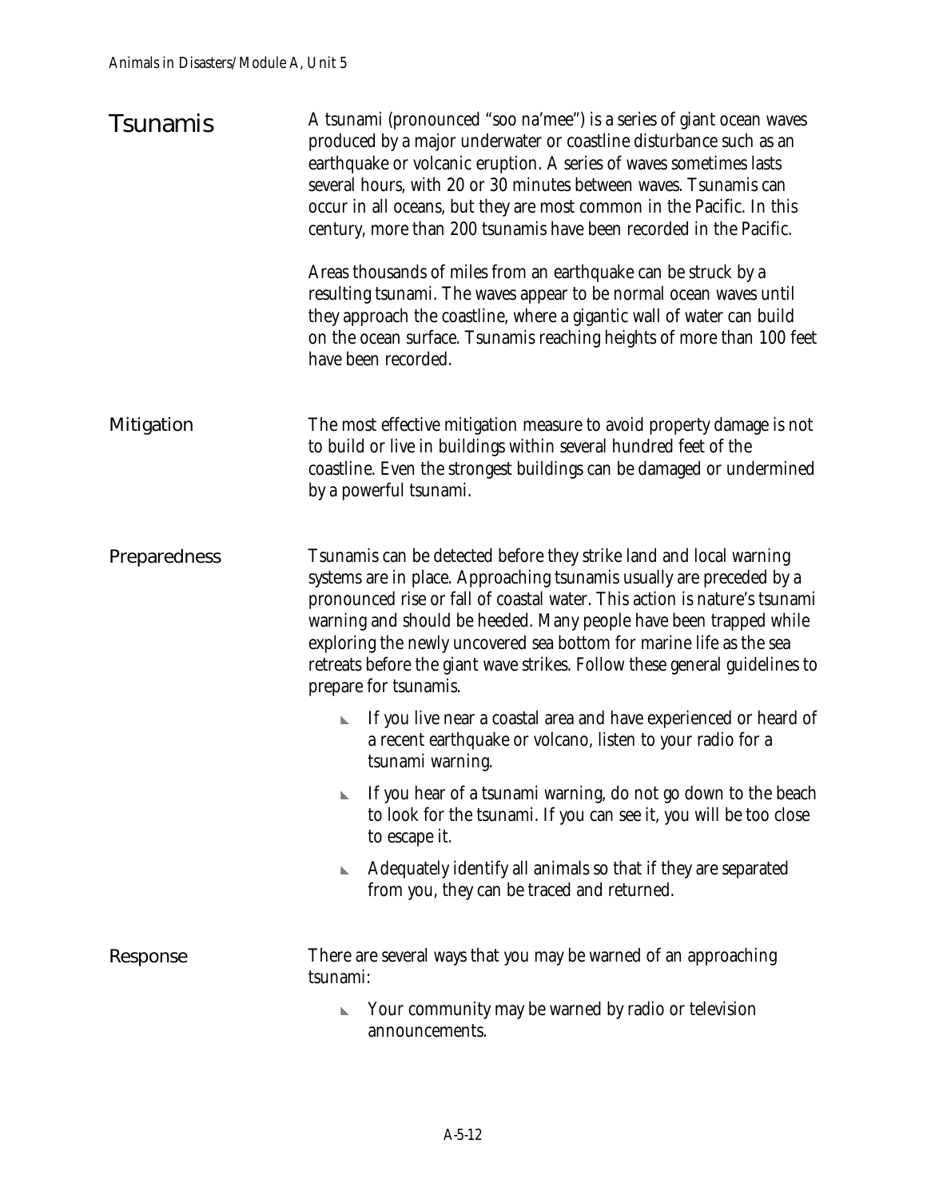## Tsunamis

A tsunami (pronounced "soo na'mee") is a series of giant ocean waves produced by a major underwater or coastline disturbance such as an earthquake or volcanic eruption. A series of waves sometimes lasts several hours, with 20 or 30 minutes between waves. Tsunamis can occur in all oceans, but they are most common in the Pacific. In this century, more than 200 tsunamis have been recorded in the Pacific.

Areas thousands of miles from an earthquake can be struck by a resulting tsunami. The waves appear to be normal ocean waves until they approach the coastline, where a gigantic wall of water can build on the ocean surface. Tsunamis reaching heights of more than 100 feet have been recorded.

### Mitigation

The most effective mitigation measure to avoid property damage is not to build or live in buildings within several hundred feet of the coastline. Even the strongest buildings can be damaged or undermined by a powerful tsunami.

### Preparedness

Tsunamis can be detected before they strike land and local warning systems are in place. Approaching tsunamis usually are preceded by a pronounced rise or fall of coastal water. This action is nature's tsunami warning and should be heeded. Many people have been trapped while exploring the newly uncovered sea bottom for marine life as the sea retreats before the giant wave strikes. Follow these general guidelines to prepare for tsunamis.

- If you live near a coastal area and have experienced or heard of a recent earthquake or volcano, listen to your radio for a tsunami warning.
- If you hear of a tsunami warning, do not go down to the beach to look for the tsunami. If you can see it, you will be too close to escape it.
- Adequately identify all animals so that if they are separated from you, they can be traced and returned.

### Response

There are several ways that you may be warned of an approaching tsunami:

- Your community may be warned by radio or television announcements.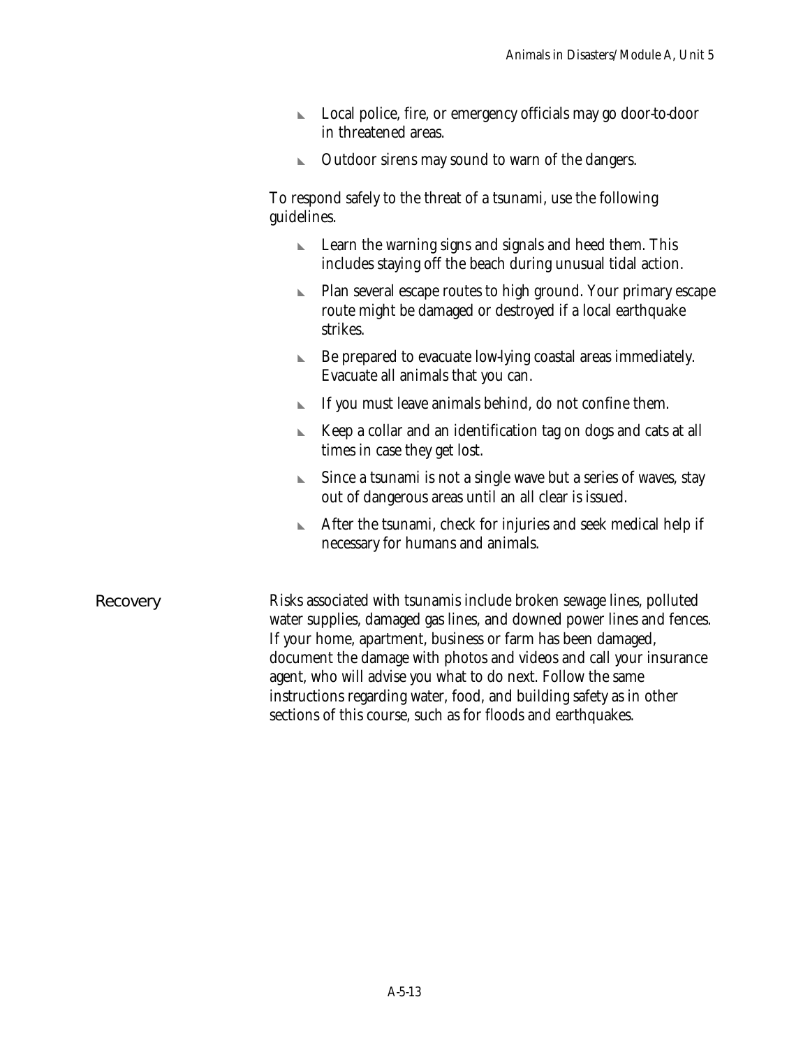- Local police, fire, or emergency officials may go door-to-door in threatened areas.
- Outdoor sirens may sound to warn of the dangers.

To respond safely to the threat of a tsunami, use the following guidelines.

- Learn the warning signs and signals and heed them. This includes staying off the beach during unusual tidal action.
- Plan several escape routes to high ground. Your primary escape route might be damaged or destroyed if a local earthquake strikes.
- Be prepared to evacuate low-lying coastal areas immediately. Evacuate all animals that you can.
- If you must leave animals behind, do not confine them.
- Keep a collar and an identification tag on dogs and cats at all times in case they get lost.
- Since a tsunami is not a single wave but a series of waves, stay out of dangerous areas until an all clear is issued.
- After the tsunami, check for injuries and seek medical help if necessary for humans and animals.

## Recovery

Risks associated with tsunamis include broken sewage lines, polluted water supplies, damaged gas lines, and downed power lines and fences. If your home, apartment, business or farm has been damaged, document the damage with photos and videos and call your insurance agent, who will advise you what to do next. Follow the same instructions regarding water, food, and building safety as in other sections of this course, such as for floods and earthquakes.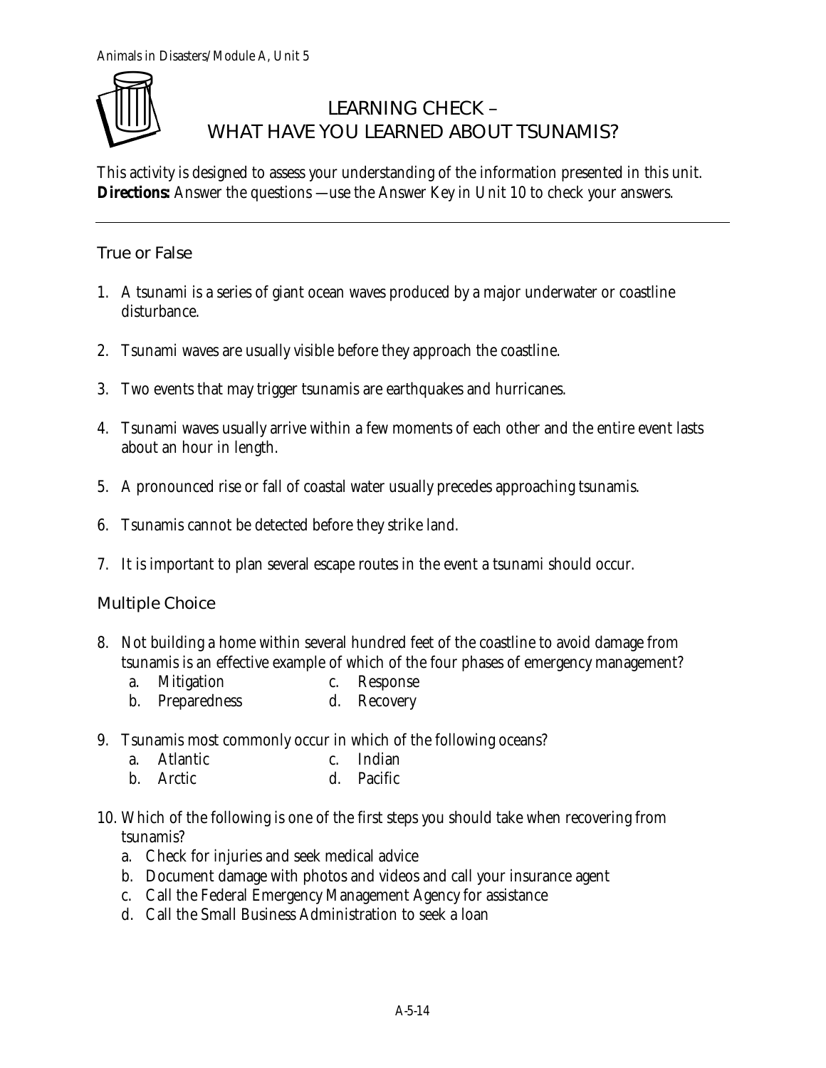# LEARNING CHECK – WHAT HAVE YOU LEARNED ABOUT TSUNAMIS?

This activity is designed to assess your understanding of the information presented in this unit. **Directions:** Answer the questions —use the Answer Key in Unit 10 to check your answers.

## True or False

1. A tsunami is a series of giant ocean waves produced by a major underwater or coastline disturbance.
2. Tsunami waves are usually visible before they approach the coastline.
3. Two events that may trigger tsunamis are earthquakes and hurricanes.
4. Tsunami waves usually arrive within a few moments of each other and the entire event lasts about an hour in length.
5. A pronounced rise or fall of coastal water usually precedes approaching tsunamis.
6. Tsunamis cannot be detected before they strike land.
7. It is important to plan several escape routes in the event a tsunami should occur.

## Multiple Choice

8. Not building a home within several hundred feet of the coastline to avoid damage from tsunamis is an effective example of which of the four phases of emergency management?
   a. Mitigation
   b. Preparedness
   c. Response
   d. Recovery
9. Tsunamis most commonly occur in which of the following oceans?
   a. Atlantic
   b. Arctic
   c. Indian
   d. Pacific
10. Which of the following is one of the first steps you should take when recovering from tsunamis?
    a. Check for injuries and seek medical advice
    b. Document damage with photos and videos and call your insurance agent
    c. Call the Federal Emergency Management Agency for assistance
    d. Call the Small Business Administration to seek a loan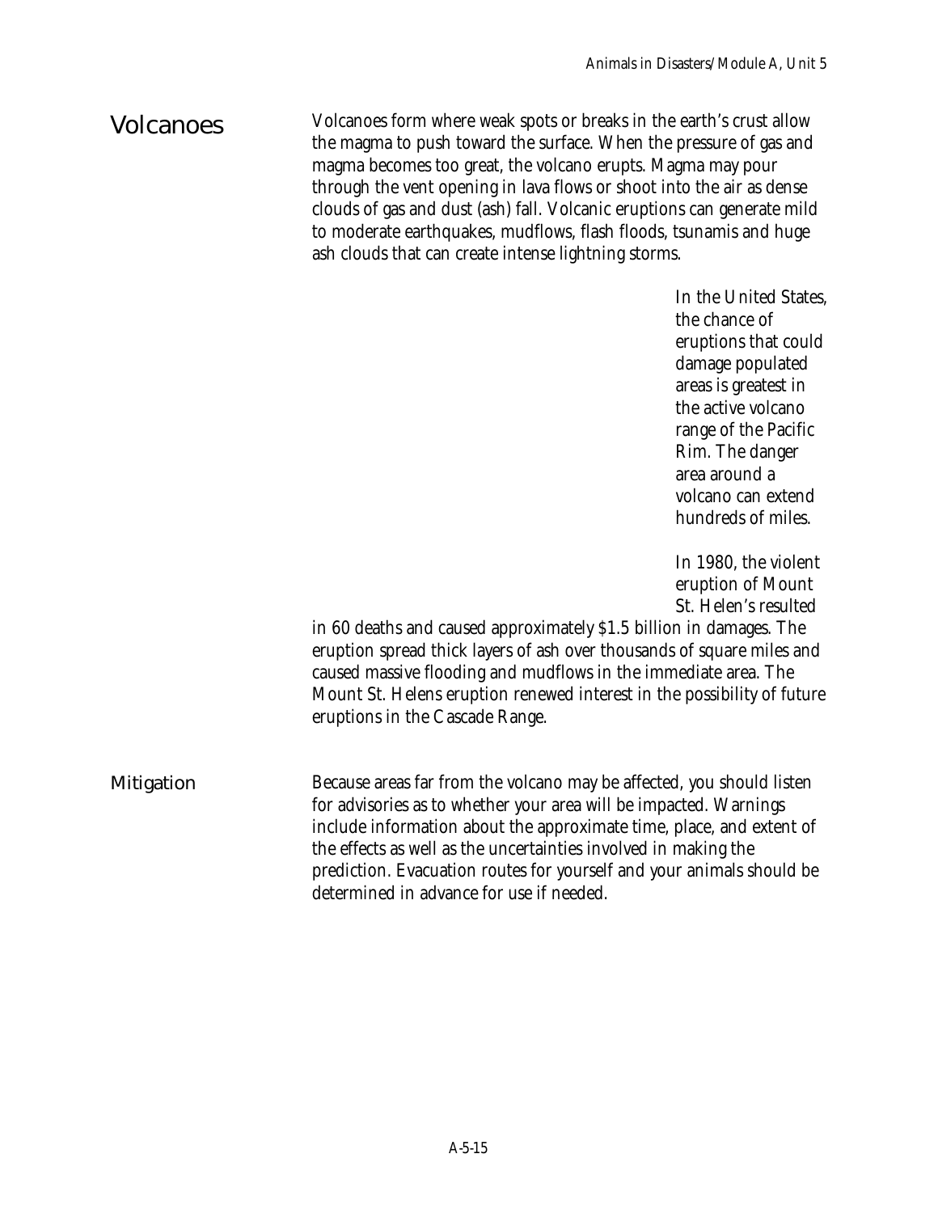## Volcanoes

Volcanoes form where weak spots or breaks in the earth's crust allow the magma to push toward the surface. When the pressure of gas and magma becomes too great, the volcano erupts. Magma may pour through the vent opening in lava flows or shoot into the air as dense clouds of gas and dust (ash) fall. Volcanic eruptions can generate mild to moderate earthquakes, mudflows, flash floods, tsunamis and huge ash clouds that can create intense lightning storms.

In the United States, the chance of eruptions that could damage populated areas is greatest in the active volcano range of the Pacific Rim. The danger area around a volcano can extend hundreds of miles.

In 1980, the violent eruption of Mount St. Helen's resulted in 60 deaths and caused approximately $1.5 billion in damages. The eruption spread thick layers of ash over thousands of square miles and caused massive flooding and mudflows in the immediate area. The Mount St. Helens eruption renewed interest in the possibility of future eruptions in the Cascade Range.

## Mitigation

Because areas far from the volcano may be affected, you should listen for advisories as to whether your area will be impacted. Warnings include information about the approximate time, place, and extent of the effects as well as the uncertainties involved in making the prediction. Evacuation routes for yourself and your animals should be determined in advance for use if needed.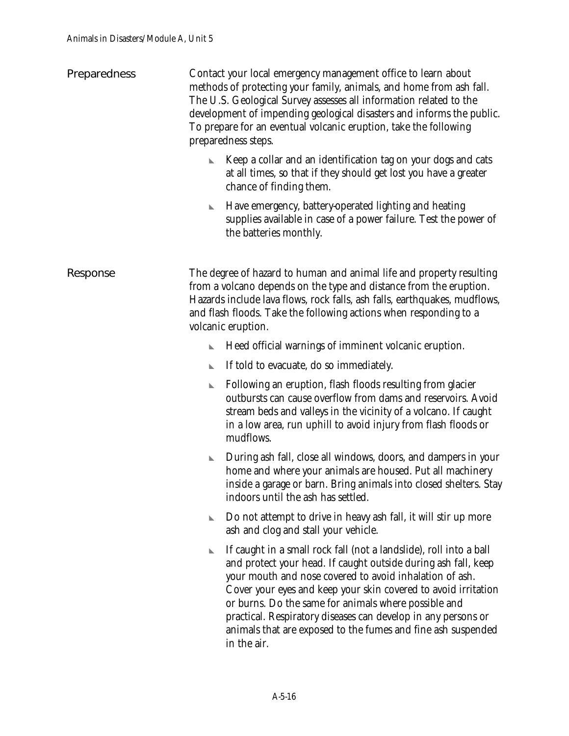## Preparedness

Contact your local emergency management office to learn about methods of protecting your family, animals, and home from ash fall. The U.S. Geological Survey assesses all information related to the development of impending geological disasters and informs the public. To prepare for an eventual volcanic eruption, take the following preparedness steps.

- Keep a collar and an identification tag on your dogs and cats at all times, so that if they should get lost you have a greater chance of finding them.
- Have emergency, battery-operated lighting and heating supplies available in case of a power failure. Test the power of the batteries monthly.

## Response

The degree of hazard to human and animal life and property resulting from a volcano depends on the type and distance from the eruption. Hazards include lava flows, rock falls, ash falls, earthquakes, mudflows, and flash floods. Take the following actions when responding to a volcanic eruption.

- Heed official warnings of imminent volcanic eruption.
- If told to evacuate, do so immediately.
- Following an eruption, flash floods resulting from glacier outbursts can cause overflow from dams and reservoirs. Avoid stream beds and valleys in the vicinity of a volcano. If caught in a low area, run uphill to avoid injury from flash floods or mudflows.
- During ash fall, close all windows, doors, and dampers in your home and where your animals are housed. Put all machinery inside a garage or barn. Bring animals into closed shelters. Stay indoors until the ash has settled.
- Do not attempt to drive in heavy ash fall, it will stir up more ash and clog and stall your vehicle.
- If caught in a small rock fall (not a landslide), roll into a ball and protect your head. If caught outside during ash fall, keep your mouth and nose covered to avoid inhalation of ash. Cover your eyes and keep your skin covered to avoid irritation or burns. Do the same for animals where possible and practical. Respiratory diseases can develop in any persons or animals that are exposed to the fumes and fine ash suspended in the air.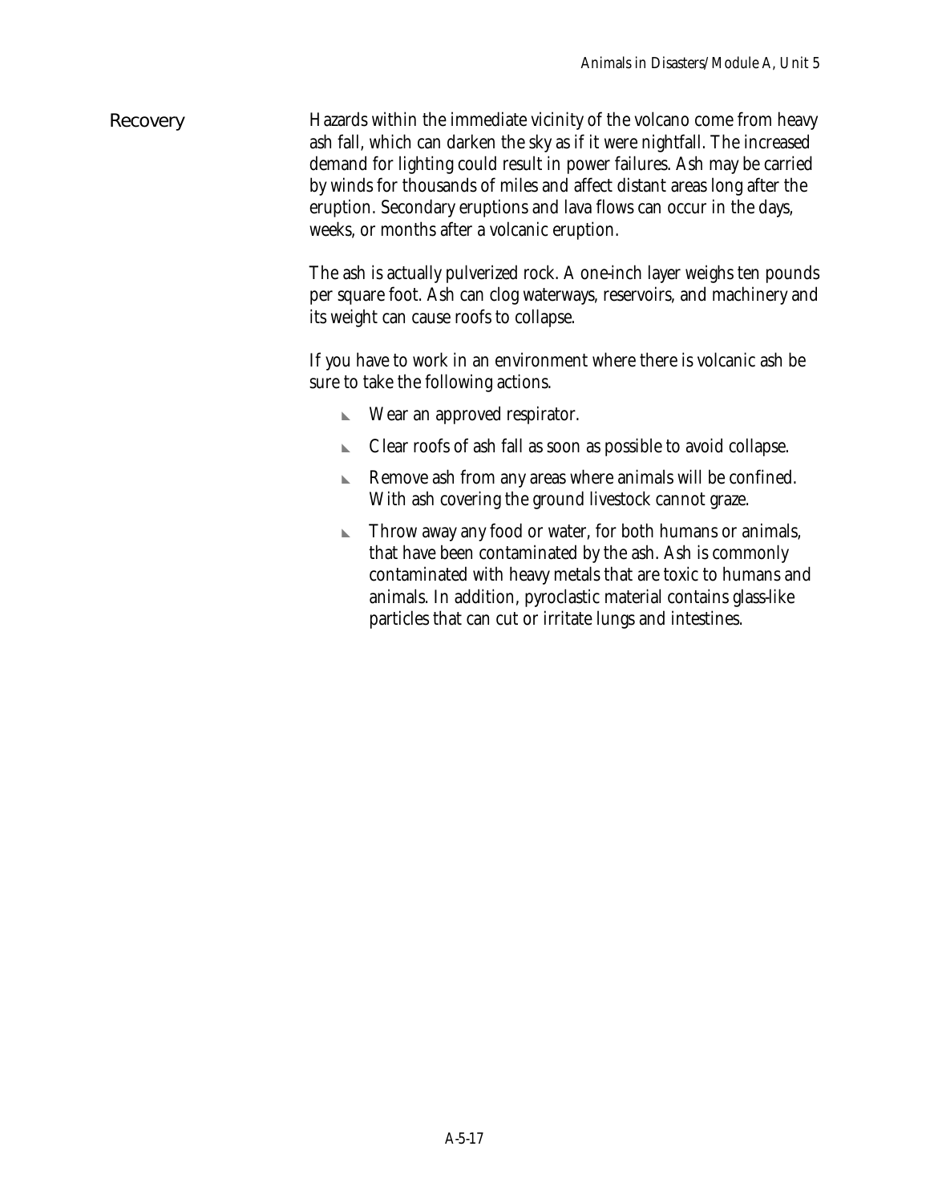## Recovery

Hazards within the immediate vicinity of the volcano come from heavy ash fall, which can darken the sky as if it were nightfall. The increased demand for lighting could result in power failures. Ash may be carried by winds for thousands of miles and affect distant areas long after the eruption. Secondary eruptions and lava flows can occur in the days, weeks, or months after a volcanic eruption.

The ash is actually pulverized rock. A one-inch layer weighs ten pounds per square foot. Ash can clog waterways, reservoirs, and machinery and its weight can cause roofs to collapse.

If you have to work in an environment where there is volcanic ash be sure to take the following actions.

- Wear an approved respirator.
- Clear roofs of ash fall as soon as possible to avoid collapse.
- Remove ash from any areas where animals will be confined. With ash covering the ground livestock cannot graze.
- Throw away any food or water, for both humans or animals, that have been contaminated by the ash. Ash is commonly contaminated with heavy metals that are toxic to humans and animals. In addition, pyroclastic material contains glass-like particles that can cut or irritate lungs and intestines.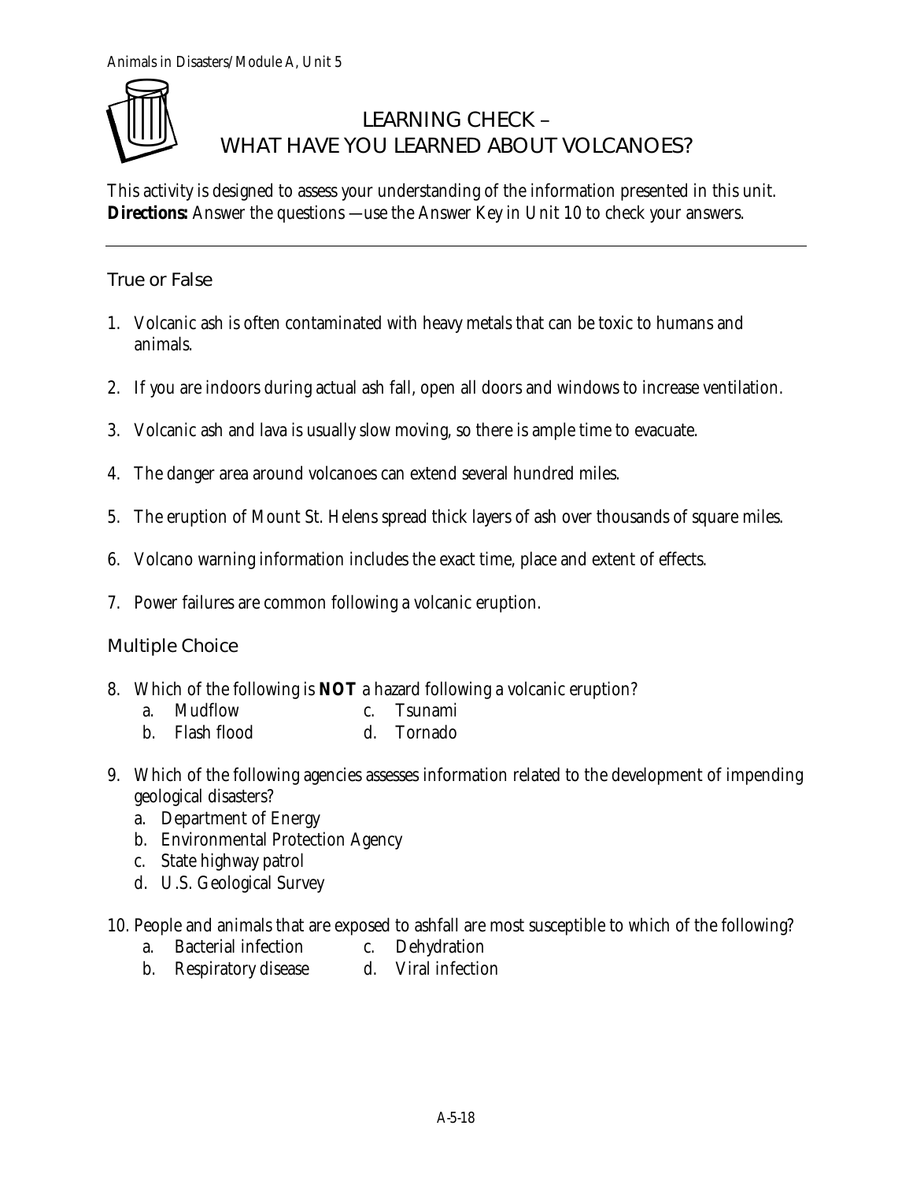# LEARNING CHECK – WHAT HAVE YOU LEARNED ABOUT VOLCANOES?

This activity is designed to assess your understanding of the information presented in this unit. **Directions:** Answer the questions —use the Answer Key in Unit 10 to check your answers.

---

## True or False

1. Volcanic ash is often contaminated with heavy metals that can be toxic to humans and animals.
2. If you are indoors during actual ash fall, open all doors and windows to increase ventilation.
3. Volcanic ash and lava is usually slow moving, so there is ample time to evacuate.
4. The danger area around volcanoes can extend several hundred miles.
5. The eruption of Mount St. Helens spread thick layers of ash over thousands of square miles.
6. Volcano warning information includes the exact time, place and extent of effects.
7. Power failures are common following a volcanic eruption.

## Multiple Choice

8. Which of the following is **NOT** a hazard following a volcanic eruption?
   - a. Mudflow
   - b. Flash flood
   - c. Tsunami
   - d. Tornado
9. Which of the following agencies assesses information related to the development of impending geological disasters?
   - a. Department of Energy
   - b. Environmental Protection Agency
   - c. State highway patrol
   - d. U.S. Geological Survey
10. People and animals that are exposed to ashfall are most susceptible to which of the following?
    - a. Bacterial infection
    - b. Respiratory disease
    - c. Dehydration
    - d. Viral infection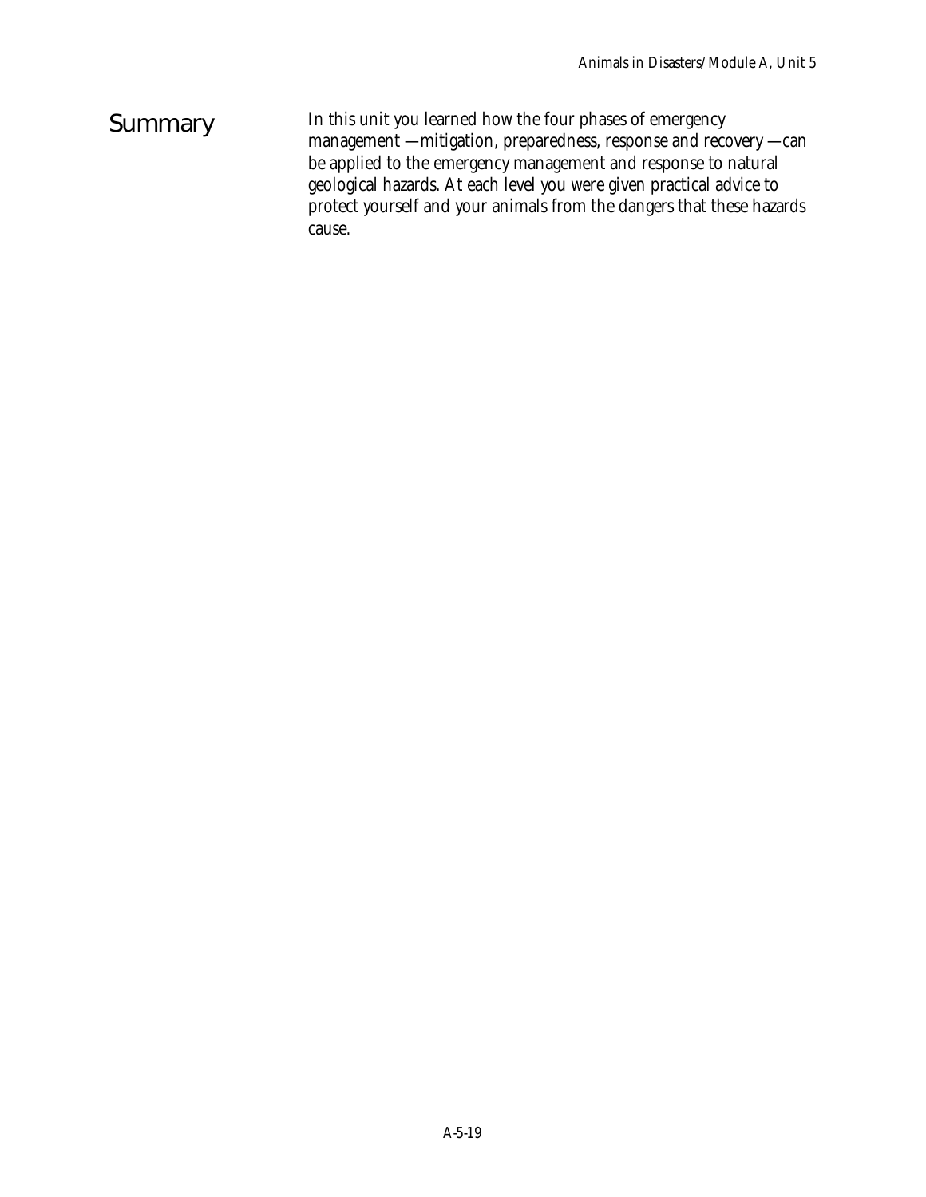## Summary

In this unit you learned how the four phases of emergency management —mitigation, preparedness, response and recovery —can be applied to the emergency management and response to natural geological hazards. At each level you were given practical advice to protect yourself and your animals from the dangers that these hazards cause.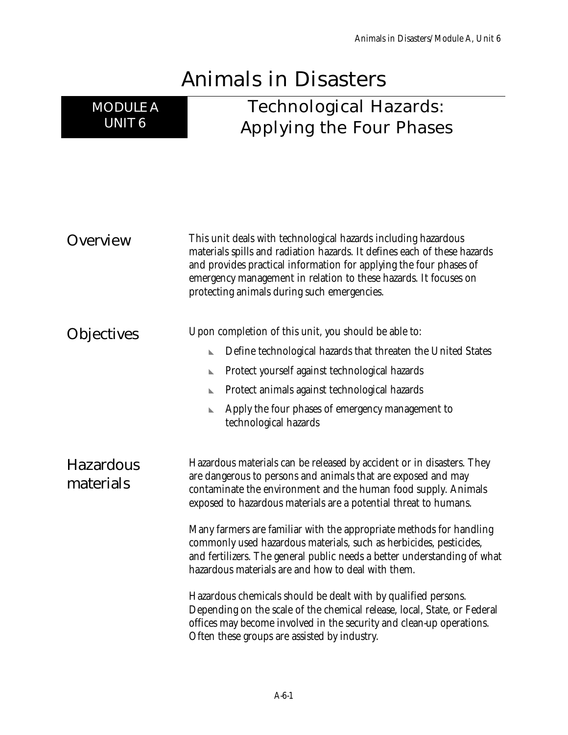# Animals in Disasters

## MODULE A UNIT 6

## Technological Hazards: Applying the Four Phases

### Overview

This unit deals with technological hazards including hazardous materials spills and radiation hazards. It defines each of these hazards and provides practical information for applying the four phases of emergency management in relation to these hazards. It focuses on protecting animals during such emergencies.

### Objectives

Upon completion of this unit, you should be able to:

- Define technological hazards that threaten the United States
- Protect yourself against technological hazards
- Protect animals against technological hazards
- Apply the four phases of emergency management to technological hazards

### Hazardous materials

Hazardous materials can be released by accident or in disasters. They are dangerous to persons and animals that are exposed and may contaminate the environment and the human food supply. Animals exposed to hazardous materials are a potential threat to humans.

Many farmers are familiar with the appropriate methods for handling commonly used hazardous materials, such as herbicides, pesticides, and fertilizers. The general public needs a better understanding of what hazardous materials are and how to deal with them.

Hazardous chemicals should be dealt with by qualified persons. Depending on the scale of the chemical release, local, State, or Federal offices may become involved in the security and clean-up operations. Often these groups are assisted by industry.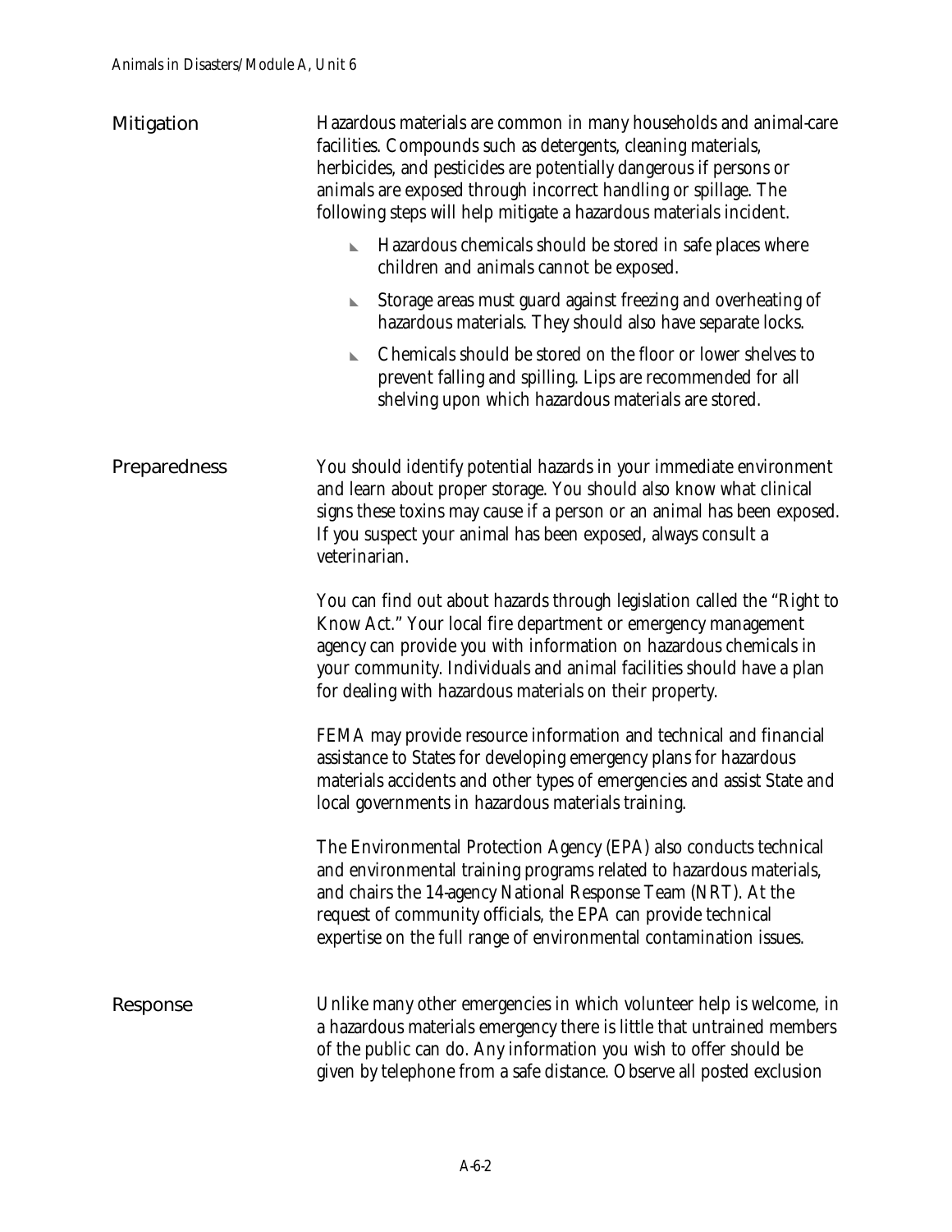## Mitigation

Hazardous materials are common in many households and animal-care facilities. Compounds such as detergents, cleaning materials, herbicides, and pesticides are potentially dangerous if persons or animals are exposed through incorrect handling or spillage. The following steps will help mitigate a hazardous materials incident.

- Hazardous chemicals should be stored in safe places where children and animals cannot be exposed.
- Storage areas must guard against freezing and overheating of hazardous materials. They should also have separate locks.
- Chemicals should be stored on the floor or lower shelves to prevent falling and spilling. Lips are recommended for all shelving upon which hazardous materials are stored.

## Preparedness

You should identify potential hazards in your immediate environment and learn about proper storage. You should also know what clinical signs these toxins may cause if a person or an animal has been exposed. If you suspect your animal has been exposed, always consult a veterinarian.

You can find out about hazards through legislation called the "Right to Know Act." Your local fire department or emergency management agency can provide you with information on hazardous chemicals in your community. Individuals and animal facilities should have a plan for dealing with hazardous materials on their property.

FEMA may provide resource information and technical and financial assistance to States for developing emergency plans for hazardous materials accidents and other types of emergencies and assist State and local governments in hazardous materials training.

The Environmental Protection Agency (EPA) also conducts technical and environmental training programs related to hazardous materials, and chairs the 14-agency National Response Team (NRT). At the request of community officials, the EPA can provide technical expertise on the full range of environmental contamination issues.

## Response

Unlike many other emergencies in which volunteer help is welcome, in a hazardous materials emergency there is little that untrained members of the public can do. Any information you wish to offer should be given by telephone from a safe distance. Observe all posted exclusion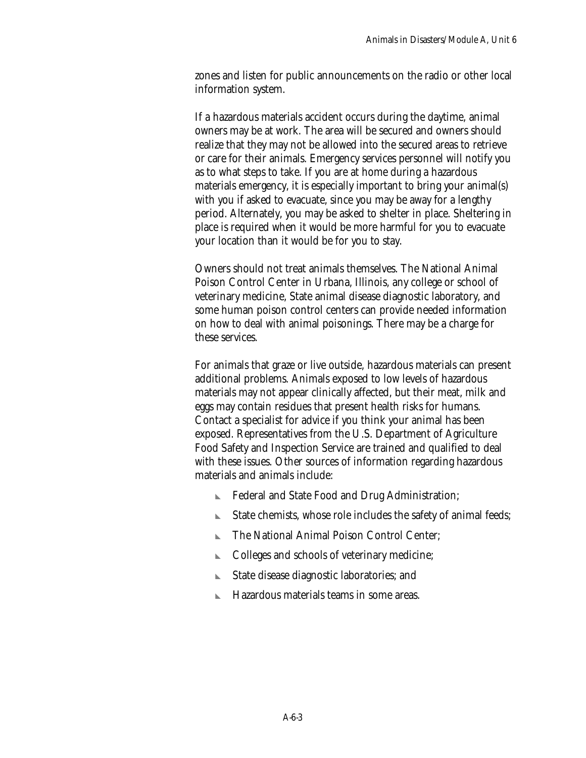zones and listen for public announcements on the radio or other local information system.

If a hazardous materials accident occurs during the daytime, animal owners may be at work. The area will be secured and owners should realize that they may not be allowed into the secured areas to retrieve or care for their animals. Emergency services personnel will notify you as to what steps to take. If you are at home during a hazardous materials emergency, it is especially important to bring your animal(s) with you if asked to evacuate, since you may be away for a lengthy period. Alternately, you may be asked to shelter in place. Sheltering in place is required when it would be more harmful for you to evacuate your location than it would be for you to stay.

Owners should not treat animals themselves. The National Animal Poison Control Center in Urbana, Illinois, any college or school of veterinary medicine, State animal disease diagnostic laboratory, and some human poison control centers can provide needed information on how to deal with animal poisonings. There may be a charge for these services.

For animals that graze or live outside, hazardous materials can present additional problems. Animals exposed to low levels of hazardous materials may not appear clinically affected, but their meat, milk and eggs may contain residues that present health risks for humans. Contact a specialist for advice if you think your animal has been exposed. Representatives from the U.S. Department of Agriculture Food Safety and Inspection Service are trained and qualified to deal with these issues. Other sources of information regarding hazardous materials and animals include:

- Federal and State Food and Drug Administration;
- State chemists, whose role includes the safety of animal feeds;
- The National Animal Poison Control Center;
- Colleges and schools of veterinary medicine;
- State disease diagnostic laboratories; and
- Hazardous materials teams in some areas.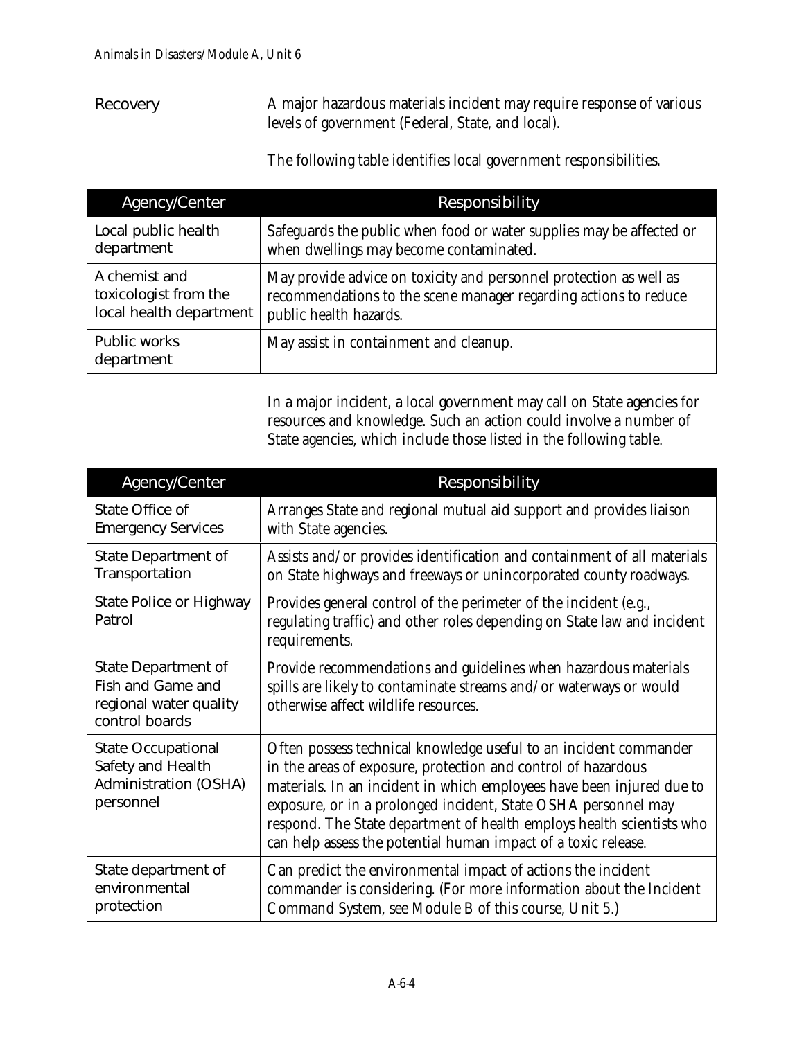## Recovery

A major hazardous materials incident may require response of various levels of government (Federal, State, and local).

The following table identifies local government responsibilities.

| Agency/Center | Responsibility |
| --- | --- |
| Local public health department | Safeguards the public when food or water supplies may be affected or when dwellings may become contaminated. |
| A chemist and toxicologist from the local health department | May provide advice on toxicity and personnel protection as well as recommendations to the scene manager regarding actions to reduce public health hazards. |
| Public works department | May assist in containment and cleanup. |

In a major incident, a local government may call on State agencies for resources and knowledge. Such an action could involve a number of State agencies, which include those listed in the following table.

| Agency/Center | Responsibility |
| --- | --- |
| State Office of Emergency Services | Arranges State and regional mutual aid support and provides liaison with State agencies. |
| State Department of Transportation | Assists and/or provides identification and containment of all materials on State highways and freeways or unincorporated county roadways. |
| State Police or Highway Patrol | Provides general control of the perimeter of the incident (e.g., regulating traffic) and other roles depending on State law and incident requirements. |
| State Department of Fish and Game and regional water quality control boards | Provide recommendations and guidelines when hazardous materials spills are likely to contaminate streams and/or waterways or would otherwise affect wildlife resources. |
| State Occupational Safety and Health Administration (OSHA) personnel | Often possess technical knowledge useful to an incident commander in the areas of exposure, protection and control of hazardous materials. In an incident in which employees have been injured due to exposure, or in a prolonged incident, State OSHA personnel may respond. The State department of health employs health scientists who can help assess the potential human impact of a toxic release. |
| State department of environmental protection | Can predict the environmental impact of actions the incident commander is considering. (For more information about the Incident Command System, see Module B of this course, Unit 5.) |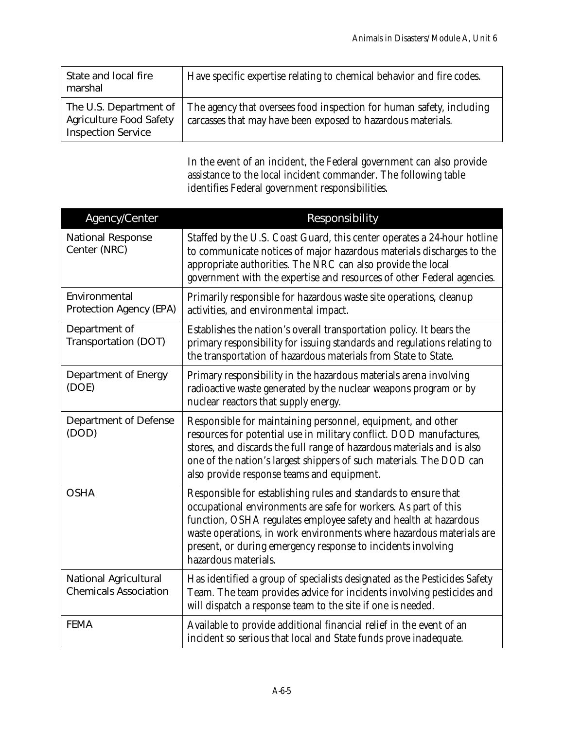| | |
|---|---|
| State and local fire marshal | Have specific expertise relating to chemical behavior and fire codes. |
| The U.S. Department of Agriculture Food Safety Inspection Service | The agency that oversees food inspection for human safety, including carcasses that may have been exposed to hazardous materials. |

In the event of an incident, the Federal government can also provide assistance to the local incident commander. The following table identifies Federal government responsibilities.

| Agency/Center | Responsibility |
|---|---|
| National Response Center (NRC) | Staffed by the U.S. Coast Guard, this center operates a 24-hour hotline to communicate notices of major hazardous materials discharges to the appropriate authorities. The NRC can also provide the local government with the expertise and resources of other Federal agencies. |
| Environmental Protection Agency (EPA) | Primarily responsible for hazardous waste site operations, cleanup activities, and environmental impact. |
| Department of Transportation (DOT) | Establishes the nation's overall transportation policy. It bears the primary responsibility for issuing standards and regulations relating to the transportation of hazardous materials from State to State. |
| Department of Energy (DOE) | Primary responsibility in the hazardous materials arena involving radioactive waste generated by the nuclear weapons program or by nuclear reactors that supply energy. |
| Department of Defense (DOD) | Responsible for maintaining personnel, equipment, and other resources for potential use in military conflict. DOD manufactures, stores, and discards the full range of hazardous materials and is also one of the nation's largest shippers of such materials. The DOD can also provide response teams and equipment. |
| OSHA | Responsible for establishing rules and standards to ensure that occupational environments are safe for workers. As part of this function, OSHA regulates employee safety and health at hazardous waste operations, in work environments where hazardous materials are present, or during emergency response to incidents involving hazardous materials. |
| National Agricultural Chemicals Association | Has identified a group of specialists designated as the Pesticides Safety Team. The team provides advice for incidents involving pesticides and will dispatch a response team to the site if one is needed. |
| FEMA | Available to provide additional financial relief in the event of an incident so serious that local and State funds prove inadequate. |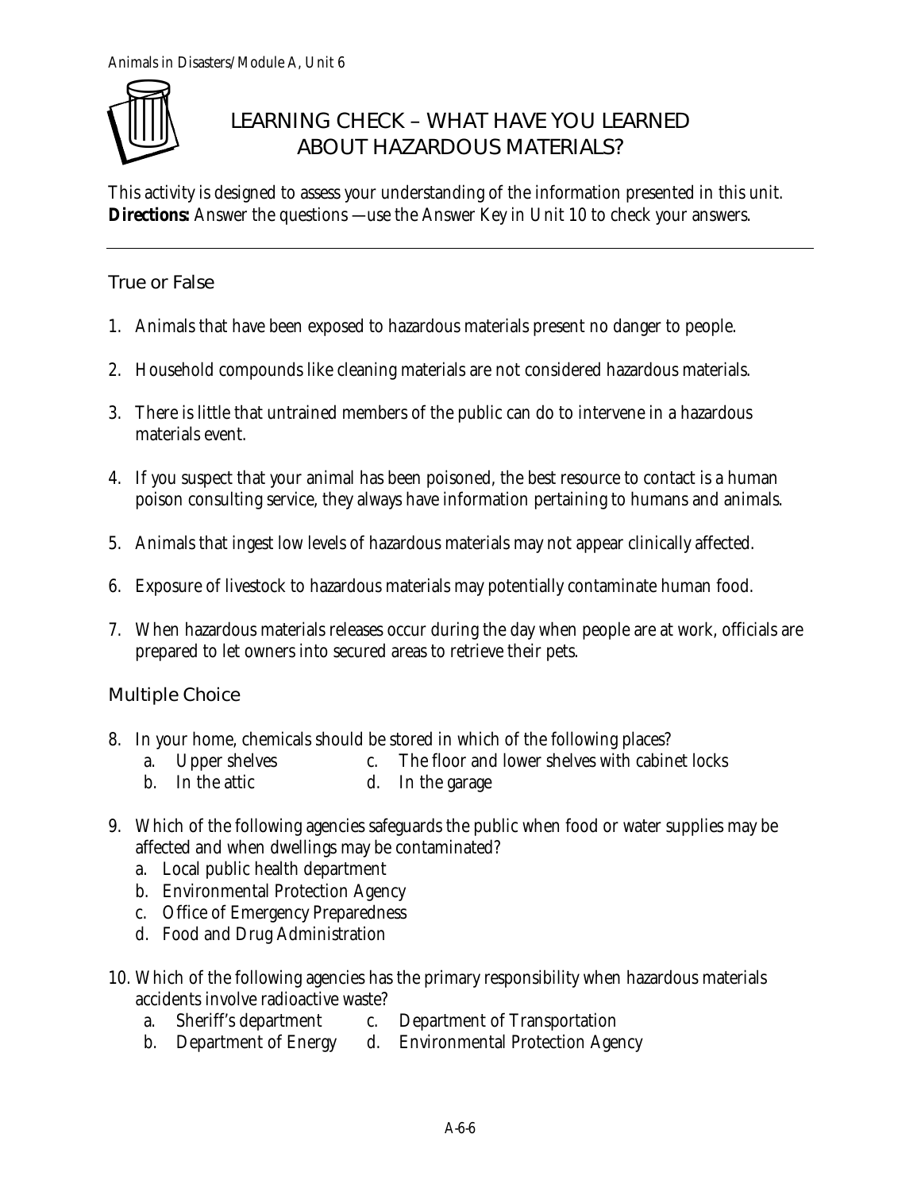# LEARNING CHECK – WHAT HAVE YOU LEARNED ABOUT HAZARDOUS MATERIALS?

This activity is designed to assess your understanding of the information presented in this unit.
**Directions:** Answer the questions —use the Answer Key in Unit 10 to check your answers.

---

## True or False

1. Animals that have been exposed to hazardous materials present no danger to people.

2. Household compounds like cleaning materials are not considered hazardous materials.

3. There is little that untrained members of the public can do to intervene in a hazardous materials event.

4. If you suspect that your animal has been poisoned, the best resource to contact is a human poison consulting service, they always have information pertaining to humans and animals.

5. Animals that ingest low levels of hazardous materials may not appear clinically affected.

6. Exposure of livestock to hazardous materials may potentially contaminate human food.

7. When hazardous materials releases occur during the day when people are at work, officials are prepared to let owners into secured areas to retrieve their pets.

## Multiple Choice

8. In your home, chemicals should be stored in which of the following places?
   a. Upper shelves
   b. In the attic
   c. The floor and lower shelves with cabinet locks
   d. In the garage

9. Which of the following agencies safeguards the public when food or water supplies may be affected and when dwellings may be contaminated?
   a. Local public health department
   b. Environmental Protection Agency
   c. Office of Emergency Preparedness
   d. Food and Drug Administration

10. Which of the following agencies has the primary responsibility when hazardous materials accidents involve radioactive waste?
    a. Sheriff's department
    b. Department of Energy
    c. Department of Transportation
    d. Environmental Protection Agency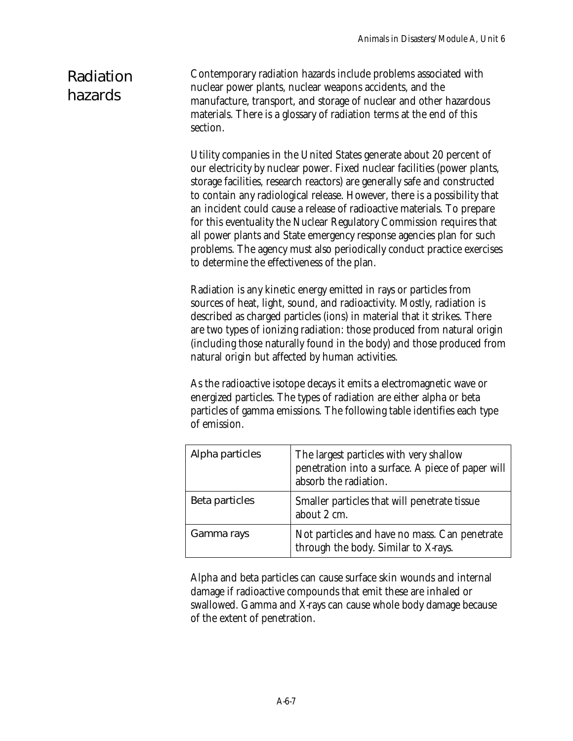## Radiation hazards

Contemporary radiation hazards include problems associated with nuclear power plants, nuclear weapons accidents, and the manufacture, transport, and storage of nuclear and other hazardous materials. There is a glossary of radiation terms at the end of this section.

Utility companies in the United States generate about 20 percent of our electricity by nuclear power. Fixed nuclear facilities (power plants, storage facilities, research reactors) are generally safe and constructed to contain any radiological release. However, there is a possibility that an incident could cause a release of radioactive materials. To prepare for this eventuality the Nuclear Regulatory Commission requires that all power plants and State emergency response agencies plan for such problems. The agency must also periodically conduct practice exercises to determine the effectiveness of the plan.

Radiation is any kinetic energy emitted in rays or particles from sources of heat, light, sound, and radioactivity. Mostly, radiation is described as charged particles (ions) in material that it strikes. There are two types of ionizing radiation: those produced from natural origin (including those naturally found in the body) and those produced from natural origin but affected by human activities.

As the radioactive isotope decays it emits a electromagnetic wave or energized particles. The types of radiation are either alpha or beta particles of gamma emissions. The following table identifies each type of emission.

| | |
|---|---|
| Alpha particles | The largest particles with very shallow penetration into a surface. A piece of paper will absorb the radiation. |
| Beta particles | Smaller particles that will penetrate tissue about 2 cm. |
| Gamma rays | Not particles and have no mass. Can penetrate through the body. Similar to X-rays. |

Alpha and beta particles can cause surface skin wounds and internal damage if radioactive compounds that emit these are inhaled or swallowed. Gamma and X-rays can cause whole body damage because of the extent of penetration.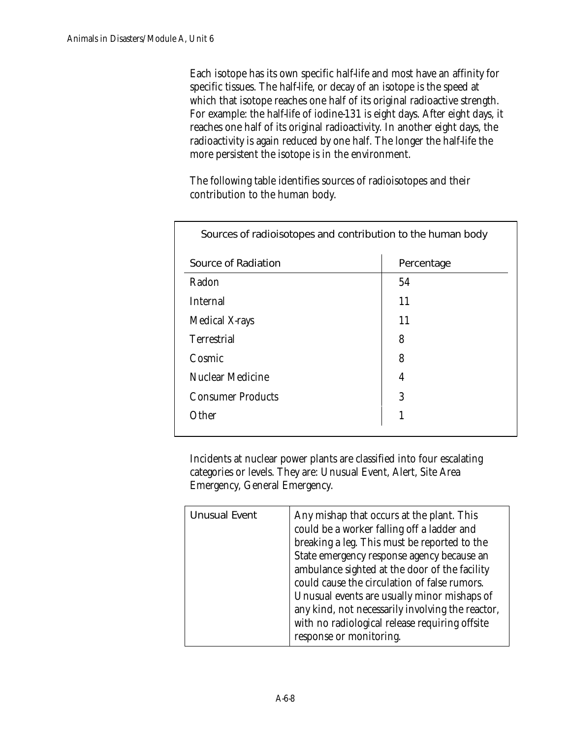Each isotope has its own specific half-life and most have an affinity for specific tissues. The half-life, or decay of an isotope is the speed at which that isotope reaches one half of its original radioactive strength. For example: the half-life of iodine-131 is eight days. After eight days, it reaches one half of its original radioactivity. In another eight days, the radioactivity is again reduced by one half. The longer the half-life the more persistent the isotope is in the environment.

The following table identifies sources of radioisotopes and their contribution to the human body.

Sources of radioisotopes and contribution to the human body

| Source of Radiation | Percentage |
|---|---|
| Radon | 54 |
| Internal | 11 |
| Medical X-rays | 11 |
| Terrestrial | 8 |
| Cosmic | 8 |
| Nuclear Medicine | 4 |
| Consumer Products | 3 |
| Other | 1 |

Incidents at nuclear power plants are classified into four escalating categories or levels. They are: Unusual Event, Alert, Site Area Emergency, General Emergency.

| | |
|---|---|
| Unusual Event | Any mishap that occurs at the plant. This could be a worker falling off a ladder and breaking a leg. This must be reported to the State emergency response agency because an ambulance sighted at the door of the facility could cause the circulation of false rumors. Unusual events are usually minor mishaps of any kind, not necessarily involving the reactor, with no radiological release requiring offsite response or monitoring. |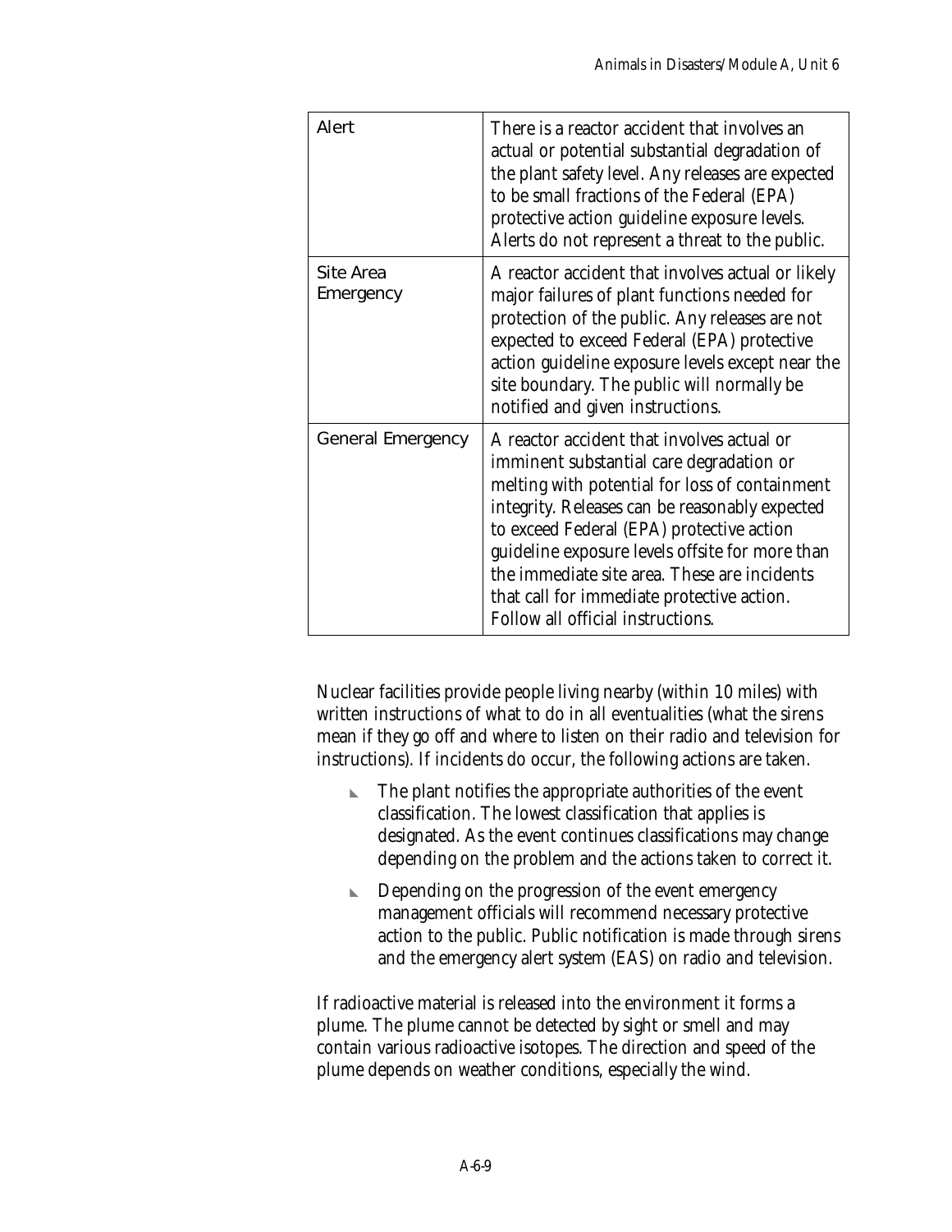| Alert | There is a reactor accident that involves an actual or potential substantial degradation of the plant safety level. Any releases are expected to be small fractions of the Federal (EPA) protective action guideline exposure levels. Alerts do not represent a threat to the public. |
|---|---|
| Site Area Emergency | A reactor accident that involves actual or likely major failures of plant functions needed for protection of the public. Any releases are not expected to exceed Federal (EPA) protective action guideline exposure levels except near the site boundary. The public will normally be notified and given instructions. |
| General Emergency | A reactor accident that involves actual or imminent substantial care degradation or melting with potential for loss of containment integrity. Releases can be reasonably expected to exceed Federal (EPA) protective action guideline exposure levels offsite for more than the immediate site area. These are incidents that call for immediate protective action. Follow all official instructions. |

Nuclear facilities provide people living nearby (within 10 miles) with written instructions of what to do in all eventualities (what the sirens mean if they go off and where to listen on their radio and television for instructions). If incidents do occur, the following actions are taken.

- The plant notifies the appropriate authorities of the event classification. The lowest classification that applies is designated. As the event continues classifications may change depending on the problem and the actions taken to correct it.
- Depending on the progression of the event emergency management officials will recommend necessary protective action to the public. Public notification is made through sirens and the emergency alert system (EAS) on radio and television.

If radioactive material is released into the environment it forms a plume. The plume cannot be detected by sight or smell and may contain various radioactive isotopes. The direction and speed of the plume depends on weather conditions, especially the wind.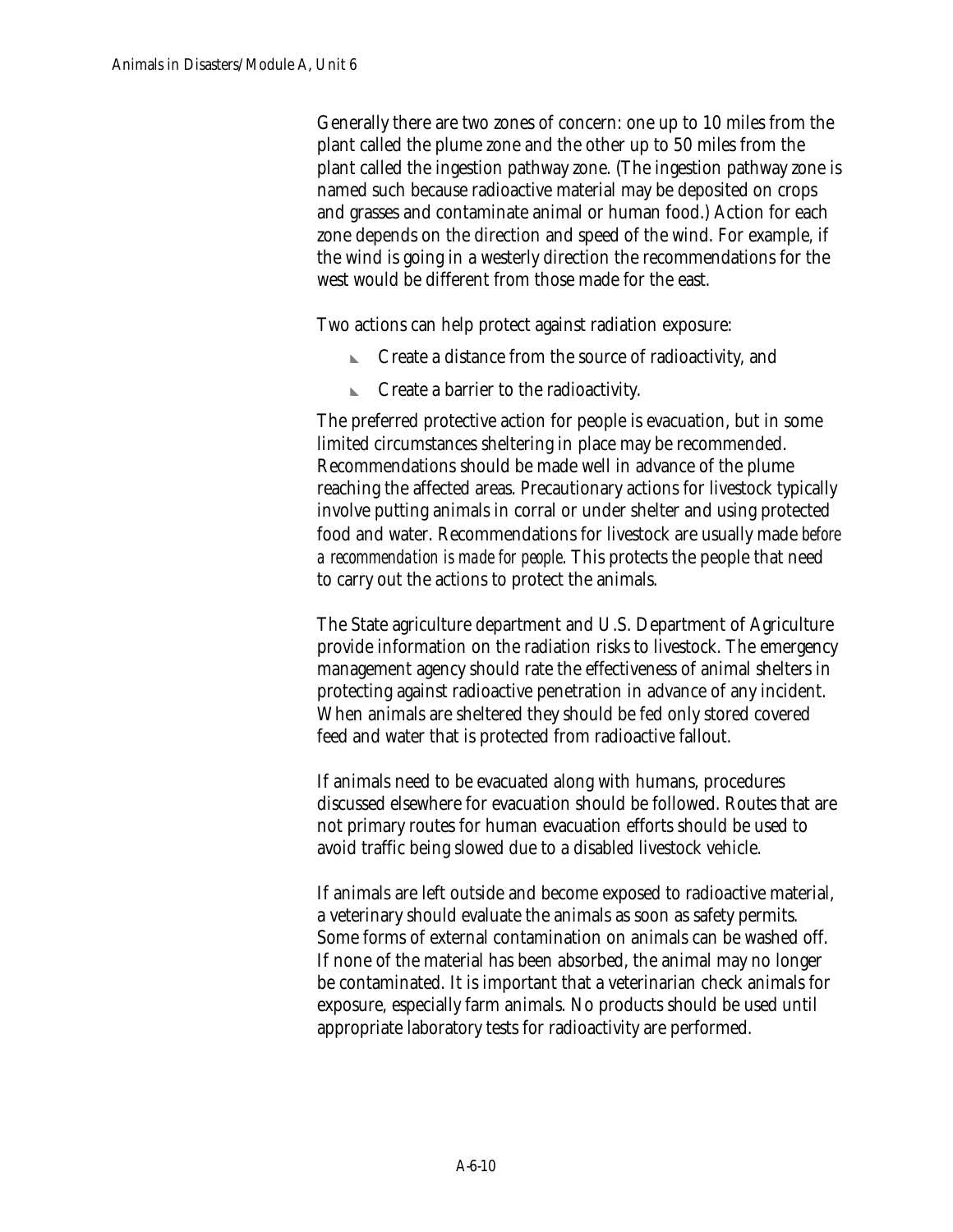Generally there are two zones of concern: one up to 10 miles from the plant called the plume zone and the other up to 50 miles from the plant called the ingestion pathway zone. (The ingestion pathway zone is named such because radioactive material may be deposited on crops and grasses and contaminate animal or human food.) Action for each zone depends on the direction and speed of the wind. For example, if the wind is going in a westerly direction the recommendations for the west would be different from those made for the east.

Two actions can help protect against radiation exposure:

- Create a distance from the source of radioactivity, and
- Create a barrier to the radioactivity.

The preferred protective action for people is evacuation, but in some limited circumstances sheltering in place may be recommended. Recommendations should be made well in advance of the plume reaching the affected areas. Precautionary actions for livestock typically involve putting animals in corral or under shelter and using protected food and water. Recommendations for livestock are usually made *before a recommendation is made for people*. This protects the people that need to carry out the actions to protect the animals.

The State agriculture department and U.S. Department of Agriculture provide information on the radiation risks to livestock. The emergency management agency should rate the effectiveness of animal shelters in protecting against radioactive penetration in advance of any incident. When animals are sheltered they should be fed only stored covered feed and water that is protected from radioactive fallout.

If animals need to be evacuated along with humans, procedures discussed elsewhere for evacuation should be followed. Routes that are not primary routes for human evacuation efforts should be used to avoid traffic being slowed due to a disabled livestock vehicle.

If animals are left outside and become exposed to radioactive material, a veterinary should evaluate the animals as soon as safety permits. Some forms of external contamination on animals can be washed off. If none of the material has been absorbed, the animal may no longer be contaminated. It is important that a veterinarian check animals for exposure, especially farm animals. No products should be used until appropriate laboratory tests for radioactivity are performed.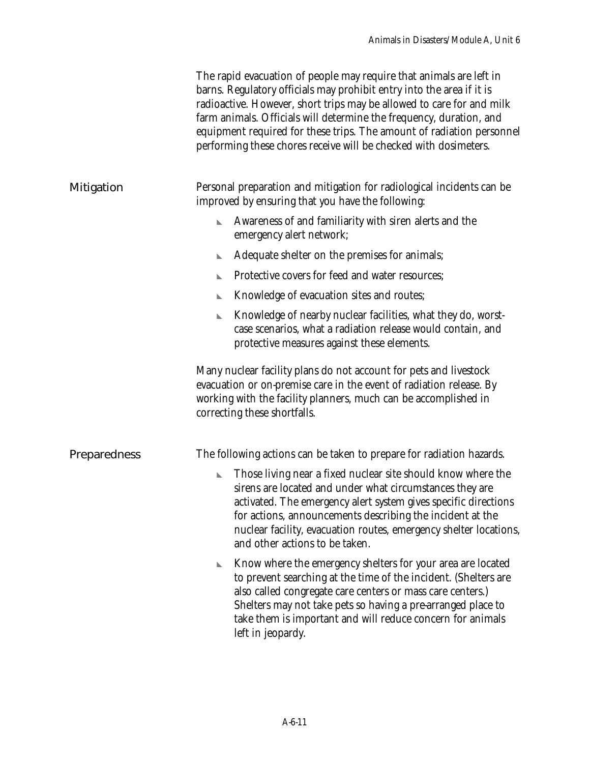The rapid evacuation of people may require that animals are left in barns. Regulatory officials may prohibit entry into the area if it is radioactive. However, short trips may be allowed to care for and milk farm animals. Officials will determine the frequency, duration, and equipment required for these trips. The amount of radiation personnel performing these chores receive will be checked with dosimeters.

## Mitigation

Personal preparation and mitigation for radiological incidents can be improved by ensuring that you have the following:

- Awareness of and familiarity with siren alerts and the emergency alert network;
- Adequate shelter on the premises for animals;
- Protective covers for feed and water resources;
- Knowledge of evacuation sites and routes;
- Knowledge of nearby nuclear facilities, what they do, worst-case scenarios, what a radiation release would contain, and protective measures against these elements.

Many nuclear facility plans do not account for pets and livestock evacuation or on-premise care in the event of radiation release. By working with the facility planners, much can be accomplished in correcting these shortfalls.

## Preparedness

The following actions can be taken to prepare for radiation hazards.

- Those living near a fixed nuclear site should know where the sirens are located and under what circumstances they are activated. The emergency alert system gives specific directions for actions, announcements describing the incident at the nuclear facility, evacuation routes, emergency shelter locations, and other actions to be taken.
- Know where the emergency shelters for your area are located to prevent searching at the time of the incident. (Shelters are also called congregate care centers or mass care centers.) Shelters may not take pets so having a pre-arranged place to take them is important and will reduce concern for animals left in jeopardy.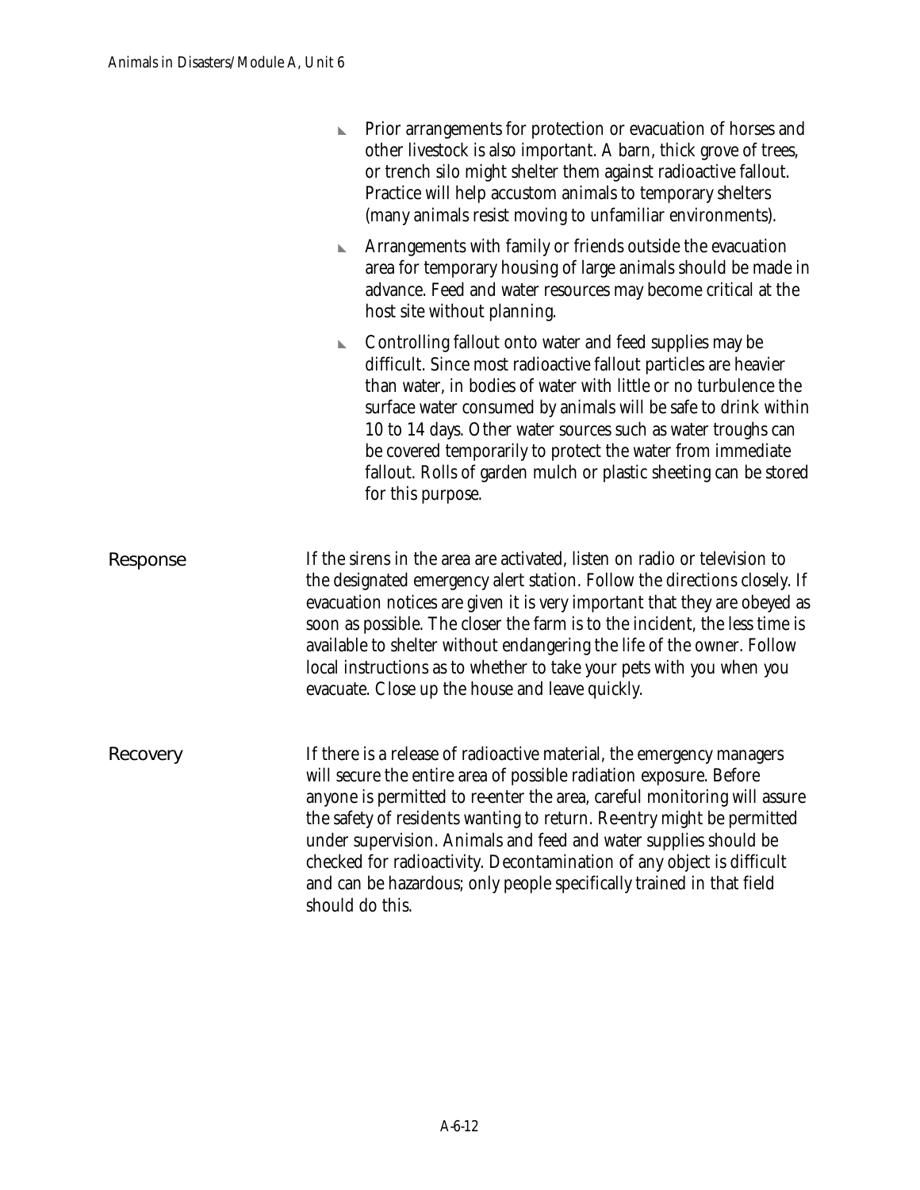- Prior arrangements for protection or evacuation of horses and other livestock is also important. A barn, thick grove of trees, or trench silo might shelter them against radioactive fallout. Practice will help accustom animals to temporary shelters (many animals resist moving to unfamiliar environments).
- Arrangements with family or friends outside the evacuation area for temporary housing of large animals should be made in advance. Feed and water resources may become critical at the host site without planning.
- Controlling fallout onto water and feed supplies may be difficult. Since most radioactive fallout particles are heavier than water, in bodies of water with little or no turbulence the surface water consumed by animals will be safe to drink within 10 to 14 days. Other water sources such as water troughs can be covered temporarily to protect the water from immediate fallout. Rolls of garden mulch or plastic sheeting can be stored for this purpose.

## Response

If the sirens in the area are activated, listen on radio or television to the designated emergency alert station. Follow the directions closely. If evacuation notices are given it is very important that they are obeyed as soon as possible. The closer the farm is to the incident, the less time is available to shelter without endangering the life of the owner. Follow local instructions as to whether to take your pets with you when you evacuate. Close up the house and leave quickly.

## Recovery

If there is a release of radioactive material, the emergency managers will secure the entire area of possible radiation exposure. Before anyone is permitted to re-enter the area, careful monitoring will assure the safety of residents wanting to return. Re-entry might be permitted under supervision. Animals and feed and water supplies should be checked for radioactivity. Decontamination of any object is difficult and can be hazardous; only people specifically trained in that field should do this.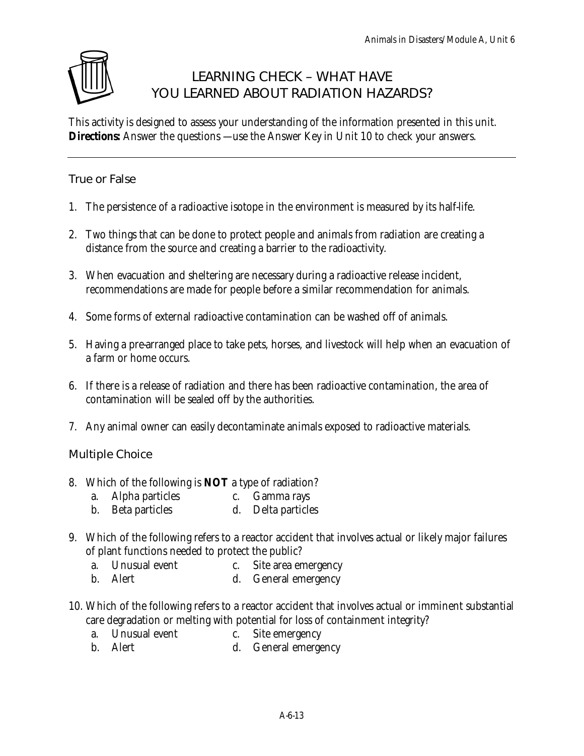# LEARNING CHECK – WHAT HAVE YOU LEARNED ABOUT RADIATION HAZARDS?

This activity is designed to assess your understanding of the information presented in this unit.
**Directions:** Answer the questions —use the Answer Key in Unit 10 to check your answers.

---

## True or False

1. The persistence of a radioactive isotope in the environment is measured by its half-life.

2. Two things that can be done to protect people and animals from radiation are creating a distance from the source and creating a barrier to the radioactivity.

3. When evacuation and sheltering are necessary during a radioactive release incident, recommendations are made for people before a similar recommendation for animals.

4. Some forms of external radioactive contamination can be washed off of animals.

5. Having a pre-arranged place to take pets, horses, and livestock will help when an evacuation of a farm or home occurs.

6. If there is a release of radiation and there has been radioactive contamination, the area of contamination will be sealed off by the authorities.

7. Any animal owner can easily decontaminate animals exposed to radioactive materials.

## Multiple Choice

8. Which of the following is **NOT** a type of radiation?
   a. Alpha particles
   b. Beta particles
   c. Gamma rays
   d. Delta particles

9. Which of the following refers to a reactor accident that involves actual or likely major failures of plant functions needed to protect the public?
   a. Unusual event
   b. Alert
   c. Site area emergency
   d. General emergency

10. Which of the following refers to a reactor accident that involves actual or imminent substantial care degradation or melting with potential for loss of containment integrity?
    a. Unusual event
    b. Alert
    c. Site emergency
    d. General emergency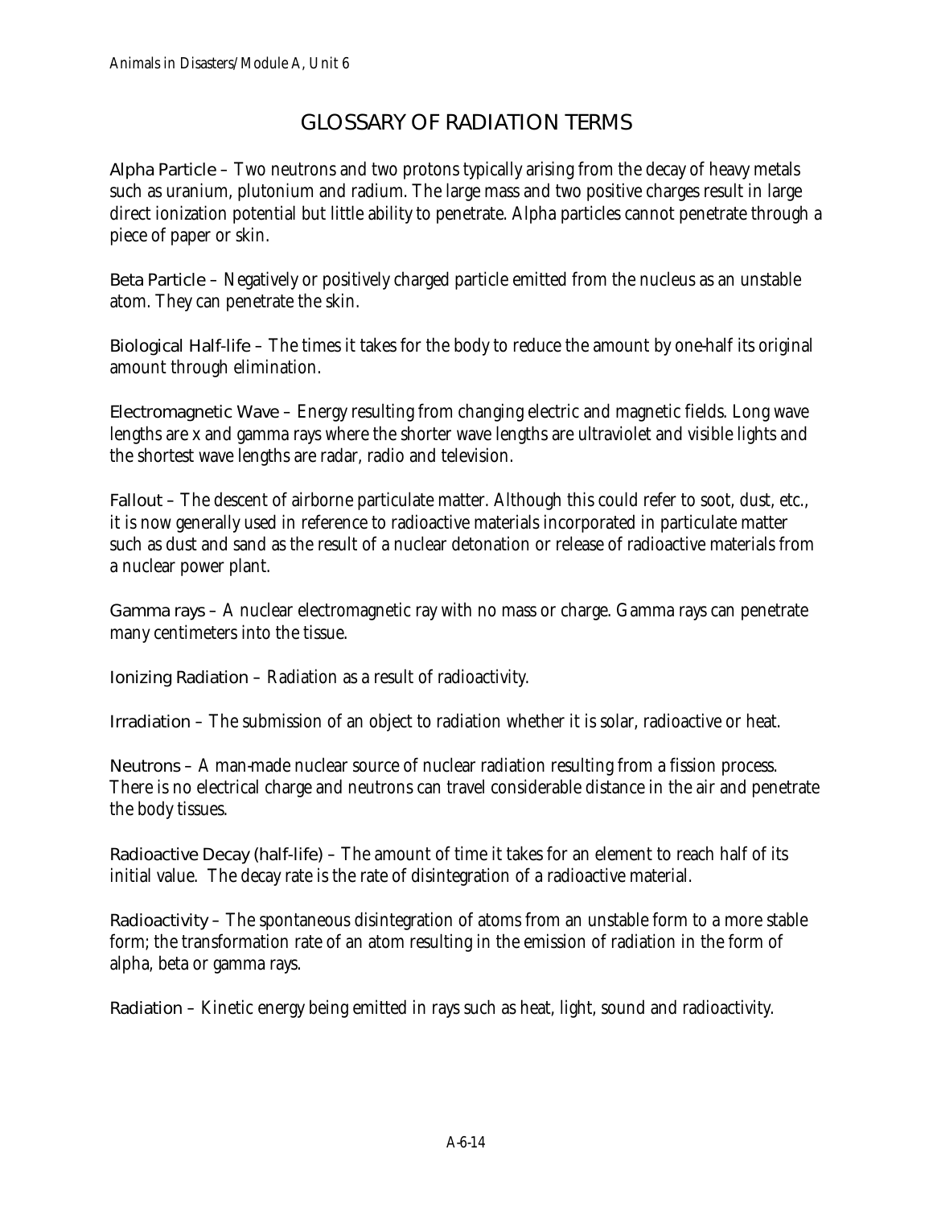# GLOSSARY OF RADIATION TERMS

**Alpha Particle** – Two neutrons and two protons typically arising from the decay of heavy metals such as uranium, plutonium and radium. The large mass and two positive charges result in large direct ionization potential but little ability to penetrate. Alpha particles cannot penetrate through a piece of paper or skin.

**Beta Particle** – Negatively or positively charged particle emitted from the nucleus as an unstable atom. They can penetrate the skin.

**Biological Half-life** – The times it takes for the body to reduce the amount by one-half its original amount through elimination.

**Electromagnetic Wave** – Energy resulting from changing electric and magnetic fields. Long wave lengths are x and gamma rays where the shorter wave lengths are ultraviolet and visible lights and the shortest wave lengths are radar, radio and television.

**Fallout** – The descent of airborne particulate matter. Although this could refer to soot, dust, etc., it is now generally used in reference to radioactive materials incorporated in particulate matter such as dust and sand as the result of a nuclear detonation or release of radioactive materials from a nuclear power plant.

**Gamma rays** – A nuclear electromagnetic ray with no mass or charge. Gamma rays can penetrate many centimeters into the tissue.

**Ionizing Radiation** – Radiation as a result of radioactivity.

**Irradiation** – The submission of an object to radiation whether it is solar, radioactive or heat.

**Neutrons** – A man-made nuclear source of nuclear radiation resulting from a fission process. There is no electrical charge and neutrons can travel considerable distance in the air and penetrate the body tissues.

**Radioactive Decay (half-life)** – The amount of time it takes for an element to reach half of its initial value. The decay rate is the rate of disintegration of a radioactive material.

**Radioactivity** – The spontaneous disintegration of atoms from an unstable form to a more stable form; the transformation rate of an atom resulting in the emission of radiation in the form of alpha, beta or gamma rays.

**Radiation** – Kinetic energy being emitted in rays such as heat, light, sound and radioactivity.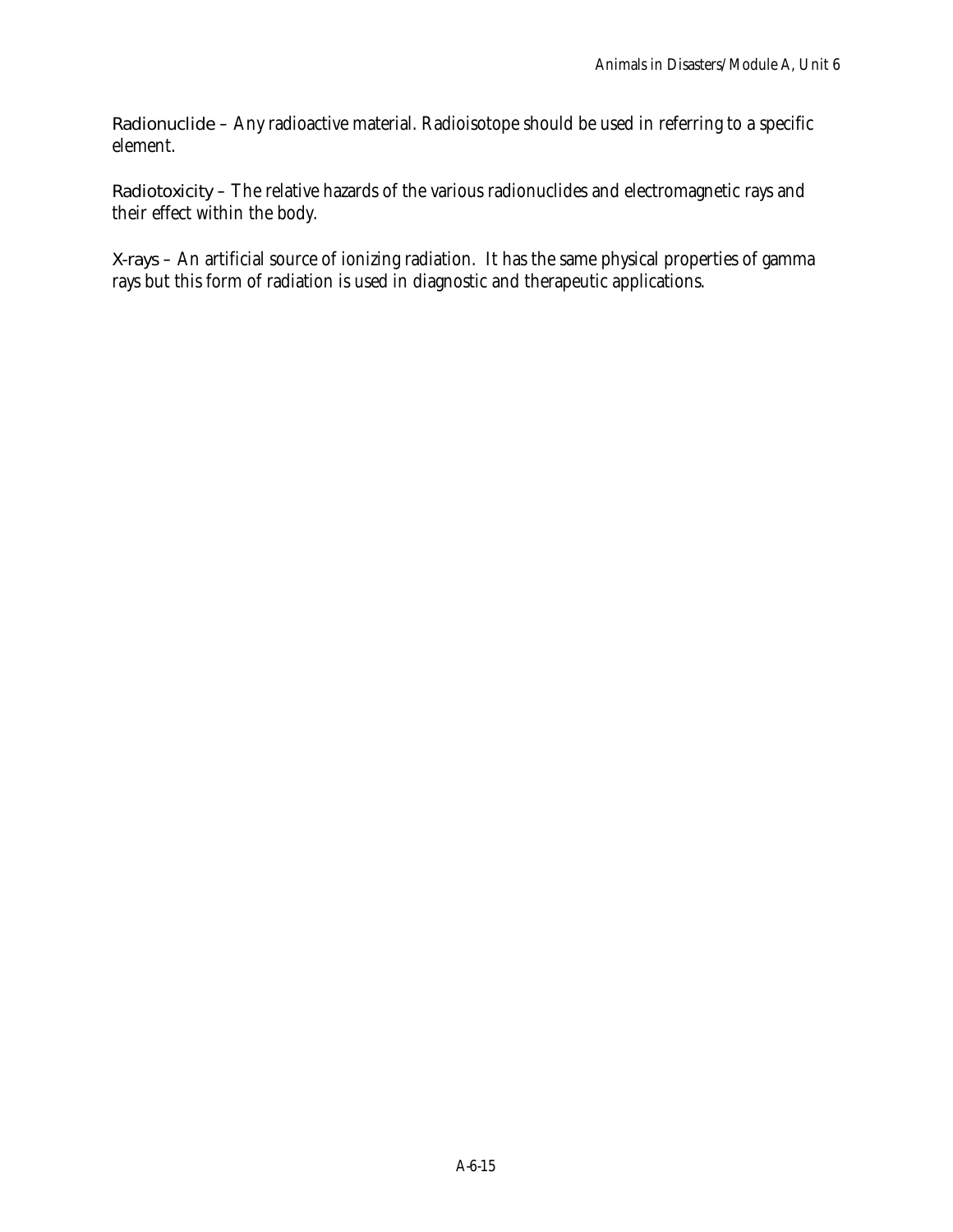Radionuclide – Any radioactive material. Radioisotope should be used in referring to a specific element.

Radiotoxicity – The relative hazards of the various radionuclides and electromagnetic rays and their effect within the body.

X-rays – An artificial source of ionizing radiation. It has the same physical properties of gamma rays but this form of radiation is used in diagnostic and therapeutic applications.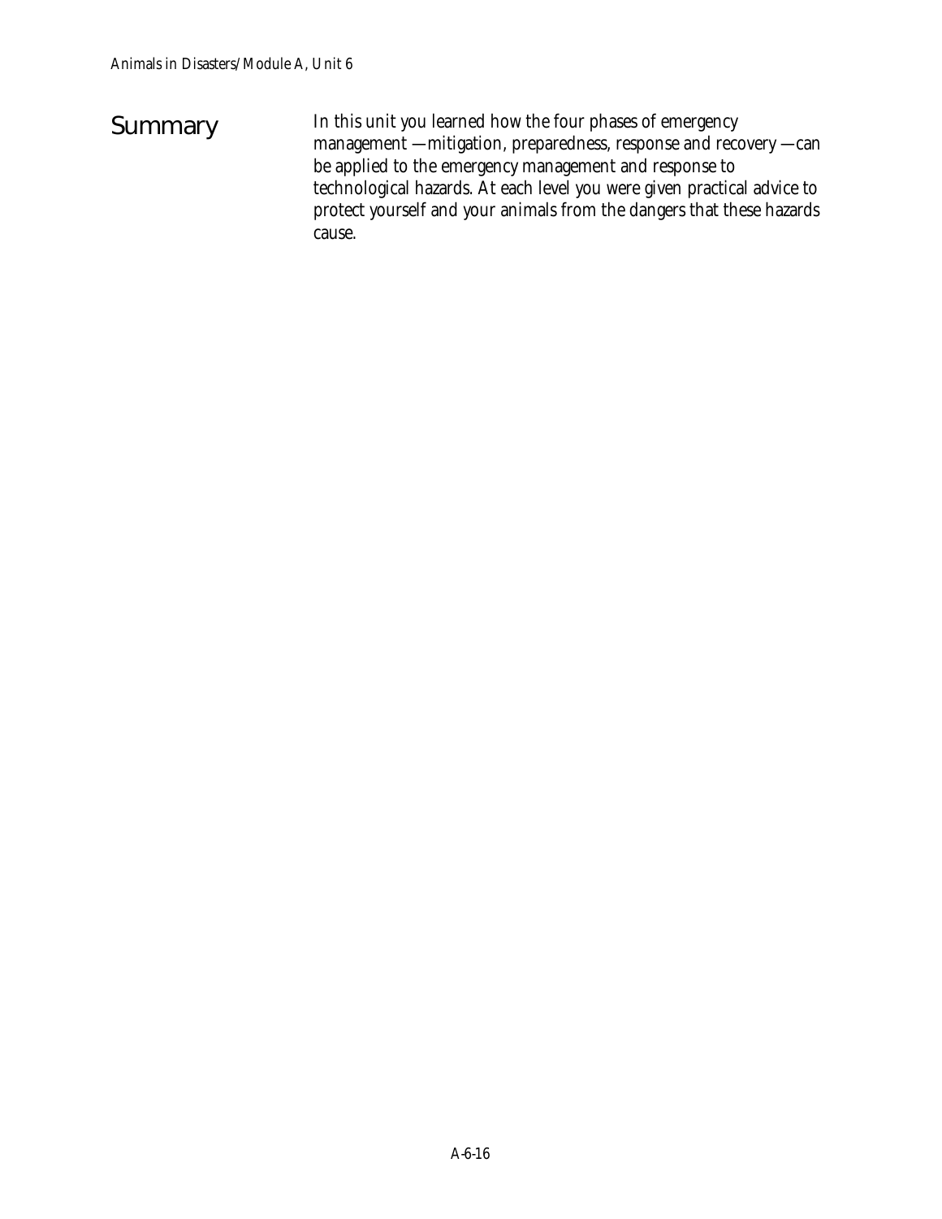## Summary

In this unit you learned how the four phases of emergency management —mitigation, preparedness, response and recovery —can be applied to the emergency management and response to technological hazards. At each level you were given practical advice to protect yourself and your animals from the dangers that these hazards cause.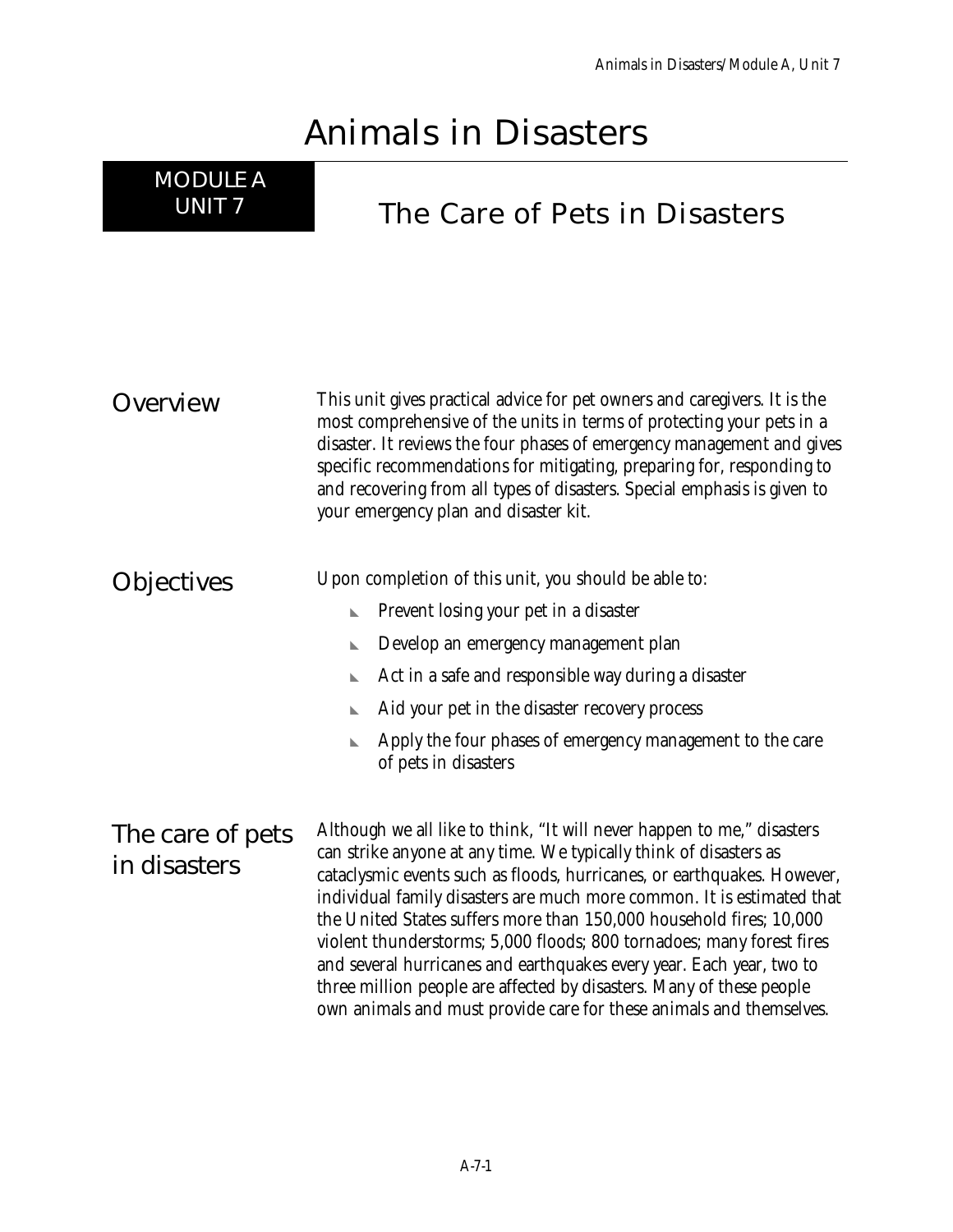# Animals in Disasters

## MODULE A UNIT 7

## The Care of Pets in Disasters

### Overview

This unit gives practical advice for pet owners and caregivers. It is the most comprehensive of the units in terms of protecting your pets in a disaster. It reviews the four phases of emergency management and gives specific recommendations for mitigating, preparing for, responding to and recovering from all types of disasters. Special emphasis is given to your emergency plan and disaster kit.

### Objectives

Upon completion of this unit, you should be able to:

- Prevent losing your pet in a disaster
- Develop an emergency management plan
- Act in a safe and responsible way during a disaster
- Aid your pet in the disaster recovery process
- Apply the four phases of emergency management to the care of pets in disasters

### The care of pets in disasters

Although we all like to think, "It will never happen to me," disasters can strike anyone at any time. We typically think of disasters as cataclysmic events such as floods, hurricanes, or earthquakes. However, individual family disasters are much more common. It is estimated that the United States suffers more than 150,000 household fires; 10,000 violent thunderstorms; 5,000 floods; 800 tornadoes; many forest fires and several hurricanes and earthquakes every year. Each year, two to three million people are affected by disasters. Many of these people own animals and must provide care for these animals and themselves.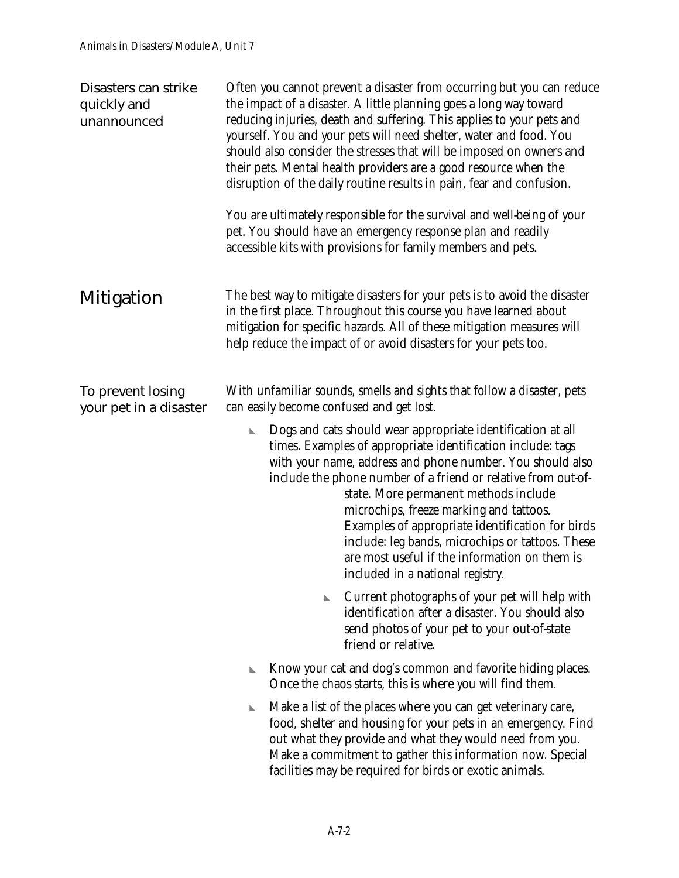## Disasters can strike quickly and unannounced

Often you cannot prevent a disaster from occurring but you can reduce the impact of a disaster. A little planning goes a long way toward reducing injuries, death and suffering. This applies to your pets and yourself. You and your pets will need shelter, water and food. You should also consider the stresses that will be imposed on owners and their pets. Mental health providers are a good resource when the disruption of the daily routine results in pain, fear and confusion.

You are ultimately responsible for the survival and well-being of your pet. You should have an emergency response plan and readily accessible kits with provisions for family members and pets.

# Mitigation

The best way to mitigate disasters for your pets is to avoid the disaster in the first place. Throughout this course you have learned about mitigation for specific hazards. All of these mitigation measures will help reduce the impact of or avoid disasters for your pets too.

## To prevent losing your pet in a disaster

With unfamiliar sounds, smells and sights that follow a disaster, pets can easily become confused and get lost.

- Dogs and cats should wear appropriate identification at all times. Examples of appropriate identification include: tags with your name, address and phone number. You should also include the phone number of a friend or relative from out-of-state. More permanent methods include microchips, freeze marking and tattoos. Examples of appropriate identification for birds include: leg bands, microchips or tattoos. These are most useful if the information on them is included in a national registry.
  - Current photographs of your pet will help with identification after a disaster. You should also send photos of your pet to your out-of-state friend or relative.
- Know your cat and dog's common and favorite hiding places. Once the chaos starts, this is where you will find them.
- Make a list of the places where you can get veterinary care, food, shelter and housing for your pets in an emergency. Find out what they provide and what they would need from you. Make a commitment to gather this information now. Special facilities may be required for birds or exotic animals.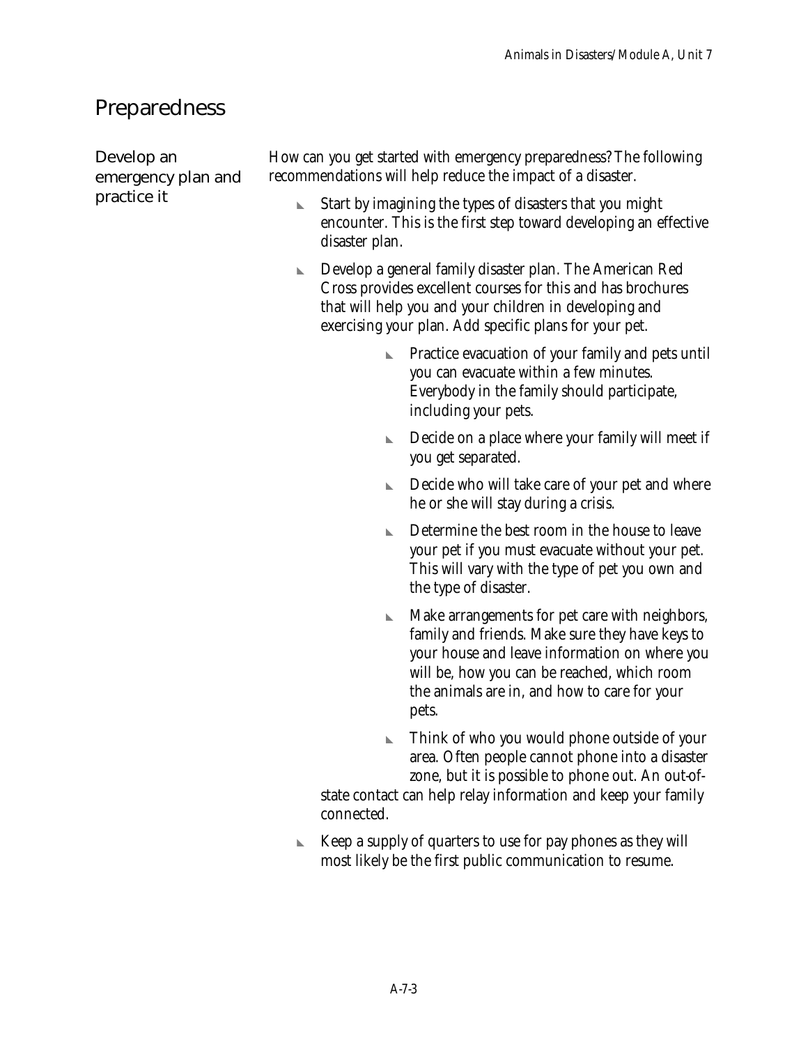# Preparedness

## Develop an emergency plan and practice it

How can you get started with emergency preparedness? The following recommendations will help reduce the impact of a disaster.

- Start by imagining the types of disasters that you might encounter. This is the first step toward developing an effective disaster plan.
- Develop a general family disaster plan. The American Red Cross provides excellent courses for this and has brochures that will help you and your children in developing and exercising your plan. Add specific plans for your pet.
  - Practice evacuation of your family and pets until you can evacuate within a few minutes. Everybody in the family should participate, including your pets.
  - Decide on a place where your family will meet if you get separated.
  - Decide who will take care of your pet and where he or she will stay during a crisis.
  - Determine the best room in the house to leave your pet if you must evacuate without your pet. This will vary with the type of pet you own and the type of disaster.
  - Make arrangements for pet care with neighbors, family and friends. Make sure they have keys to your house and leave information on where you will be, how you can be reached, which room the animals are in, and how to care for your pets.
  - Think of who you would phone outside of your area. Often people cannot phone into a disaster zone, but it is possible to phone out. An out-of-state contact can help relay information and keep your family connected.
- Keep a supply of quarters to use for pay phones as they will most likely be the first public communication to resume.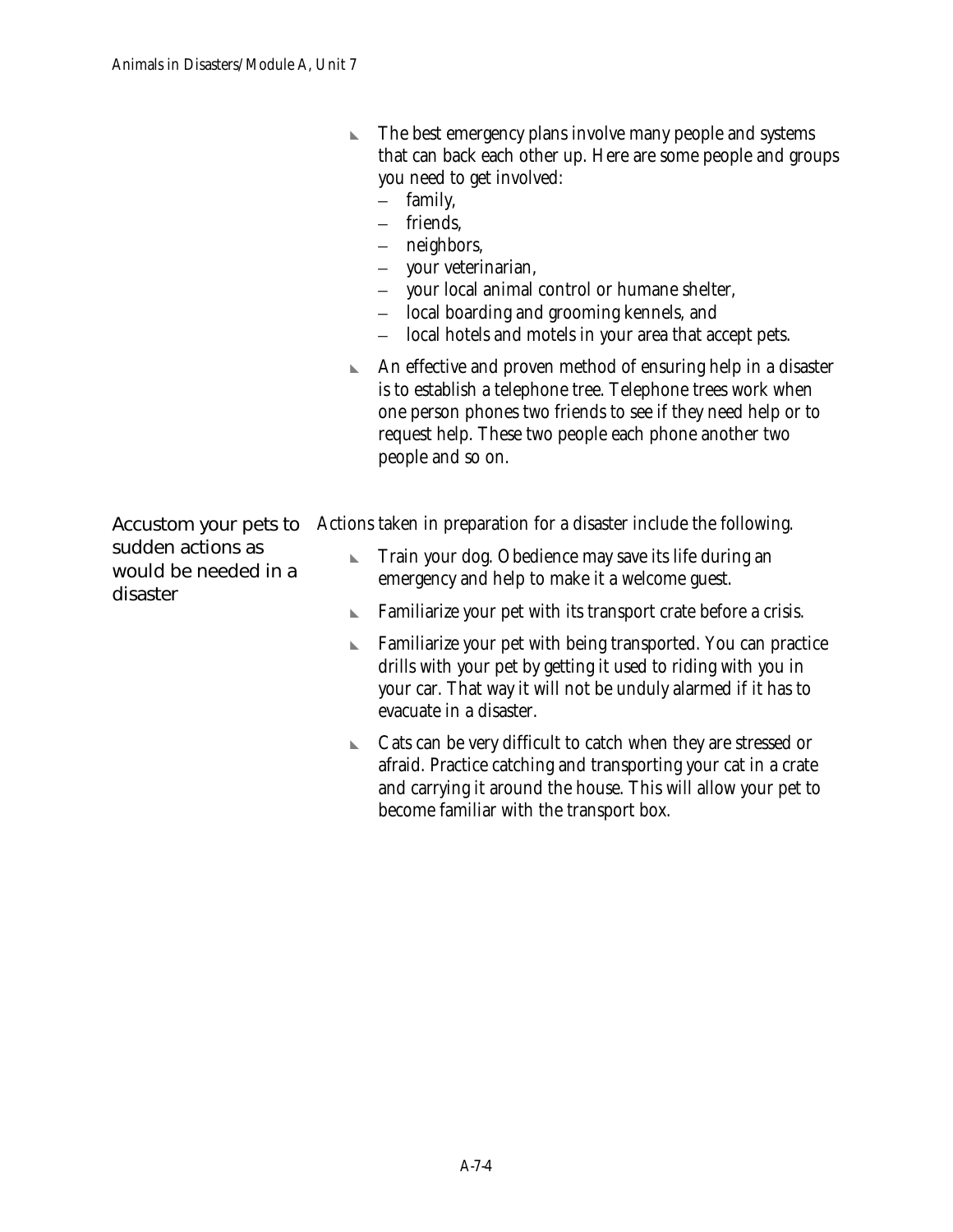- The best emergency plans involve many people and systems that can back each other up. Here are some people and groups you need to get involved:
  - family,
  - friends,
  - neighbors,
  - your veterinarian,
  - your local animal control or humane shelter,
  - local boarding and grooming kennels, and
  - local hotels and motels in your area that accept pets.
- An effective and proven method of ensuring help in a disaster is to establish a telephone tree. Telephone trees work when one person phones two friends to see if they need help or to request help. These two people each phone another two people and so on.

### Accustom your pets to sudden actions as would be needed in a disaster

Actions taken in preparation for a disaster include the following.

- Train your dog. Obedience may save its life during an emergency and help to make it a welcome guest.
- Familiarize your pet with its transport crate before a crisis.
- Familiarize your pet with being transported. You can practice drills with your pet by getting it used to riding with you in your car. That way it will not be unduly alarmed if it has to evacuate in a disaster.
- Cats can be very difficult to catch when they are stressed or afraid. Practice catching and transporting your cat in a crate and carrying it around the house. This will allow your pet to become familiar with the transport box.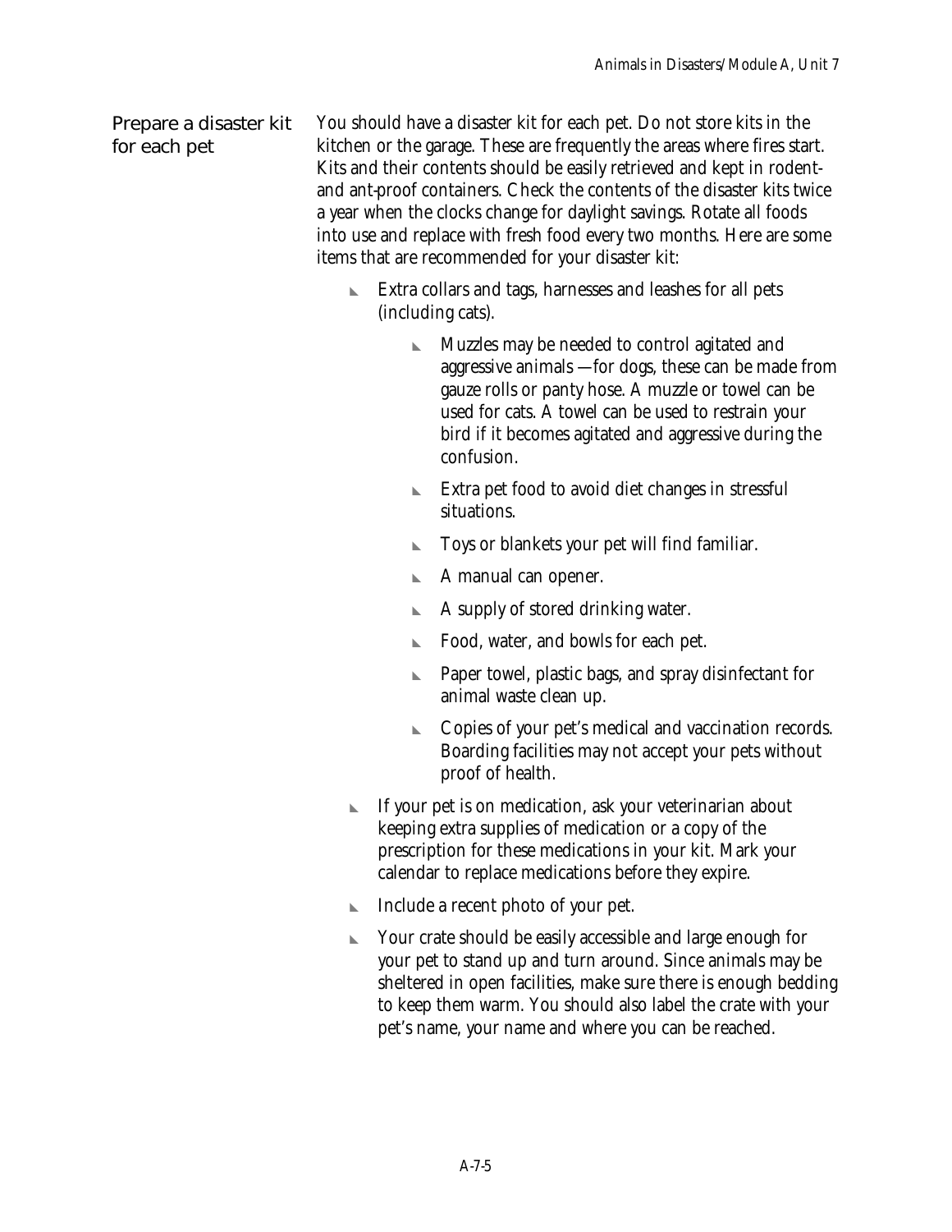## Prepare a disaster kit for each pet

You should have a disaster kit for each pet. Do not store kits in the kitchen or the garage. These are frequently the areas where fires start. Kits and their contents should be easily retrieved and kept in rodent- and ant-proof containers. Check the contents of the disaster kits twice a year when the clocks change for daylight savings. Rotate all foods into use and replace with fresh food every two months. Here are some items that are recommended for your disaster kit:

- Extra collars and tags, harnesses and leashes for all pets (including cats).
  - Muzzles may be needed to control agitated and aggressive animals —for dogs, these can be made from gauze rolls or panty hose. A muzzle or towel can be used for cats. A towel can be used to restrain your bird if it becomes agitated and aggressive during the confusion.
  - Extra pet food to avoid diet changes in stressful situations.
  - Toys or blankets your pet will find familiar.
  - A manual can opener.
  - A supply of stored drinking water.
  - Food, water, and bowls for each pet.
  - Paper towel, plastic bags, and spray disinfectant for animal waste clean up.
  - Copies of your pet's medical and vaccination records. Boarding facilities may not accept your pets without proof of health.
- If your pet is on medication, ask your veterinarian about keeping extra supplies of medication or a copy of the prescription for these medications in your kit. Mark your calendar to replace medications before they expire.
- Include a recent photo of your pet.
- Your crate should be easily accessible and large enough for your pet to stand up and turn around. Since animals may be sheltered in open facilities, make sure there is enough bedding to keep them warm. You should also label the crate with your pet's name, your name and where you can be reached.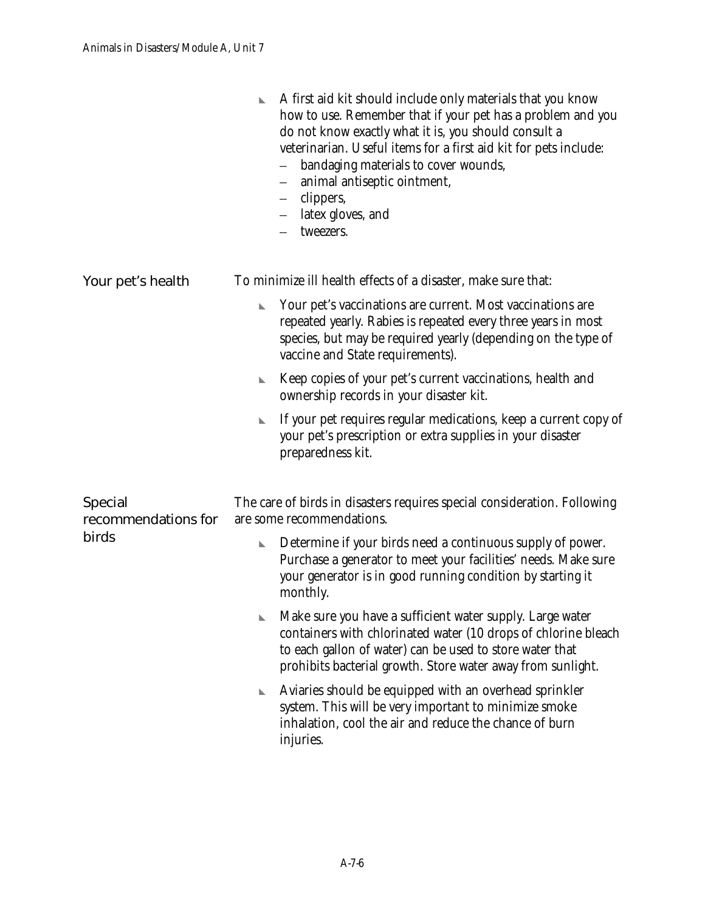- A first aid kit should include only materials that you know how to use. Remember that if your pet has a problem and you do not know exactly what it is, you should consult a veterinarian. Useful items for a first aid kit for pets include:
  - bandaging materials to cover wounds,
  - animal antiseptic ointment,
  - clippers,
  - latex gloves, and
  - tweezers.

## Your pet's health

To minimize ill health effects of a disaster, make sure that:

- Your pet's vaccinations are current. Most vaccinations are repeated yearly. Rabies is repeated every three years in most species, but may be required yearly (depending on the type of vaccine and State requirements).
- Keep copies of your pet's current vaccinations, health and ownership records in your disaster kit.
- If your pet requires regular medications, keep a current copy of your pet's prescription or extra supplies in your disaster preparedness kit.

## Special recommendations for birds

The care of birds in disasters requires special consideration. Following are some recommendations.

- Determine if your birds need a continuous supply of power. Purchase a generator to meet your facilities' needs. Make sure your generator is in good running condition by starting it monthly.
- Make sure you have a sufficient water supply. Large water containers with chlorinated water (10 drops of chlorine bleach to each gallon of water) can be used to store water that prohibits bacterial growth. Store water away from sunlight.
- Aviaries should be equipped with an overhead sprinkler system. This will be very important to minimize smoke inhalation, cool the air and reduce the chance of burn injuries.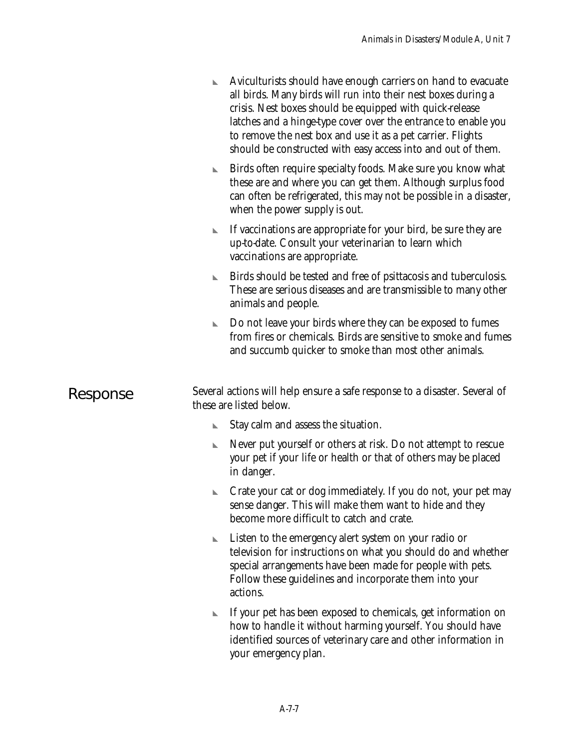- Aviculturists should have enough carriers on hand to evacuate all birds. Many birds will run into their nest boxes during a crisis. Nest boxes should be equipped with quick-release latches and a hinge-type cover over the entrance to enable you to remove the nest box and use it as a pet carrier. Flights should be constructed with easy access into and out of them.
- Birds often require specialty foods. Make sure you know what these are and where you can get them. Although surplus food can often be refrigerated, this may not be possible in a disaster, when the power supply is out.
- If vaccinations are appropriate for your bird, be sure they are up-to-date. Consult your veterinarian to learn which vaccinations are appropriate.
- Birds should be tested and free of psittacosis and tuberculosis. These are serious diseases and are transmissible to many other animals and people.
- Do not leave your birds where they can be exposed to fumes from fires or chemicals. Birds are sensitive to smoke and fumes and succumb quicker to smoke than most other animals.

## Response

Several actions will help ensure a safe response to a disaster. Several of these are listed below.

- Stay calm and assess the situation.
- Never put yourself or others at risk. Do not attempt to rescue your pet if your life or health or that of others may be placed in danger.
- Crate your cat or dog immediately. If you do not, your pet may sense danger. This will make them want to hide and they become more difficult to catch and crate.
- Listen to the emergency alert system on your radio or television for instructions on what you should do and whether special arrangements have been made for people with pets. Follow these guidelines and incorporate them into your actions.
- If your pet has been exposed to chemicals, get information on how to handle it without harming yourself. You should have identified sources of veterinary care and other information in your emergency plan.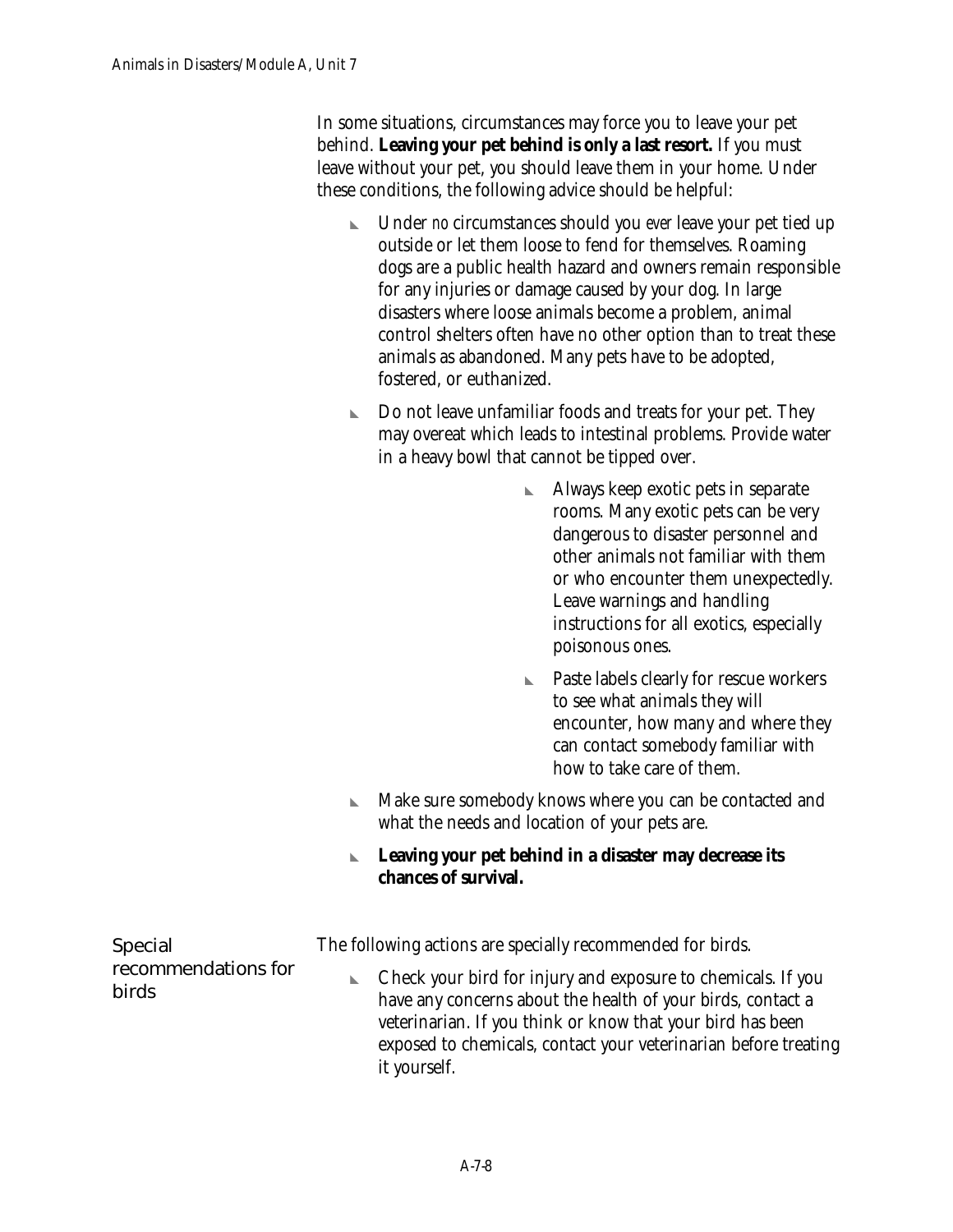In some situations, circumstances may force you to leave your pet behind. **Leaving your pet behind is only a last resort.** If you must leave without your pet, you should leave them in your home. Under these conditions, the following advice should be helpful:

- Under *no* circumstances should you *ever* leave your pet tied up outside or let them loose to fend for themselves. Roaming dogs are a public health hazard and owners remain responsible for any injuries or damage caused by your dog. In large disasters where loose animals become a problem, animal control shelters often have no other option than to treat these animals as abandoned. Many pets have to be adopted, fostered, or euthanized.
- Do not leave unfamiliar foods and treats for your pet. They may overeat which leads to intestinal problems. Provide water in a heavy bowl that cannot be tipped over.
- Always keep exotic pets in separate rooms. Many exotic pets can be very dangerous to disaster personnel and other animals not familiar with them or who encounter them unexpectedly. Leave warnings and handling instructions for all exotics, especially poisonous ones.
- Paste labels clearly for rescue workers to see what animals they will encounter, how many and where they can contact somebody familiar with how to take care of them.
- Make sure somebody knows where you can be contacted and what the needs and location of your pets are.
- **Leaving your pet behind in a disaster may decrease its chances of survival.**

## Special recommendations for birds

The following actions are specially recommended for birds.

- Check your bird for injury and exposure to chemicals. If you have any concerns about the health of your birds, contact a veterinarian. If you think or know that your bird has been exposed to chemicals, contact your veterinarian before treating it yourself.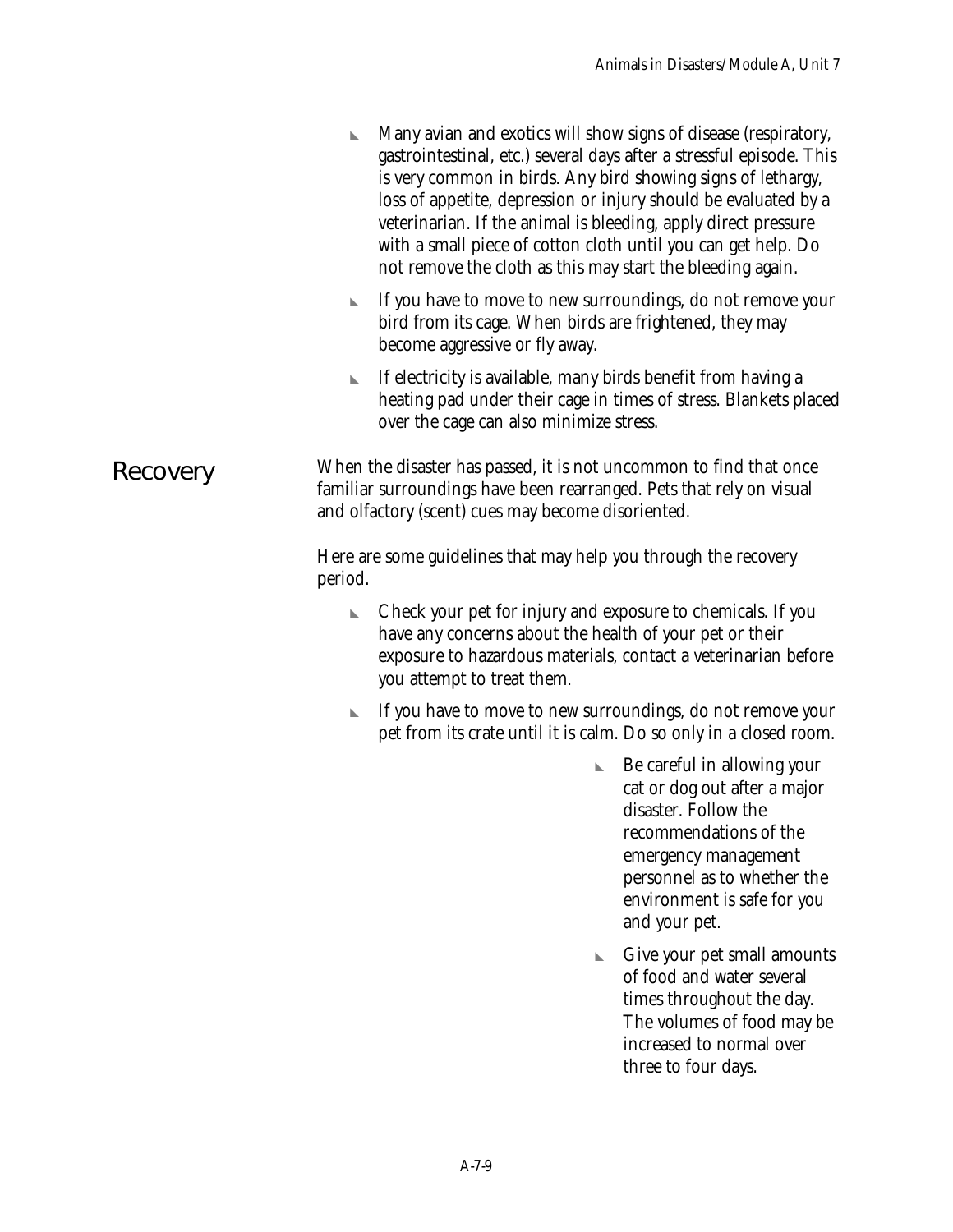- Many avian and exotics will show signs of disease (respiratory, gastrointestinal, etc.) several days after a stressful episode. This is very common in birds. Any bird showing signs of lethargy, loss of appetite, depression or injury should be evaluated by a veterinarian. If the animal is bleeding, apply direct pressure with a small piece of cotton cloth until you can get help. Do not remove the cloth as this may start the bleeding again.
- If you have to move to new surroundings, do not remove your bird from its cage. When birds are frightened, they may become aggressive or fly away.
- If electricity is available, many birds benefit from having a heating pad under their cage in times of stress. Blankets placed over the cage can also minimize stress.

## Recovery

When the disaster has passed, it is not uncommon to find that once familiar surroundings have been rearranged. Pets that rely on visual and olfactory (scent) cues may become disoriented.

Here are some guidelines that may help you through the recovery period.

- Check your pet for injury and exposure to chemicals. If you have any concerns about the health of your pet or their exposure to hazardous materials, contact a veterinarian before you attempt to treat them.
- If you have to move to new surroundings, do not remove your pet from its crate until it is calm. Do so only in a closed room.
- Be careful in allowing your cat or dog out after a major disaster. Follow the recommendations of the emergency management personnel as to whether the environment is safe for you and your pet.
- Give your pet small amounts of food and water several times throughout the day. The volumes of food may be increased to normal over three to four days.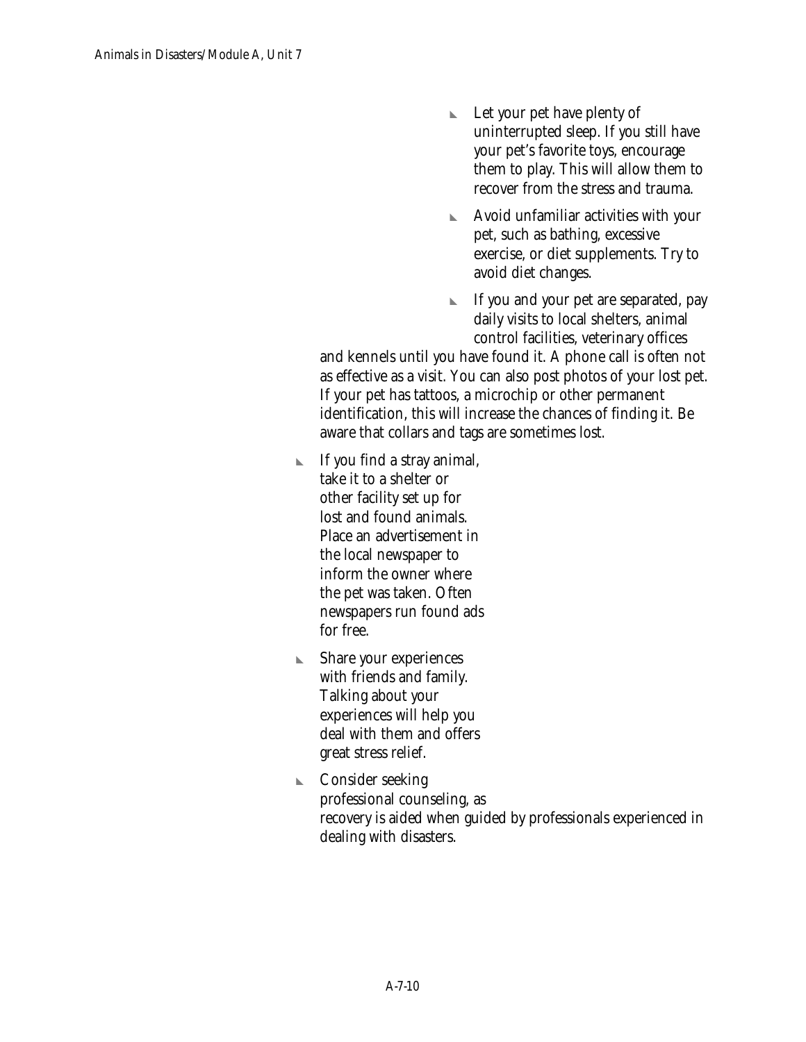- Let your pet have plenty of uninterrupted sleep. If you still have your pet's favorite toys, encourage them to play. This will allow them to recover from the stress and trauma.
- Avoid unfamiliar activities with your pet, such as bathing, excessive exercise, or diet supplements. Try to avoid diet changes.
- If you and your pet are separated, pay daily visits to local shelters, animal control facilities, veterinary offices and kennels until you have found it. A phone call is often not as effective as a visit. You can also post photos of your lost pet. If your pet has tattoos, a microchip or other permanent identification, this will increase the chances of finding it. Be aware that collars and tags are sometimes lost.
- If you find a stray animal, take it to a shelter or other facility set up for lost and found animals. Place an advertisement in the local newspaper to inform the owner where the pet was taken. Often newspapers run found ads for free.
- Share your experiences with friends and family. Talking about your experiences will help you deal with them and offers great stress relief.
- Consider seeking professional counseling, as recovery is aided when guided by professionals experienced in dealing with disasters.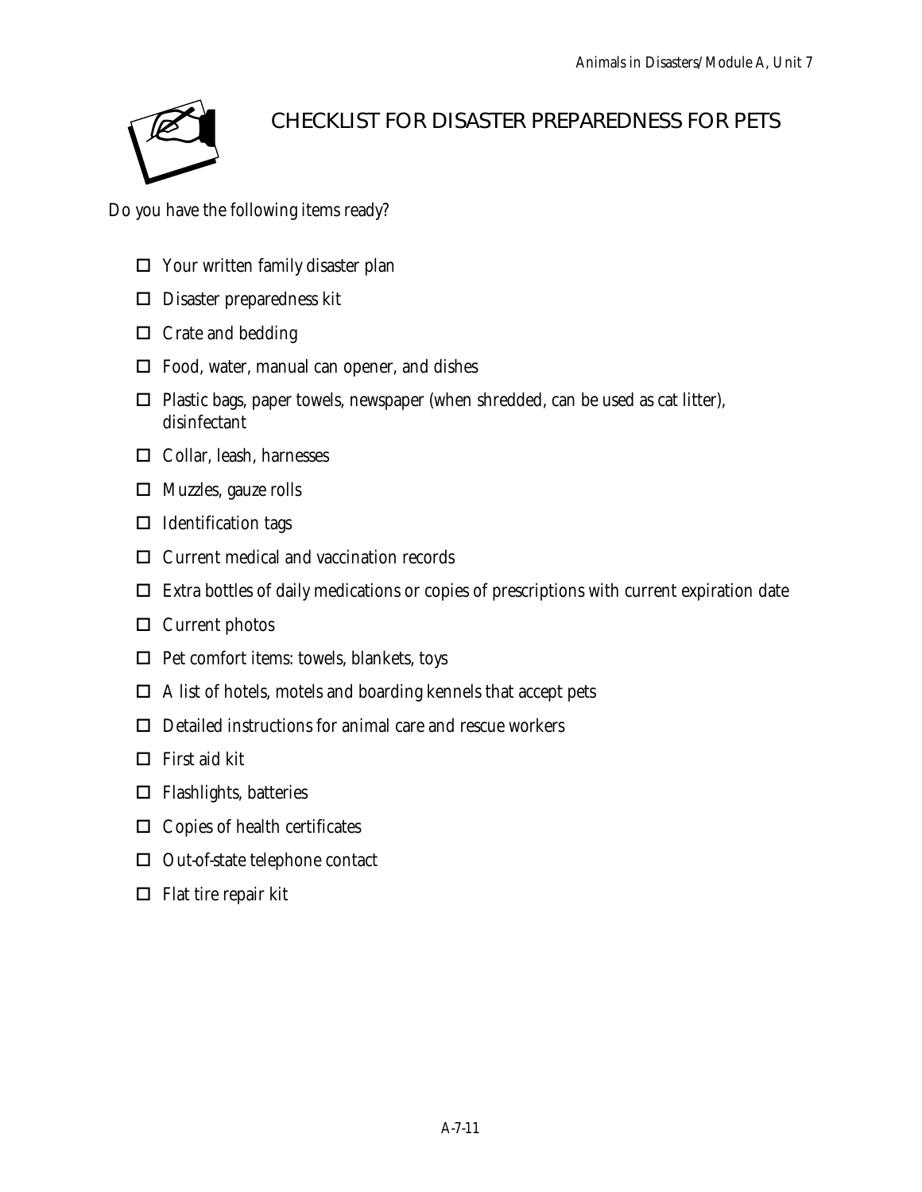# CHECKLIST FOR DISASTER PREPAREDNESS FOR PETS

Do you have the following items ready?

- ☐ Your written family disaster plan
- ☐ Disaster preparedness kit
- ☐ Crate and bedding
- ☐ Food, water, manual can opener, and dishes
- ☐ Plastic bags, paper towels, newspaper (when shredded, can be used as cat litter), disinfectant
- ☐ Collar, leash, harnesses
- ☐ Muzzles, gauze rolls
- ☐ Identification tags
- ☐ Current medical and vaccination records
- ☐ Extra bottles of daily medications or copies of prescriptions with current expiration date
- ☐ Current photos
- ☐ Pet comfort items: towels, blankets, toys
- ☐ A list of hotels, motels and boarding kennels that accept pets
- ☐ Detailed instructions for animal care and rescue workers
- ☐ First aid kit
- ☐ Flashlights, batteries
- ☐ Copies of health certificates
- ☐ Out-of-state telephone contact
- ☐ Flat tire repair kit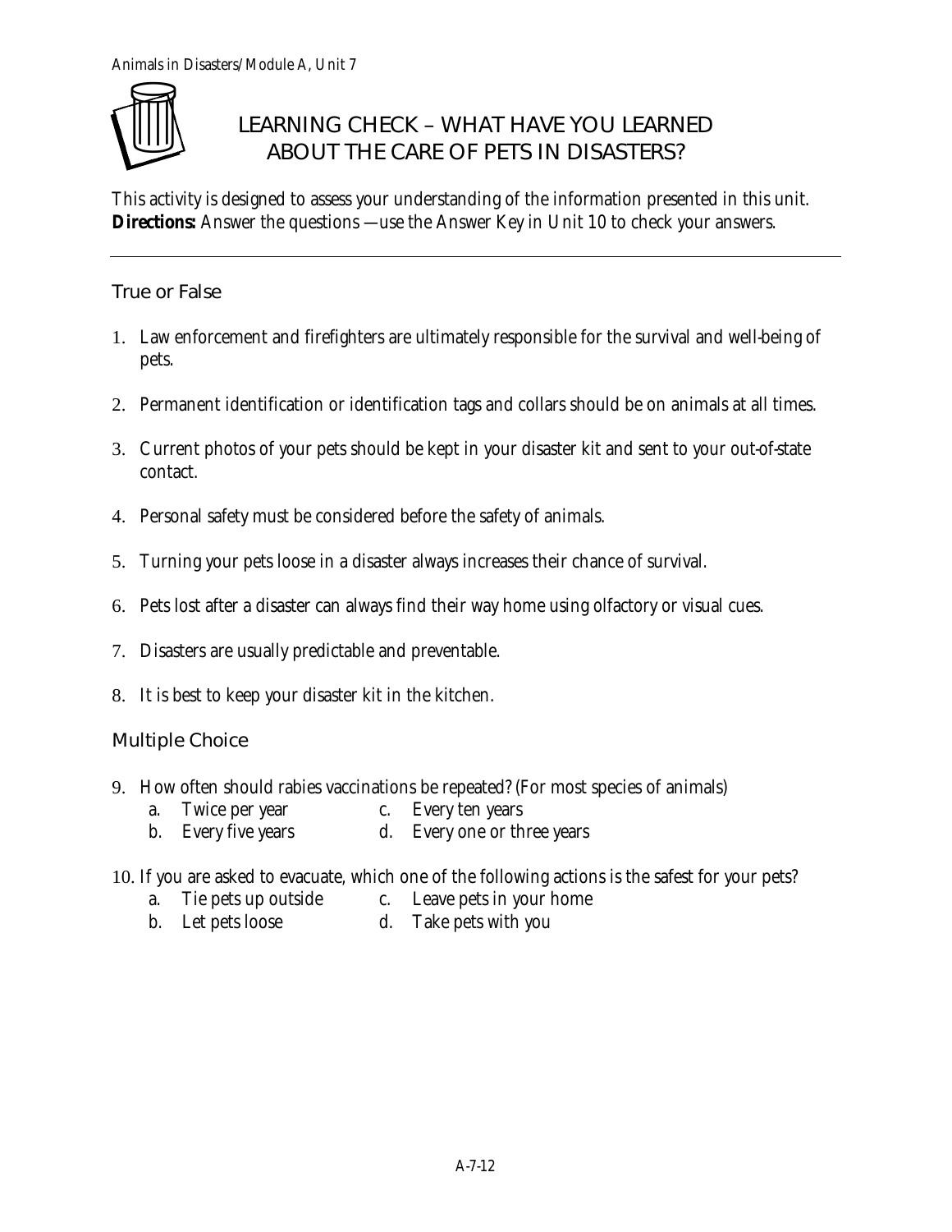# LEARNING CHECK – WHAT HAVE YOU LEARNED ABOUT THE CARE OF PETS IN DISASTERS?

This activity is designed to assess your understanding of the information presented in this unit.
**Directions:** Answer the questions —use the Answer Key in Unit 10 to check your answers.

---

## True or False

1. Law enforcement and firefighters are ultimately responsible for the survival and well-being of pets.
2. Permanent identification or identification tags and collars should be on animals at all times.
3. Current photos of your pets should be kept in your disaster kit and sent to your out-of-state contact.
4. Personal safety must be considered before the safety of animals.
5. Turning your pets loose in a disaster always increases their chance of survival.
6. Pets lost after a disaster can always find their way home using olfactory or visual cues.
7. Disasters are usually predictable and preventable.
8. It is best to keep your disaster kit in the kitchen.

## Multiple Choice

9. How often should rabies vaccinations be repeated? (For most species of animals)
   a. Twice per year
   b. Every five years
   c. Every ten years
   d. Every one or three years

10. If you are asked to evacuate, which one of the following actions is the safest for your pets?
    a. Tie pets up outside
    b. Let pets loose
    c. Leave pets in your home
    d. Take pets with you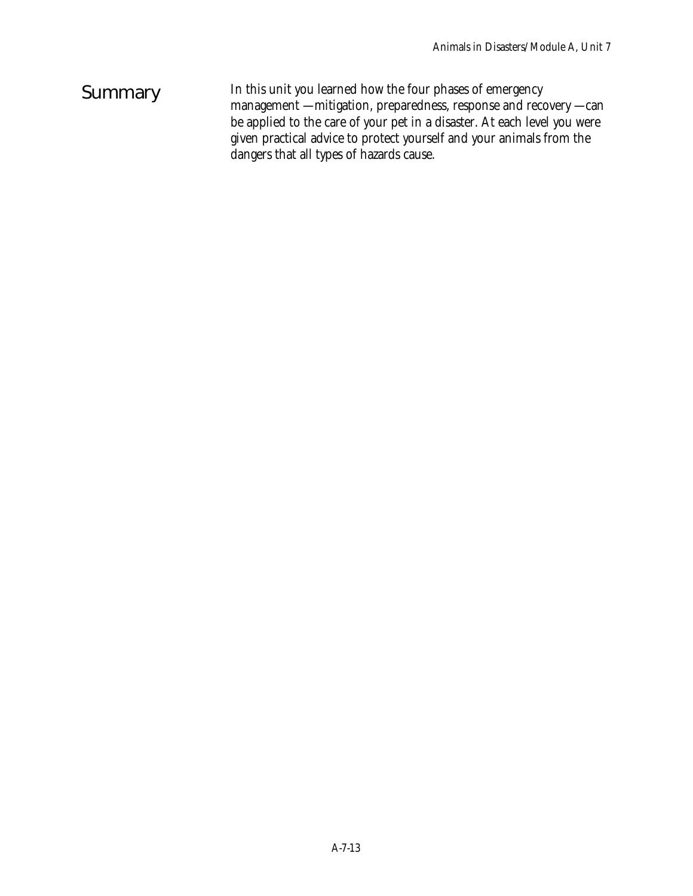## Summary

In this unit you learned how the four phases of emergency management —mitigation, preparedness, response and recovery —can be applied to the care of your pet in a disaster. At each level you were given practical advice to protect yourself and your animals from the dangers that all types of hazards cause.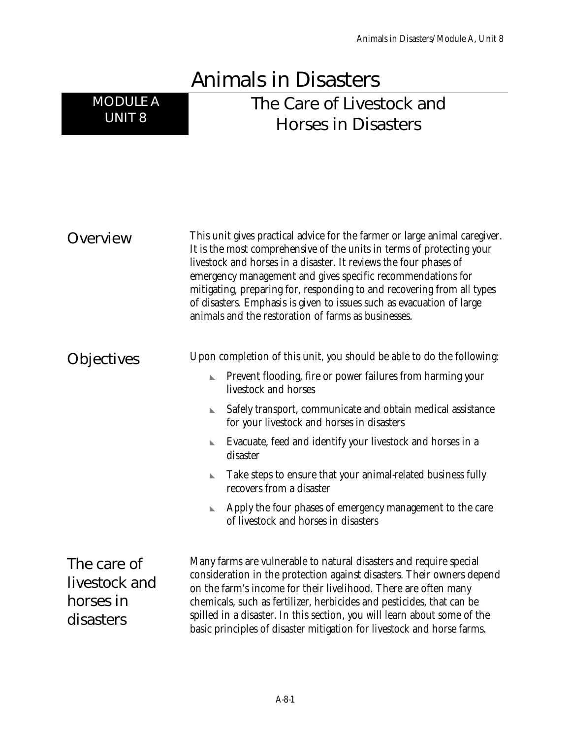# Animals in Disasters

**MODULE A UNIT 8**

## The Care of Livestock and Horses in Disasters

### Overview

This unit gives practical advice for the farmer or large animal caregiver. It is the most comprehensive of the units in terms of protecting your livestock and horses in a disaster. It reviews the four phases of emergency management and gives specific recommendations for mitigating, preparing for, responding to and recovering from all types of disasters. Emphasis is given to issues such as evacuation of large animals and the restoration of farms as businesses.

### Objectives

Upon completion of this unit, you should be able to do the following:

- Prevent flooding, fire or power failures from harming your livestock and horses
- Safely transport, communicate and obtain medical assistance for your livestock and horses in disasters
- Evacuate, feed and identify your livestock and horses in a disaster
- Take steps to ensure that your animal-related business fully recovers from a disaster
- Apply the four phases of emergency management to the care of livestock and horses in disasters

### The care of livestock and horses in disasters

Many farms are vulnerable to natural disasters and require special consideration in the protection against disasters. Their owners depend on the farm's income for their livelihood. There are often many chemicals, such as fertilizer, herbicides and pesticides, that can be spilled in a disaster. In this section, you will learn about some of the basic principles of disaster mitigation for livestock and horse farms.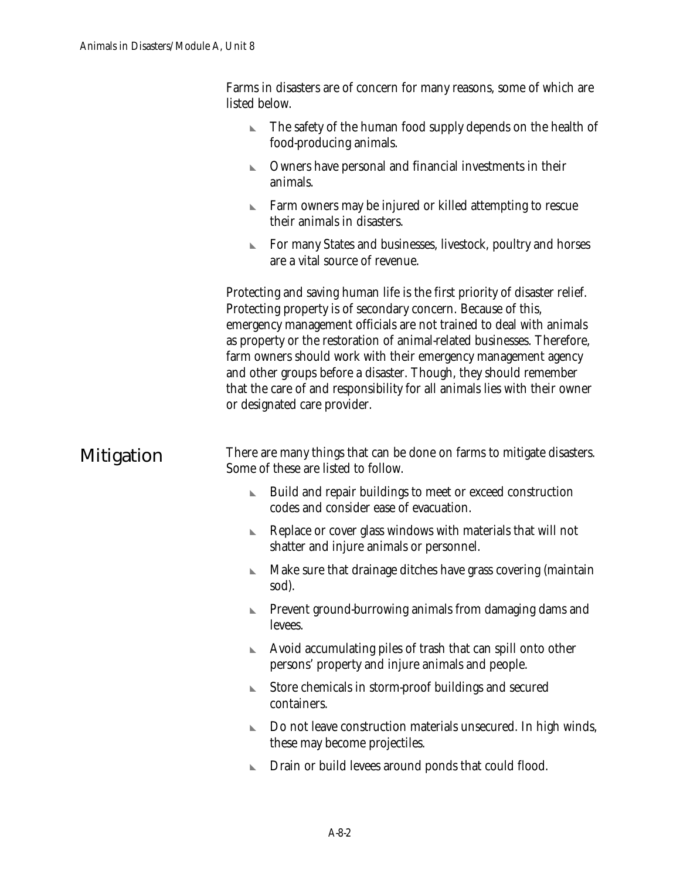Farms in disasters are of concern for many reasons, some of which are listed below.

- The safety of the human food supply depends on the health of food-producing animals.
- Owners have personal and financial investments in their animals.
- Farm owners may be injured or killed attempting to rescue their animals in disasters.
- For many States and businesses, livestock, poultry and horses are a vital source of revenue.

Protecting and saving human life is the first priority of disaster relief. Protecting property is of secondary concern. Because of this, emergency management officials are not trained to deal with animals as property or the restoration of animal-related businesses. Therefore, farm owners should work with their emergency management agency and other groups before a disaster. Though, they should remember that the care of and responsibility for all animals lies with their owner or designated care provider.

## Mitigation

There are many things that can be done on farms to mitigate disasters. Some of these are listed to follow.

- Build and repair buildings to meet or exceed construction codes and consider ease of evacuation.
- Replace or cover glass windows with materials that will not shatter and injure animals or personnel.
- Make sure that drainage ditches have grass covering (maintain sod).
- Prevent ground-burrowing animals from damaging dams and levees.
- Avoid accumulating piles of trash that can spill onto other persons' property and injure animals and people.
- Store chemicals in storm-proof buildings and secured containers.
- Do not leave construction materials unsecured. In high winds, these may become projectiles.
- Drain or build levees around ponds that could flood.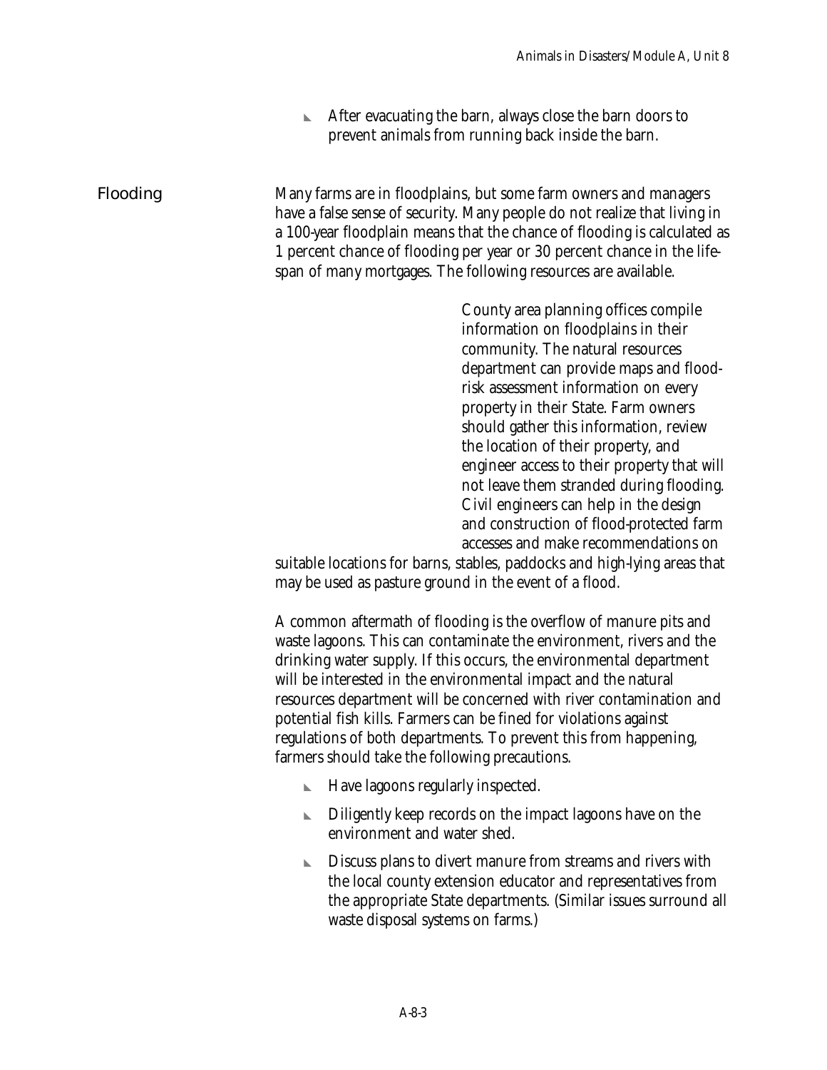- After evacuating the barn, always close the barn doors to prevent animals from running back inside the barn.

## Flooding

Many farms are in floodplains, but some farm owners and managers have a false sense of security. Many people do not realize that living in a 100-year floodplain means that the chance of flooding is calculated as 1 percent chance of flooding per year or 30 percent chance in the life-span of many mortgages. The following resources are available.

County area planning offices compile information on floodplains in their community. The natural resources department can provide maps and flood-risk assessment information on every property in their State. Farm owners should gather this information, review the location of their property, and engineer access to their property that will not leave them stranded during flooding. Civil engineers can help in the design and construction of flood-protected farm accesses and make recommendations on suitable locations for barns, stables, paddocks and high-lying areas that may be used as pasture ground in the event of a flood.

A common aftermath of flooding is the overflow of manure pits and waste lagoons. This can contaminate the environment, rivers and the drinking water supply. If this occurs, the environmental department will be interested in the environmental impact and the natural resources department will be concerned with river contamination and potential fish kills. Farmers can be fined for violations against regulations of both departments. To prevent this from happening, farmers should take the following precautions.

- Have lagoons regularly inspected.
- Diligently keep records on the impact lagoons have on the environment and water shed.
- Discuss plans to divert manure from streams and rivers with the local county extension educator and representatives from the appropriate State departments. (Similar issues surround all waste disposal systems on farms.)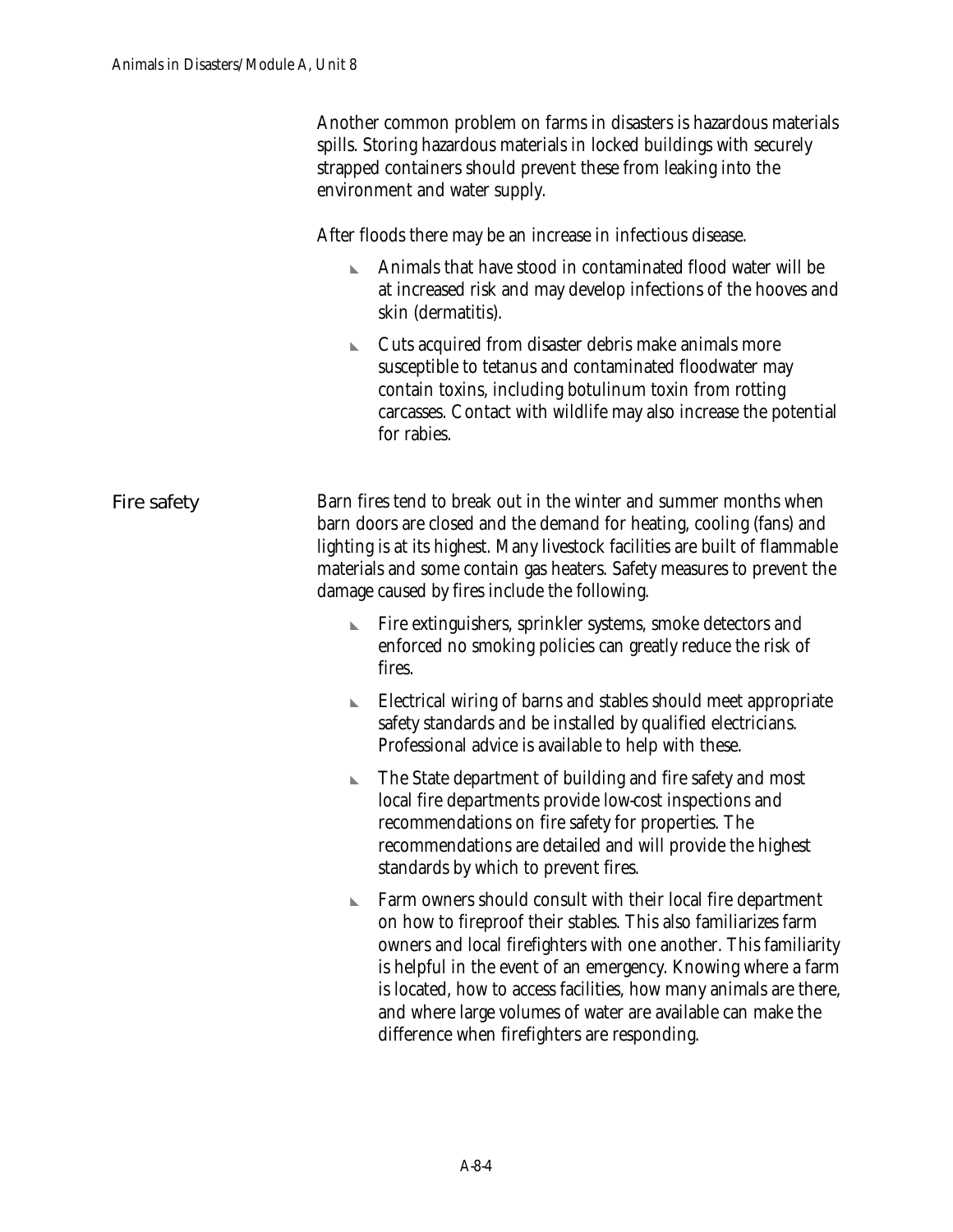Another common problem on farms in disasters is hazardous materials spills. Storing hazardous materials in locked buildings with securely strapped containers should prevent these from leaking into the environment and water supply.

After floods there may be an increase in infectious disease.

- Animals that have stood in contaminated flood water will be at increased risk and may develop infections of the hooves and skin (dermatitis).
- Cuts acquired from disaster debris make animals more susceptible to tetanus and contaminated floodwater may contain toxins, including botulinum toxin from rotting carcasses. Contact with wildlife may also increase the potential for rabies.

## Fire safety

Barn fires tend to break out in the winter and summer months when barn doors are closed and the demand for heating, cooling (fans) and lighting is at its highest. Many livestock facilities are built of flammable materials and some contain gas heaters. Safety measures to prevent the damage caused by fires include the following.

- Fire extinguishers, sprinkler systems, smoke detectors and enforced no smoking policies can greatly reduce the risk of fires.
- Electrical wiring of barns and stables should meet appropriate safety standards and be installed by qualified electricians. Professional advice is available to help with these.
- The State department of building and fire safety and most local fire departments provide low-cost inspections and recommendations on fire safety for properties. The recommendations are detailed and will provide the highest standards by which to prevent fires.
- Farm owners should consult with their local fire department on how to fireproof their stables. This also familiarizes farm owners and local firefighters with one another. This familiarity is helpful in the event of an emergency. Knowing where a farm is located, how to access facilities, how many animals are there, and where large volumes of water are available can make the difference when firefighters are responding.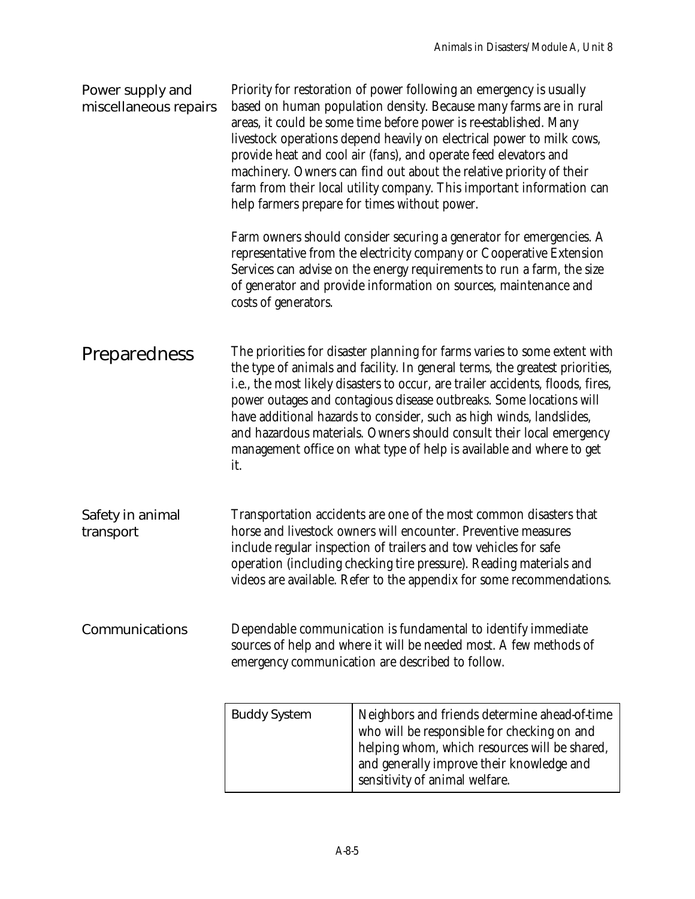### Power supply and miscellaneous repairs

Priority for restoration of power following an emergency is usually based on human population density. Because many farms are in rural areas, it could be some time before power is re-established. Many livestock operations depend heavily on electrical power to milk cows, provide heat and cool air (fans), and operate feed elevators and machinery. Owners can find out about the relative priority of their farm from their local utility company. This important information can help farmers prepare for times without power.

Farm owners should consider securing a generator for emergencies. A representative from the electricity company or Cooperative Extension Services can advise on the energy requirements to run a farm, the size of generator and provide information on sources, maintenance and costs of generators.

## Preparedness

The priorities for disaster planning for farms varies to some extent with the type of animals and facility. In general terms, the greatest priorities, i.e., the most likely disasters to occur, are trailer accidents, floods, fires, power outages and contagious disease outbreaks. Some locations will have additional hazards to consider, such as high winds, landslides, and hazardous materials. Owners should consult their local emergency management office on what type of help is available and where to get it.

### Safety in animal transport

Transportation accidents are one of the most common disasters that horse and livestock owners will encounter. Preventive measures include regular inspection of trailers and tow vehicles for safe operation (including checking tire pressure). Reading materials and videos are available. Refer to the appendix for some recommendations.

### Communications

Dependable communication is fundamental to identify immediate sources of help and where it will be needed most. A few methods of emergency communication are described to follow.

| | |
|---|---|
| Buddy System | Neighbors and friends determine ahead-of-time who will be responsible for checking on and helping whom, which resources will be shared, and generally improve their knowledge and sensitivity of animal welfare. |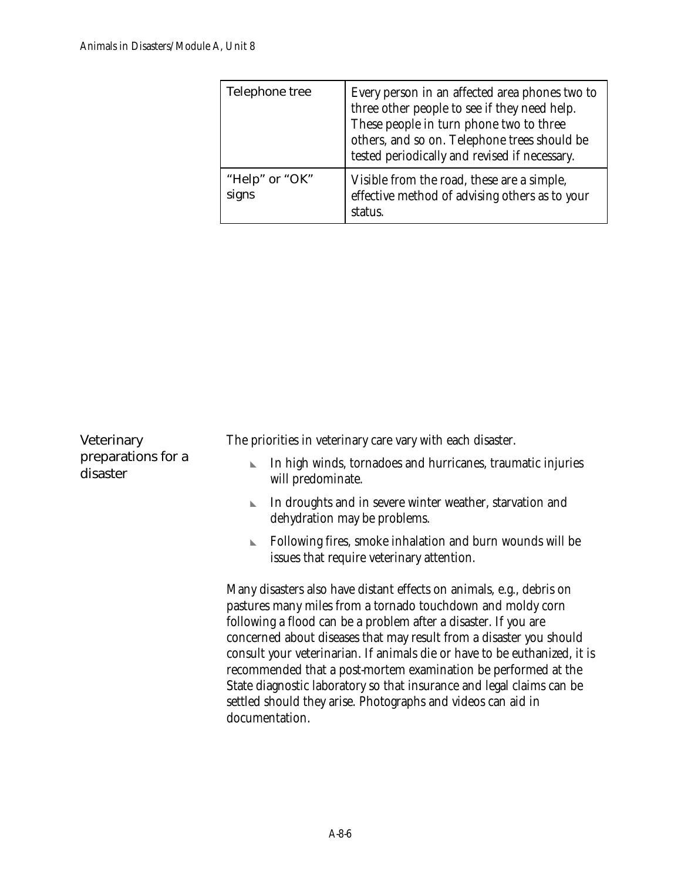| Telephone tree | Every person in an affected area phones two to three other people to see if they need help. These people in turn phone two to three others, and so on. Telephone trees should be tested periodically and revised if necessary. |
|---|---|
| "Help" or "OK" signs | Visible from the road, these are a simple, effective method of advising others as to your status. |

## Veterinary preparations for a disaster

The priorities in veterinary care vary with each disaster.

- In high winds, tornadoes and hurricanes, traumatic injuries will predominate.
- In droughts and in severe winter weather, starvation and dehydration may be problems.
- Following fires, smoke inhalation and burn wounds will be issues that require veterinary attention.

Many disasters also have distant effects on animals, e.g., debris on pastures many miles from a tornado touchdown and moldy corn following a flood can be a problem after a disaster. If you are concerned about diseases that may result from a disaster you should consult your veterinarian. If animals die or have to be euthanized, it is recommended that a post-mortem examination be performed at the State diagnostic laboratory so that insurance and legal claims can be settled should they arise. Photographs and videos can aid in documentation.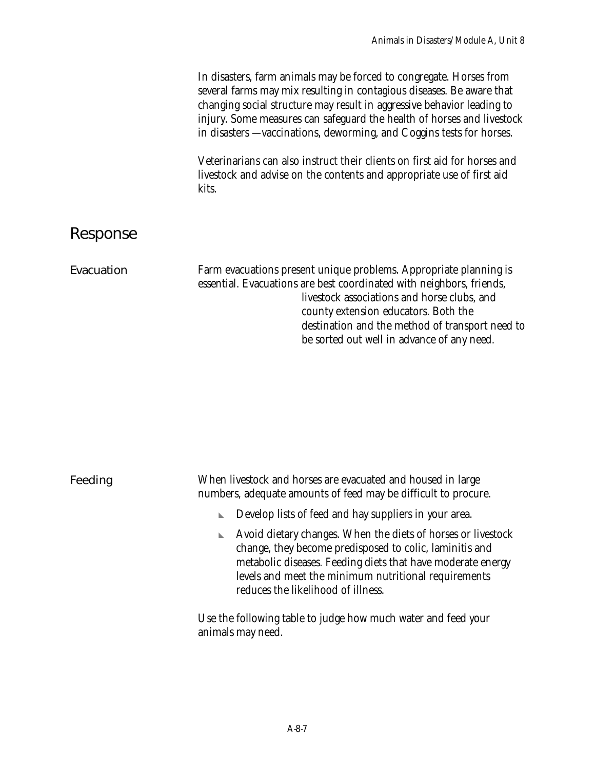In disasters, farm animals may be forced to congregate. Horses from several farms may mix resulting in contagious diseases. Be aware that changing social structure may result in aggressive behavior leading to injury. Some measures can safeguard the health of horses and livestock in disasters —vaccinations, deworming, and Coggins tests for horses.

Veterinarians can also instruct their clients on first aid for horses and livestock and advise on the contents and appropriate use of first aid kits.

## Response

### Evacuation

Farm evacuations present unique problems. Appropriate planning is essential. Evacuations are best coordinated with neighbors, friends, livestock associations and horse clubs, and county extension educators. Both the destination and the method of transport need to be sorted out well in advance of any need.

### Feeding

When livestock and horses are evacuated and housed in large numbers, adequate amounts of feed may be difficult to procure.

- Develop lists of feed and hay suppliers in your area.
- Avoid dietary changes. When the diets of horses or livestock change, they become predisposed to colic, laminitis and metabolic diseases. Feeding diets that have moderate energy levels and meet the minimum nutritional requirements reduces the likelihood of illness.

Use the following table to judge how much water and feed your animals may need.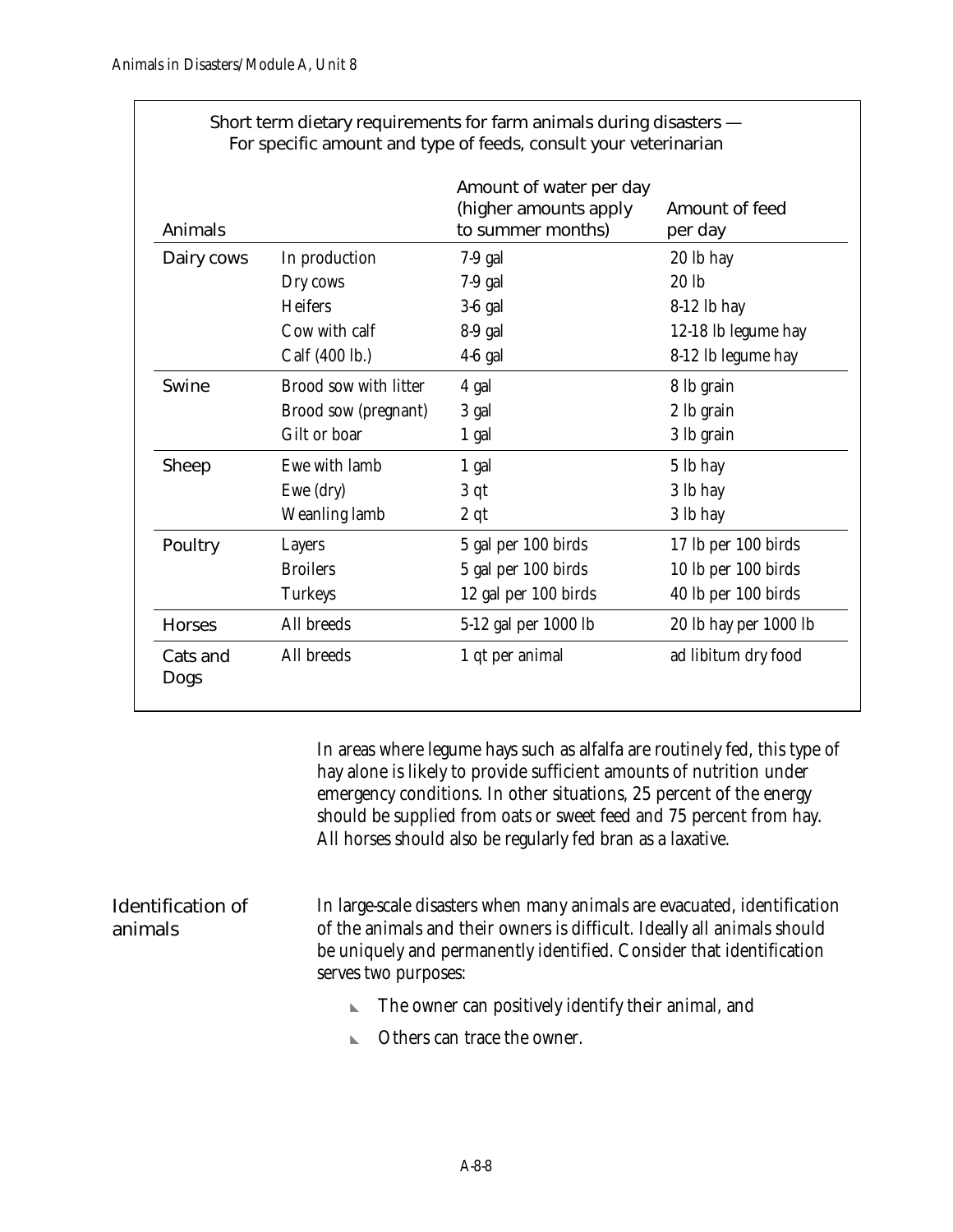Short term dietary requirements for farm animals during disasters — For specific amount and type of feeds, consult your veterinarian

| Animals | | Amount of water per day (higher amounts apply to summer months) | Amount of feed per day |
|---|---|---|---|
| Dairy cows | In production | 7-9 gal | 20 lb hay |
| | Dry cows | 7-9 gal | 20 lb |
| | Heifers | 3-6 gal | 8-12 lb hay |
| | Cow with calf | 8-9 gal | 12-18 lb legume hay |
| | Calf (400 lb.) | 4-6 gal | 8-12 lb legume hay |
| Swine | Brood sow with litter | 4 gal | 8 lb grain |
| | Brood sow (pregnant) | 3 gal | 2 lb grain |
| | Gilt or boar | 1 gal | 3 lb grain |
| Sheep | Ewe with lamb | 1 gal | 5 lb hay |
| | Ewe (dry) | 3 qt | 3 lb hay |
| | Weanling lamb | 2 qt | 3 lb hay |
| Poultry | Layers | 5 gal per 100 birds | 17 lb per 100 birds |
| | Broilers | 5 gal per 100 birds | 10 lb per 100 birds |
| | Turkeys | 12 gal per 100 birds | 40 lb per 100 birds |
| Horses | All breeds | 5-12 gal per 1000 lb | 20 lb hay per 1000 lb |
| Cats and Dogs | All breeds | 1 qt per animal | ad libitum dry food |

In areas where legume hays such as alfalfa are routinely fed, this type of hay alone is likely to provide sufficient amounts of nutrition under emergency conditions. In other situations, 25 percent of the energy should be supplied from oats or sweet feed and 75 percent from hay. All horses should also be regularly fed bran as a laxative.

## Identification of animals

In large-scale disasters when many animals are evacuated, identification of the animals and their owners is difficult. Ideally all animals should be uniquely and permanently identified. Consider that identification serves two purposes:

- The owner can positively identify their animal, and
- Others can trace the owner.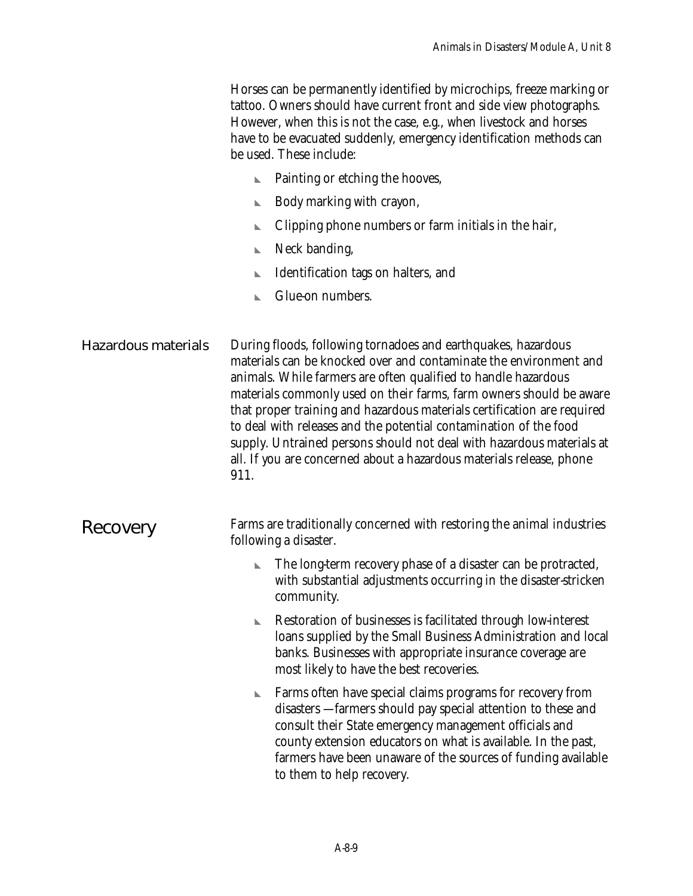Horses can be permanently identified by microchips, freeze marking or tattoo. Owners should have current front and side view photographs. However, when this is not the case, e.g., when livestock and horses have to be evacuated suddenly, emergency identification methods can be used. These include:

- Painting or etching the hooves,
- Body marking with crayon,
- Clipping phone numbers or farm initials in the hair,
- Neck banding,
- Identification tags on halters, and
- Glue-on numbers.

### Hazardous materials

During floods, following tornadoes and earthquakes, hazardous materials can be knocked over and contaminate the environment and animals. While farmers are often qualified to handle hazardous materials commonly used on their farms, farm owners should be aware that proper training and hazardous materials certification are required to deal with releases and the potential contamination of the food supply. Untrained persons should not deal with hazardous materials at all. If you are concerned about a hazardous materials release, phone 911.

## Recovery

Farms are traditionally concerned with restoring the animal industries following a disaster.

- The long-term recovery phase of a disaster can be protracted, with substantial adjustments occurring in the disaster-stricken community.
- Restoration of businesses is facilitated through low-interest loans supplied by the Small Business Administration and local banks. Businesses with appropriate insurance coverage are most likely to have the best recoveries.
- Farms often have special claims programs for recovery from disasters —farmers should pay special attention to these and consult their State emergency management officials and county extension educators on what is available. In the past, farmers have been unaware of the sources of funding available to them to help recovery.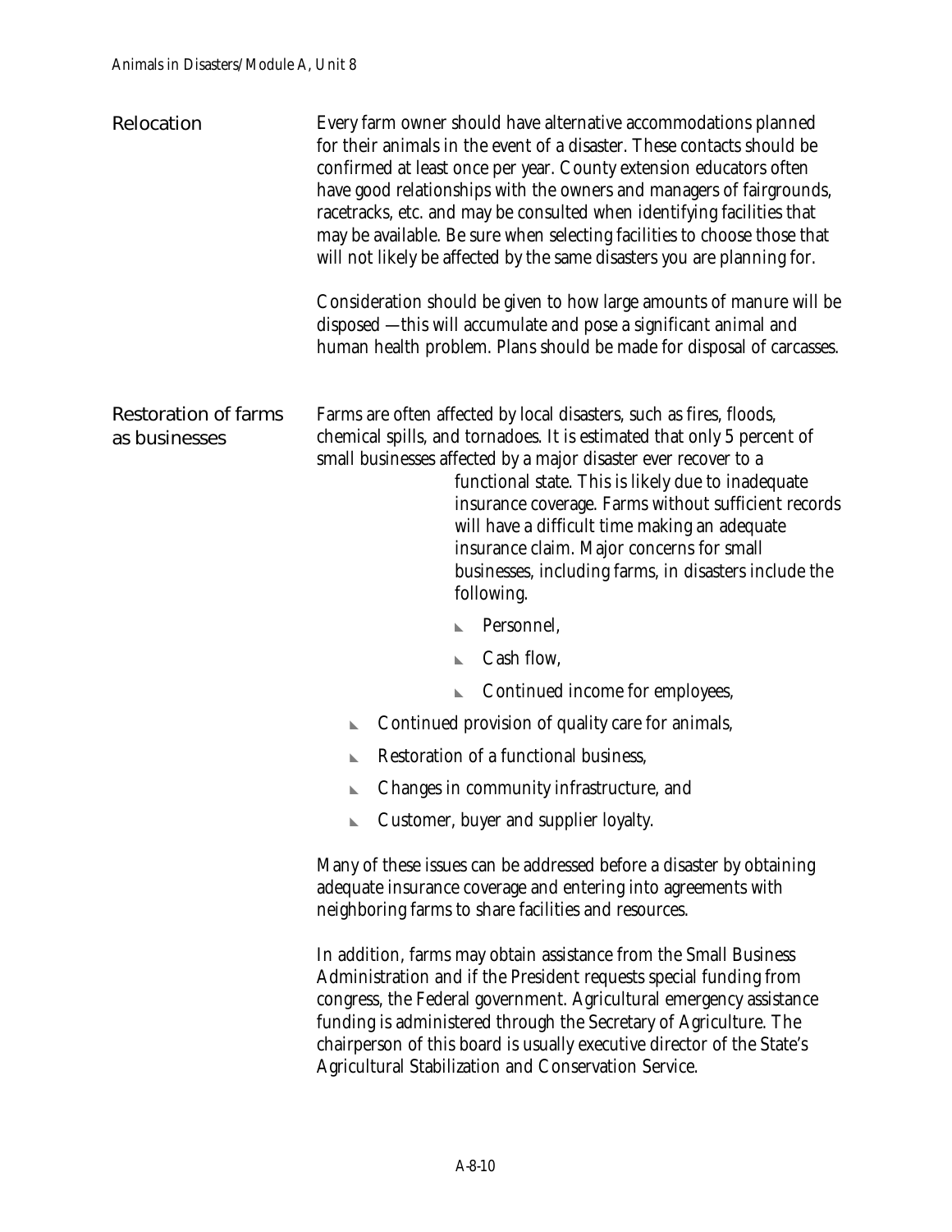## Relocation

Every farm owner should have alternative accommodations planned for their animals in the event of a disaster. These contacts should be confirmed at least once per year. County extension educators often have good relationships with the owners and managers of fairgrounds, racetracks, etc. and may be consulted when identifying facilities that may be available. Be sure when selecting facilities to choose those that will not likely be affected by the same disasters you are planning for.

Consideration should be given to how large amounts of manure will be disposed —this will accumulate and pose a significant animal and human health problem. Plans should be made for disposal of carcasses.

## Restoration of farms as businesses

Farms are often affected by local disasters, such as fires, floods, chemical spills, and tornadoes. It is estimated that only 5 percent of small businesses affected by a major disaster ever recover to a functional state. This is likely due to inadequate insurance coverage. Farms without sufficient records will have a difficult time making an adequate insurance claim. Major concerns for small businesses, including farms, in disasters include the following.

- Personnel,
- Cash flow,
- Continued income for employees,
- Continued provision of quality care for animals,
- Restoration of a functional business,
- Changes in community infrastructure, and
- Customer, buyer and supplier loyalty.

Many of these issues can be addressed before a disaster by obtaining adequate insurance coverage and entering into agreements with neighboring farms to share facilities and resources.

In addition, farms may obtain assistance from the Small Business Administration and if the President requests special funding from congress, the Federal government. Agricultural emergency assistance funding is administered through the Secretary of Agriculture. The chairperson of this board is usually executive director of the State's Agricultural Stabilization and Conservation Service.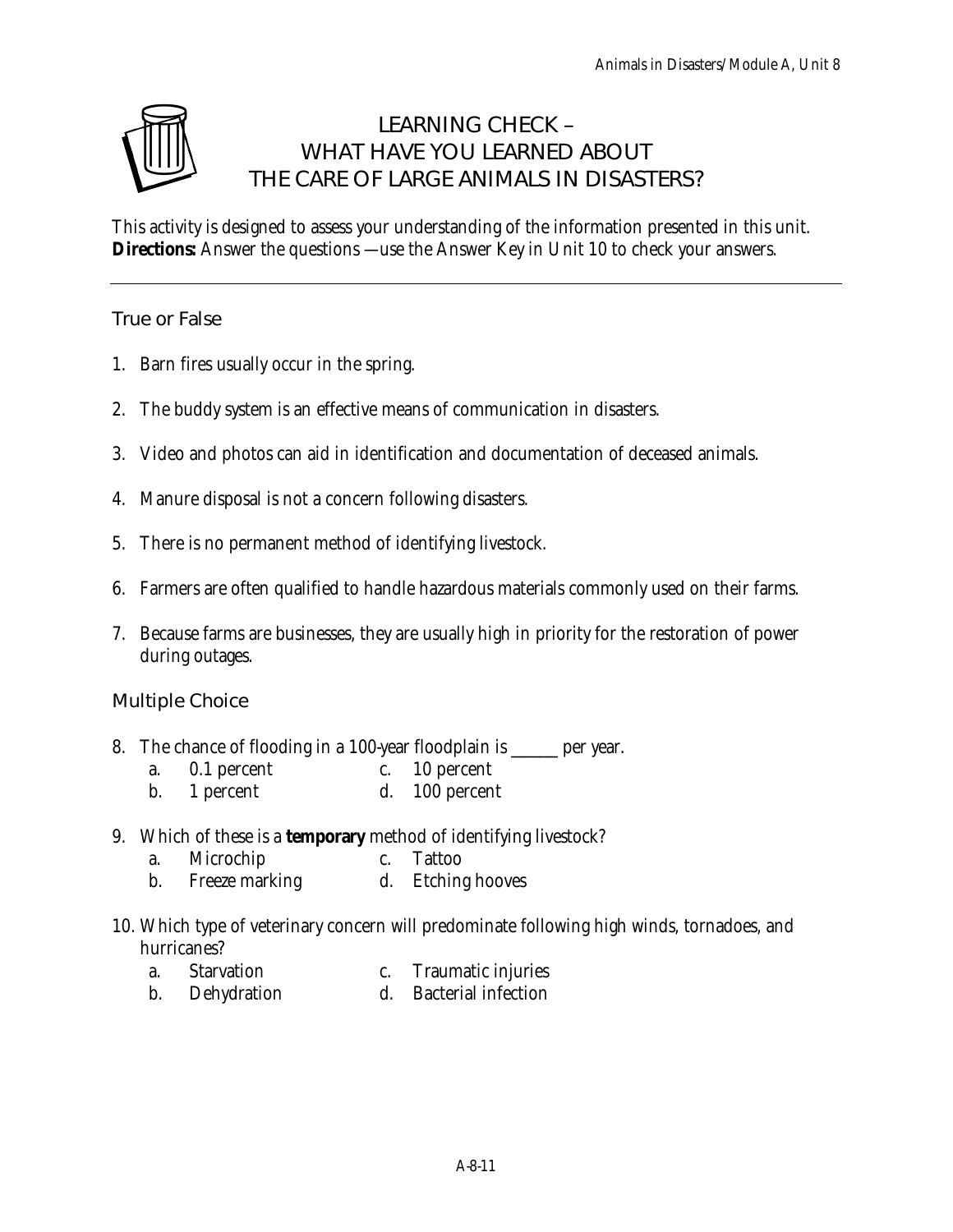# LEARNING CHECK – WHAT HAVE YOU LEARNED ABOUT THE CARE OF LARGE ANIMALS IN DISASTERS?

This activity is designed to assess your understanding of the information presented in this unit.
**Directions:** Answer the questions —use the Answer Key in Unit 10 to check your answers.

---

## True or False

1. Barn fires usually occur in the spring.

2. The buddy system is an effective means of communication in disasters.

3. Video and photos can aid in identification and documentation of deceased animals.

4. Manure disposal is not a concern following disasters.

5. There is no permanent method of identifying livestock.

6. Farmers are often qualified to handle hazardous materials commonly used on their farms.

7. Because farms are businesses, they are usually high in priority for the restoration of power during outages.

## Multiple Choice

8. The chance of flooding in a 100-year floodplain is ______ per year.
   - a. 0.1 percent
   - b. 1 percent
   - c. 10 percent
   - d. 100 percent

9. Which of these is a **temporary** method of identifying livestock?
   - a. Microchip
   - b. Freeze marking
   - c. Tattoo
   - d. Etching hooves

10. Which type of veterinary concern will predominate following high winds, tornadoes, and hurricanes?
    - a. Starvation
    - b. Dehydration
    - c. Traumatic injuries
    - d. Bacterial infection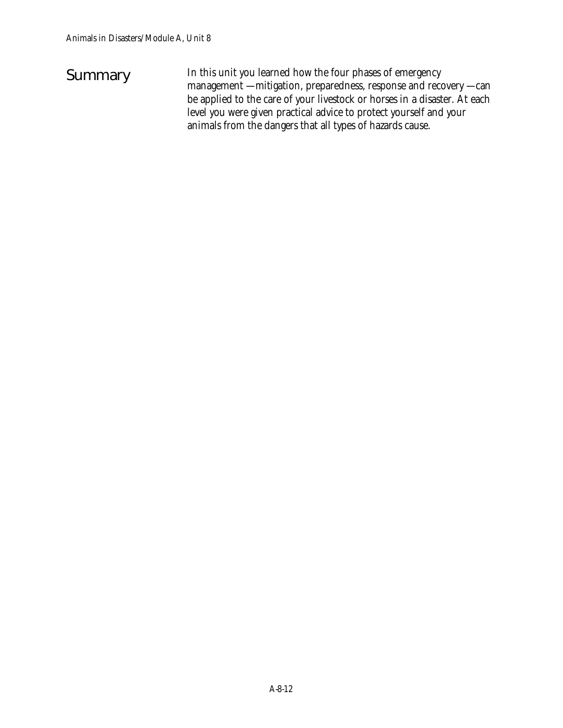## Summary

In this unit you learned how the four phases of emergency management —mitigation, preparedness, response and recovery —can be applied to the care of your livestock or horses in a disaster. At each level you were given practical advice to protect yourself and your animals from the dangers that all types of hazards cause.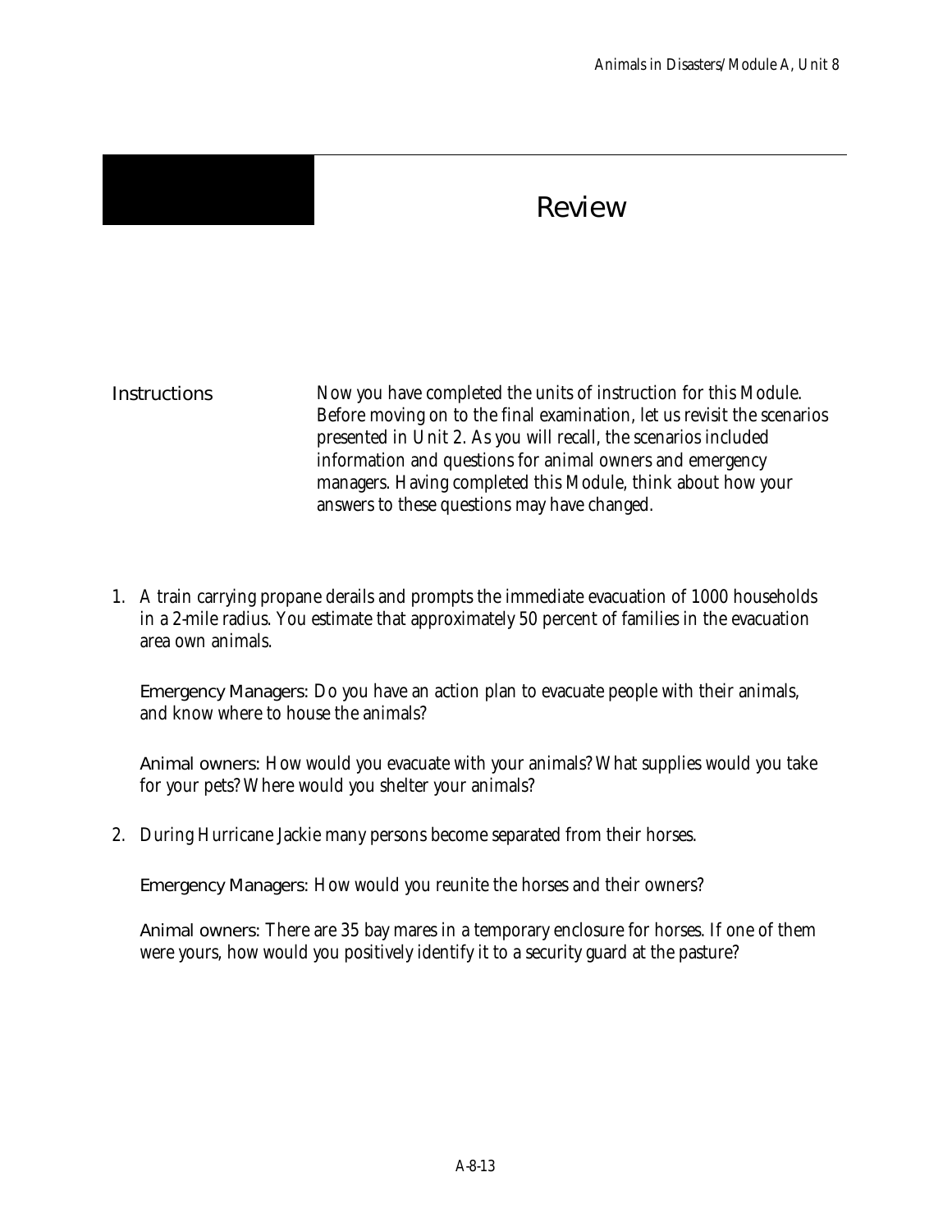# Review

**Instructions**

Now you have completed the units of instruction for this Module. Before moving on to the final examination, let us revisit the scenarios presented in Unit 2. As you will recall, the scenarios included information and questions for animal owners and emergency managers. Having completed this Module, think about how your answers to these questions may have changed.

1. A train carrying propane derails and prompts the immediate evacuation of 1000 households in a 2-mile radius. You estimate that approximately 50 percent of families in the evacuation area own animals.

   Emergency Managers: Do you have an action plan to evacuate people with their animals, and know where to house the animals?

   Animal owners: How would you evacuate with your animals? What supplies would you take for your pets? Where would you shelter your animals?

2. During Hurricane Jackie many persons become separated from their horses.

   Emergency Managers: How would you reunite the horses and their owners?

   Animal owners: There are 35 bay mares in a temporary enclosure for horses. If one of them were yours, how would you positively identify it to a security guard at the pasture?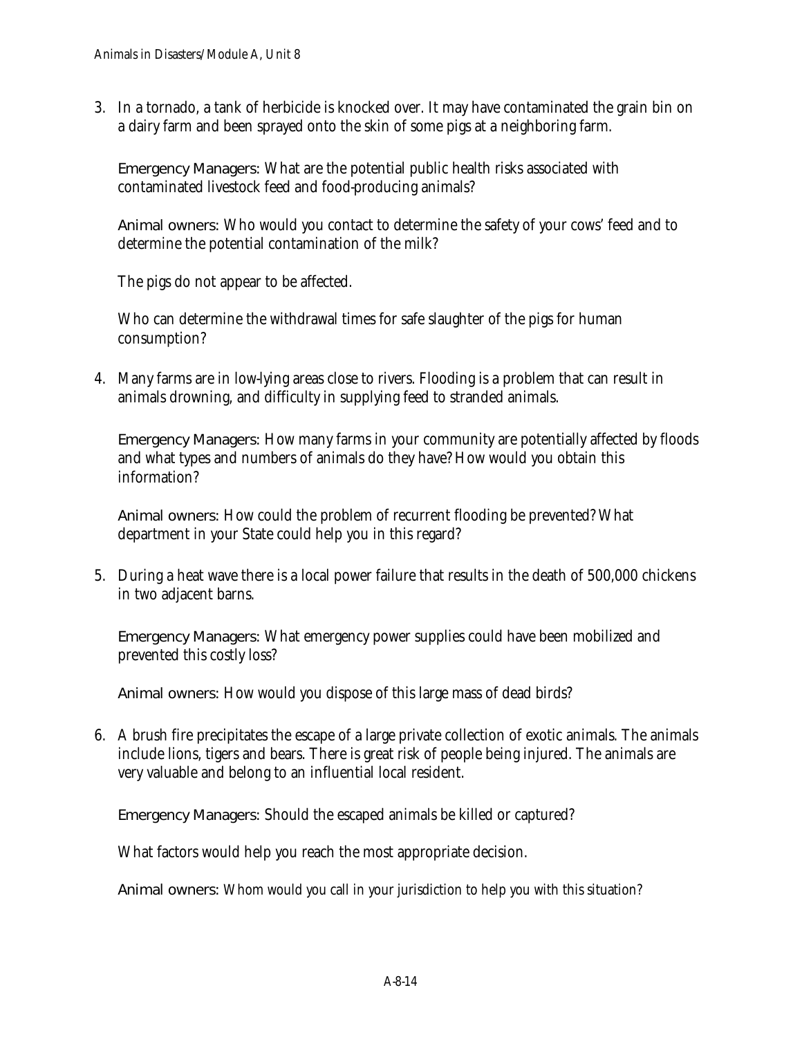3. In a tornado, a tank of herbicide is knocked over. It may have contaminated the grain bin on a dairy farm and been sprayed onto the skin of some pigs at a neighboring farm.

   Emergency Managers: What are the potential public health risks associated with contaminated livestock feed and food-producing animals?

   Animal owners: Who would you contact to determine the safety of your cows' feed and to determine the potential contamination of the milk?

   The pigs do not appear to be affected.

   Who can determine the withdrawal times for safe slaughter of the pigs for human consumption?

4. Many farms are in low-lying areas close to rivers. Flooding is a problem that can result in animals drowning, and difficulty in supplying feed to stranded animals.

   Emergency Managers: How many farms in your community are potentially affected by floods and what types and numbers of animals do they have? How would you obtain this information?

   Animal owners: How could the problem of recurrent flooding be prevented? What department in your State could help you in this regard?

5. During a heat wave there is a local power failure that results in the death of 500,000 chickens in two adjacent barns.

   Emergency Managers: What emergency power supplies could have been mobilized and prevented this costly loss?

   Animal owners: How would you dispose of this large mass of dead birds?

6. A brush fire precipitates the escape of a large private collection of exotic animals. The animals include lions, tigers and bears. There is great risk of people being injured. The animals are very valuable and belong to an influential local resident.

   Emergency Managers: Should the escaped animals be killed or captured?

   What factors would help you reach the most appropriate decision.

   Animal owners: Whom would you call in your jurisdiction to help you with this situation?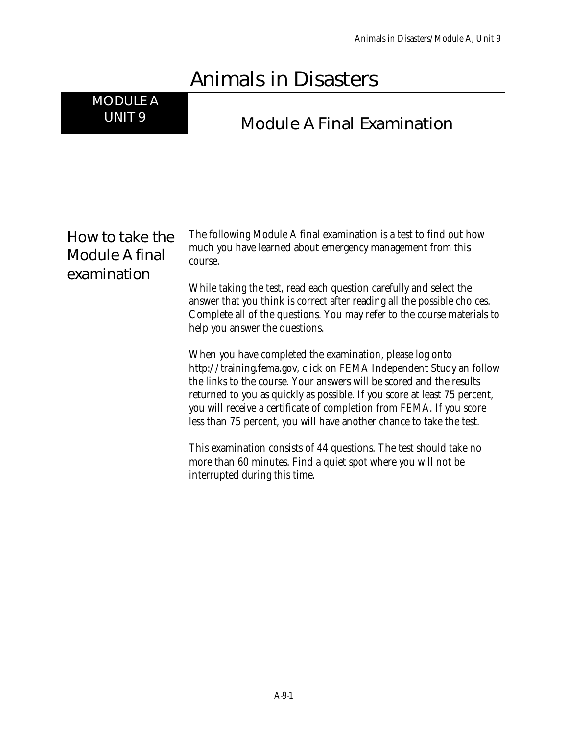# Animals in Disasters

**MODULE A UNIT 9**

## Module A Final Examination

### How to take the Module A final examination

The following Module A final examination is a test to find out how much you have learned about emergency management from this course.

While taking the test, read each question carefully and select the answer that you think is correct after reading all the possible choices. Complete all of the questions. You may refer to the course materials to help you answer the questions.

When you have completed the examination, please log onto http://training.fema.gov, click on FEMA Independent Study an follow the links to the course. Your answers will be scored and the results returned to you as quickly as possible. If you score at least 75 percent, you will receive a certificate of completion from FEMA. If you score less than 75 percent, you will have another chance to take the test.

This examination consists of 44 questions. The test should take no more than 60 minutes. Find a quiet spot where you will not be interrupted during this time.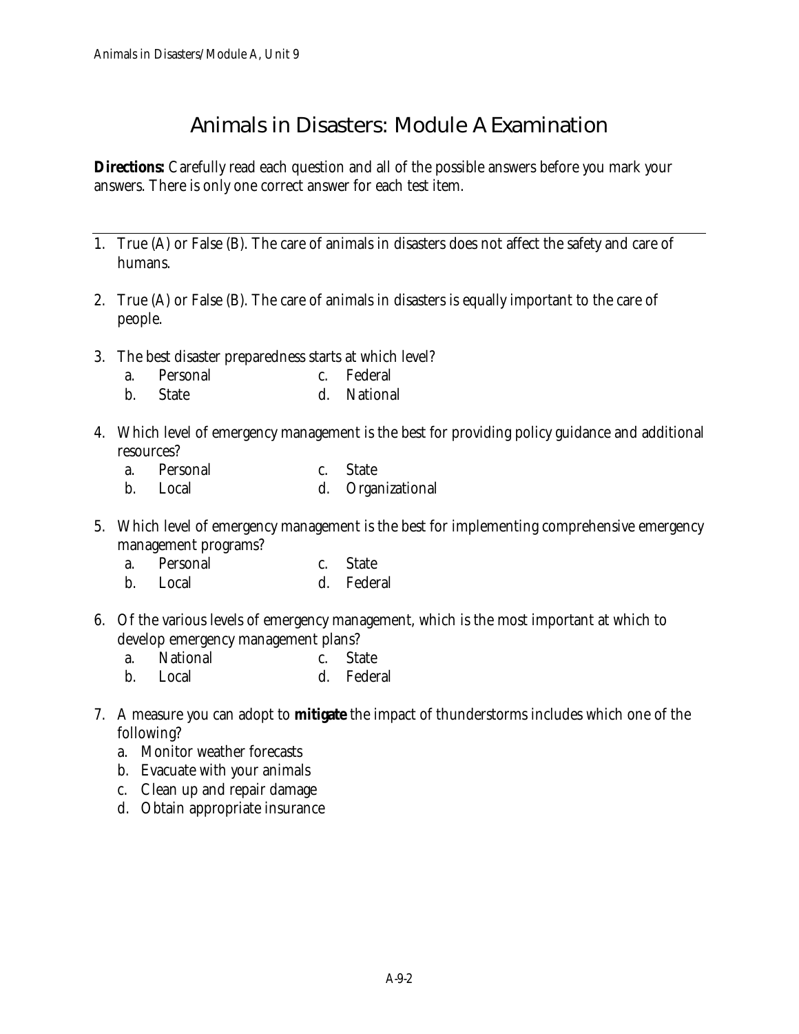# Animals in Disasters: Module A Examination

**Directions:** Carefully read each question and all of the possible answers before you mark your answers. There is only one correct answer for each test item.

---

1. True (A) or False (B). The care of animals in disasters does not affect the safety and care of humans.

2. True (A) or False (B). The care of animals in disasters is equally important to the care of people.

3. The best disaster preparedness starts at which level?
   a. Personal
   b. State
   c. Federal
   d. National

4. Which level of emergency management is the best for providing policy guidance and additional resources?
   a. Personal
   b. Local
   c. State
   d. Organizational

5. Which level of emergency management is the best for implementing comprehensive emergency management programs?
   a. Personal
   b. Local
   c. State
   d. Federal

6. Of the various levels of emergency management, which is the most important at which to develop emergency management plans?
   a. National
   b. Local
   c. State
   d. Federal

7. A measure you can adopt to **mitigate** the impact of thunderstorms includes which one of the following?
   a. Monitor weather forecasts
   b. Evacuate with your animals
   c. Clean up and repair damage
   d. Obtain appropriate insurance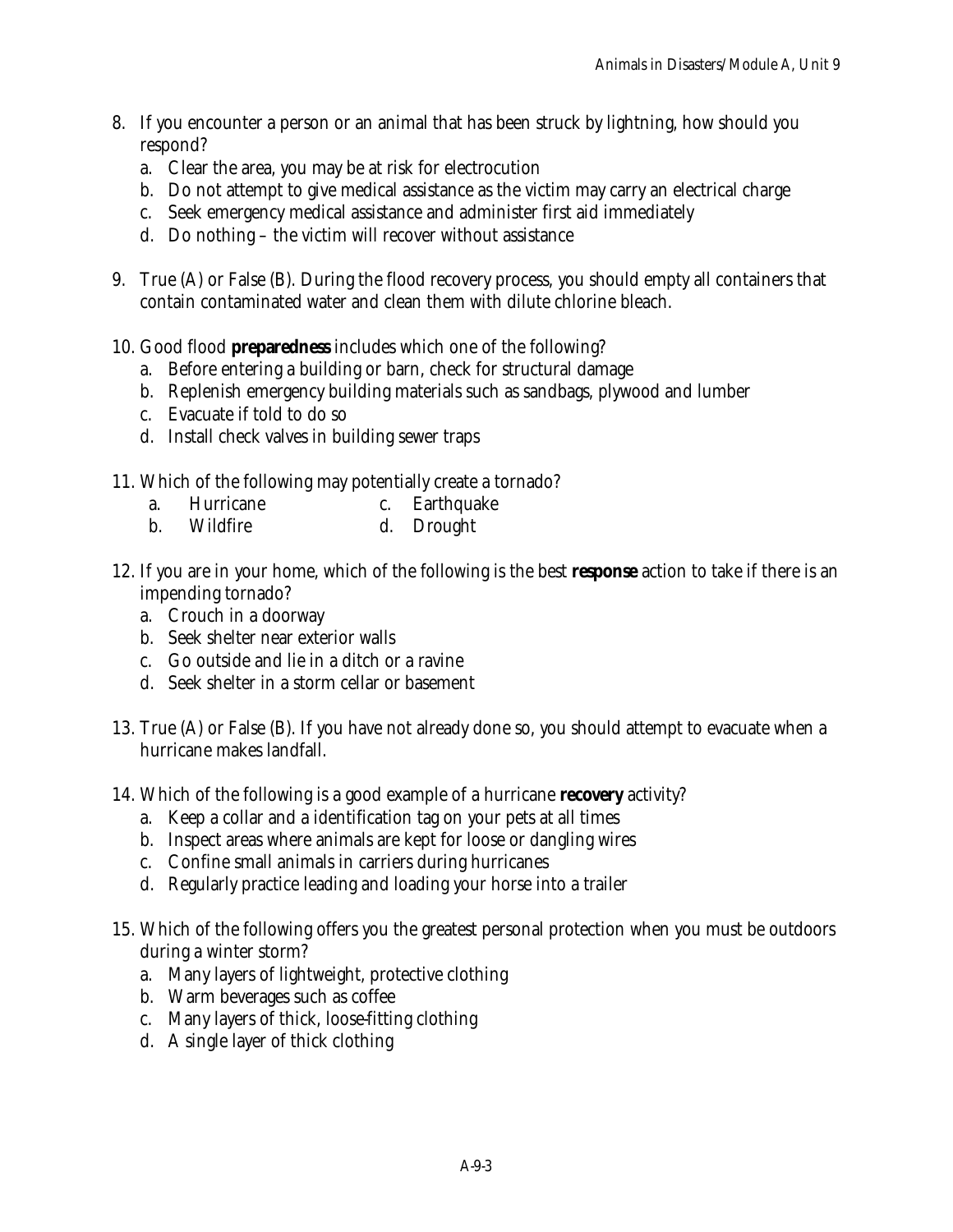8. If you encounter a person or an animal that has been struck by lightning, how should you respond?
   a. Clear the area, you may be at risk for electrocution
   b. Do not attempt to give medical assistance as the victim may carry an electrical charge
   c. Seek emergency medical assistance and administer first aid immediately
   d. Do nothing – the victim will recover without assistance

9. True (A) or False (B). During the flood recovery process, you should empty all containers that contain contaminated water and clean them with dilute chlorine bleach.

10. Good flood **preparedness** includes which one of the following?
    a. Before entering a building or barn, check for structural damage
    b. Replenish emergency building materials such as sandbags, plywood and lumber
    c. Evacuate if told to do so
    d. Install check valves in building sewer traps

11. Which of the following may potentially create a tornado?
    a. Hurricane
    b. Wildfire
    c. Earthquake
    d. Drought

12. If you are in your home, which of the following is the best **response** action to take if there is an impending tornado?
    a. Crouch in a doorway
    b. Seek shelter near exterior walls
    c. Go outside and lie in a ditch or a ravine
    d. Seek shelter in a storm cellar or basement

13. True (A) or False (B). If you have not already done so, you should attempt to evacuate when a hurricane makes landfall.

14. Which of the following is a good example of a hurricane **recovery** activity?
    a. Keep a collar and a identification tag on your pets at all times
    b. Inspect areas where animals are kept for loose or dangling wires
    c. Confine small animals in carriers during hurricanes
    d. Regularly practice leading and loading your horse into a trailer

15. Which of the following offers you the greatest personal protection when you must be outdoors during a winter storm?
    a. Many layers of lightweight, protective clothing
    b. Warm beverages such as coffee
    c. Many layers of thick, loose-fitting clothing
    d. A single layer of thick clothing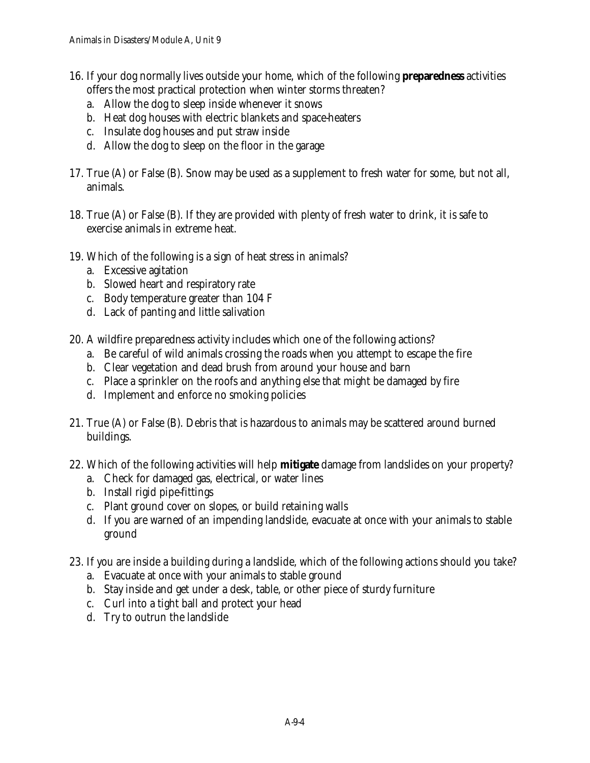16. If your dog normally lives outside your home, which of the following **preparedness** activities offers the most practical protection when winter storms threaten?
    a. Allow the dog to sleep inside whenever it snows
    b. Heat dog houses with electric blankets and space-heaters
    c. Insulate dog houses and put straw inside
    d. Allow the dog to sleep on the floor in the garage

17. True (A) or False (B). Snow may be used as a supplement to fresh water for some, but not all, animals.

18. True (A) or False (B). If they are provided with plenty of fresh water to drink, it is safe to exercise animals in extreme heat.

19. Which of the following is a sign of heat stress in animals?
    a. Excessive agitation
    b. Slowed heart and respiratory rate
    c. Body temperature greater than 104 F
    d. Lack of panting and little salivation

20. A wildfire preparedness activity includes which one of the following actions?
    a. Be careful of wild animals crossing the roads when you attempt to escape the fire
    b. Clear vegetation and dead brush from around your house and barn
    c. Place a sprinkler on the roofs and anything else that might be damaged by fire
    d. Implement and enforce no smoking policies

21. True (A) or False (B). Debris that is hazardous to animals may be scattered around burned buildings.

22. Which of the following activities will help **mitigate** damage from landslides on your property?
    a. Check for damaged gas, electrical, or water lines
    b. Install rigid pipe-fittings
    c. Plant ground cover on slopes, or build retaining walls
    d. If you are warned of an impending landslide, evacuate at once with your animals to stable ground

23. If you are inside a building during a landslide, which of the following actions should you take?
    a. Evacuate at once with your animals to stable ground
    b. Stay inside and get under a desk, table, or other piece of sturdy furniture
    c. Curl into a tight ball and protect your head
    d. Try to outrun the landslide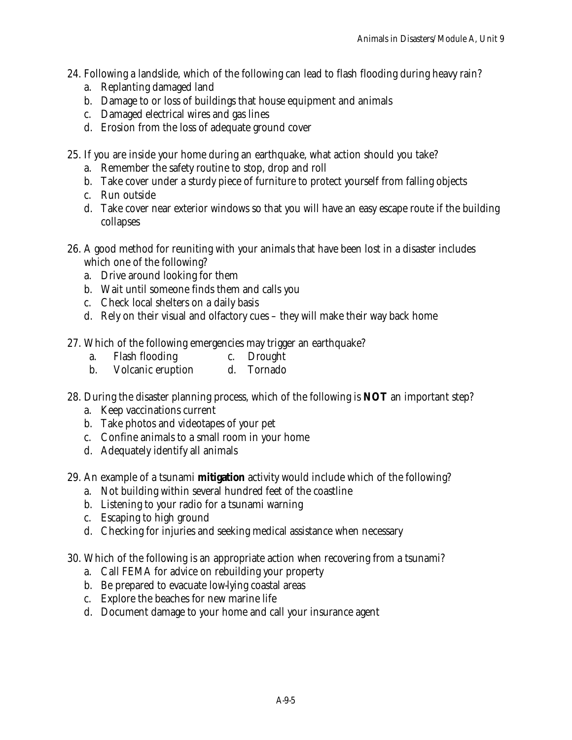24. Following a landslide, which of the following can lead to flash flooding during heavy rain?
    a. Replanting damaged land
    b. Damage to or loss of buildings that house equipment and animals
    c. Damaged electrical wires and gas lines
    d. Erosion from the loss of adequate ground cover

25. If you are inside your home during an earthquake, what action should you take?
    a. Remember the safety routine to stop, drop and roll
    b. Take cover under a sturdy piece of furniture to protect yourself from falling objects
    c. Run outside
    d. Take cover near exterior windows so that you will have an easy escape route if the building collapses

26. A good method for reuniting with your animals that have been lost in a disaster includes which one of the following?
    a. Drive around looking for them
    b. Wait until someone finds them and calls you
    c. Check local shelters on a daily basis
    d. Rely on their visual and olfactory cues – they will make their way back home

27. Which of the following emergencies may trigger an earthquake?
    a. Flash flooding
    b. Volcanic eruption
    c. Drought
    d. Tornado

28. During the disaster planning process, which of the following is **NOT** an important step?
    a. Keep vaccinations current
    b. Take photos and videotapes of your pet
    c. Confine animals to a small room in your home
    d. Adequately identify all animals

29. An example of a tsunami **mitigation** activity would include which of the following?
    a. Not building within several hundred feet of the coastline
    b. Listening to your radio for a tsunami warning
    c. Escaping to high ground
    d. Checking for injuries and seeking medical assistance when necessary

30. Which of the following is an appropriate action when recovering from a tsunami?
    a. Call FEMA for advice on rebuilding your property
    b. Be prepared to evacuate low-lying coastal areas
    c. Explore the beaches for new marine life
    d. Document damage to your home and call your insurance agent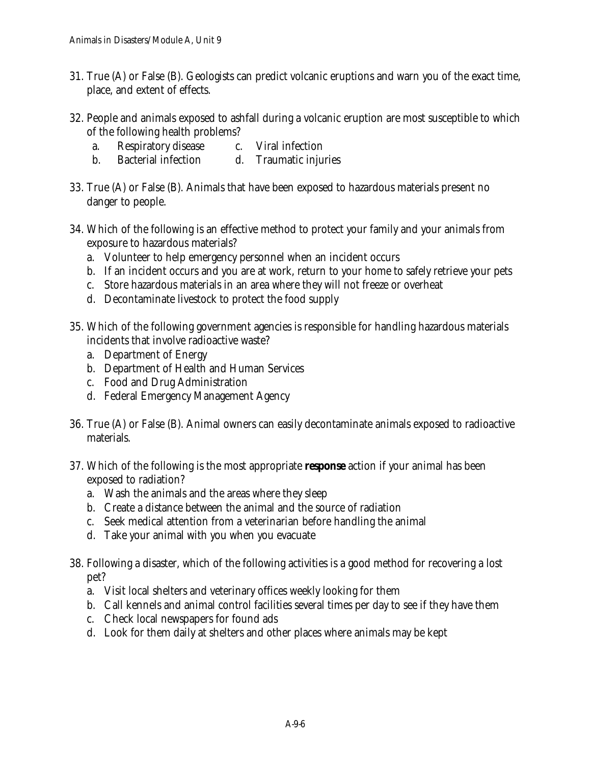31. True (A) or False (B). Geologists can predict volcanic eruptions and warn you of the exact time, place, and extent of effects.

32. People and animals exposed to ashfall during a volcanic eruption are most susceptible to which of the following health problems?
    a. Respiratory disease
    b. Bacterial infection
    c. Viral infection
    d. Traumatic injuries

33. True (A) or False (B). Animals that have been exposed to hazardous materials present no danger to people.

34. Which of the following is an effective method to protect your family and your animals from exposure to hazardous materials?
    a. Volunteer to help emergency personnel when an incident occurs
    b. If an incident occurs and you are at work, return to your home to safely retrieve your pets
    c. Store hazardous materials in an area where they will not freeze or overheat
    d. Decontaminate livestock to protect the food supply

35. Which of the following government agencies is responsible for handling hazardous materials incidents that involve radioactive waste?
    a. Department of Energy
    b. Department of Health and Human Services
    c. Food and Drug Administration
    d. Federal Emergency Management Agency

36. True (A) or False (B). Animal owners can easily decontaminate animals exposed to radioactive materials.

37. Which of the following is the most appropriate **response** action if your animal has been exposed to radiation?
    a. Wash the animals and the areas where they sleep
    b. Create a distance between the animal and the source of radiation
    c. Seek medical attention from a veterinarian before handling the animal
    d. Take your animal with you when you evacuate

38. Following a disaster, which of the following activities is a good method for recovering a lost pet?
    a. Visit local shelters and veterinary offices weekly looking for them
    b. Call kennels and animal control facilities several times per day to see if they have them
    c. Check local newspapers for found ads
    d. Look for them daily at shelters and other places where animals may be kept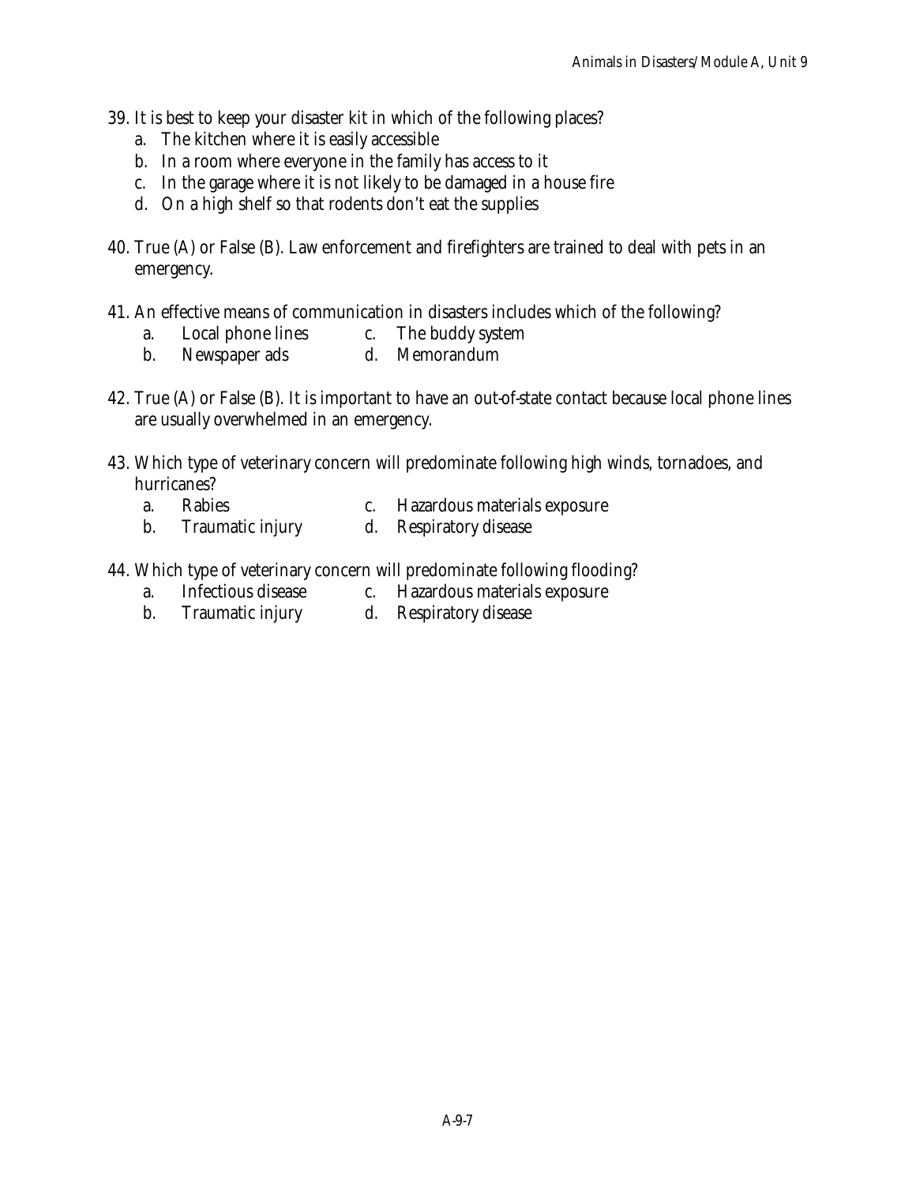39. It is best to keep your disaster kit in which of the following places?
    a. The kitchen where it is easily accessible
    b. In a room where everyone in the family has access to it
    c. In the garage where it is not likely to be damaged in a house fire
    d. On a high shelf so that rodents don't eat the supplies

40. True (A) or False (B). Law enforcement and firefighters are trained to deal with pets in an emergency.

41. An effective means of communication in disasters includes which of the following?
    a. Local phone lines
    b. Newspaper ads
    c. The buddy system
    d. Memorandum

42. True (A) or False (B). It is important to have an out-of-state contact because local phone lines are usually overwhelmed in an emergency.

43. Which type of veterinary concern will predominate following high winds, tornadoes, and hurricanes?
    a. Rabies
    b. Traumatic injury
    c. Hazardous materials exposure
    d. Respiratory disease

44. Which type of veterinary concern will predominate following flooding?
    a. Infectious disease
    b. Traumatic injury
    c. Hazardous materials exposure
    d. Respiratory disease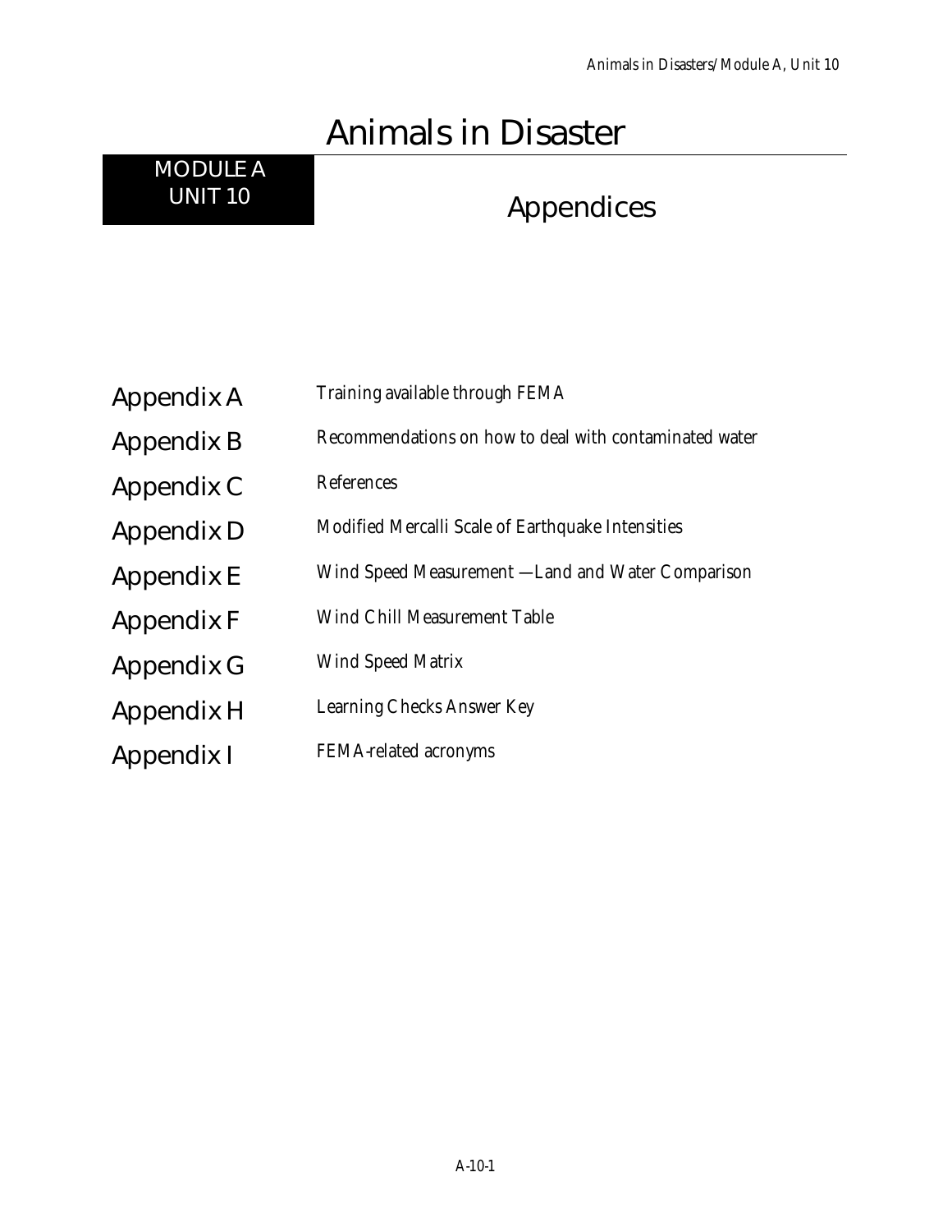# Animals in Disaster

## MODULE A UNIT 10

## Appendices

| | |
|---|---|
| Appendix A | Training available through FEMA |
| Appendix B | Recommendations on how to deal with contaminated water |
| Appendix C | References |
| Appendix D | Modified Mercalli Scale of Earthquake Intensities |
| Appendix E | Wind Speed Measurement —Land and Water Comparison |
| Appendix F | Wind Chill Measurement Table |
| Appendix G | Wind Speed Matrix |
| Appendix H | Learning Checks Answer Key |
| Appendix I | FEMA-related acronyms |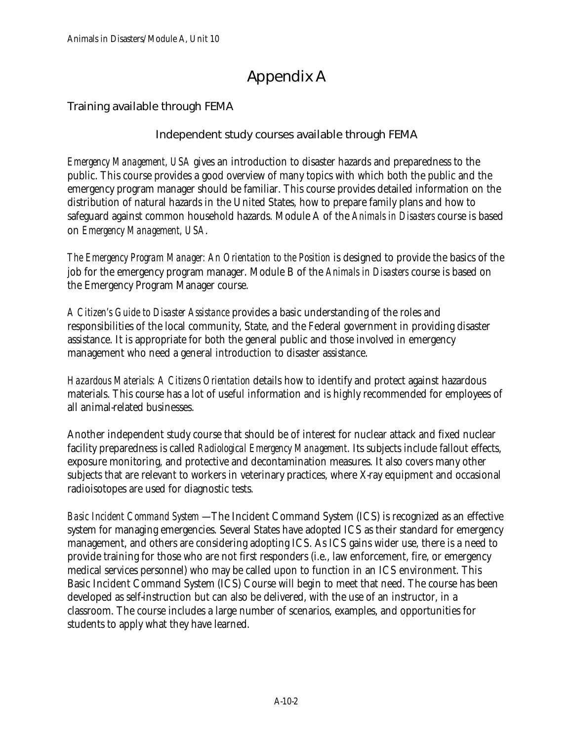# Appendix A

## Training available through FEMA

### Independent study courses available through FEMA

*Emergency Management, USA* gives an introduction to disaster hazards and preparedness to the public. This course provides a good overview of many topics with which both the public and the emergency program manager should be familiar. This course provides detailed information on the distribution of natural hazards in the United States, how to prepare family plans and how to safeguard against common household hazards. Module A of the *Animals in Disasters* course is based on *Emergency Management, USA*.

*The Emergency Program Manager: An Orientation to the Position* is designed to provide the basics of the job for the emergency program manager. Module B of the *Animals in Disasters* course is based on the Emergency Program Manager course.

*A Citizen's Guide to Disaster Assistance* provides a basic understanding of the roles and responsibilities of the local community, State, and the Federal government in providing disaster assistance. It is appropriate for both the general public and those involved in emergency management who need a general introduction to disaster assistance.

*Hazardous Materials: A Citizens Orientation* details how to identify and protect against hazardous materials. This course has a lot of useful information and is highly recommended for employees of all animal-related businesses.

Another independent study course that should be of interest for nuclear attack and fixed nuclear facility preparedness is called *Radiological Emergency Management*. Its subjects include fallout effects, exposure monitoring, and protective and decontamination measures. It also covers many other subjects that are relevant to workers in veterinary practices, where X-ray equipment and occasional radioisotopes are used for diagnostic tests.

*Basic Incident Command System* —The Incident Command System (ICS) is recognized as an effective system for managing emergencies. Several States have adopted ICS as their standard for emergency management, and others are considering adopting ICS. As ICS gains wider use, there is a need to provide training for those who are not first responders (i.e., law enforcement, fire, or emergency medical services personnel) who may be called upon to function in an ICS environment. This Basic Incident Command System (ICS) Course will begin to meet that need. The course has been developed as self-instruction but can also be delivered, with the use of an instructor, in a classroom. The course includes a large number of scenarios, examples, and opportunities for students to apply what they have learned.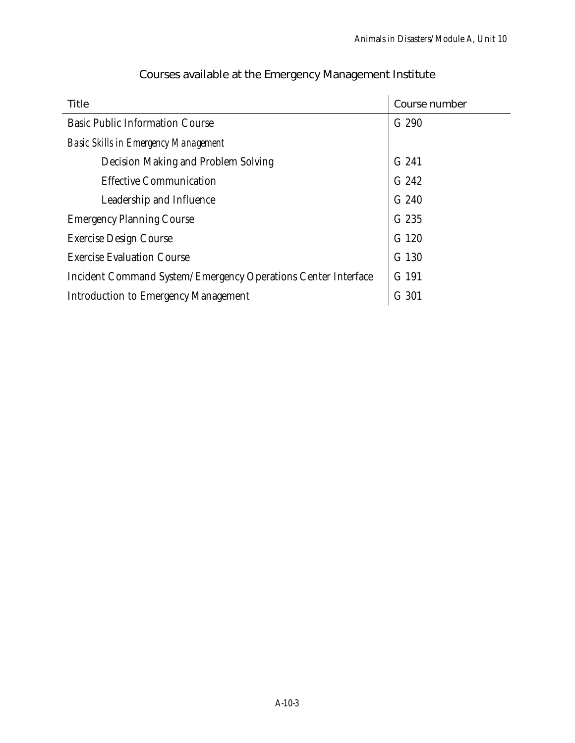## Courses available at the Emergency Management Institute

| Title | Course number |
|---|---|
| Basic Public Information Course | G 290 |
| *Basic Skills in Emergency Management* | |
| Decision Making and Problem Solving | G 241 |
| Effective Communication | G 242 |
| Leadership and Influence | G 240 |
| Emergency Planning Course | G 235 |
| Exercise Design Course | G 120 |
| Exercise Evaluation Course | G 130 |
| Incident Command System/Emergency Operations Center Interface | G 191 |
| Introduction to Emergency Management | G 301 |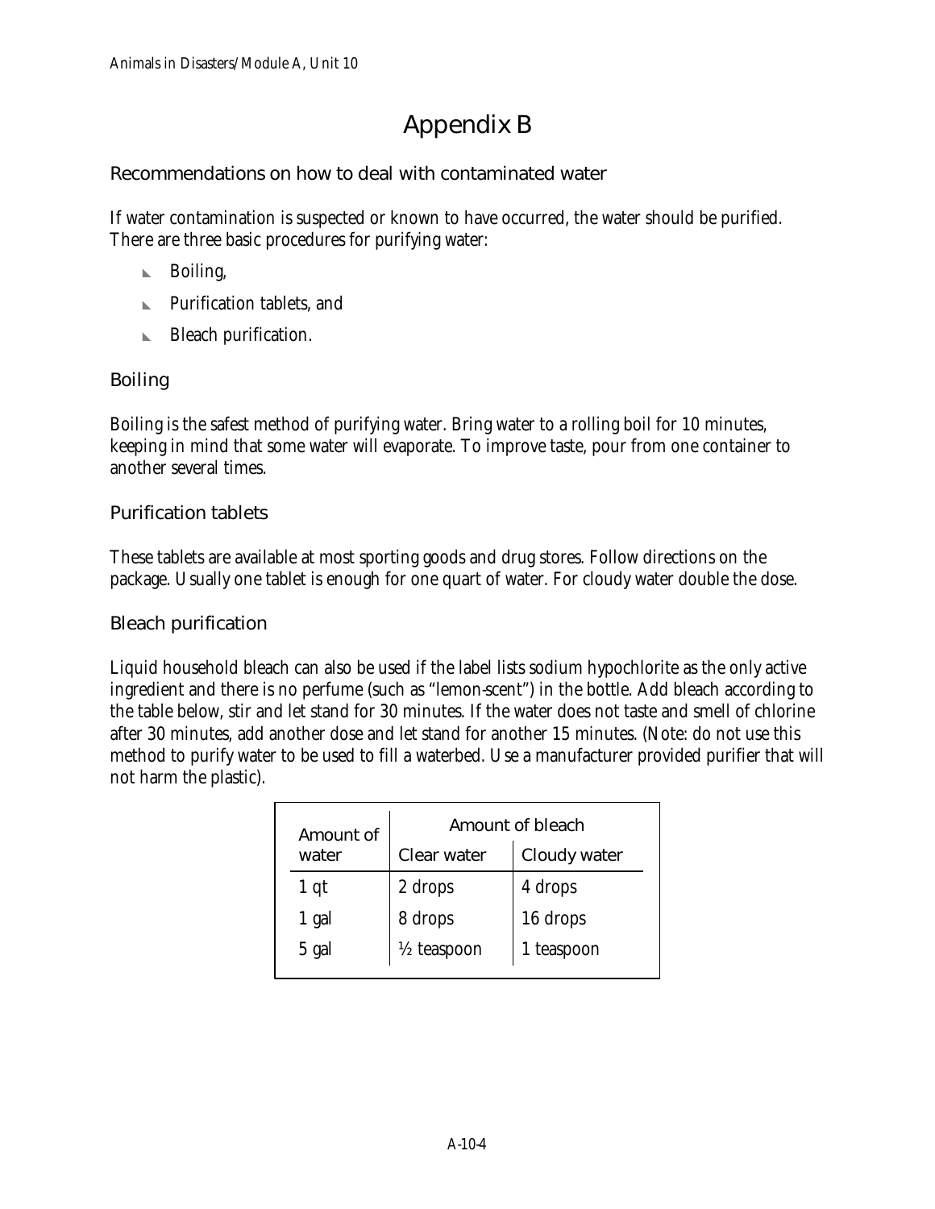# Appendix B

## Recommendations on how to deal with contaminated water

If water contamination is suspected or known to have occurred, the water should be purified. There are three basic procedures for purifying water:

- Boiling,
- Purification tablets, and
- Bleach purification.

### Boiling

Boiling is the safest method of purifying water. Bring water to a rolling boil for 10 minutes, keeping in mind that some water will evaporate. To improve taste, pour from one container to another several times.

### Purification tablets

These tablets are available at most sporting goods and drug stores. Follow directions on the package. Usually one tablet is enough for one quart of water. For cloudy water double the dose.

### Bleach purification

Liquid household bleach can also be used if the label lists sodium hypochlorite as the only active ingredient and there is no perfume (such as "lemon-scent") in the bottle. Add bleach according to the table below, stir and let stand for 30 minutes. If the water does not taste and smell of chlorine after 30 minutes, add another dose and let stand for another 15 minutes. (Note: do not use this method to purify water to be used to fill a waterbed. Use a manufacturer provided purifier that will not harm the plastic).

| Amount of water | Amount of bleach | |
|---|---|---|
| | Clear water | Cloudy water |
| 1 qt | 2 drops | 4 drops |
| 1 gal | 8 drops | 16 drops |
| 5 gal | ½ teaspoon | 1 teaspoon |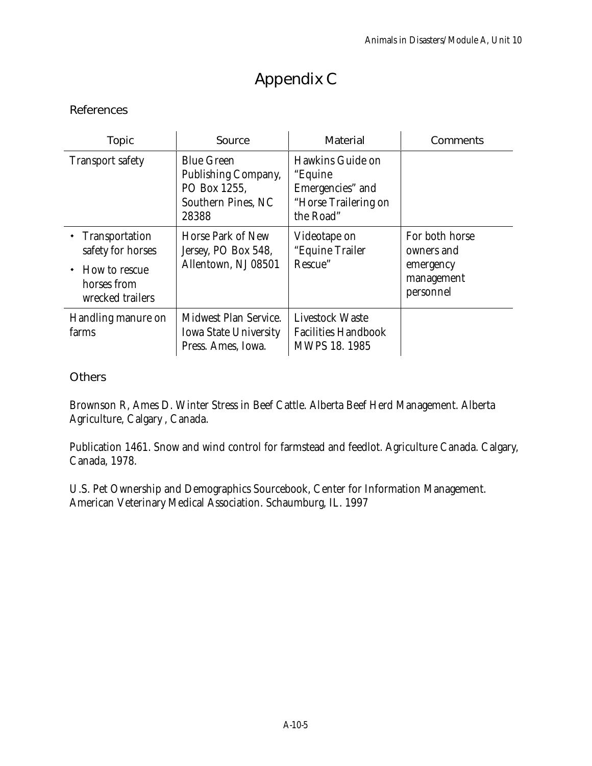# Appendix C

## References

| Topic | Source | Material | Comments |
|---|---|---|---|
| Transport safety | Blue Green Publishing Company, PO Box 1255, Southern Pines, NC 28388 | Hawkins Guide on "Equine Emergencies" and "Horse Trailering on the Road" | |
| • Transportation safety for horses<br>• How to rescue horses from wrecked trailers | Horse Park of New Jersey, PO Box 548, Allentown, NJ 08501 | Videotape on "Equine Trailer Rescue" | For both horse owners and emergency management personnel |
| Handling manure on farms | Midwest Plan Service. Iowa State University Press. Ames, Iowa. | Livestock Waste Facilities Handbook MWPS 18. 1985 | |

## Others

Brownson R, Ames D. Winter Stress in Beef Cattle. Alberta Beef Herd Management. Alberta Agriculture, Calgary , Canada.

Publication 1461. Snow and wind control for farmstead and feedlot. Agriculture Canada. Calgary, Canada, 1978.

U.S. Pet Ownership and Demographics Sourcebook, Center for Information Management. American Veterinary Medical Association. Schaumburg, IL. 1997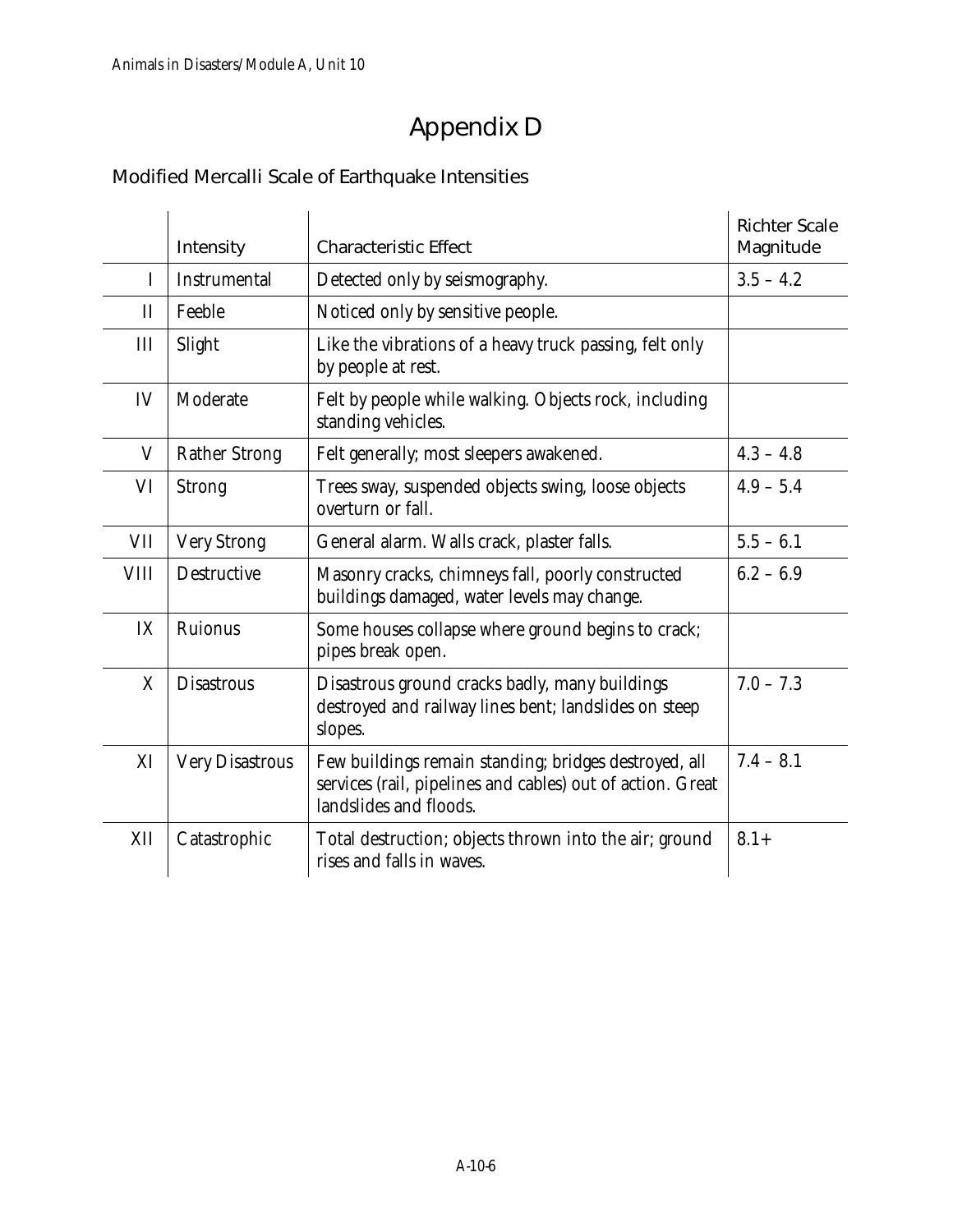# Appendix D

## Modified Mercalli Scale of Earthquake Intensities

| | Intensity | Characteristic Effect | Richter Scale Magnitude |
|---|---|---|---|
| I | Instrumental | Detected only by seismography. | 3.5 – 4.2 |
| II | Feeble | Noticed only by sensitive people. | |
| III | Slight | Like the vibrations of a heavy truck passing, felt only by people at rest. | |
| IV | Moderate | Felt by people while walking. Objects rock, including standing vehicles. | |
| V | Rather Strong | Felt generally; most sleepers awakened. | 4.3 – 4.8 |
| VI | Strong | Trees sway, suspended objects swing, loose objects overturn or fall. | 4.9 – 5.4 |
| VII | Very Strong | General alarm. Walls crack, plaster falls. | 5.5 – 6.1 |
| VIII | Destructive | Masonry cracks, chimneys fall, poorly constructed buildings damaged, water levels may change. | 6.2 – 6.9 |
| IX | Ruionus | Some houses collapse where ground begins to crack; pipes break open. | |
| X | Disastrous | Disastrous ground cracks badly, many buildings destroyed and railway lines bent; landslides on steep slopes. | 7.0 – 7.3 |
| XI | Very Disastrous | Few buildings remain standing; bridges destroyed, all services (rail, pipelines and cables) out of action. Great landslides and floods. | 7.4 – 8.1 |
| XII | Catastrophic | Total destruction; objects thrown into the air; ground rises and falls in waves. | 8.1+ |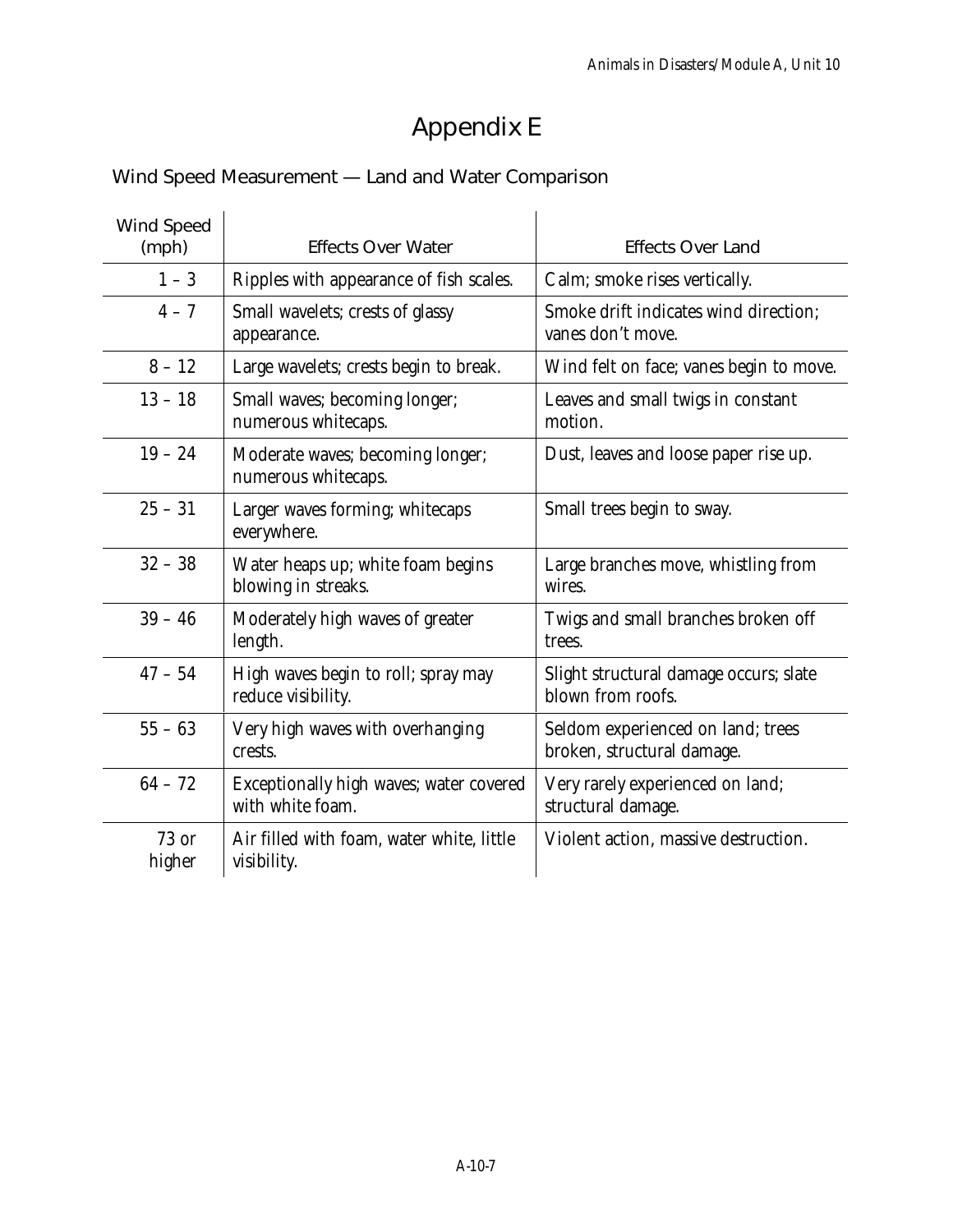# Appendix E

## Wind Speed Measurement — Land and Water Comparison

| Wind Speed (mph) | Effects Over Water | Effects Over Land |
|---|---|---|
| 1 – 3 | Ripples with appearance of fish scales. | Calm; smoke rises vertically. |
| 4 – 7 | Small wavelets; crests of glassy appearance. | Smoke drift indicates wind direction; vanes don't move. |
| 8 – 12 | Large wavelets; crests begin to break. | Wind felt on face; vanes begin to move. |
| 13 – 18 | Small waves; becoming longer; numerous whitecaps. | Leaves and small twigs in constant motion. |
| 19 – 24 | Moderate waves; becoming longer; numerous whitecaps. | Dust, leaves and loose paper rise up. |
| 25 – 31 | Larger waves forming; whitecaps everywhere. | Small trees begin to sway. |
| 32 – 38 | Water heaps up; white foam begins blowing in streaks. | Large branches move, whistling from wires. |
| 39 – 46 | Moderately high waves of greater length. | Twigs and small branches broken off trees. |
| 47 – 54 | High waves begin to roll; spray may reduce visibility. | Slight structural damage occurs; slate blown from roofs. |
| 55 – 63 | Very high waves with overhanging crests. | Seldom experienced on land; trees broken, structural damage. |
| 64 – 72 | Exceptionally high waves; water covered with white foam. | Very rarely experienced on land; structural damage. |
| 73 or higher | Air filled with foam, water white, little visibility. | Violent action, massive destruction. |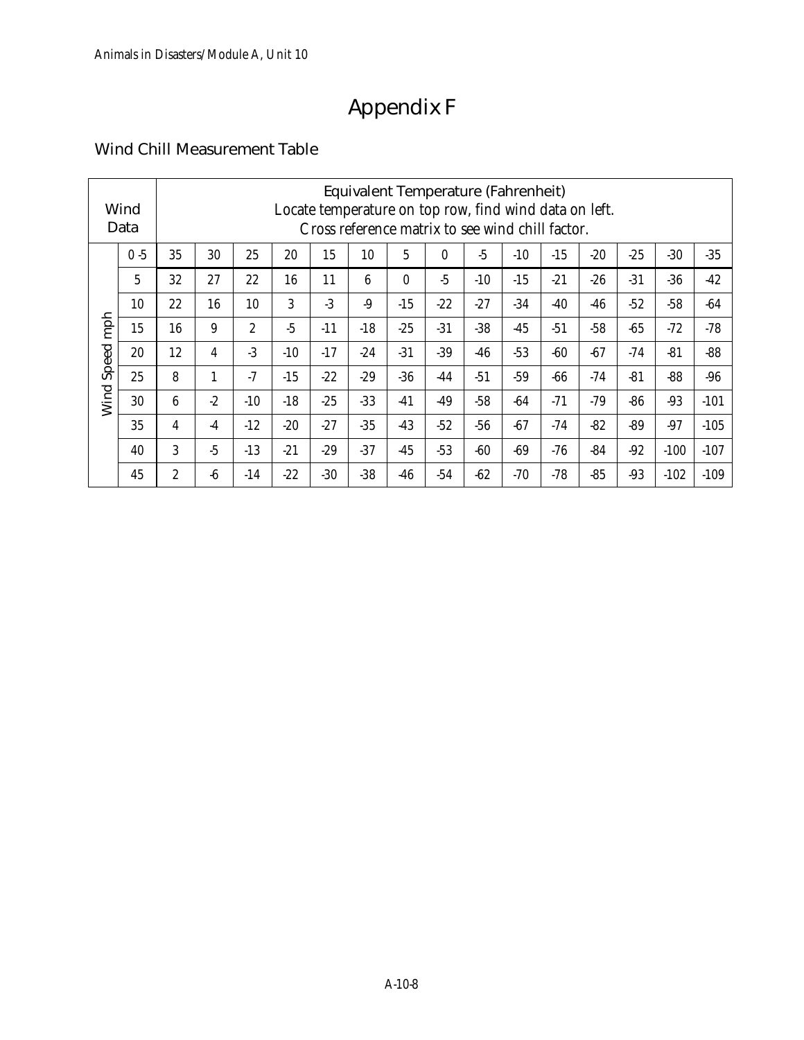# Appendix F

## Wind Chill Measurement Table

| Wind Data | | Equivalent Temperature (Fahrenheit) Locate temperature on top row, find wind data on left. Cross reference matrix to see wind chill factor. | | | | | | | | | | | | | | |
|---|---|---|---|---|---|---|---|---|---|---|---|---|---|---|---|---|
| Wind Speed mph | 0 -5 | 35 | 30 | 25 | 20 | 15 | 10 | 5 | 0 | -5 | -10 | -15 | -20 | -25 | -30 | -35 |
| | 5 | 32 | 27 | 22 | 16 | 11 | 6 | 0 | -5 | -10 | -15 | -21 | -26 | -31 | -36 | -42 |
| | 10 | 22 | 16 | 10 | 3 | -3 | -9 | -15 | -22 | -27 | -34 | -40 | -46 | -52 | -58 | -64 |
| | 15 | 16 | 9 | 2 | -5 | -11 | -18 | -25 | -31 | -38 | -45 | -51 | -58 | -65 | -72 | -78 |
| | 20 | 12 | 4 | -3 | -10 | -17 | -24 | -31 | -39 | -46 | -53 | -60 | -67 | -74 | -81 | -88 |
| | 25 | 8 | 1 | -7 | -15 | -22 | -29 | -36 | -44 | -51 | -59 | -66 | -74 | -81 | -88 | -96 |
| | 30 | 6 | -2 | -10 | -18 | -25 | -33 | -41 | -49 | -58 | -64 | -71 | -79 | -86 | -93 | -101 |
| | 35 | 4 | -4 | -12 | -20 | -27 | -35 | -43 | -52 | -56 | -67 | -74 | -82 | -89 | -97 | -105 |
| | 40 | 3 | -5 | -13 | -21 | -29 | -37 | -45 | -53 | -60 | -69 | -76 | -84 | -92 | -100 | -107 |
| | 45 | 2 | -6 | -14 | -22 | -30 | -38 | -46 | -54 | -62 | -70 | -78 | -85 | -93 | -102 | -109 |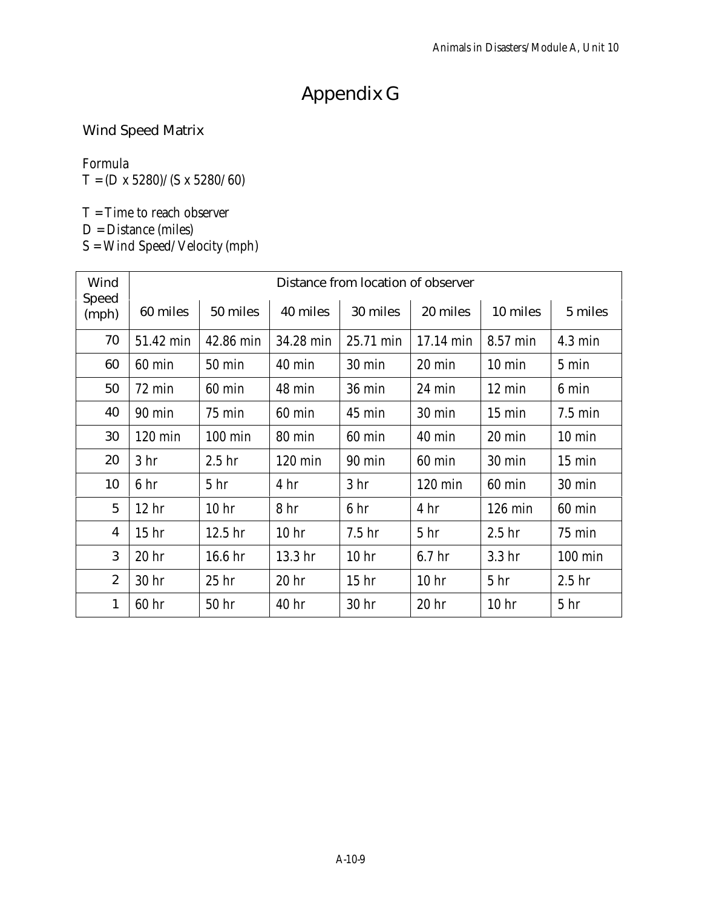# Appendix G

## Wind Speed Matrix

*Formula*
$T = (D \times 5280)/(S \times 5280/60)$

*T = Time to reach observer*
*D = Distance (miles)*
*S = Wind Speed/Velocity (mph)*

| Wind Speed (mph) | Distance from location of observer | | | | | | |
|---|---|---|---|---|---|---|---|
| | 60 miles | 50 miles | 40 miles | 30 miles | 20 miles | 10 miles | 5 miles |
| 70 | 51.42 min | 42.86 min | 34.28 min | 25.71 min | 17.14 min | 8.57 min | 4.3 min |
| 60 | 60 min | 50 min | 40 min | 30 min | 20 min | 10 min | 5 min |
| 50 | 72 min | 60 min | 48 min | 36 min | 24 min | 12 min | 6 min |
| 40 | 90 min | 75 min | 60 min | 45 min | 30 min | 15 min | 7.5 min |
| 30 | 120 min | 100 min | 80 min | 60 min | 40 min | 20 min | 10 min |
| 20 | 3 hr | 2.5 hr | 120 min | 90 min | 60 min | 30 min | 15 min |
| 10 | 6 hr | 5 hr | 4 hr | 3 hr | 120 min | 60 min | 30 min |
| 5 | 12 hr | 10 hr | 8 hr | 6 hr | 4 hr | 126 min | 60 min |
| 4 | 15 hr | 12.5 hr | 10 hr | 7.5 hr | 5 hr | 2.5 hr | 75 min |
| 3 | 20 hr | 16.6 hr | 13.3 hr | 10 hr | 6.7 hr | 3.3 hr | 100 min |
| 2 | 30 hr | 25 hr | 20 hr | 15 hr | 10 hr | 5 hr | 2.5 hr |
| 1 | 60 hr | 50 hr | 40 hr | 30 hr | 20 hr | 10 hr | 5 hr |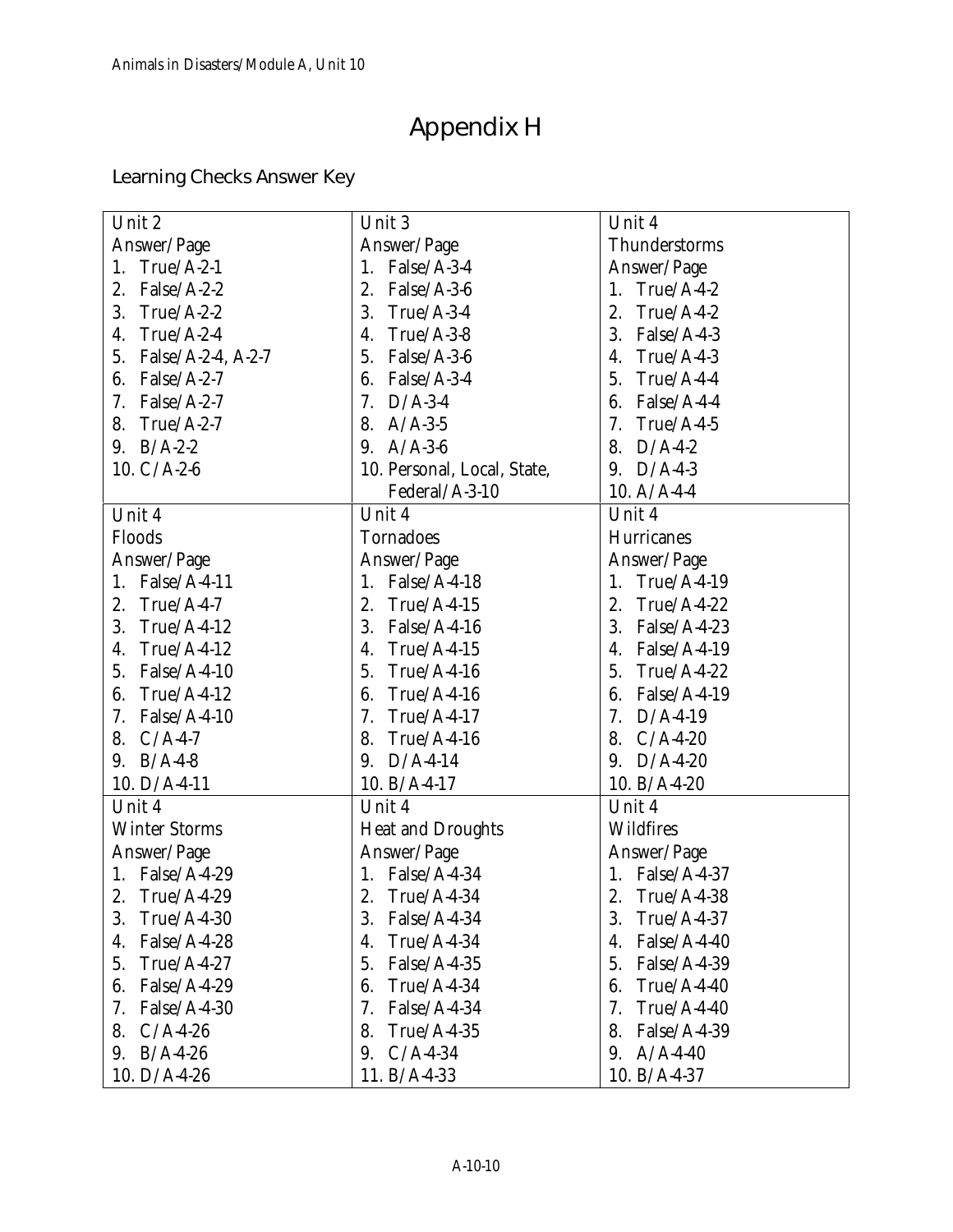# Appendix H

## Learning Checks Answer Key

| Unit 2 | Unit 3 | Unit 4 |
|---|---|---|
| Answer/Page | Answer/Page | Thunderstorms |
| 1. True/A-2-1 | 1. False/A-3-4 | Answer/Page |
| 2. False/A-2-2 | 2. False/A-3-6 | 1. True/A-4-2 |
| 3. True/A-2-2 | 3. True/A-3-4 | 2. True/A-4-2 |
| 4. True/A-2-4 | 4. True/A-3-8 | 3. False/A-4-3 |
| 5. False/A-2-4, A-2-7 | 5. False/A-3-6 | 4. True/A-4-3 |
| 6. False/A-2-7 | 6. False/A-3-4 | 5. True/A-4-4 |
| 7. False/A-2-7 | 7. D/A-3-4 | 6. False/A-4-4 |
| 8. True/A-2-7 | 8. A/A-3-5 | 7. True/A-4-5 |
| 9. B/A-2-2 | 9. A/A-3-6 | 8. D/A-4-2 |
| 10. C/A-2-6 | 10. Personal, Local, State, | 9. D/A-4-3 |
| | Federal/A-3-10 | 10. A/A-4-4 |
| Unit 4 | Unit 4 | Unit 4 |
| Floods | Tornadoes | Hurricanes |
| Answer/Page | Answer/Page | Answer/Page |
| 1. False/A-4-11 | 1. False/A-4-18 | 1. True/A-4-19 |
| 2. True/A-4-7 | 2. True/A-4-15 | 2. True/A-4-22 |
| 3. True/A-4-12 | 3. False/A-4-16 | 3. False/A-4-23 |
| 4. True/A-4-12 | 4. True/A-4-15 | 4. False/A-4-19 |
| 5. False/A-4-10 | 5. True/A-4-16 | 5. True/A-4-22 |
| 6. True/A-4-12 | 6. True/A-4-16 | 6. False/A-4-19 |
| 7. False/A-4-10 | 7. True/A-4-17 | 7. D/A-4-19 |
| 8. C/A-4-7 | 8. True/A-4-16 | 8. C/A-4-20 |
| 9. B/A-4-8 | 9. D/A-4-14 | 9. D/A-4-20 |
| 10. D/A-4-11 | 10. B/A-4-17 | 10. B/A-4-20 |
| Unit 4 | Unit 4 | Unit 4 |
| Winter Storms | Heat and Droughts | Wildfires |
| Answer/Page | Answer/Page | Answer/Page |
| 1. False/A-4-29 | 1. False/A-4-34 | 1. False/A-4-37 |
| 2. True/A-4-29 | 2. True/A-4-34 | 2. True/A-4-38 |
| 3. True/A-4-30 | 3. False/A-4-34 | 3. True/A-4-37 |
| 4. False/A-4-28 | 4. True/A-4-34 | 4. False/A-4-40 |
| 5. True/A-4-27 | 5. False/A-4-35 | 5. False/A-4-39 |
| 6. False/A-4-29 | 6. True/A-4-34 | 6. True/A-4-40 |
| 7. False/A-4-30 | 7. False/A-4-34 | 7. True/A-4-40 |
| 8. C/A-4-26 | 8. True/A-4-35 | 8. False/A-4-39 |
| 9. B/A-4-26 | 9. C/A-4-34 | 9. A/A-4-40 |
| 10. D/A-4-26 | 11. B/A-4-33 | 10. B/A-4-37 |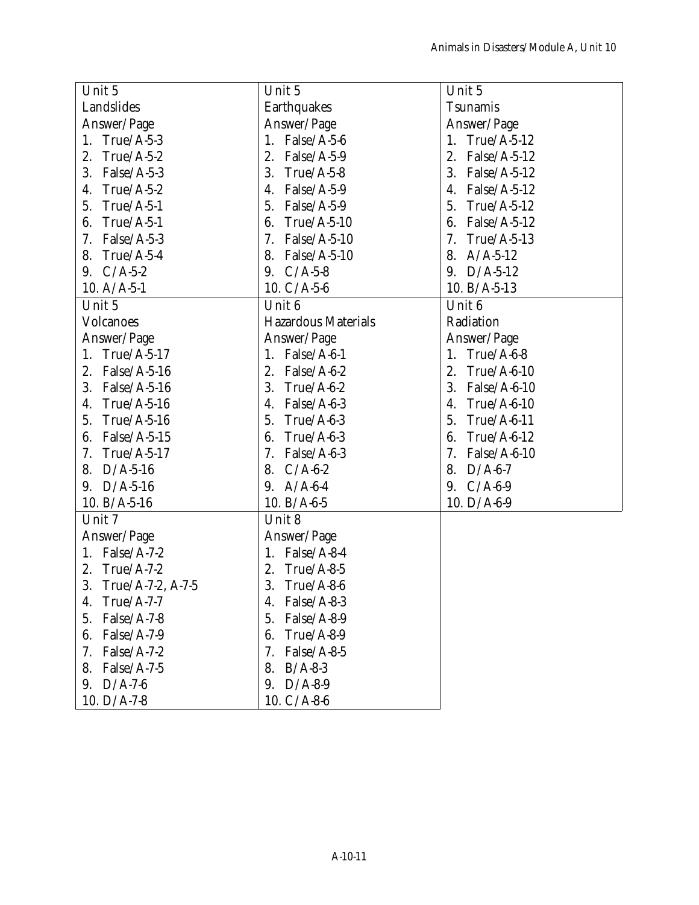| Unit 5 | Unit 5 | Unit 5 |
|---|---|---|
| Landslides | Earthquakes | Tsunamis |
| Answer/Page | Answer/Page | Answer/Page |
| 1. True/A-5-3 | 1. False/A-5-6 | 1. True/A-5-12 |
| 2. True/A-5-2 | 2. False/A-5-9 | 2. False/A-5-12 |
| 3. False/A-5-3 | 3. True/A-5-8 | 3. False/A-5-12 |
| 4. True/A-5-2 | 4. False/A-5-9 | 4. False/A-5-12 |
| 5. True/A-5-1 | 5. False/A-5-9 | 5. True/A-5-12 |
| 6. True/A-5-1 | 6. True/A-5-10 | 6. False/A-5-12 |
| 7. False/A-5-3 | 7. False/A-5-10 | 7. True/A-5-13 |
| 8. True/A-5-4 | 8. False/A-5-10 | 8. A/A-5-12 |
| 9. C/A-5-2 | 9. C/A-5-8 | 9. D/A-5-12 |
| 10. A/A-5-1 | 10. C/A-5-6 | 10. B/A-5-13 |
| **Unit 5** | **Unit 6** | **Unit 6** |
| Volcanoes | Hazardous Materials | Radiation |
| Answer/Page | Answer/Page | Answer/Page |
| 1. True/A-5-17 | 1. False/A-6-1 | 1. True/A-6-8 |
| 2. False/A-5-16 | 2. False/A-6-2 | 2. True/A-6-10 |
| 3. False/A-5-16 | 3. True/A-6-2 | 3. False/A-6-10 |
| 4. True/A-5-16 | 4. False/A-6-3 | 4. True/A-6-10 |
| 5. True/A-5-16 | 5. True/A-6-3 | 5. True/A-6-11 |
| 6. False/A-5-15 | 6. True/A-6-3 | 6. True/A-6-12 |
| 7. True/A-5-17 | 7. False/A-6-3 | 7. False/A-6-10 |
| 8. D/A-5-16 | 8. C/A-6-2 | 8. D/A-6-7 |
| 9. D/A-5-16 | 9. A/A-6-4 | 9. C/A-6-9 |
| 10. B/A-5-16 | 10. B/A-6-5 | 10. D/A-6-9 |
| **Unit 7** | **Unit 8** | |
| Answer/Page | Answer/Page | |
| 1. False/A-7-2 | 1. False/A-8-4 | |
| 2. True/A-7-2 | 2. True/A-8-5 | |
| 3. True/A-7-2, A-7-5 | 3. True/A-8-6 | |
| 4. True/A-7-7 | 4. False/A-8-3 | |
| 5. False/A-7-8 | 5. False/A-8-9 | |
| 6. False/A-7-9 | 6. True/A-8-9 | |
| 7. False/A-7-2 | 7. False/A-8-5 | |
| 8. False/A-7-5 | 8. B/A-8-3 | |
| 9. D/A-7-6 | 9. D/A-8-9 | |
| 10. D/A-7-8 | 10. C/A-8-6 | |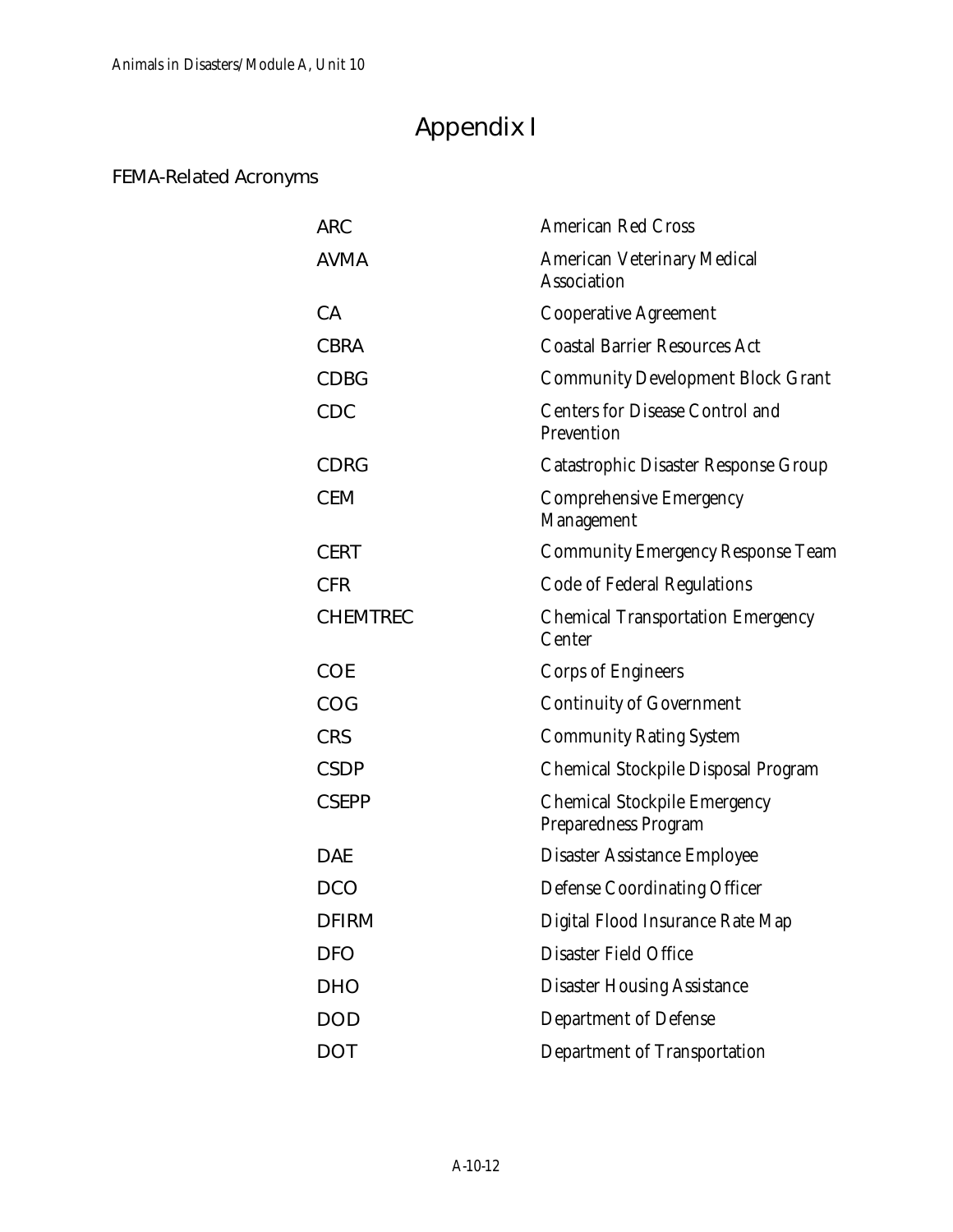# Appendix I

## FEMA-Related Acronyms

| | |
|---|---|
| ARC | American Red Cross |
| AVMA | American Veterinary Medical Association |
| CA | Cooperative Agreement |
| CBRA | Coastal Barrier Resources Act |
| CDBG | Community Development Block Grant |
| CDC | Centers for Disease Control and Prevention |
| CDRG | Catastrophic Disaster Response Group |
| CEM | Comprehensive Emergency Management |
| CERT | Community Emergency Response Team |
| CFR | Code of Federal Regulations |
| CHEMTREC | Chemical Transportation Emergency Center |
| COE | Corps of Engineers |
| COG | Continuity of Government |
| CRS | Community Rating System |
| CSDP | Chemical Stockpile Disposal Program |
| CSEPP | Chemical Stockpile Emergency Preparedness Program |
| DAE | Disaster Assistance Employee |
| DCO | Defense Coordinating Officer |
| DFIRM | Digital Flood Insurance Rate Map |
| DFO | Disaster Field Office |
| DHO | Disaster Housing Assistance |
| DOD | Department of Defense |
| DOT | Department of Transportation |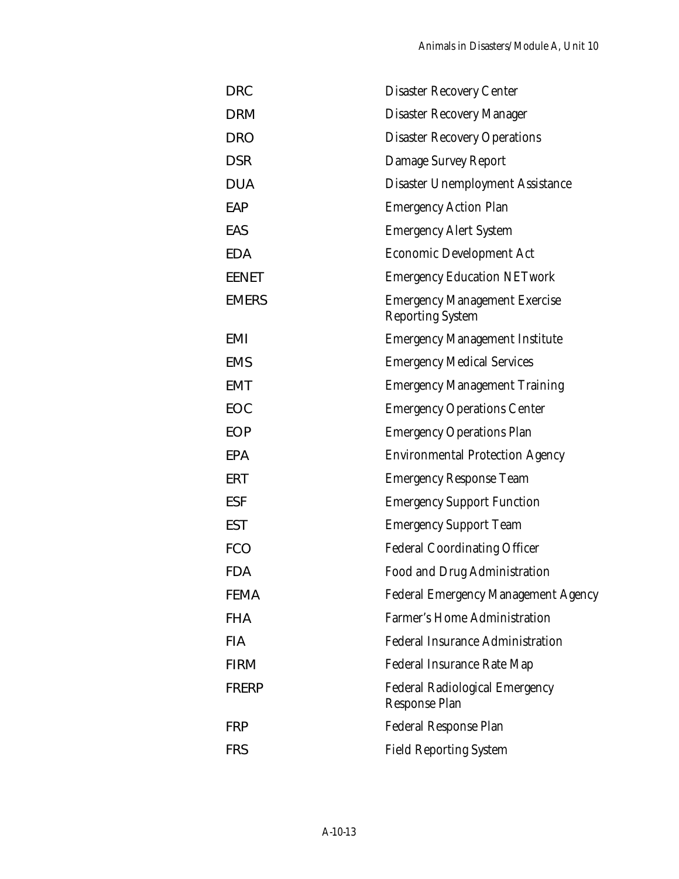| | |
|---|---|
| DRC | Disaster Recovery Center |
| DRM | Disaster Recovery Manager |
| DRO | Disaster Recovery Operations |
| DSR | Damage Survey Report |
| DUA | Disaster Unemployment Assistance |
| EAP | Emergency Action Plan |
| EAS | Emergency Alert System |
| EDA | Economic Development Act |
| EENET | Emergency Education NETwork |
| EMERS | Emergency Management Exercise Reporting System |
| EMI | Emergency Management Institute |
| EMS | Emergency Medical Services |
| EMT | Emergency Management Training |
| EOC | Emergency Operations Center |
| EOP | Emergency Operations Plan |
| EPA | Environmental Protection Agency |
| ERT | Emergency Response Team |
| ESF | Emergency Support Function |
| EST | Emergency Support Team |
| FCO | Federal Coordinating Officer |
| FDA | Food and Drug Administration |
| FEMA | Federal Emergency Management Agency |
| FHA | Farmer's Home Administration |
| FIA | Federal Insurance Administration |
| FIRM | Federal Insurance Rate Map |
| FRERP | Federal Radiological Emergency Response Plan |
| FRP | Federal Response Plan |
| FRS | Field Reporting System |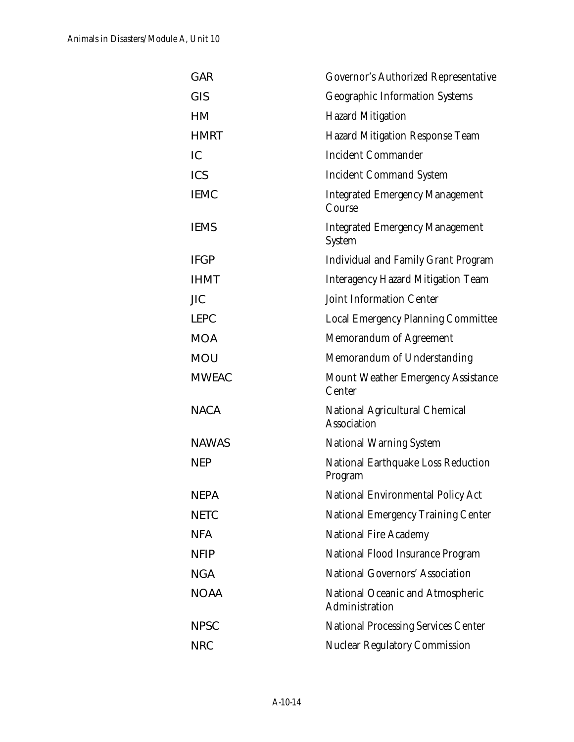| | |
|---|---|
| GAR | Governor's Authorized Representative |
| GIS | Geographic Information Systems |
| HM | Hazard Mitigation |
| HMRT | Hazard Mitigation Response Team |
| IC | Incident Commander |
| ICS | Incident Command System |
| IEMC | Integrated Emergency Management Course |
| IEMS | Integrated Emergency Management System |
| IFGP | Individual and Family Grant Program |
| IHMT | Interagency Hazard Mitigation Team |
| JIC | Joint Information Center |
| LEPC | Local Emergency Planning Committee |
| MOA | Memorandum of Agreement |
| MOU | Memorandum of Understanding |
| MWEAC | Mount Weather Emergency Assistance Center |
| NACA | National Agricultural Chemical Association |
| NAWAS | National Warning System |
| NEP | National Earthquake Loss Reduction Program |
| NEPA | National Environmental Policy Act |
| NETC | National Emergency Training Center |
| NFA | National Fire Academy |
| NFIP | National Flood Insurance Program |
| NGA | National Governors' Association |
| NOAA | National Oceanic and Atmospheric Administration |
| NPSC | National Processing Services Center |
| NRC | Nuclear Regulatory Commission |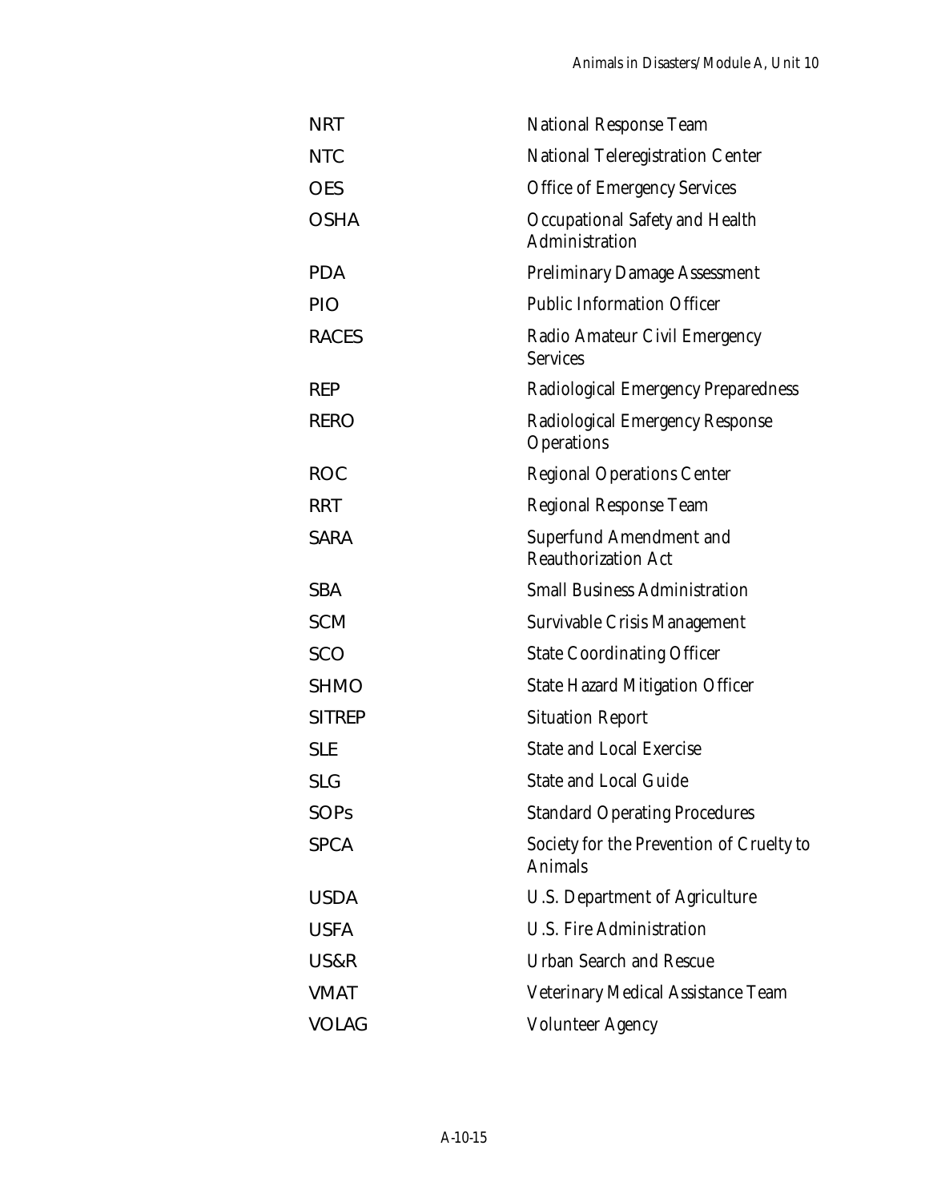| | |
|---|---|
| NRT | National Response Team |
| NTC | National Teleregistration Center |
| OES | Office of Emergency Services |
| OSHA | Occupational Safety and Health Administration |
| PDA | Preliminary Damage Assessment |
| PIO | Public Information Officer |
| RACES | Radio Amateur Civil Emergency Services |
| REP | Radiological Emergency Preparedness |
| RERO | Radiological Emergency Response Operations |
| ROC | Regional Operations Center |
| RRT | Regional Response Team |
| SARA | Superfund Amendment and Reauthorization Act |
| SBA | Small Business Administration |
| SCM | Survivable Crisis Management |
| SCO | State Coordinating Officer |
| SHMO | State Hazard Mitigation Officer |
| SITREP | Situation Report |
| SLE | State and Local Exercise |
| SLG | State and Local Guide |
| SOPs | Standard Operating Procedures |
| SPCA | Society for the Prevention of Cruelty to Animals |
| USDA | U.S. Department of Agriculture |
| USFA | U.S. Fire Administration |
| US&R | Urban Search and Rescue |
| VMAT | Veterinary Medical Assistance Team |
| VOLAG | Volunteer Agency |